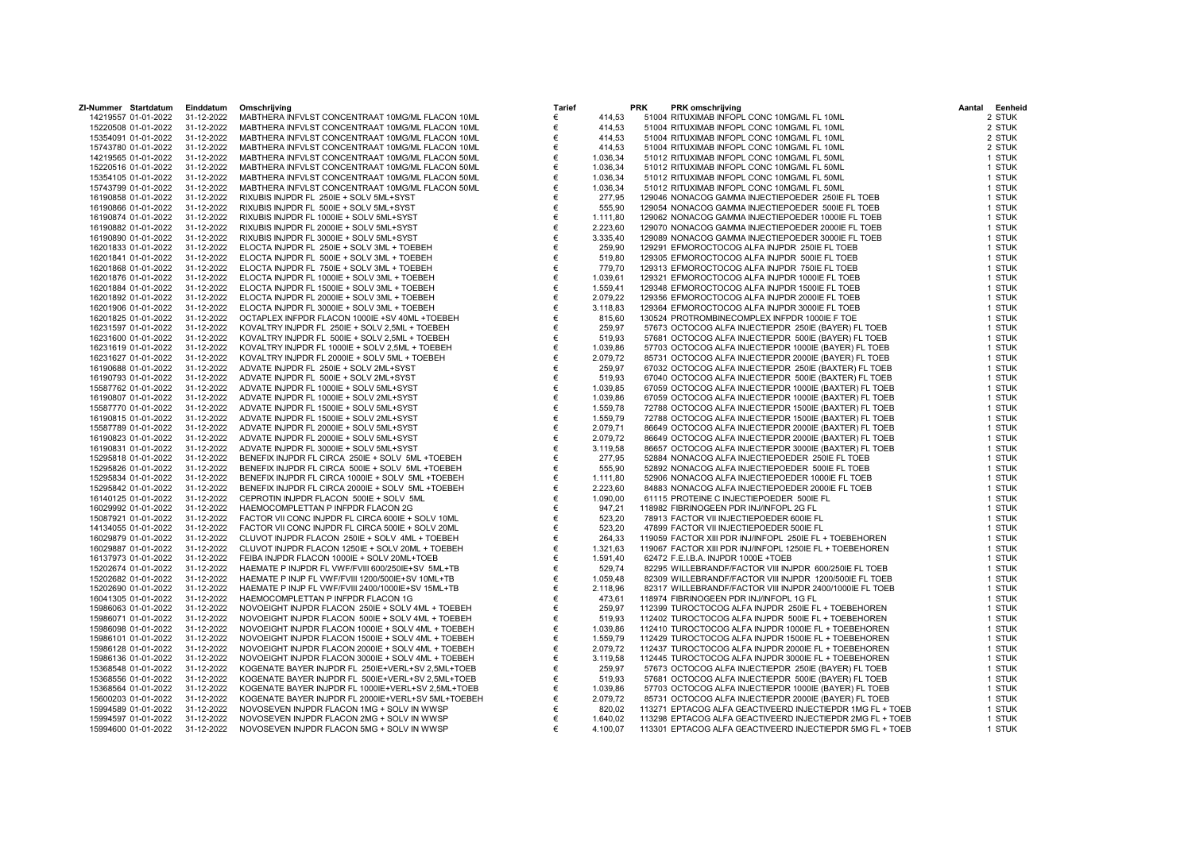| ZI-Nummer | Startdatum | Einddatum | Omschrijving | Tarief | | PRK | PRK omschrijving | Aantal | Eenheid |
|---|---|---|---|---|---|---|---|---|---|
| 14219557 | 01-01-2022 | 31-12-2022 | MABTHERA INFVLST CONCENTRAAT 10MG/ML FLACON 10ML | € | 414,53 | 51004 | RITUXIMAB INFOPL CONC 10MG/ML FL 10ML | 2 | STUK |
| 15220508 | 01-01-2022 | 31-12-2022 | MABTHERA INFVLST CONCENTRAAT 10MG/ML FLACON 10ML | € | 414,53 | 51004 | RITUXIMAB INFOPL CONC 10MG/ML FL 10ML | 2 | STUK |
| 15354091 | 01-01-2022 | 31-12-2022 | MABTHERA INFVLST CONCENTRAAT 10MG/ML FLACON 10ML | € | 414,53 | 51004 | RITUXIMAB INFOPL CONC 10MG/ML FL 10ML | 2 | STUK |
| 15743780 | 01-01-2022 | 31-12-2022 | MABTHERA INFVLST CONCENTRAAT 10MG/ML FLACON 10ML | € | 414,53 | 51004 | RITUXIMAB INFOPL CONC 10MG/ML FL 10ML | 2 | STUK |
| 14219565 | 01-01-2022 | 31-12-2022 | MABTHERA INFVLST CONCENTRAAT 10MG/ML FLACON 50ML | € | 1.036,34 | 51012 | RITUXIMAB INFOPL CONC 10MG/ML FL 50ML | 1 | STUK |
| 15220516 | 01-01-2022 | 31-12-2022 | MABTHERA INFVLST CONCENTRAAT 10MG/ML FLACON 50ML | € | 1.036,34 | 51012 | RITUXIMAB INFOPL CONC 10MG/ML FL 50ML | 1 | STUK |
| 15354105 | 01-01-2022 | 31-12-2022 | MABTHERA INFVLST CONCENTRAAT 10MG/ML FLACON 50ML | € | 1.036,34 | 51012 | RITUXIMAB INFOPL CONC 10MG/ML FL 50ML | 1 | STUK |
| 15743799 | 01-01-2022 | 31-12-2022 | MABTHERA INFVLST CONCENTRAAT 10MG/ML FLACON 50ML | € | 1.036,34 | 51012 | RITUXIMAB INFOPL CONC 10MG/ML FL 50ML | 1 | STUK |
| 16190858 | 01-01-2022 | 31-12-2022 | RIXUBIS INJPDR FL 250IE + SOLV 5ML+SYST | € | 277,95 | 129046 | NONACOG GAMMA INJECTIEPOEDER 250IE FL TOEB | 1 | STUK |
| 16190866 | 01-01-2022 | 31-12-2022 | RIXUBIS INJPDR FL 500IE + SOLV 5ML+SYST | € | 555,90 | 129054 | NONACOG GAMMA INJECTIEPOEDER 500IE FL TOEB | 1 | STUK |
| 16190874 | 01-01-2022 | 31-12-2022 | RIXUBIS INJPDR FL 1000IE + SOLV 5ML+SYST | € | 1.111,80 | 129062 | NONACOG GAMMA INJECTIEPOEDER 1000IE FL TOEB | 1 | STUK |
| 16190882 | 01-01-2022 | 31-12-2022 | RIXUBIS INJPDR FL 2000IE + SOLV 5ML+SYST | € | 2.223,60 | 129070 | NONACOG GAMMA INJECTIEPOEDER 2000IE FL TOEB | 1 | STUK |
| 16190890 | 01-01-2022 | 31-12-2022 | RIXUBIS INJPDR FL 3000IE + SOLV 5ML+SYST | € | 3.335,40 | 129089 | NONACOG GAMMA INJECTIEPOEDER 3000IE FL TOEB | 1 | STUK |
| 16201833 | 01-01-2022 | 31-12-2022 | ELOCTA INJPDR FL 250IE + SOLV 3ML + TOEBEH | € | 259,90 | 129291 | EFMOROCTOCOG ALFA INJPDR 250IE FL TOEB | 1 | STUK |
| 16201841 | 01-01-2022 | 31-12-2022 | ELOCTA INJPDR FL 500IE + SOLV 3ML + TOEBEH | € | 519,80 | 129305 | EFMOROCTOCOG ALFA INJPDR 500IE FL TOEB | 1 | STUK |
| 16201868 | 01-01-2022 | 31-12-2022 | ELOCTA INJPDR FL 750IE + SOLV 3ML + TOEBEH | € | 779,70 | 129313 | EFMOROCTOCOG ALFA INJPDR 750IE FL TOEB | 1 | STUK |
| 16201876 | 01-01-2022 | 31-12-2022 | ELOCTA INJPDR FL 1000IE + SOLV 3ML + TOEBEH | € | 1.039,61 | 129321 | EFMOROCTOCOG ALFA INJPDR 1000IE FL TOEB | 1 | STUK |
| 16201884 | 01-01-2022 | 31-12-2022 | ELOCTA INJPDR FL 1500IE + SOLV 3ML + TOEBEH | € | 1.559,41 | 129348 | EFMOROCTOCOG ALFA INJPDR 1500IE FL TOEB | 1 | STUK |
| 16201892 | 01-01-2022 | 31-12-2022 | ELOCTA INJPDR FL 2000IE + SOLV 3ML + TOEBEH | € | 2.079,22 | 129356 | EFMOROCTOCOG ALFA INJPDR 2000IE FL TOEB | 1 | STUK |
| 16201906 | 01-01-2022 | 31-12-2022 | ELOCTA INJPDR FL 3000IE + SOLV 3ML + TOEBEH | € | 3.118,83 | 129364 | EFMOROCTOCOG ALFA INJPDR 3000IE FL TOEB | 1 | STUK |
| 16201825 | 01-01-2022 | 31-12-2022 | OCTAPLEX INFPDR FLACON 1000IE +SV 40ML +TOEBEH | € | 815,60 | 130524 | PROTROMBINECOMPLEX INFPDR 1000IE F TOE | 1 | STUK |
| 16231597 | 01-01-2022 | 31-12-2022 | KOVALTRY INJPDR FL 250IE + SOLV 2,5ML + TOEBEH | € | 259,97 | 57673 | OCTOCOG ALFA INJECTIEPDR 250IE (BAYER) FL TOEB | 1 | STUK |
| 16231600 | 01-01-2022 | 31-12-2022 | KOVALTRY INJPDR FL 500IE + SOLV 2,5ML + TOEBEH | € | 519,93 | 57681 | OCTOCOG ALFA INJECTIEPDR 500IE (BAYER) FL TOEB | 1 | STUK |
| 16231619 | 01-01-2022 | 31-12-2022 | KOVALTRY INJPDR FL 1000IE + SOLV 2,5ML + TOEBEH | € | 1.039,86 | 57703 | OCTOCOG ALFA INJECTIEPDR 1000IE (BAYER) FL TOEB | 1 | STUK |
| 16231627 | 01-01-2022 | 31-12-2022 | KOVALTRY INJPDR FL 2000IE + SOLV 5ML + TOEBEH | € | 2.079,72 | 85731 | OCTOCOG ALFA INJECTIEPDR 2000IE (BAYER) FL TOEB | 1 | STUK |
| 16190688 | 01-01-2022 | 31-12-2022 | ADVATE INJPDR FL 250IE + SOLV 2ML+SYST | € | 259,97 | 67032 | OCTOCOG ALFA INJECTIEPDR 250IE (BAXTER) FL TOEB | 1 | STUK |
| 16190793 | 01-01-2022 | 31-12-2022 | ADVATE INJPDR FL 500IE + SOLV 2ML+SYST | € | 519,93 | 67040 | OCTOCOG ALFA INJECTIEPDR 500IE (BAXTER) FL TOEB | 1 | STUK |
| 15587762 | 01-01-2022 | 31-12-2022 | ADVATE INJPDR FL 1000IE + SOLV 5ML+SYST | € | 1.039,85 | 67059 | OCTOCOG ALFA INJECTIEPDR 1000IE (BAXTER) FL TOEB | 1 | STUK |
| 16190807 | 01-01-2022 | 31-12-2022 | ADVATE INJPDR FL 1000IE + SOLV 2ML+SYST | € | 1.039,86 | 67059 | OCTOCOG ALFA INJECTIEPDR 1000IE (BAXTER) FL TOEB | 1 | STUK |
| 15587770 | 01-01-2022 | 31-12-2022 | ADVATE INJPDR FL 1500IE + SOLV 5ML+SYST | € | 1.559,78 | 72788 | OCTOCOG ALFA INJECTIEPDR 1500IE (BAXTER) FL TOEB | 1 | STUK |
| 16190815 | 01-01-2022 | 31-12-2022 | ADVATE INJPDR FL 1500IE + SOLV 2ML+SYST | € | 1.559,79 | 72788 | OCTOCOG ALFA INJECTIEPDR 1500IE (BAXTER) FL TOEB | 1 | STUK |
| 15587789 | 01-01-2022 | 31-12-2022 | ADVATE INJPDR FL 2000IE + SOLV 5ML+SYST | € | 2.079,71 | 86649 | OCTOCOG ALFA INJECTIEPDR 2000IE (BAXTER) FL TOEB | 1 | STUK |
| 16190823 | 01-01-2022 | 31-12-2022 | ADVATE INJPDR FL 2000IE + SOLV 5ML+SYST | € | 2.079,72 | 86649 | OCTOCOG ALFA INJECTIEPDR 2000IE (BAXTER) FL TOEB | 1 | STUK |
| 16190831 | 01-01-2022 | 31-12-2022 | ADVATE INJPDR FL 3000IE + SOLV 5ML+SYST | € | 3.119,58 | 86657 | OCTOCOG ALFA INJECTIEPDR 3000IE (BAXTER) FL TOEB | 1 | STUK |
| 15295818 | 01-01-2022 | 31-12-2022 | BENEFIX INJPDR FL CIRCA 250IE + SOLV 5ML +TOEBEH | € | 277,95 | 52884 | NONACOG ALFA INJECTIEPOEDER 250IE FL TOEB | 1 | STUK |
| 15295826 | 01-01-2022 | 31-12-2022 | BENEFIX INJPDR FL CIRCA 500IE + SOLV 5ML +TOEBEH | € | 555,90 | 52892 | NONACOG ALFA INJECTIEPOEDER 500IE FL TOEB | 1 | STUK |
| 15295834 | 01-01-2022 | 31-12-2022 | BENEFIX INJPDR FL CIRCA 1000IE + SOLV 5ML +TOEBEH | € | 1.111,80 | 52906 | NONACOG ALFA INJECTIEPOEDER 1000IE FL TOEB | 1 | STUK |
| 15295842 | 01-01-2022 | 31-12-2022 | BENEFIX INJPDR FL CIRCA 2000IE + SOLV 5ML +TOEBEH | € | 2.223,60 | 84883 | NONACOG ALFA INJECTIEPOEDER 2000IE FL TOEB | 1 | STUK |
| 16140125 | 01-01-2022 | 31-12-2022 | CEPROTIN INJPDR FLACON 500IE + SOLV 5ML | € | 1.090,00 | 61115 | PROTEINE C INJECTIEPOEDER 500IE FL | 1 | STUK |
| 16029992 | 01-01-2022 | 31-12-2022 | HAEMOCOMPLETTAN P INFPDR FLACON 2G | € | 947,21 | 118982 | FIBRINOGEEN PDR INJ/INFOPL 2G FL | 1 | STUK |
| 15087921 | 01-01-2022 | 31-12-2022 | FACTOR VII CONC INJPDR FL CIRCA 600IE + SOLV 10ML | € | 523,20 | 78913 | FACTOR VII INJECTIEPOEDER 600IE FL | 1 | STUK |
| 14134055 | 01-01-2022 | 31-12-2022 | FACTOR VII CONC INJPDR FL CIRCA 500IE + SOLV 20ML | € | 523,20 | 47899 | FACTOR VII INJECTIEPOEDER 500IE FL | 1 | STUK |
| 16029879 | 01-01-2022 | 31-12-2022 | CLUVOT INJPDR FLACON 250IE + SOLV 4ML + TOEBEH | € | 264,33 | 119059 | FACTOR XIII PDR INJ/INFOPL 250IE FL + TOEBEHOREN | 1 | STUK |
| 16029887 | 01-01-2022 | 31-12-2022 | CLUVOT INJPDR FLACON 1250IE + SOLV 20ML + TOEBEH | € | 1.321,63 | 119067 | FACTOR XIII PDR INJ/INFOPL 1250IE FL + TOEBEHOREN | 1 | STUK |
| 16137973 | 01-01-2022 | 31-12-2022 | FEIBA INJPDR FLACON 1000IE + SOLV 20ML+TOEB | € | 1.591,40 | 62472 | F.E.I.B.A. INJPDR 1000E +TOEB | 1 | STUK |
| 15202674 | 01-01-2022 | 31-12-2022 | HAEMATE P INJPDR FL VWF/FVIII 600/250IE+SV 5ML+TB | € | 529,74 | 82295 | WILLEBRANDF/FACTOR VIII INJPDR 600/250IE FL TOEB | 1 | STUK |
| 15202682 | 01-01-2022 | 31-12-2022 | HAEMATE P INJP FL VWF/FVIII 1200/500IE+SV 10ML+TB | € | 1.059,48 | 82309 | WILLEBRANDF/FACTOR VIII INJPDR 1200/500IE FL TOEB | 1 | STUK |
| 15202690 | 01-01-2022 | 31-12-2022 | HAEMATE P INJP FL VWF/FVIII 2400/1000IE+SV 15ML+TB | € | 2.118,96 | 82317 | WILLEBRANDF/FACTOR VIII INJPDR 2400/1000IE FL TOEB | 1 | STUK |
| 16041305 | 01-01-2022 | 31-12-2022 | HAEMOCOMPLETTAN P INFPDR FLACON 1G | € | 473,61 | 118974 | FIBRINOGEEN PDR INJ/INFOPL 1G FL | 1 | STUK |
| 15986063 | 01-01-2022 | 31-12-2022 | NOVOEIGHT INJPDR FLACON 250IE + SOLV 4ML + TOEBEH | € | 259,97 | 112399 | TUROCTOCOG ALFA INJPDR 250IE FL + TOEBEHOREN | 1 | STUK |
| 15986071 | 01-01-2022 | 31-12-2022 | NOVOEIGHT INJPDR FLACON 500IE + SOLV 4ML + TOEBEH | € | 519,93 | 112402 | TUROCTOCOG ALFA INJPDR 500IE FL + TOEBEHOREN | 1 | STUK |
| 15986098 | 01-01-2022 | 31-12-2022 | NOVOEIGHT INJPDR FLACON 1000IE + SOLV 4ML + TOEBEH | € | 1.039,86 | 112410 | TUROCTOCOG ALFA INJPDR 1000IE FL + TOEBEHOREN | 1 | STUK |
| 15986101 | 01-01-2022 | 31-12-2022 | NOVOEIGHT INJPDR FLACON 1500IE + SOLV 4ML + TOEBEH | € | 1.559,79 | 112429 | TUROCTOCOG ALFA INJPDR 1500IE FL + TOEBEHOREN | 1 | STUK |
| 15986128 | 01-01-2022 | 31-12-2022 | NOVOEIGHT INJPDR FLACON 2000IE + SOLV 4ML + TOEBEH | € | 2.079,72 | 112437 | TUROCTOCOG ALFA INJPDR 2000IE FL + TOEBEHOREN | 1 | STUK |
| 15986136 | 01-01-2022 | 31-12-2022 | NOVOEIGHT INJPDR FLACON 3000IE + SOLV 4ML + TOEBEH | € | 3.119,58 | 112445 | TUROCTOCOG ALFA INJPDR 3000IE FL + TOEBEHOREN | 1 | STUK |
| 15368548 | 01-01-2022 | 31-12-2022 | KOGENATE BAYER INJPDR FL 250IE+VERL+SV 2,5ML+TOEB | € | 259,97 | 57673 | OCTOCOG ALFA INJECTIEPDR 250IE (BAYER) FL TOEB | 1 | STUK |
| 15368556 | 01-01-2022 | 31-12-2022 | KOGENATE BAYER INJPDR FL 500IE+VERL+SV 2,5ML+TOEB | € | 519,93 | 57681 | OCTOCOG ALFA INJECTIEPDR 500IE (BAYER) FL TOEB | 1 | STUK |
| 15368564 | 01-01-2022 | 31-12-2022 | KOGENATE BAYER INJPDR FL 1000IE+VERL+SV 2,5ML+TOEB | € | 1.039,86 | 57703 | OCTOCOG ALFA INJECTIEPDR 1000IE (BAYER) FL TOEB | 1 | STUK |
| 15600203 | 01-01-2022 | 31-12-2022 | KOGENATE BAYER INJPDR FL 2000IE+VERL+SV 5ML+TOEBEH | € | 2.079,72 | 85731 | OCTOCOG ALFA INJECTIEPDR 2000IE (BAYER) FL TOEB | 1 | STUK |
| 15994589 | 01-01-2022 | 31-12-2022 | NOVOSEVEN INJPDR FLACON 1MG + SOLV IN WWSP | € | 820,02 | 113271 | EPTACOG ALFA GEACTIVEERD INJECTIEPDR 1MG FL + TOEB | 1 | STUK |
| 15994597 | 01-01-2022 | 31-12-2022 | NOVOSEVEN INJPDR FLACON 2MG + SOLV IN WWSP | € | 1.640,02 | 113298 | EPTACOG ALFA GEACTIVEERD INJECTIEPDR 2MG FL + TOEB | 1 | STUK |
| 15994600 | 01-01-2022 | 31-12-2022 | NOVOSEVEN INJPDR FLACON 5MG + SOLV IN WWSP | € | 4.100,07 | 113301 | EPTACOG ALFA GEACTIVEERD INJECTIEPDR 5MG FL + TOEB | 1 | STUK |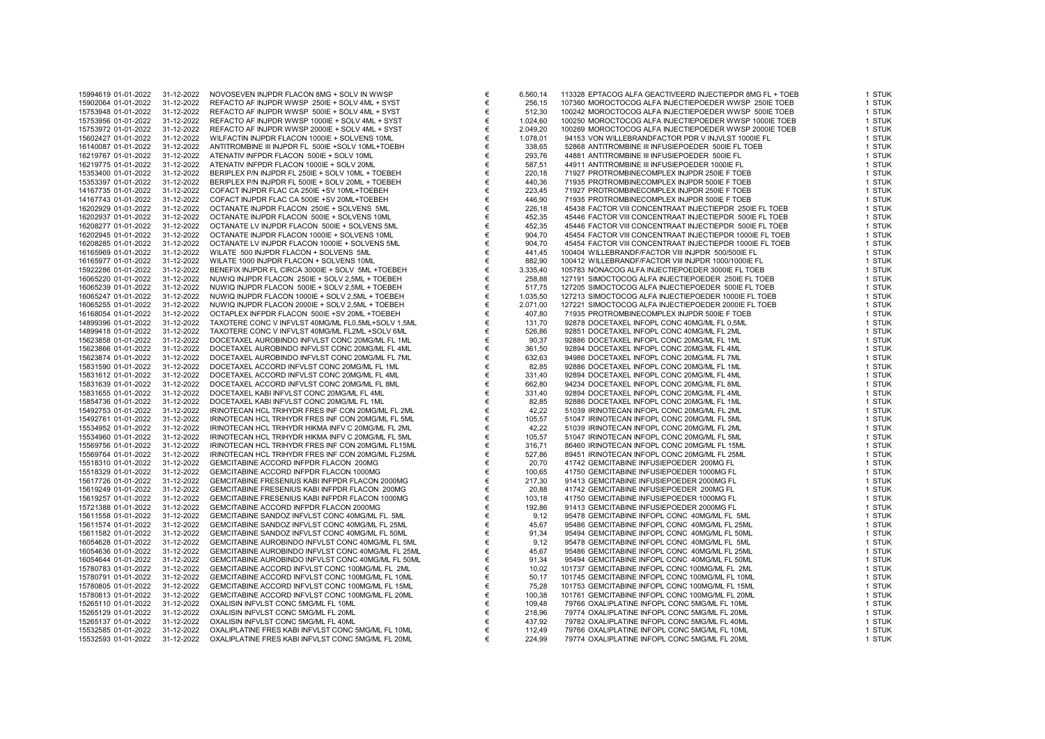| | | | | | | | | |
|---|---|---|---|---|---|---|---|---|
| 15994619 | 01-01-2022 | 31-12-2022 | NOVOSEVEN INJPDR FLACON 8MG + SOLV IN WWSP | € | 6.560,14 | 113328 EPTACOG ALFA GEACTIVEERD INJECTIEPDR 8MG FL + TOEB | 1 | STUK |
| 15902064 | 01-01-2022 | 31-12-2022 | REFACTO AF INJPDR WWSP 250IE + SOLV 4ML + SYST | € | 256,15 | 107360 MOROCTOCOG ALFA INJECTIEPOEDER WWSP 250IE TOEB | 1 | STUK |
| 15753948 | 01-01-2022 | 31-12-2022 | REFACTO AF INJPDR WWSP 500IE + SOLV 4ML + SYST | € | 512,30 | 100242 MOROCTOCOG ALFA INJECTIEPOEDER WWSP 500IE TOEB | 1 | STUK |
| 15753956 | 01-01-2022 | 31-12-2022 | REFACTO AF INJPDR WWSP 1000IE + SOLV 4ML + SYST | € | 1.024,60 | 100250 MOROCTOCOG ALFA INJECTIEPOEDER WWSP 1000IE TOEB | 1 | STUK |
| 15753972 | 01-01-2022 | 31-12-2022 | REFACTO AF INJPDR WWSP 2000IE + SOLV 4ML + SYST | € | 2.049,20 | 100269 MOROCTOCOG ALFA INJECTIEPOEDER WWSP 2000IE TOEB | 1 | STUK |
| 15602427 | 01-01-2022 | 31-12-2022 | WILFACTIN INJPDR FLACON 1000IE + SOLVENS 10ML | € | 1.078,01 | 94153 VON WILLEBRANDFACTOR PDR V INJVLST 1000IE FL | 1 | STUK |
| 16140087 | 01-01-2022 | 31-12-2022 | ANTITROMBINE III INJPDR FL 500IE +SOLV 10ML+TOEBH | € | 338,65 | 52868 ANTITROMBINE III INFUSIEPOEDER 500IE FL TOEB | 1 | STUK |
| 16219767 | 01-01-2022 | 31-12-2022 | ATENATIV INFPDR FLACON 500IE + SOLV 10ML | € | 293,76 | 44881 ANTITROMBINE III INFUSIEPOEDER 500IE FL | 1 | STUK |
| 16219775 | 01-01-2022 | 31-12-2022 | ATENATIV INFPDR FLACON 1000IE + SOLV 20ML | € | 587,51 | 44911 ANTITROMBINE III INFUSIEPOEDER 1000IE FL | 1 | STUK |
| 15353400 | 01-01-2022 | 31-12-2022 | BERIPLEX P/N INJPDR FL 250IE + SOLV 10ML + TOEBEH | € | 220,18 | 71927 PROTROMBINECOMPLEX INJPDR 250IE F TOEB | 1 | STUK |
| 15353397 | 01-01-2022 | 31-12-2022 | BERIPLEX P/N INJPDR FL 500IE + SOLV 20ML + TOEBEH | € | 440,36 | 71935 PROTROMBINECOMPLEX INJPDR 500IE F TOEB | 1 | STUK |
| 14167735 | 01-01-2022 | 31-12-2022 | COFACT INJPDR FLAC CA 250IE +SV 10ML+TOEBEH | € | 223,45 | 71927 PROTROMBINECOMPLEX INJPDR 250IE F TOEB | 1 | STUK |
| 14167743 | 01-01-2022 | 31-12-2022 | COFACT INJPDR FLAC CA 500IE +SV 20ML+TOEBEH | € | 446,90 | 71935 PROTROMBINECOMPLEX INJPDR 500IE F TOEB | 1 | STUK |
| 16202929 | 01-01-2022 | 31-12-2022 | OCTANATE INJPDR FLACON 250IE + SOLVENS 5ML | € | 226,18 | 45438 FACTOR VIII CONCENTRAAT INJECTIEPDR 250IE FL TOEB | 1 | STUK |
| 16202937 | 01-01-2022 | 31-12-2022 | OCTANATE INJPDR FLACON 500IE + SOLVENS 10ML | € | 452,35 | 45446 FACTOR VIII CONCENTRAAT INJECTIEPDR 500IE FL TOEB | 1 | STUK |
| 16208277 | 01-01-2022 | 31-12-2022 | OCTANATE LV INJPDR FLACON 500IE + SOLVENS 5ML | € | 452,35 | 45446 FACTOR VIII CONCENTRAAT INJECTIEPDR 500IE FL TOEB | 1 | STUK |
| 16202945 | 01-01-2022 | 31-12-2022 | OCTANATE INJPDR FLACON 1000IE + SOLVENS 10ML | € | 904,70 | 45454 FACTOR VIII CONCENTRAAT INJECTIEPDR 1000IE FL TOEB | 1 | STUK |
| 16208285 | 01-01-2022 | 31-12-2022 | OCTANATE LV INJPDR FLACON 1000IE + SOLVENS 5ML | € | 904,70 | 45454 FACTOR VIII CONCENTRAAT INJECTIEPDR 1000IE FL TOEB | 1 | STUK |
| 16165969 | 01-01-2022 | 31-12-2022 | WILATE 500 INJPDR FLACON + SOLVENS 5ML | € | 441,45 | 100404 WILLEBRANDF/FACTOR VIII INJPDR 500/500IE FL | 1 | STUK |
| 16165977 | 01-01-2022 | 31-12-2022 | WILATE 1000 INJPDR FLACON + SOLVENS 10ML | € | 882,90 | 100412 WILLEBRANDF/FACTOR VIII INJPDR 1000/1000IE FL | 1 | STUK |
| 15922286 | 01-01-2022 | 31-12-2022 | BENEFIX INJPDR FL CIRCA 3000IE + SOLV 5ML +TOEBEH | € | 3.335,40 | 105783 NONACOG ALFA INJECTIEPOEDER 3000IE FL TOEB | 1 | STUK |
| 16065220 | 01-01-2022 | 31-12-2022 | NUWIQ INJPDR FLACON 250IE + SOLV 2,5ML + TOEBEH | € | 258,88 | 127191 SIMOCTOCOG ALFA INJECTIEPOEDER 250IE FL TOEB | 1 | STUK |
| 16065239 | 01-01-2022 | 31-12-2022 | NUWIQ INJPDR FLACON 500IE + SOLV 2,5ML + TOEBEH | € | 517,75 | 127205 SIMOCTOCOG ALFA INJECTIEPOEDER 500IE FL TOEB | 1 | STUK |
| 16065247 | 01-01-2022 | 31-12-2022 | NUWIQ INJPDR FLACON 1000IE + SOLV 2,5ML + TOEBEH | € | 1.035,50 | 127213 SIMOCTOCOG ALFA INJECTIEPOEDER 1000IE FL TOEB | 1 | STUK |
| 16065255 | 01-01-2022 | 31-12-2022 | NUWIQ INJPDR FLACON 2000IE + SOLV 2,5ML + TOEBEH | € | 2.071,00 | 127221 SIMOCTOCOG ALFA INJECTIEPOEDER 2000IE FL TOEB | 1 | STUK |
| 16168054 | 01-01-2022 | 31-12-2022 | OCTAPLEX INFPDR FLACON 500IE +SV 20ML +TOEBEH | € | 407,80 | 71935 PROTROMBINECOMPLEX INJPDR 500IE F TOEB | 1 | STUK |
| 14899396 | 01-01-2022 | 31-12-2022 | TAXOTERE CONC V INFVLST 40MG/ML FL0,5ML+SOLV 1,5ML | € | 131,70 | 92878 DOCETAXEL INFOPL CONC 40MG/ML FL 0,5ML | 1 | STUK |
| 14899418 | 01-01-2022 | 31-12-2022 | TAXOTERE CONC V INFVLST 40MG/ML FL2ML +SOLV 6ML | € | 526,86 | 92851 DOCETAXEL INFOPL CONC 40MG/ML FL 2ML | 1 | STUK |
| 15623858 | 01-01-2022 | 31-12-2022 | DOCETAXEL AUROBINDO INFVLST CONC 20MG/ML FL 1ML | € | 90,37 | 92886 DOCETAXEL INFOPL CONC 20MG/ML FL 1ML | 1 | STUK |
| 15623866 | 01-01-2022 | 31-12-2022 | DOCETAXEL AUROBINDO INFVLST CONC 20MG/ML FL 4ML | € | 361,50 | 92894 DOCETAXEL INFOPL CONC 20MG/ML FL 4ML | 1 | STUK |
| 15623874 | 01-01-2022 | 31-12-2022 | DOCETAXEL AUROBINDO INFVLST CONC 20MG/ML FL 7ML | € | 632,63 | 94986 DOCETAXEL INFOPL CONC 20MG/ML FL 7ML | 1 | STUK |
| 15831590 | 01-01-2022 | 31-12-2022 | DOCETAXEL ACCORD INFVLST CONC 20MG/ML FL 1ML | € | 82,85 | 92886 DOCETAXEL INFOPL CONC 20MG/ML FL 1ML | 1 | STUK |
| 15831612 | 01-01-2022 | 31-12-2022 | DOCETAXEL ACCORD INFVLST CONC 20MG/ML FL 4ML | € | 331,40 | 92894 DOCETAXEL INFOPL CONC 20MG/ML FL 4ML | 1 | STUK |
| 15831639 | 01-01-2022 | 31-12-2022 | DOCETAXEL ACCORD INFVLST CONC 20MG/ML FL 8ML | € | 662,80 | 94234 DOCETAXEL INFOPL CONC 20MG/ML FL 8ML | 1 | STUK |
| 15831655 | 01-01-2022 | 31-12-2022 | DOCETAXEL KABI INFVLST CONC 20MG/ML FL 4ML | € | 331,40 | 92894 DOCETAXEL INFOPL CONC 20MG/ML FL 4ML | 1 | STUK |
| 15854736 | 01-01-2022 | 31-12-2022 | DOCETAXEL KABI INFVLST CONC 20MG/ML FL 1ML | € | 82,85 | 92886 DOCETAXEL INFOPL CONC 20MG/ML FL 1ML | 1 | STUK |
| 15492753 | 01-01-2022 | 31-12-2022 | IRINOTECAN HCL TRIHYDR FRES INF CON 20MG/ML FL 2ML | € | 42,22 | 51039 IRINOTECAN INFOPL CONC 20MG/ML FL 2ML | 1 | STUK |
| 15492761 | 01-01-2022 | 31-12-2022 | IRINOTECAN HCL TRIHYDR FRES INF CON 20MG/ML FL 5ML | € | 105,57 | 51047 IRINOTECAN INFOPL CONC 20MG/ML FL 5ML | 1 | STUK |
| 15534952 | 01-01-2022 | 31-12-2022 | IRINOTECAN HCL TRIHYDR HIKMA INFV C 20MG/ML FL 2ML | € | 42,22 | 51039 IRINOTECAN INFOPL CONC 20MG/ML FL 2ML | 1 | STUK |
| 15534960 | 01-01-2022 | 31-12-2022 | IRINOTECAN HCL TRIHYDR HIKMA INFV C 20MG/ML FL 5ML | € | 105,57 | 51047 IRINOTECAN INFOPL CONC 20MG/ML FL 5ML | 1 | STUK |
| 15569756 | 01-01-2022 | 31-12-2022 | IRINOTECAN HCL TRIHYDR FRES INF CON 20MG/ML FL15ML | € | 316,71 | 86460 IRINOTECAN INFOPL CONC 20MG/ML FL 15ML | 1 | STUK |
| 15569764 | 01-01-2022 | 31-12-2022 | IRINOTECAN HCL TRIHYDR FRES INF CON 20MG/ML FL25ML | € | 527,86 | 89451 IRINOTECAN INFOPL CONC 20MG/ML FL 25ML | 1 | STUK |
| 15518310 | 01-01-2022 | 31-12-2022 | GEMCITABINE ACCORD INFPDR FLACON 200MG | € | 20,70 | 41742 GEMCITABINE INFUSIEPOEDER 200MG FL | 1 | STUK |
| 15518329 | 01-01-2022 | 31-12-2022 | GEMCITABINE ACCORD INFPDR FLACON 1000MG | € | 100,65 | 41750 GEMCITABINE INFUSIEPOEDER 1000MG FL | 1 | STUK |
| 15617726 | 01-01-2022 | 31-12-2022 | GEMCITABINE FRESENIUS KABI INFPDR FLACON 2000MG | € | 217,30 | 91413 GEMCITABINE INFUSIEPOEDER 2000MG FL | 1 | STUK |
| 15619249 | 01-01-2022 | 31-12-2022 | GEMCITABINE FRESENIUS KABI INFPDR FLACON 200MG | € | 20,88 | 41742 GEMCITABINE INFUSIEPOEDER 200MG FL | 1 | STUK |
| 15619257 | 01-01-2022 | 31-12-2022 | GEMCITABINE FRESENIUS KABI INFPDR FLACON 1000MG | € | 103,18 | 41750 GEMCITABINE INFUSIEPOEDER 1000MG FL | 1 | STUK |
| 15721388 | 01-01-2022 | 31-12-2022 | GEMCITABINE ACCORD INFPDR FLACON 2000MG | € | 192,86 | 91413 GEMCITABINE INFUSIEPOEDER 2000MG FL | 1 | STUK |
| 15611558 | 01-01-2022 | 31-12-2022 | GEMCITABINE SANDOZ INFVLST CONC 40MG/ML FL 5ML | € | 9,12 | 95478 GEMCITABINE INFOPL CONC 40MG/ML FL 5ML | 1 | STUK |
| 15611574 | 01-01-2022 | 31-12-2022 | GEMCITABINE SANDOZ INFVLST CONC 40MG/ML FL 25ML | € | 45,67 | 95486 GEMCITABINE INFOPL CONC 40MG/ML FL 25ML | 1 | STUK |
| 15611582 | 01-01-2022 | 31-12-2022 | GEMCITABINE SANDOZ INFVLST CONC 40MG/ML FL 50ML | € | 91,34 | 95494 GEMCITABINE INFOPL CONC 40MG/ML FL 50ML | 1 | STUK |
| 16054628 | 01-01-2022 | 31-12-2022 | GEMCITABINE AUROBINDO INFVLST CONC 40MG/ML FL 5ML | € | 9,12 | 95478 GEMCITABINE INFOPL CONC 40MG/ML FL 5ML | 1 | STUK |
| 16054636 | 01-01-2022 | 31-12-2022 | GEMCITABINE AUROBINDO INFVLST CONC 40MG/ML FL 25ML | € | 45,67 | 95486 GEMCITABINE INFOPL CONC 40MG/ML FL 25ML | 1 | STUK |
| 16054644 | 01-01-2022 | 31-12-2022 | GEMCITABINE AUROBINDO INFVLST CONC 40MG/ML FL 50ML | € | 91,34 | 95494 GEMCITABINE INFOPL CONC 40MG/ML FL 50ML | 1 | STUK |
| 15780783 | 01-01-2022 | 31-12-2022 | GEMCITABINE ACCORD INFVLST CONC 100MG/ML FL 2ML | € | 10,02 | 101737 GEMCITABINE INFOPL CONC 100MG/ML FL 2ML | 1 | STUK |
| 15780791 | 01-01-2022 | 31-12-2022 | GEMCITABINE ACCORD INFVLST CONC 100MG/ML FL 10ML | € | 50,17 | 101745 GEMCITABINE INFOPL CONC 100MG/ML FL 10ML | 1 | STUK |
| 15780805 | 01-01-2022 | 31-12-2022 | GEMCITABINE ACCORD INFVLST CONC 100MG/ML FL 15ML | € | 75,28 | 101753 GEMCITABINE INFOPL CONC 100MG/ML FL 15ML | 1 | STUK |
| 15780813 | 01-01-2022 | 31-12-2022 | GEMCITABINE ACCORD INFVLST CONC 100MG/ML FL 20ML | € | 100,38 | 101761 GEMCITABINE INFOPL CONC 100MG/ML FL 20ML | 1 | STUK |
| 15265110 | 01-01-2022 | 31-12-2022 | OXALISIN INFVLST CONC 5MG/ML FL 10ML | € | 109,48 | 79766 OXALIPLATINE INFOPL CONC 5MG/ML FL 10ML | 1 | STUK |
| 15265129 | 01-01-2022 | 31-12-2022 | OXALISIN INFVLST CONC 5MG/ML FL 20ML | € | 218,96 | 79774 OXALIPLATINE INFOPL CONC 5MG/ML FL 20ML | 1 | STUK |
| 15265137 | 01-01-2022 | 31-12-2022 | OXALISIN INFVLST CONC 5MG/ML FL 40ML | € | 437,92 | 79782 OXALIPLATINE INFOPL CONC 5MG/ML FL 40ML | 1 | STUK |
| 15532585 | 01-01-2022 | 31-12-2022 | OXALIPLATINE FRES KABI INFVLST CONC 5MG/ML FL 10ML | € | 112,49 | 79766 OXALIPLATINE INFOPL CONC 5MG/ML FL 10ML | 1 | STUK |
| 15532593 | 01-01-2022 | 31-12-2022 | OXALIPLATINE FRES KABI INFVLST CONC 5MG/ML FL 20ML | € | 224,99 | 79774 OXALIPLATINE INFOPL CONC 5MG/ML FL 20ML | 1 | STUK |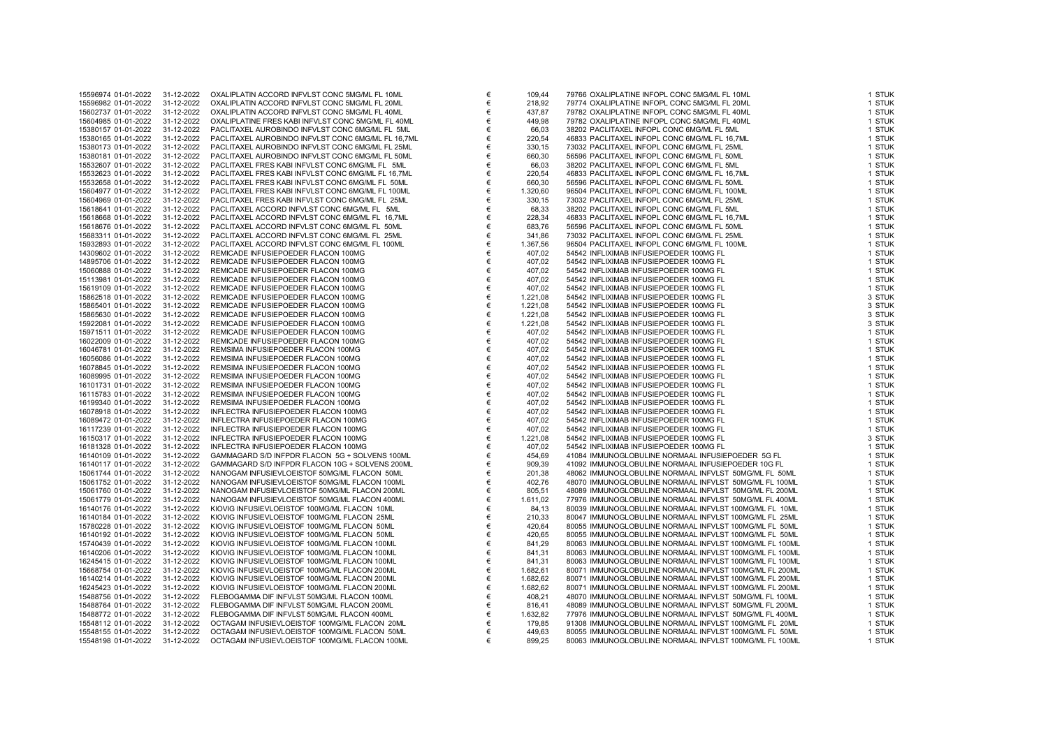| | | | | | | | |
|---|---|---|---|---|---|---|---|
| 15596974 | 01-01-2022 | 31-12-2022 | OXALIPLATIN ACCORD INFVLST CONC 5MG/ML FL 10ML | € | 109,44 | 79766 OXALIPLATINE INFOPL CONC 5MG/ML FL 10ML | 1 STUK |
| 15596982 | 01-01-2022 | 31-12-2022 | OXALIPLATIN ACCORD INFVLST CONC 5MG/ML FL 20ML | € | 218,92 | 79774 OXALIPLATINE INFOPL CONC 5MG/ML FL 20ML | 1 STUK |
| 15602737 | 01-01-2022 | 31-12-2022 | OXALIPLATIN ACCORD INFVLST CONC 5MG/ML FL 40ML | € | 437,87 | 79782 OXALIPLATINE INFOPL CONC 5MG/ML FL 40ML | 1 STUK |
| 15604985 | 01-01-2022 | 31-12-2022 | OXALIPLATINE FRES KABI INFVLST CONC 5MG/ML FL 40ML | € | 449,98 | 79782 OXALIPLATINE INFOPL CONC 5MG/ML FL 40ML | 1 STUK |
| 15380157 | 01-01-2022 | 31-12-2022 | PACLITAXEL AUROBINDO INFVLST CONC 6MG/ML FL 5ML | € | 66,03 | 38202 PACLITAXEL INFOPL CONC 6MG/ML FL 5ML | 1 STUK |
| 15380165 | 01-01-2022 | 31-12-2022 | PACLITAXEL AUROBINDO INFVLST CONC 6MG/ML FL 16,7ML | € | 220,54 | 46833 PACLITAXEL INFOPL CONC 6MG/ML FL 16,7ML | 1 STUK |
| 15380173 | 01-01-2022 | 31-12-2022 | PACLITAXEL AUROBINDO INFVLST CONC 6MG/ML FL 25ML | € | 330,15 | 73032 PACLITAXEL INFOPL CONC 6MG/ML FL 25ML | 1 STUK |
| 15380181 | 01-01-2022 | 31-12-2022 | PACLITAXEL AUROBINDO INFVLST CONC 6MG/ML FL 50ML | € | 660,30 | 56596 PACLITAXEL INFOPL CONC 6MG/ML FL 50ML | 1 STUK |
| 15532607 | 01-01-2022 | 31-12-2022 | PACLITAXEL FRES KABI INFVLST CONC 6MG/ML FL 5ML | € | 66,03 | 38202 PACLITAXEL INFOPL CONC 6MG/ML FL 5ML | 1 STUK |
| 15532623 | 01-01-2022 | 31-12-2022 | PACLITAXEL FRES KABI INFVLST CONC 6MG/ML FL 16,7ML | € | 220,54 | 46833 PACLITAXEL INFOPL CONC 6MG/ML FL 16,7ML | 1 STUK |
| 15532658 | 01-01-2022 | 31-12-2022 | PACLITAXEL FRES KABI INFVLST CONC 6MG/ML FL 50ML | € | 660,30 | 56596 PACLITAXEL INFOPL CONC 6MG/ML FL 50ML | 1 STUK |
| 15604977 | 01-01-2022 | 31-12-2022 | PACLITAXEL FRES KABI INFVLST CONC 6MG/ML FL 100ML | € | 1.320,60 | 96504 PACLITAXEL INFOPL CONC 6MG/ML FL 100ML | 1 STUK |
| 15604969 | 01-01-2022 | 31-12-2022 | PACLITAXEL FRES KABI INFVLST CONC 6MG/ML FL 25ML | € | 330,15 | 73032 PACLITAXEL INFOPL CONC 6MG/ML FL 25ML | 1 STUK |
| 15618641 | 01-01-2022 | 31-12-2022 | PACLITAXEL ACCORD INFVLST CONC 6MG/ML FL 5ML | € | 68,33 | 38202 PACLITAXEL INFOPL CONC 6MG/ML FL 5ML | 1 STUK |
| 15618668 | 01-01-2022 | 31-12-2022 | PACLITAXEL ACCORD INFVLST CONC 6MG/ML FL 16,7ML | € | 228,34 | 46833 PACLITAXEL INFOPL CONC 6MG/ML FL 16,7ML | 1 STUK |
| 15618676 | 01-01-2022 | 31-12-2022 | PACLITAXEL ACCORD INFVLST CONC 6MG/ML FL 50ML | € | 683,76 | 56596 PACLITAXEL INFOPL CONC 6MG/ML FL 50ML | 1 STUK |
| 15683311 | 01-01-2022 | 31-12-2022 | PACLITAXEL ACCORD INFVLST CONC 6MG/ML FL 25ML | € | 341,86 | 73032 PACLITAXEL INFOPL CONC 6MG/ML FL 25ML | 1 STUK |
| 15932893 | 01-01-2022 | 31-12-2022 | PACLITAXEL ACCORD INFVLST CONC 6MG/ML FL 100ML | € | 1.367,56 | 96504 PACLITAXEL INFOPL CONC 6MG/ML FL 100ML | 1 STUK |
| 14309602 | 01-01-2022 | 31-12-2022 | REMICADE INFUSIEPOEDER FLACON 100MG | € | 407,02 | 54542 INFLIXIMAB INFUSIEPOEDER 100MG FL | 1 STUK |
| 14895706 | 01-01-2022 | 31-12-2022 | REMICADE INFUSIEPOEDER FLACON 100MG | € | 407,02 | 54542 INFLIXIMAB INFUSIEPOEDER 100MG FL | 1 STUK |
| 15060888 | 01-01-2022 | 31-12-2022 | REMICADE INFUSIEPOEDER FLACON 100MG | € | 407,02 | 54542 INFLIXIMAB INFUSIEPOEDER 100MG FL | 1 STUK |
| 15113981 | 01-01-2022 | 31-12-2022 | REMICADE INFUSIEPOEDER FLACON 100MG | € | 407,02 | 54542 INFLIXIMAB INFUSIEPOEDER 100MG FL | 1 STUK |
| 15619109 | 01-01-2022 | 31-12-2022 | REMICADE INFUSIEPOEDER FLACON 100MG | € | 407,02 | 54542 INFLIXIMAB INFUSIEPOEDER 100MG FL | 1 STUK |
| 15862518 | 01-01-2022 | 31-12-2022 | REMICADE INFUSIEPOEDER FLACON 100MG | € | 1.221,08 | 54542 INFLIXIMAB INFUSIEPOEDER 100MG FL | 3 STUK |
| 15865401 | 01-01-2022 | 31-12-2022 | REMICADE INFUSIEPOEDER FLACON 100MG | € | 1.221,08 | 54542 INFLIXIMAB INFUSIEPOEDER 100MG FL | 3 STUK |
| 15865630 | 01-01-2022 | 31-12-2022 | REMICADE INFUSIEPOEDER FLACON 100MG | € | 1.221,08 | 54542 INFLIXIMAB INFUSIEPOEDER 100MG FL | 3 STUK |
| 15922081 | 01-01-2022 | 31-12-2022 | REMICADE INFUSIEPOEDER FLACON 100MG | € | 1.221,08 | 54542 INFLIXIMAB INFUSIEPOEDER 100MG FL | 3 STUK |
| 15971511 | 01-01-2022 | 31-12-2022 | REMICADE INFUSIEPOEDER FLACON 100MG | € | 407,02 | 54542 INFLIXIMAB INFUSIEPOEDER 100MG FL | 1 STUK |
| 16022009 | 01-01-2022 | 31-12-2022 | REMICADE INFUSIEPOEDER FLACON 100MG | € | 407,02 | 54542 INFLIXIMAB INFUSIEPOEDER 100MG FL | 1 STUK |
| 16046781 | 01-01-2022 | 31-12-2022 | REMSIMA INFUSIEPOEDER FLACON 100MG | € | 407,02 | 54542 INFLIXIMAB INFUSIEPOEDER 100MG FL | 1 STUK |
| 16056086 | 01-01-2022 | 31-12-2022 | REMSIMA INFUSIEPOEDER FLACON 100MG | € | 407,02 | 54542 INFLIXIMAB INFUSIEPOEDER 100MG FL | 1 STUK |
| 16078845 | 01-01-2022 | 31-12-2022 | REMSIMA INFUSIEPOEDER FLACON 100MG | € | 407,02 | 54542 INFLIXIMAB INFUSIEPOEDER 100MG FL | 1 STUK |
| 16089995 | 01-01-2022 | 31-12-2022 | REMSIMA INFUSIEPOEDER FLACON 100MG | € | 407,02 | 54542 INFLIXIMAB INFUSIEPOEDER 100MG FL | 1 STUK |
| 16101731 | 01-01-2022 | 31-12-2022 | REMSIMA INFUSIEPOEDER FLACON 100MG | € | 407,02 | 54542 INFLIXIMAB INFUSIEPOEDER 100MG FL | 1 STUK |
| 16115783 | 01-01-2022 | 31-12-2022 | REMSIMA INFUSIEPOEDER FLACON 100MG | € | 407,02 | 54542 INFLIXIMAB INFUSIEPOEDER 100MG FL | 1 STUK |
| 16199340 | 01-01-2022 | 31-12-2022 | REMSIMA INFUSIEPOEDER FLACON 100MG | € | 407,02 | 54542 INFLIXIMAB INFUSIEPOEDER 100MG FL | 1 STUK |
| 16078918 | 01-01-2022 | 31-12-2022 | INFLECTRA INFUSIEPOEDER FLACON 100MG | € | 407,02 | 54542 INFLIXIMAB INFUSIEPOEDER 100MG FL | 1 STUK |
| 16089472 | 01-01-2022 | 31-12-2022 | INFLECTRA INFUSIEPOEDER FLACON 100MG | € | 407,02 | 54542 INFLIXIMAB INFUSIEPOEDER 100MG FL | 1 STUK |
| 16117239 | 01-01-2022 | 31-12-2022 | INFLECTRA INFUSIEPOEDER FLACON 100MG | € | 407,02 | 54542 INFLIXIMAB INFUSIEPOEDER 100MG FL | 1 STUK |
| 16150317 | 01-01-2022 | 31-12-2022 | INFLECTRA INFUSIEPOEDER FLACON 100MG | € | 1.221,08 | 54542 INFLIXIMAB INFUSIEPOEDER 100MG FL | 3 STUK |
| 16181328 | 01-01-2022 | 31-12-2022 | INFLECTRA INFUSIEPOEDER FLACON 100MG | € | 407,02 | 54542 INFLIXIMAB INFUSIEPOEDER 100MG FL | 1 STUK |
| 16140109 | 01-01-2022 | 31-12-2022 | GAMMAGARD S/D INFPDR FLACON 5G + SOLVENS 100ML | € | 454,69 | 41084 IMMUNOGLOBULINE NORMAAL INFUSIEPOEDER 5G FL | 1 STUK |
| 16140117 | 01-01-2022 | 31-12-2022 | GAMMAGARD S/D INFPDR FLACON 10G + SOLVENS 200ML | € | 909,39 | 41092 IMMUNOGLOBULINE NORMAAL INFUSIEPOEDER 10G FL | 1 STUK |
| 15061744 | 01-01-2022 | 31-12-2022 | NANOGAM INFUSIEVLOEISTOF 50MG/ML FLACON 50ML | € | 201,38 | 48062 IMMUNOGLOBULINE NORMAAL INFVLST 50MG/ML FL 50ML | 1 STUK |
| 15061752 | 01-01-2022 | 31-12-2022 | NANOGAM INFUSIEVLOEISTOF 50MG/ML FLACON 100ML | € | 402,76 | 48070 IMMUNOGLOBULINE NORMAAL INFVLST 50MG/ML FL 100ML | 1 STUK |
| 15061760 | 01-01-2022 | 31-12-2022 | NANOGAM INFUSIEVLOEISTOF 50MG/ML FLACON 200ML | € | 805,51 | 48089 IMMUNOGLOBULINE NORMAAL INFVLST 50MG/ML FL 200ML | 1 STUK |
| 15061779 | 01-01-2022 | 31-12-2022 | NANOGAM INFUSIEVLOEISTOF 50MG/ML FLACON 400ML | € | 1.611,02 | 77976 IMMUNOGLOBULINE NORMAAL INFVLST 50MG/ML FL 400ML | 1 STUK |
| 16140176 | 01-01-2022 | 31-12-2022 | KIOVIG INFUSIEVLOEISTOF 100MG/ML FLACON 10ML | € | 84,13 | 80039 IMMUNOGLOBULINE NORMAAL INFVLST 100MG/ML FL 10ML | 1 STUK |
| 16140184 | 01-01-2022 | 31-12-2022 | KIOVIG INFUSIEVLOEISTOF 100MG/ML FLACON 25ML | € | 210,33 | 80047 IMMUNOGLOBULINE NORMAAL INFVLST 100MG/ML FL 25ML | 1 STUK |
| 15780228 | 01-01-2022 | 31-12-2022 | KIOVIG INFUSIEVLOEISTOF 100MG/ML FLACON 50ML | € | 420,64 | 80055 IMMUNOGLOBULINE NORMAAL INFVLST 100MG/ML FL 50ML | 1 STUK |
| 16140192 | 01-01-2022 | 31-12-2022 | KIOVIG INFUSIEVLOEISTOF 100MG/ML FLACON 50ML | € | 420,65 | 80055 IMMUNOGLOBULINE NORMAAL INFVLST 100MG/ML FL 50ML | 1 STUK |
| 15740439 | 01-01-2022 | 31-12-2022 | KIOVIG INFUSIEVLOEISTOF 100MG/ML FLACON 100ML | € | 841,29 | 80063 IMMUNOGLOBULINE NORMAAL INFVLST 100MG/ML FL 100ML | 1 STUK |
| 16140206 | 01-01-2022 | 31-12-2022 | KIOVIG INFUSIEVLOEISTOF 100MG/ML FLACON 100ML | € | 841,31 | 80063 IMMUNOGLOBULINE NORMAAL INFVLST 100MG/ML FL 100ML | 1 STUK |
| 16245415 | 01-01-2022 | 31-12-2022 | KIOVIG INFUSIEVLOEISTOF 100MG/ML FLACON 100ML | € | 841,31 | 80063 IMMUNOGLOBULINE NORMAAL INFVLST 100MG/ML FL 100ML | 1 STUK |
| 15668754 | 01-01-2022 | 31-12-2022 | KIOVIG INFUSIEVLOEISTOF 100MG/ML FLACON 200ML | € | 1.682,61 | 80071 IMMUNOGLOBULINE NORMAAL INFVLST 100MG/ML FL 200ML | 1 STUK |
| 16140214 | 01-01-2022 | 31-12-2022 | KIOVIG INFUSIEVLOEISTOF 100MG/ML FLACON 200ML | € | 1.682,62 | 80071 IMMUNOGLOBULINE NORMAAL INFVLST 100MG/ML FL 200ML | 1 STUK |
| 16245423 | 01-01-2022 | 31-12-2022 | KIOVIG INFUSIEVLOEISTOF 100MG/ML FLACON 200ML | € | 1.682,62 | 80071 IMMUNOGLOBULINE NORMAAL INFVLST 100MG/ML FL 200ML | 1 STUK |
| 15488756 | 01-01-2022 | 31-12-2022 | FLEBOGAMMA DIF INFVLST 50MG/ML FLACON 100ML | € | 408,21 | 48070 IMMUNOGLOBULINE NORMAAL INFVLST 50MG/ML FL 100ML | 1 STUK |
| 15488764 | 01-01-2022 | 31-12-2022 | FLEBOGAMMA DIF INFVLST 50MG/ML FLACON 200ML | € | 816,41 | 48089 IMMUNOGLOBULINE NORMAAL INFVLST 50MG/ML FL 200ML | 1 STUK |
| 15488772 | 01-01-2022 | 31-12-2022 | FLEBOGAMMA DIF INFVLST 50MG/ML FLACON 400ML | € | 1.632,82 | 77976 IMMUNOGLOBULINE NORMAAL INFVLST 50MG/ML FL 400ML | 1 STUK |
| 15548112 | 01-01-2022 | 31-12-2022 | OCTAGAM INFUSIEVLOEISTOF 100MG/ML FLACON 20ML | € | 179,85 | 91308 IMMUNOGLOBULINE NORMAAL INFVLST 100MG/ML FL 20ML | 1 STUK |
| 15548155 | 01-01-2022 | 31-12-2022 | OCTAGAM INFUSIEVLOEISTOF 100MG/ML FLACON 50ML | € | 449,63 | 80055 IMMUNOGLOBULINE NORMAAL INFVLST 100MG/ML FL 50ML | 1 STUK |
| 15548198 | 01-01-2022 | 31-12-2022 | OCTAGAM INFUSIEVLOEISTOF 100MG/ML FLACON 100ML | € | 899,25 | 80063 IMMUNOGLOBULINE NORMAAL INFVLST 100MG/ML FL 100ML | 1 STUK |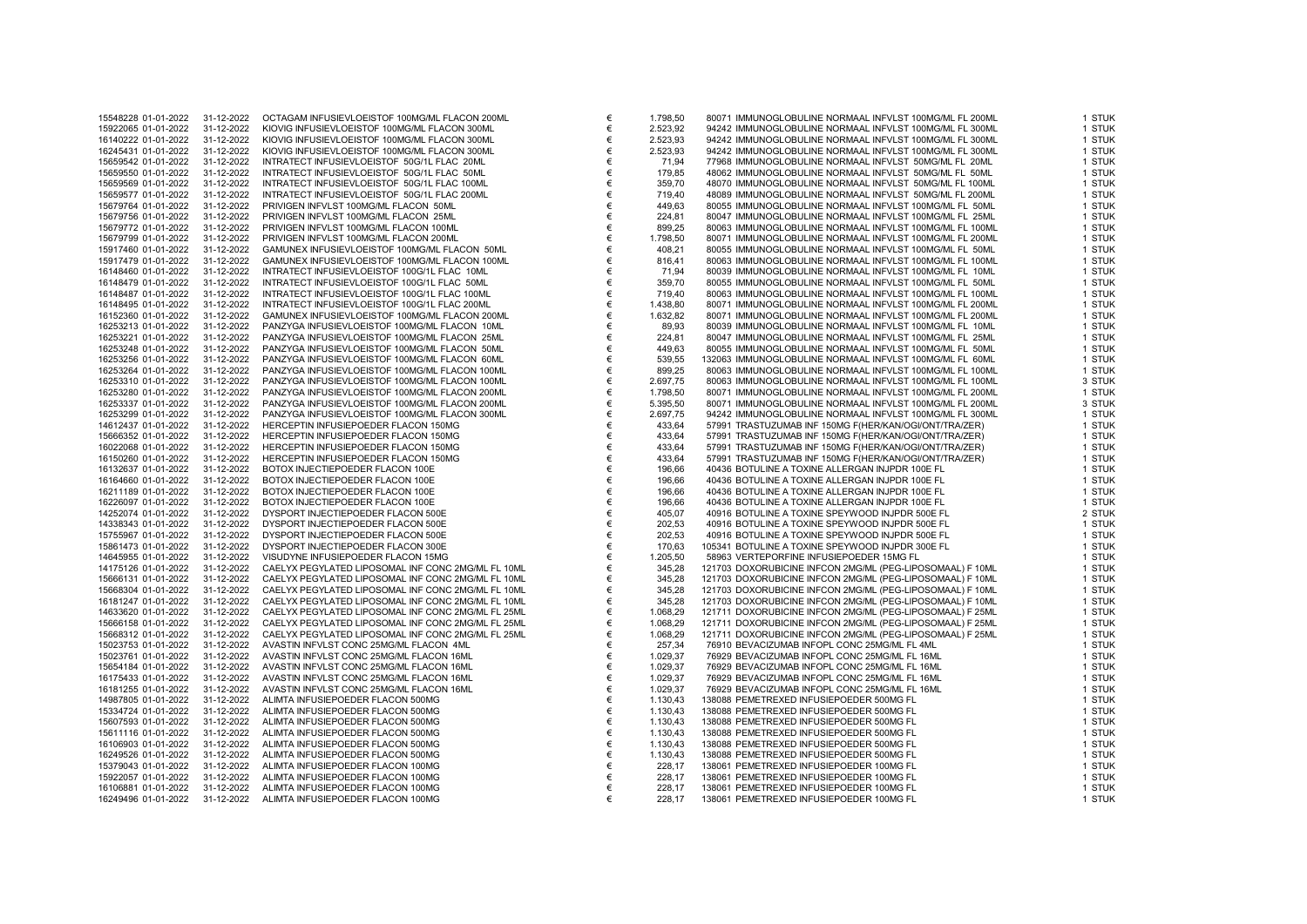| | | | | | | | | |
|---|---|---|---|---|---|---|---|---|
| 15548228 | 01-01-2022 | 31-12-2022 | OCTAGAM INFUSIEVLOEISTOF 100MG/ML FLACON 200ML | € | 1.798,50 | 80071 IMMUNOGLOBULINE NORMAAL INFVLST 100MG/ML FL 200ML | 1 | STUK |
| 15922065 | 01-01-2022 | 31-12-2022 | KIOVIG INFUSIEVLOEISTOF 100MG/ML FLACON 300ML | € | 2.523,92 | 94242 IMMUNOGLOBULINE NORMAAL INFVLST 100MG/ML FL 300ML | 1 | STUK |
| 16140222 | 01-01-2022 | 31-12-2022 | KIOVIG INFUSIEVLOEISTOF 100MG/ML FLACON 300ML | € | 2.523,93 | 94242 IMMUNOGLOBULINE NORMAAL INFVLST 100MG/ML FL 300ML | 1 | STUK |
| 16245431 | 01-01-2022 | 31-12-2022 | KIOVIG INFUSIEVLOEISTOF 100MG/ML FLACON 300ML | € | 2.523,93 | 94242 IMMUNOGLOBULINE NORMAAL INFVLST 100MG/ML FL 300ML | 1 | STUK |
| 15659542 | 01-01-2022 | 31-12-2022 | INTRATECT INFUSIEVLOEISTOF 50G/1L FLAC 20ML | € | 71,94 | 77968 IMMUNOGLOBULINE NORMAAL INFVLST 50MG/ML FL 20ML | 1 | STUK |
| 15659550 | 01-01-2022 | 31-12-2022 | INTRATECT INFUSIEVLOEISTOF 50G/1L FLAC 50ML | € | 179,85 | 48062 IMMUNOGLOBULINE NORMAAL INFVLST 50MG/ML FL 50ML | 1 | STUK |
| 15659569 | 01-01-2022 | 31-12-2022 | INTRATECT INFUSIEVLOEISTOF 50G/1L FLAC 100ML | € | 359,70 | 48070 IMMUNOGLOBULINE NORMAAL INFVLST 50MG/ML FL 100ML | 1 | STUK |
| 15659577 | 01-01-2022 | 31-12-2022 | INTRATECT INFUSIEVLOEISTOF 50G/1L FLAC 200ML | € | 719,40 | 48089 IMMUNOGLOBULINE NORMAAL INFVLST 50MG/ML FL 200ML | 1 | STUK |
| 15679764 | 01-01-2022 | 31-12-2022 | PRIVIGEN INFVLST 100MG/ML FLACON 50ML | € | 449,63 | 80055 IMMUNOGLOBULINE NORMAAL INFVLST 100MG/ML FL 50ML | 1 | STUK |
| 15679756 | 01-01-2022 | 31-12-2022 | PRIVIGEN INFVLST 100MG/ML FLACON 25ML | € | 224,81 | 80047 IMMUNOGLOBULINE NORMAAL INFVLST 100MG/ML FL 25ML | 1 | STUK |
| 15679772 | 01-01-2022 | 31-12-2022 | PRIVIGEN INFVLST 100MG/ML FLACON 100ML | € | 899,25 | 80063 IMMUNOGLOBULINE NORMAAL INFVLST 100MG/ML FL 100ML | 1 | STUK |
| 15679799 | 01-01-2022 | 31-12-2022 | PRIVIGEN INFVLST 100MG/ML FLACON 200ML | € | 1.798,50 | 80071 IMMUNOGLOBULINE NORMAAL INFVLST 100MG/ML FL 200ML | 1 | STUK |
| 15917460 | 01-01-2022 | 31-12-2022 | GAMUNEX INFUSIEVLOEISTOF 100MG/ML FLACON 50ML | € | 408,21 | 80055 IMMUNOGLOBULINE NORMAAL INFVLST 100MG/ML FL 50ML | 1 | STUK |
| 15917479 | 01-01-2022 | 31-12-2022 | GAMUNEX INFUSIEVLOEISTOF 100MG/ML FLACON 100ML | € | 816,41 | 80063 IMMUNOGLOBULINE NORMAAL INFVLST 100MG/ML FL 100ML | 1 | STUK |
| 16148460 | 01-01-2022 | 31-12-2022 | INTRATECT INFUSIEVLOEISTOF 100G/1L FLAC 10ML | € | 71,94 | 80039 IMMUNOGLOBULINE NORMAAL INFVLST 100MG/ML FL 10ML | 1 | STUK |
| 16148479 | 01-01-2022 | 31-12-2022 | INTRATECT INFUSIEVLOEISTOF 100G/1L FLAC 50ML | € | 359,70 | 80055 IMMUNOGLOBULINE NORMAAL INFVLST 100MG/ML FL 50ML | 1 | STUK |
| 16148487 | 01-01-2022 | 31-12-2022 | INTRATECT INFUSIEVLOEISTOF 100G/1L FLAC 100ML | € | 719,40 | 80063 IMMUNOGLOBULINE NORMAAL INFVLST 100MG/ML FL 100ML | 1 | STUK |
| 16148495 | 01-01-2022 | 31-12-2022 | INTRATECT INFUSIEVLOEISTOF 100G/1L FLAC 200ML | € | 1.438,80 | 80071 IMMUNOGLOBULINE NORMAAL INFVLST 100MG/ML FL 200ML | 1 | STUK |
| 16152360 | 01-01-2022 | 31-12-2022 | GAMUNEX INFUSIEVLOEISTOF 100MG/ML FLACON 200ML | € | 1.632,82 | 80071 IMMUNOGLOBULINE NORMAAL INFVLST 100MG/ML FL 200ML | 1 | STUK |
| 16253213 | 01-01-2022 | 31-12-2022 | PANZYGA INFUSIEVLOEISTOF 100MG/ML FLACON 10ML | € | 89,93 | 80039 IMMUNOGLOBULINE NORMAAL INFVLST 100MG/ML FL 10ML | 1 | STUK |
| 16253221 | 01-01-2022 | 31-12-2022 | PANZYGA INFUSIEVLOEISTOF 100MG/ML FLACON 25ML | € | 224,81 | 80047 IMMUNOGLOBULINE NORMAAL INFVLST 100MG/ML FL 25ML | 1 | STUK |
| 16253248 | 01-01-2022 | 31-12-2022 | PANZYGA INFUSIEVLOEISTOF 100MG/ML FLACON 50ML | € | 449,63 | 80055 IMMUNOGLOBULINE NORMAAL INFVLST 100MG/ML FL 50ML | 1 | STUK |
| 16253256 | 01-01-2022 | 31-12-2022 | PANZYGA INFUSIEVLOEISTOF 100MG/ML FLACON 60ML | € | 539,55 | 132063 IMMUNOGLOBULINE NORMAAL INFVLST 100MG/ML FL 60ML | 1 | STUK |
| 16253264 | 01-01-2022 | 31-12-2022 | PANZYGA INFUSIEVLOEISTOF 100MG/ML FLACON 100ML | € | 899,25 | 80063 IMMUNOGLOBULINE NORMAAL INFVLST 100MG/ML FL 100ML | 1 | STUK |
| 16253310 | 01-01-2022 | 31-12-2022 | PANZYGA INFUSIEVLOEISTOF 100MG/ML FLACON 100ML | € | 2.697,75 | 80063 IMMUNOGLOBULINE NORMAAL INFVLST 100MG/ML FL 100ML | 3 | STUK |
| 16253280 | 01-01-2022 | 31-12-2022 | PANZYGA INFUSIEVLOEISTOF 100MG/ML FLACON 200ML | € | 1.798,50 | 80071 IMMUNOGLOBULINE NORMAAL INFVLST 100MG/ML FL 200ML | 1 | STUK |
| 16253337 | 01-01-2022 | 31-12-2022 | PANZYGA INFUSIEVLOEISTOF 100MG/ML FLACON 200ML | € | 5.395,50 | 80071 IMMUNOGLOBULINE NORMAAL INFVLST 100MG/ML FL 200ML | 3 | STUK |
| 16253299 | 01-01-2022 | 31-12-2022 | PANZYGA INFUSIEVLOEISTOF 100MG/ML FLACON 300ML | € | 2.697,75 | 94242 IMMUNOGLOBULINE NORMAAL INFVLST 100MG/ML FL 300ML | 1 | STUK |
| 14612437 | 01-01-2022 | 31-12-2022 | HERCEPTIN INFUSIEPOEDER FLACON 150MG | € | 433,64 | 57991 TRASTUZUMAB INF 150MG F(HER/KAN/OGI/ONT/TRA/ZER) | 1 | STUK |
| 15666352 | 01-01-2022 | 31-12-2022 | HERCEPTIN INFUSIEPOEDER FLACON 150MG | € | 433,64 | 57991 TRASTUZUMAB INF 150MG F(HER/KAN/OGI/ONT/TRA/ZER) | 1 | STUK |
| 16022068 | 01-01-2022 | 31-12-2022 | HERCEPTIN INFUSIEPOEDER FLACON 150MG | € | 433,64 | 57991 TRASTUZUMAB INF 150MG F(HER/KAN/OGI/ONT/TRA/ZER) | 1 | STUK |
| 16150260 | 01-01-2022 | 31-12-2022 | HERCEPTIN INFUSIEPOEDER FLACON 150MG | € | 433,64 | 57991 TRASTUZUMAB INF 150MG F(HER/KAN/OGI/ONT/TRA/ZER) | 1 | STUK |
| 16132637 | 01-01-2022 | 31-12-2022 | BOTOX INJECTIEPOEDER FLACON 100E | € | 196,66 | 40436 BOTULINE A TOXINE ALLERGAN INJPDR 100E FL | 1 | STUK |
| 16164660 | 01-01-2022 | 31-12-2022 | BOTOX INJECTIEPOEDER FLACON 100E | € | 196,66 | 40436 BOTULINE A TOXINE ALLERGAN INJPDR 100E FL | 1 | STUK |
| 16211189 | 01-01-2022 | 31-12-2022 | BOTOX INJECTIEPOEDER FLACON 100E | € | 196,66 | 40436 BOTULINE A TOXINE ALLERGAN INJPDR 100E FL | 1 | STUK |
| 16226097 | 01-01-2022 | 31-12-2022 | BOTOX INJECTIEPOEDER FLACON 100E | € | 196,66 | 40436 BOTULINE A TOXINE ALLERGAN INJPDR 100E FL | 1 | STUK |
| 14252074 | 01-01-2022 | 31-12-2022 | DYSPORT INJECTIEPOEDER FLACON 500E | € | 405,07 | 40916 BOTULINE A TOXINE SPEYWOOD INJPDR 500E FL | 2 | STUK |
| 14338343 | 01-01-2022 | 31-12-2022 | DYSPORT INJECTIEPOEDER FLACON 500E | € | 202,53 | 40916 BOTULINE A TOXINE SPEYWOOD INJPDR 500E FL | 1 | STUK |
| 15755967 | 01-01-2022 | 31-12-2022 | DYSPORT INJECTIEPOEDER FLACON 500E | € | 202,53 | 40916 BOTULINE A TOXINE SPEYWOOD INJPDR 500E FL | 1 | STUK |
| 15861473 | 01-01-2022 | 31-12-2022 | DYSPORT INJECTIEPOEDER FLACON 300E | € | 170,63 | 105341 BOTULINE A TOXINE SPEYWOOD INJPDR 300E FL | 1 | STUK |
| 14645955 | 01-01-2022 | 31-12-2022 | VISUDYNE INFUSIEPOEDER FLACON 15MG | € | 1.205,50 | 58963 VERTEPORFINE INFUSIEPOEDER 15MG FL | 1 | STUK |
| 14175126 | 01-01-2022 | 31-12-2022 | CAELYX PEGYLATED LIPOSOMAL INF CONC 2MG/ML FL 10ML | € | 345,28 | 121703 DOXORUBICINE INFCON 2MG/ML (PEG-LIPOSOMAAL) F 10ML | 1 | STUK |
| 15666131 | 01-01-2022 | 31-12-2022 | CAELYX PEGYLATED LIPOSOMAL INF CONC 2MG/ML FL 10ML | € | 345,28 | 121703 DOXORUBICINE INFCON 2MG/ML (PEG-LIPOSOMAAL) F 10ML | 1 | STUK |
| 15668304 | 01-01-2022 | 31-12-2022 | CAELYX PEGYLATED LIPOSOMAL INF CONC 2MG/ML FL 10ML | € | 345,28 | 121703 DOXORUBICINE INFCON 2MG/ML (PEG-LIPOSOMAAL) F 10ML | 1 | STUK |
| 16181247 | 01-01-2022 | 31-12-2022 | CAELYX PEGYLATED LIPOSOMAL INF CONC 2MG/ML FL 10ML | € | 345,28 | 121703 DOXORUBICINE INFCON 2MG/ML (PEG-LIPOSOMAAL) F 10ML | 1 | STUK |
| 14633620 | 01-01-2022 | 31-12-2022 | CAELYX PEGYLATED LIPOSOMAL INF CONC 2MG/ML FL 25ML | € | 1.068,29 | 121711 DOXORUBICINE INFCON 2MG/ML (PEG-LIPOSOMAAL) F 25ML | 1 | STUK |
| 15666158 | 01-01-2022 | 31-12-2022 | CAELYX PEGYLATED LIPOSOMAL INF CONC 2MG/ML FL 25ML | € | 1.068,29 | 121711 DOXORUBICINE INFCON 2MG/ML (PEG-LIPOSOMAAL) F 25ML | 1 | STUK |
| 15668312 | 01-01-2022 | 31-12-2022 | CAELYX PEGYLATED LIPOSOMAL INF CONC 2MG/ML FL 25ML | € | 1.068,29 | 121711 DOXORUBICINE INFCON 2MG/ML (PEG-LIPOSOMAAL) F 25ML | 1 | STUK |
| 15023753 | 01-01-2022 | 31-12-2022 | AVASTIN INFVLST CONC 25MG/ML FLACON 4ML | € | 257,34 | 76910 BEVACIZUMAB INFOPL CONC 25MG/ML FL 4ML | 1 | STUK |
| 15023761 | 01-01-2022 | 31-12-2022 | AVASTIN INFVLST CONC 25MG/ML FLACON 16ML | € | 1.029,37 | 76929 BEVACIZUMAB INFOPL CONC 25MG/ML FL 16ML | 1 | STUK |
| 15654184 | 01-01-2022 | 31-12-2022 | AVASTIN INFVLST CONC 25MG/ML FLACON 16ML | € | 1.029,37 | 76929 BEVACIZUMAB INFOPL CONC 25MG/ML FL 16ML | 1 | STUK |
| 16175433 | 01-01-2022 | 31-12-2022 | AVASTIN INFVLST CONC 25MG/ML FLACON 16ML | € | 1.029,37 | 76929 BEVACIZUMAB INFOPL CONC 25MG/ML FL 16ML | 1 | STUK |
| 16181255 | 01-01-2022 | 31-12-2022 | AVASTIN INFVLST CONC 25MG/ML FLACON 16ML | € | 1.029,37 | 76929 BEVACIZUMAB INFOPL CONC 25MG/ML FL 16ML | 1 | STUK |
| 14987805 | 01-01-2022 | 31-12-2022 | ALIMTA INFUSIEPOEDER FLACON 500MG | € | 1.130,43 | 138088 PEMETREXED INFUSIEPOEDER 500MG FL | 1 | STUK |
| 15334724 | 01-01-2022 | 31-12-2022 | ALIMTA INFUSIEPOEDER FLACON 500MG | € | 1.130,43 | 138088 PEMETREXED INFUSIEPOEDER 500MG FL | 1 | STUK |
| 15607593 | 01-01-2022 | 31-12-2022 | ALIMTA INFUSIEPOEDER FLACON 500MG | € | 1.130,43 | 138088 PEMETREXED INFUSIEPOEDER 500MG FL | 1 | STUK |
| 15611116 | 01-01-2022 | 31-12-2022 | ALIMTA INFUSIEPOEDER FLACON 500MG | € | 1.130,43 | 138088 PEMETREXED INFUSIEPOEDER 500MG FL | 1 | STUK |
| 16106903 | 01-01-2022 | 31-12-2022 | ALIMTA INFUSIEPOEDER FLACON 500MG | € | 1.130,43 | 138088 PEMETREXED INFUSIEPOEDER 500MG FL | 1 | STUK |
| 16249526 | 01-01-2022 | 31-12-2022 | ALIMTA INFUSIEPOEDER FLACON 500MG | € | 1.130,43 | 138088 PEMETREXED INFUSIEPOEDER 500MG FL | 1 | STUK |
| 15379043 | 01-01-2022 | 31-12-2022 | ALIMTA INFUSIEPOEDER FLACON 100MG | € | 228,17 | 138061 PEMETREXED INFUSIEPOEDER 100MG FL | 1 | STUK |
| 15922057 | 01-01-2022 | 31-12-2022 | ALIMTA INFUSIEPOEDER FLACON 100MG | € | 228,17 | 138061 PEMETREXED INFUSIEPOEDER 100MG FL | 1 | STUK |
| 16106881 | 01-01-2022 | 31-12-2022 | ALIMTA INFUSIEPOEDER FLACON 100MG | € | 228,17 | 138061 PEMETREXED INFUSIEPOEDER 100MG FL | 1 | STUK |
| 16249496 | 01-01-2022 | 31-12-2022 | ALIMTA INFUSIEPOEDER FLACON 100MG | € | 228,17 | 138061 PEMETREXED INFUSIEPOEDER 100MG FL | 1 | STUK |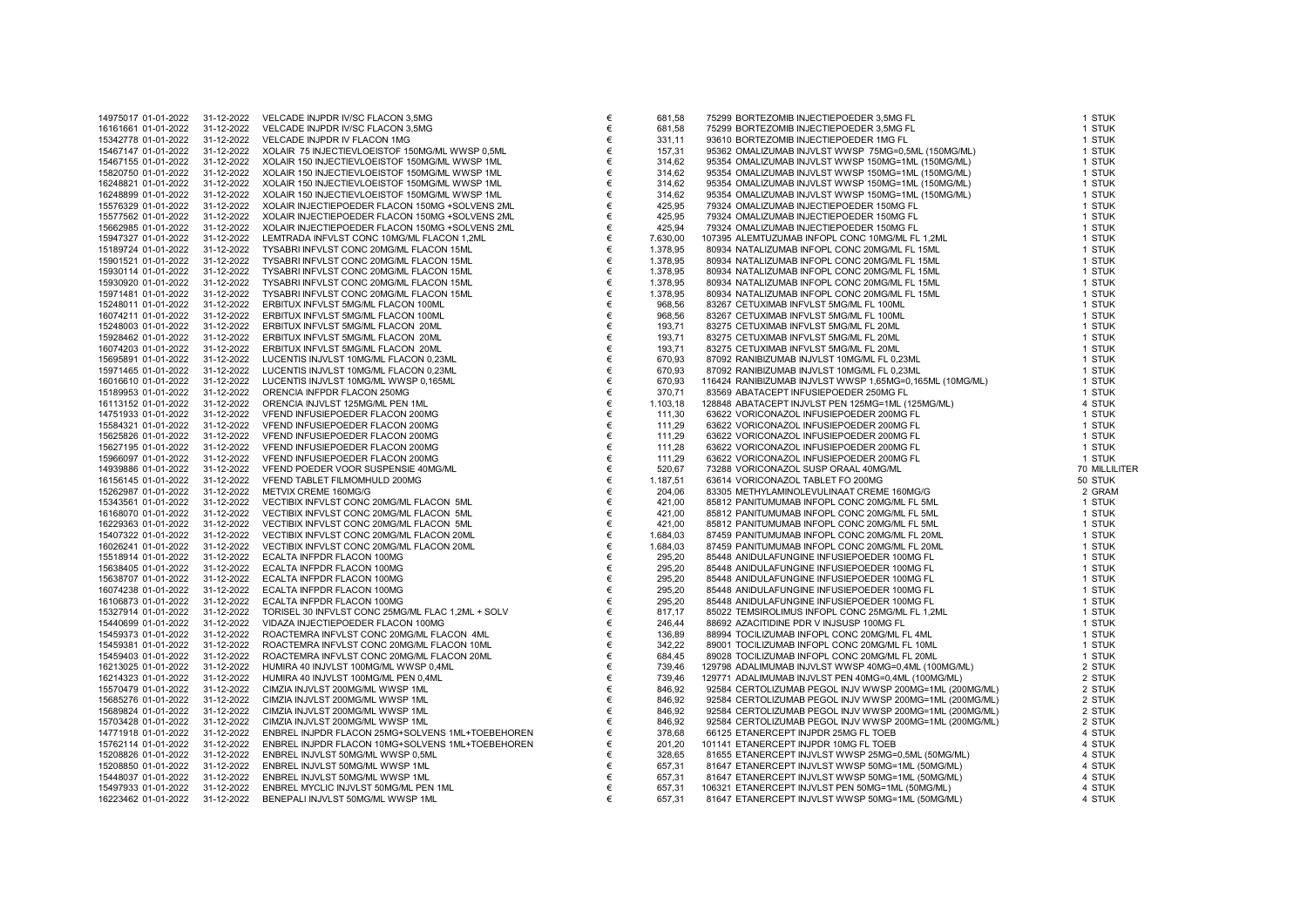| | | | | | | | |
|---|---|---|---|---|---|---|---|
| 14975017 01-01-2022 | 31-12-2022 | VELCADE INJPDR IV/SC FLACON 3,5MG | € | 681,58 | 75299 BORTEZOMIB INJECTIEPOEDER 3,5MG FL | 1 | STUK |
| 16161661 01-01-2022 | 31-12-2022 | VELCADE INJPDR IV/SC FLACON 3,5MG | € | 681,58 | 75299 BORTEZOMIB INJECTIEPOEDER 3,5MG FL | 1 | STUK |
| 15342778 01-01-2022 | 31-12-2022 | VELCADE INJPDR IV FLACON 1MG | € | 331,11 | 93610 BORTEZOMIB INJECTIEPOEDER 1MG FL | 1 | STUK |
| 15467147 01-01-2022 | 31-12-2022 | XOLAIR 75 INJECTIEVLOEISTOF 150MG/ML WWSP 0,5ML | € | 157,31 | 95362 OMALIZUMAB INJVLST WWSP 75MG=0,5ML (150MG/ML) | 1 | STUK |
| 15467155 01-01-2022 | 31-12-2022 | XOLAIR 150 INJECTIEVLOEISTOF 150MG/ML WWSP 1ML | € | 314,62 | 95354 OMALIZUMAB INJVLST WWSP 150MG=1ML (150MG/ML) | 1 | STUK |
| 15820750 01-01-2022 | 31-12-2022 | XOLAIR 150 INJECTIEVLOEISTOF 150MG/ML WWSP 1ML | € | 314,62 | 95354 OMALIZUMAB INJVLST WWSP 150MG=1ML (150MG/ML) | 1 | STUK |
| 16248821 01-01-2022 | 31-12-2022 | XOLAIR 150 INJECTIEVLOEISTOF 150MG/ML WWSP 1ML | € | 314,62 | 95354 OMALIZUMAB INJVLST WWSP 150MG=1ML (150MG/ML) | 1 | STUK |
| 16248899 01-01-2022 | 31-12-2022 | XOLAIR 150 INJECTIEVLOEISTOF 150MG/ML WWSP 1ML | € | 314,62 | 95354 OMALIZUMAB INJVLST WWSP 150MG=1ML (150MG/ML) | 1 | STUK |
| 15576329 01-01-2022 | 31-12-2022 | XOLAIR INJECTIEPOEDER FLACON 150MG +SOLVENS 2ML | € | 425,95 | 79324 OMALIZUMAB INJECTIEPOEDER 150MG FL | 1 | STUK |
| 15577562 01-01-2022 | 31-12-2022 | XOLAIR INJECTIEPOEDER FLACON 150MG +SOLVENS 2ML | € | 425,95 | 79324 OMALIZUMAB INJECTIEPOEDER 150MG FL | 1 | STUK |
| 15662985 01-01-2022 | 31-12-2022 | XOLAIR INJECTIEPOEDER FLACON 150MG +SOLVENS 2ML | € | 425,94 | 79324 OMALIZUMAB INJECTIEPOEDER 150MG FL | 1 | STUK |
| 15947327 01-01-2022 | 31-12-2022 | LEMTRADA INFVLST CONC 10MG/ML FLACON 1,2ML | € | 7.630,00 | 107395 ALEMTUZUMAB INFOPL CONC 10MG/ML FL 1,2ML | 1 | STUK |
| 15189724 01-01-2022 | 31-12-2022 | TYSABRI INFVLST CONC 20MG/ML FLACON 15ML | € | 1.378,95 | 80934 NATALIZUMAB INFOPL CONC 20MG/ML FL 15ML | 1 | STUK |
| 15901521 01-01-2022 | 31-12-2022 | TYSABRI INFVLST CONC 20MG/ML FLACON 15ML | € | 1.378,95 | 80934 NATALIZUMAB INFOPL CONC 20MG/ML FL 15ML | 1 | STUK |
| 15930114 01-01-2022 | 31-12-2022 | TYSABRI INFVLST CONC 20MG/ML FLACON 15ML | € | 1.378,95 | 80934 NATALIZUMAB INFOPL CONC 20MG/ML FL 15ML | 1 | STUK |
| 15930920 01-01-2022 | 31-12-2022 | TYSABRI INFVLST CONC 20MG/ML FLACON 15ML | € | 1.378,95 | 80934 NATALIZUMAB INFOPL CONC 20MG/ML FL 15ML | 1 | STUK |
| 15971481 01-01-2022 | 31-12-2022 | TYSABRI INFVLST CONC 20MG/ML FLACON 15ML | € | 1.378,95 | 80934 NATALIZUMAB INFOPL CONC 20MG/ML FL 15ML | 1 | STUK |
| 15248011 01-01-2022 | 31-12-2022 | ERBITUX INFVLST 5MG/ML FLACON 100ML | € | 968,56 | 83267 CETUXIMAB INFVLST 5MG/ML FL 100ML | 1 | STUK |
| 16074211 01-01-2022 | 31-12-2022 | ERBITUX INFVLST 5MG/ML FLACON 100ML | € | 968,56 | 83267 CETUXIMAB INFVLST 5MG/ML FL 100ML | 1 | STUK |
| 15248003 01-01-2022 | 31-12-2022 | ERBITUX INFVLST 5MG/ML FLACON 20ML | € | 193,71 | 83275 CETUXIMAB INFVLST 5MG/ML FL 20ML | 1 | STUK |
| 15928462 01-01-2022 | 31-12-2022 | ERBITUX INFVLST 5MG/ML FLACON 20ML | € | 193,71 | 83275 CETUXIMAB INFVLST 5MG/ML FL 20ML | 1 | STUK |
| 16074203 01-01-2022 | 31-12-2022 | ERBITUX INFVLST 5MG/ML FLACON 20ML | € | 193,71 | 83275 CETUXIMAB INFVLST 5MG/ML FL 20ML | 1 | STUK |
| 15695891 01-01-2022 | 31-12-2022 | LUCENTIS INJVLST 10MG/ML FLACON 0,23ML | € | 670,93 | 87092 RANIBIZUMAB INJVLST 10MG/ML FL 0,23ML | 1 | STUK |
| 15971465 01-01-2022 | 31-12-2022 | LUCENTIS INJVLST 10MG/ML FLACON 0,23ML | € | 670,93 | 87092 RANIBIZUMAB INJVLST 10MG/ML FL 0,23ML | 1 | STUK |
| 16016610 01-01-2022 | 31-12-2022 | LUCENTIS INJVLST 10MG/ML WWSP 0,165ML | € | 670,93 | 116424 RANIBIZUMAB INJVLST WWSP 1,65MG=0,165ML (10MG/ML) | 1 | STUK |
| 15189953 01-01-2022 | 31-12-2022 | ORENCIA INFPDR FLACON 250MG | € | 370,71 | 83569 ABATACEPT INFUSIEPOEDER 250MG FL | 1 | STUK |
| 16113152 01-01-2022 | 31-12-2022 | ORENCIA INJVLST 125MG/ML PEN 1ML | € | 1.103,18 | 128848 ABATACEPT INJVLST PEN 125MG=1ML (125MG/ML) | 4 | STUK |
| 14751933 01-01-2022 | 31-12-2022 | VFEND INFUSIEPOEDER FLACON 200MG | € | 111,30 | 63622 VORICONAZOL INFUSIEPOEDER 200MG FL | 1 | STUK |
| 15584321 01-01-2022 | 31-12-2022 | VFEND INFUSIEPOEDER FLACON 200MG | € | 111,29 | 63622 VORICONAZOL INFUSIEPOEDER 200MG FL | 1 | STUK |
| 15625826 01-01-2022 | 31-12-2022 | VFEND INFUSIEPOEDER FLACON 200MG | € | 111,29 | 63622 VORICONAZOL INFUSIEPOEDER 200MG FL | 1 | STUK |
| 15627195 01-01-2022 | 31-12-2022 | VFEND INFUSIEPOEDER FLACON 200MG | € | 111,28 | 63622 VORICONAZOL INFUSIEPOEDER 200MG FL | 1 | STUK |
| 15966097 01-01-2022 | 31-12-2022 | VFEND INFUSIEPOEDER FLACON 200MG | € | 111,29 | 63622 VORICONAZOL INFUSIEPOEDER 200MG FL | 1 | STUK |
| 14939886 01-01-2022 | 31-12-2022 | VFEND POEDER VOOR SUSPENSIE 40MG/ML | € | 520,67 | 73288 VORICONAZOL SUSP ORAAL 40MG/ML | 70 | MILLILITER |
| 16156145 01-01-2022 | 31-12-2022 | VFEND TABLET FILMOMHULD 200MG | € | 1.187,51 | 63614 VORICONAZOL TABLET FO 200MG | 50 | STUK |
| 15262987 01-01-2022 | 31-12-2022 | METVIX CREME 160MG/G | € | 204,06 | 83305 METHYLAMINOLEVULINAAT CREME 160MG/G | 2 | GRAM |
| 15343561 01-01-2022 | 31-12-2022 | VECTIBIX INFVLST CONC 20MG/ML FLACON 5ML | € | 421,00 | 85812 PANITUMUMAB INFOPL CONC 20MG/ML FL 5ML | 1 | STUK |
| 16168070 01-01-2022 | 31-12-2022 | VECTIBIX INFVLST CONC 20MG/ML FLACON 5ML | € | 421,00 | 85812 PANITUMUMAB INFOPL CONC 20MG/ML FL 5ML | 1 | STUK |
| 16229363 01-01-2022 | 31-12-2022 | VECTIBIX INFVLST CONC 20MG/ML FLACON 5ML | € | 421,00 | 85812 PANITUMUMAB INFOPL CONC 20MG/ML FL 5ML | 1 | STUK |
| 15407322 01-01-2022 | 31-12-2022 | VECTIBIX INFVLST CONC 20MG/ML FLACON 20ML | € | 1.684,03 | 87459 PANITUMUMAB INFOPL CONC 20MG/ML FL 20ML | 1 | STUK |
| 16026241 01-01-2022 | 31-12-2022 | VECTIBIX INFVLST CONC 20MG/ML FLACON 20ML | € | 1.684,03 | 87459 PANITUMUMAB INFOPL CONC 20MG/ML FL 20ML | 1 | STUK |
| 15518914 01-01-2022 | 31-12-2022 | ECALTA INFPDR FLACON 100MG | € | 295,20 | 85448 ANIDULAFUNGINE INFUSIEPOEDER 100MG FL | 1 | STUK |
| 15638405 01-01-2022 | 31-12-2022 | ECALTA INFPDR FLACON 100MG | € | 295,20 | 85448 ANIDULAFUNGINE INFUSIEPOEDER 100MG FL | 1 | STUK |
| 15638707 01-01-2022 | 31-12-2022 | ECALTA INFPDR FLACON 100MG | € | 295,20 | 85448 ANIDULAFUNGINE INFUSIEPOEDER 100MG FL | 1 | STUK |
| 16074238 01-01-2022 | 31-12-2022 | ECALTA INFPDR FLACON 100MG | € | 295,20 | 85448 ANIDULAFUNGINE INFUSIEPOEDER 100MG FL | 1 | STUK |
| 16106873 01-01-2022 | 31-12-2022 | ECALTA INFPDR FLACON 100MG | € | 295,20 | 85448 ANIDULAFUNGINE INFUSIEPOEDER 100MG FL | 1 | STUK |
| 15327914 01-01-2022 | 31-12-2022 | TORISEL 30 INFVLST CONC 25MG/ML FLAC 1,2ML + SOLV | € | 817,17 | 85022 TEMSIROLIMUS INFOPL CONC 25MG/ML FL 1,2ML | 1 | STUK |
| 15440699 01-01-2022 | 31-12-2022 | VIDAZA INJECTIEPOEDER FLACON 100MG | € | 246,44 | 88692 AZACITIDINE PDR V INJSUSP 100MG FL | 1 | STUK |
| 15459373 01-01-2022 | 31-12-2022 | ROACTEMRA INFVLST CONC 20MG/ML FLACON 4ML | € | 136,89 | 88994 TOCILIZUMAB INFOPL CONC 20MG/ML FL 4ML | 1 | STUK |
| 15459381 01-01-2022 | 31-12-2022 | ROACTEMRA INFVLST CONC 20MG/ML FLACON 10ML | € | 342,22 | 89001 TOCILIZUMAB INFOPL CONC 20MG/ML FL 10ML | 1 | STUK |
| 15459403 01-01-2022 | 31-12-2022 | ROACTEMRA INFVLST CONC 20MG/ML FLACON 20ML | € | 684,45 | 89028 TOCILIZUMAB INFOPL CONC 20MG/ML FL 20ML | 1 | STUK |
| 16213025 01-01-2022 | 31-12-2022 | HUMIRA 40 INJVLST 100MG/ML WWSP 0,4ML | € | 739,46 | 129798 ADALIMUMAB INJVLST WWSP 40MG=0,4ML (100MG/ML) | 2 | STUK |
| 16214323 01-01-2022 | 31-12-2022 | HUMIRA 40 INJVLST 100MG/ML PEN 0,4ML | € | 739,46 | 129771 ADALIMUMAB INJVLST PEN 40MG=0,4ML (100MG/ML) | 2 | STUK |
| 15570479 01-01-2022 | 31-12-2022 | CIMZIA INJVLST 200MG/ML WWSP 1ML | € | 846,92 | 92584 CERTOLIZUMAB PEGOL INJV WWSP 200MG=1ML (200MG/ML) | 2 | STUK |
| 15685276 01-01-2022 | 31-12-2022 | CIMZIA INJVLST 200MG/ML WWSP 1ML | € | 846,92 | 92584 CERTOLIZUMAB PEGOL INJV WWSP 200MG=1ML (200MG/ML) | 2 | STUK |
| 15689824 01-01-2022 | 31-12-2022 | CIMZIA INJVLST 200MG/ML WWSP 1ML | € | 846,92 | 92584 CERTOLIZUMAB PEGOL INJV WWSP 200MG=1ML (200MG/ML) | 2 | STUK |
| 15703428 01-01-2022 | 31-12-2022 | CIMZIA INJVLST 200MG/ML WWSP 1ML | € | 846,92 | 92584 CERTOLIZUMAB PEGOL INJV WWSP 200MG=1ML (200MG/ML) | 2 | STUK |
| 14771918 01-01-2022 | 31-12-2022 | ENBREL INJPDR FLACON 25MG+SOLVENS 1ML+TOEBEHOREN | € | 378,68 | 66125 ETANERCEPT INJPDR 25MG FL TOEB | 4 | STUK |
| 15762114 01-01-2022 | 31-12-2022 | ENBREL INJPDR FLACON 10MG+SOLVENS 1ML+TOEBEHOREN | € | 201,20 | 101141 ETANERCEPT INJPDR 10MG FL TOEB | 4 | STUK |
| 15208826 01-01-2022 | 31-12-2022 | ENBREL INJVLST 50MG/ML WWSP 0,5ML | € | 328,65 | 81655 ETANERCEPT INJVLST WWSP 25MG=0,5ML (50MG/ML) | 4 | STUK |
| 15208850 01-01-2022 | 31-12-2022 | ENBREL INJVLST 50MG/ML WWSP 1ML | € | 657,31 | 81647 ETANERCEPT INJVLST WWSP 50MG=1ML (50MG/ML) | 4 | STUK |
| 15448037 01-01-2022 | 31-12-2022 | ENBREL INJVLST 50MG/ML WWSP 1ML | € | 657,31 | 81647 ETANERCEPT INJVLST WWSP 50MG=1ML (50MG/ML) | 4 | STUK |
| 15497933 01-01-2022 | 31-12-2022 | ENBREL MYCLIC INJVLST 50MG/ML PEN 1ML | € | 657,31 | 106321 ETANERCEPT INJVLST PEN 50MG=1ML (50MG/ML) | 4 | STUK |
| 16223462 01-01-2022 | 31-12-2022 | BENEPALI INJVLST 50MG/ML WWSP 1ML | € | 657,31 | 81647 ETANERCEPT INJVLST WWSP 50MG=1ML (50MG/ML) | 4 | STUK |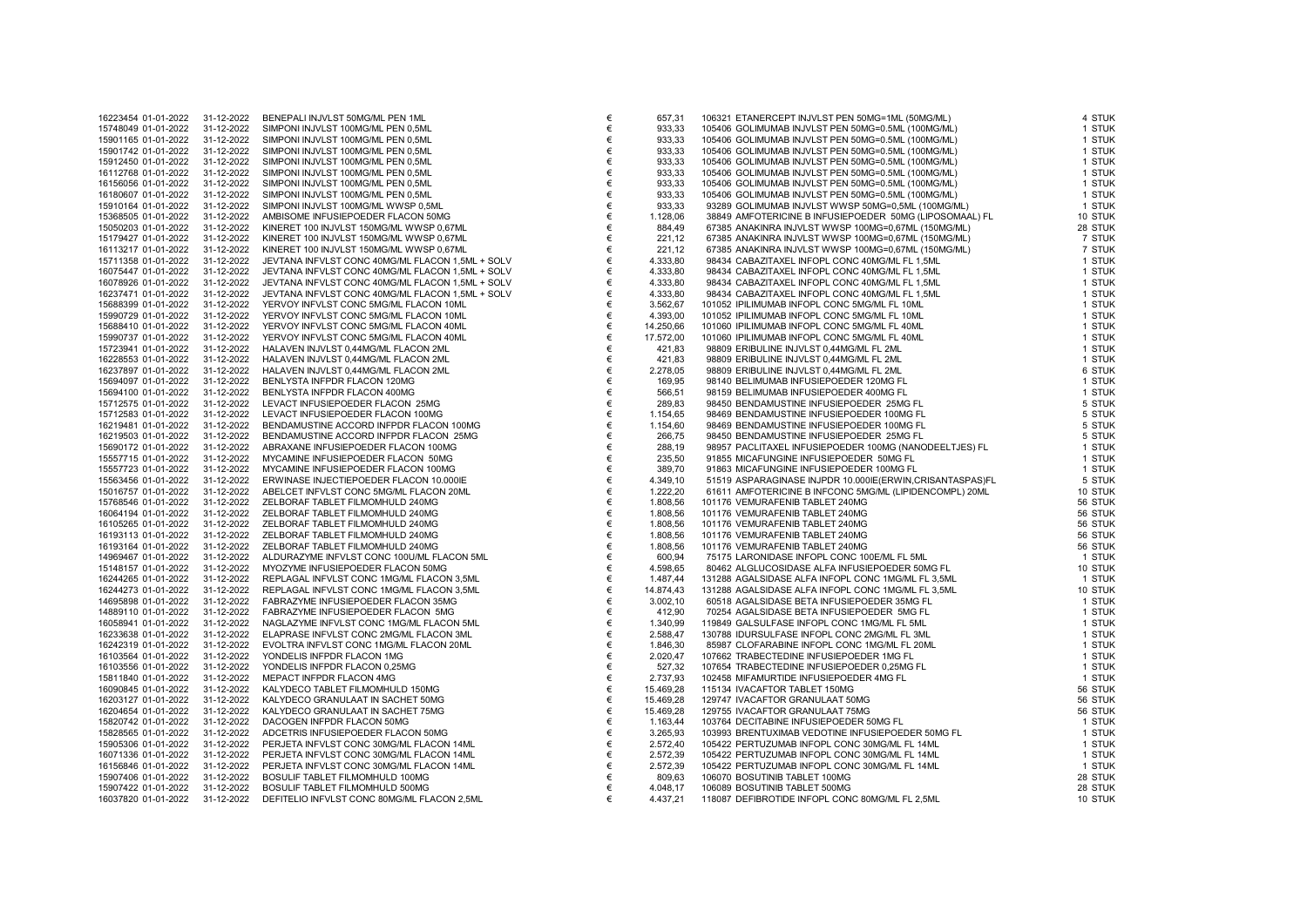| | | | | | | | |
|---|---|---|---|---|---|---|---|
| 16223454 | 01-01-2022 | 31-12-2022 | BENEPALI INJVLST 50MG/ML PEN 1ML | € | 657,31 | 106321 ETANERCEPT INJVLST PEN 50MG=1ML (50MG/ML) | 4 STUK |
| 15748049 | 01-01-2022 | 31-12-2022 | SIMPONI INJVLST 100MG/ML PEN 0,5ML | € | 933,33 | 105406 GOLIMUMAB INJVLST PEN 50MG=0.5ML (100MG/ML) | 1 STUK |
| 15901165 | 01-01-2022 | 31-12-2022 | SIMPONI INJVLST 100MG/ML PEN 0,5ML | € | 933,33 | 105406 GOLIMUMAB INJVLST PEN 50MG=0.5ML (100MG/ML) | 1 STUK |
| 15901742 | 01-01-2022 | 31-12-2022 | SIMPONI INJVLST 100MG/ML PEN 0,5ML | € | 933,33 | 105406 GOLIMUMAB INJVLST PEN 50MG=0.5ML (100MG/ML) | 1 STUK |
| 15912450 | 01-01-2022 | 31-12-2022 | SIMPONI INJVLST 100MG/ML PEN 0,5ML | € | 933,33 | 105406 GOLIMUMAB INJVLST PEN 50MG=0.5ML (100MG/ML) | 1 STUK |
| 16112768 | 01-01-2022 | 31-12-2022 | SIMPONI INJVLST 100MG/ML PEN 0,5ML | € | 933,33 | 105406 GOLIMUMAB INJVLST PEN 50MG=0.5ML (100MG/ML) | 1 STUK |
| 16156056 | 01-01-2022 | 31-12-2022 | SIMPONI INJVLST 100MG/ML PEN 0,5ML | € | 933,33 | 105406 GOLIMUMAB INJVLST PEN 50MG=0.5ML (100MG/ML) | 1 STUK |
| 16180607 | 01-01-2022 | 31-12-2022 | SIMPONI INJVLST 100MG/ML PEN 0,5ML | € | 933,33 | 105406 GOLIMUMAB INJVLST PEN 50MG=0.5ML (100MG/ML) | 1 STUK |
| 15910164 | 01-01-2022 | 31-12-2022 | SIMPONI INJVLST 100MG/ML WWSP 0,5ML | € | 933,33 | 93289 GOLIMUMAB INJVLST WWSP 50MG=0,5ML (100MG/ML) | 1 STUK |
| 15368505 | 01-01-2022 | 31-12-2022 | AMBISOME INFUSIEPOEDER FLACON 50MG | € | 1.128,06 | 38849 AMFOTERICINE B INFUSIEPOEDER 50MG (LIPOSOMAAL) FL | 10 STUK |
| 15050203 | 01-01-2022 | 31-12-2022 | KINERET 100 INJVLST 150MG/ML WWSP 0,67ML | € | 884,49 | 67385 ANAKINRA INJVLST WWSP 100MG=0,67ML (150MG/ML) | 28 STUK |
| 15179427 | 01-01-2022 | 31-12-2022 | KINERET 100 INJVLST 150MG/ML WWSP 0,67ML | € | 221,12 | 67385 ANAKINRA INJVLST WWSP 100MG=0,67ML (150MG/ML) | 7 STUK |
| 16113217 | 01-01-2022 | 31-12-2022 | KINERET 100 INJVLST 150MG/ML WWSP 0,67ML | € | 221,12 | 67385 ANAKINRA INJVLST WWSP 100MG=0,67ML (150MG/ML) | 7 STUK |
| 15711358 | 01-01-2022 | 31-12-2022 | JEVTANA INFVLST CONC 40MG/ML FLACON 1,5ML + SOLV | € | 4.333,80 | 98434 CABAZITAXEL INFOPL CONC 40MG/ML FL 1,5ML | 1 STUK |
| 16075447 | 01-01-2022 | 31-12-2022 | JEVTANA INFVLST CONC 40MG/ML FLACON 1,5ML + SOLV | € | 4.333,80 | 98434 CABAZITAXEL INFOPL CONC 40MG/ML FL 1,5ML | 1 STUK |
| 16078926 | 01-01-2022 | 31-12-2022 | JEVTANA INFVLST CONC 40MG/ML FLACON 1,5ML + SOLV | € | 4.333,80 | 98434 CABAZITAXEL INFOPL CONC 40MG/ML FL 1,5ML | 1 STUK |
| 16237471 | 01-01-2022 | 31-12-2022 | JEVTANA INFVLST CONC 40MG/ML FLACON 1,5ML + SOLV | € | 4.333,80 | 98434 CABAZITAXEL INFOPL CONC 40MG/ML FL 1,5ML | 1 STUK |
| 15688399 | 01-01-2022 | 31-12-2022 | YERVOY INFVLST CONC 5MG/ML FLACON 10ML | € | 3.562,67 | 101052 IPILIMUMAB INFOPL CONC 5MG/ML FL 10ML | 1 STUK |
| 15990729 | 01-01-2022 | 31-12-2022 | YERVOY INFVLST CONC 5MG/ML FLACON 10ML | € | 4.393,00 | 101052 IPILIMUMAB INFOPL CONC 5MG/ML FL 10ML | 1 STUK |
| 15688410 | 01-01-2022 | 31-12-2022 | YERVOY INFVLST CONC 5MG/ML FLACON 40ML | € | 14.250,66 | 101060 IPILIMUMAB INFOPL CONC 5MG/ML FL 40ML | 1 STUK |
| 15990737 | 01-01-2022 | 31-12-2022 | YERVOY INFVLST CONC 5MG/ML FLACON 40ML | € | 17.572,00 | 101060 IPILIMUMAB INFOPL CONC 5MG/ML FL 40ML | 1 STUK |
| 15723941 | 01-01-2022 | 31-12-2022 | HALAVEN INJVLST 0,44MG/ML FLACON 2ML | € | 421,83 | 98809 ERIBULINE INJVLST 0,44MG/ML FL 2ML | 1 STUK |
| 16228553 | 01-01-2022 | 31-12-2022 | HALAVEN INJVLST 0,44MG/ML FLACON 2ML | € | 421,83 | 98809 ERIBULINE INJVLST 0,44MG/ML FL 2ML | 1 STUK |
| 16237897 | 01-01-2022 | 31-12-2022 | HALAVEN INJVLST 0,44MG/ML FLACON 2ML | € | 2.278,05 | 98809 ERIBULINE INJVLST 0,44MG/ML FL 2ML | 6 STUK |
| 15694097 | 01-01-2022 | 31-12-2022 | BENLYSTA INFPDR FLACON 120MG | € | 169,95 | 98140 BELIMUMAB INFUSIEPOEDER 120MG FL | 1 STUK |
| 15694100 | 01-01-2022 | 31-12-2022 | BENLYSTA INFPDR FLACON 400MG | € | 566,51 | 98159 BELIMUMAB INFUSIEPOEDER 400MG FL | 1 STUK |
| 15712575 | 01-01-2022 | 31-12-2022 | LEVACT INFUSIEPOEDER FLACON 25MG | € | 289,83 | 98450 BENDAMUSTINE INFUSIEPOEDER 25MG FL | 5 STUK |
| 15712583 | 01-01-2022 | 31-12-2022 | LEVACT INFUSIEPOEDER FLACON 100MG | € | 1.154,65 | 98469 BENDAMUSTINE INFUSIEPOEDER 100MG FL | 5 STUK |
| 16219481 | 01-01-2022 | 31-12-2022 | BENDAMUSTINE ACCORD INFPDR FLACON 100MG | € | 1.154,60 | 98469 BENDAMUSTINE INFUSIEPOEDER 100MG FL | 5 STUK |
| 16219503 | 01-01-2022 | 31-12-2022 | BENDAMUSTINE ACCORD INFPDR FLACON 25MG | € | 266,75 | 98450 BENDAMUSTINE INFUSIEPOEDER 25MG FL | 5 STUK |
| 15690172 | 01-01-2022 | 31-12-2022 | ABRAXANE INFUSIEPOEDER FLACON 100MG | € | 288,19 | 98957 PACLITAXEL INFUSIEPOEDER 100MG (NANODEELTJES) FL | 1 STUK |
| 15557715 | 01-01-2022 | 31-12-2022 | MYCAMINE INFUSIEPOEDER FLACON 50MG | € | 235,50 | 91855 MICAFUNGINE INFUSIEPOEDER 50MG FL | 1 STUK |
| 15557723 | 01-01-2022 | 31-12-2022 | MYCAMINE INFUSIEPOEDER FLACON 100MG | € | 389,70 | 91863 MICAFUNGINE INFUSIEPOEDER 100MG FL | 1 STUK |
| 15563456 | 01-01-2022 | 31-12-2022 | ERWINASE INJECTIEPOEDER FLACON 10.000IE | € | 4.349,10 | 51519 ASPARAGINASE INJPDR 10.000IE(ERWIN,CRISANTASPAS)FL | 5 STUK |
| 15016757 | 01-01-2022 | 31-12-2022 | ABELCET INFVLST CONC 5MG/ML FLACON 20ML | € | 1.222,20 | 61611 AMFOTERICINE B INFCONC 5MG/ML (LIPIDENCOMPL) 20ML | 10 STUK |
| 15768546 | 01-01-2022 | 31-12-2022 | ZELBORAF TABLET FILMOMHULD 240MG | € | 1.808,56 | 101176 VEMURAFENIB TABLET 240MG | 56 STUK |
| 16064194 | 01-01-2022 | 31-12-2022 | ZELBORAF TABLET FILMOMHULD 240MG | € | 1.808,56 | 101176 VEMURAFENIB TABLET 240MG | 56 STUK |
| 16105265 | 01-01-2022 | 31-12-2022 | ZELBORAF TABLET FILMOMHULD 240MG | € | 1.808,56 | 101176 VEMURAFENIB TABLET 240MG | 56 STUK |
| 16193113 | 01-01-2022 | 31-12-2022 | ZELBORAF TABLET FILMOMHULD 240MG | € | 1.808,56 | 101176 VEMURAFENIB TABLET 240MG | 56 STUK |
| 16193164 | 01-01-2022 | 31-12-2022 | ZELBORAF TABLET FILMOMHULD 240MG | € | 1.808,56 | 101176 VEMURAFENIB TABLET 240MG | 56 STUK |
| 14969467 | 01-01-2022 | 31-12-2022 | ALDURAZYME INFVLST CONC 100U/ML FLACON 5ML | € | 600,94 | 75175 LARONIDASE INFOPL CONC 100E/ML FL 5ML | 1 STUK |
| 15148157 | 01-01-2022 | 31-12-2022 | MYOZYME INFUSIEPOEDER FLACON 50MG | € | 4.598,65 | 80462 ALGLUCOSIDASE ALFA INFUSIEPOEDER 50MG FL | 10 STUK |
| 16244265 | 01-01-2022 | 31-12-2022 | REPLAGAL INFVLST CONC 1MG/ML FLACON 3,5ML | € | 1.487,44 | 131288 AGALSIDASE ALFA INFOPL CONC 1MG/ML FL 3,5ML | 1 STUK |
| 16244273 | 01-01-2022 | 31-12-2022 | REPLAGAL INFVLST CONC 1MG/ML FLACON 3,5ML | € | 14.874,43 | 131288 AGALSIDASE ALFA INFOPL CONC 1MG/ML FL 3,5ML | 10 STUK |
| 14695898 | 01-01-2022 | 31-12-2022 | FABRAZYME INFUSIEPOEDER FLACON 35MG | € | 3.002,10 | 60518 AGALSIDASE BETA INFUSIEPOEDER 35MG FL | 1 STUK |
| 14889110 | 01-01-2022 | 31-12-2022 | FABRAZYME INFUSIEPOEDER FLACON 5MG | € | 412,90 | 70254 AGALSIDASE BETA INFUSIEPOEDER 5MG FL | 1 STUK |
| 16058941 | 01-01-2022 | 31-12-2022 | NAGLAZYME INFVLST CONC 1MG/ML FLACON 5ML | € | 1.340,99 | 119849 GALSULFASE INFOPL CONC 1MG/ML FL 5ML | 1 STUK |
| 16233638 | 01-01-2022 | 31-12-2022 | ELAPRASE INFVLST CONC 2MG/ML FLACON 3ML | € | 2.588,47 | 130788 IDURSULFASE INFOPL CONC 2MG/ML FL 3ML | 1 STUK |
| 16242319 | 01-01-2022 | 31-12-2022 | EVOLTRA INFVLST CONC 1MG/ML FLACON 20ML | € | 1.846,30 | 85987 CLOFARABINE INFOPL CONC 1MG/ML FL 20ML | 1 STUK |
| 16103564 | 01-01-2022 | 31-12-2022 | YONDELIS INFPDR FLACON 1MG | € | 2.020,47 | 107662 TRABECTEDINE INFUSIEPOEDER 1MG FL | 1 STUK |
| 16103556 | 01-01-2022 | 31-12-2022 | YONDELIS INFPDR FLACON 0,25MG | € | 527,32 | 107654 TRABECTEDINE INFUSIEPOEDER 0,25MG FL | 1 STUK |
| 15811840 | 01-01-2022 | 31-12-2022 | MEPACT INFPDR FLACON 4MG | € | 2.737,93 | 102458 MIFAMURTIDE INFUSIEPOEDER 4MG FL | 1 STUK |
| 16090845 | 01-01-2022 | 31-12-2022 | KALYDECO TABLET FILMOMHULD 150MG | € | 15.469,28 | 115134 IVACAFTOR TABLET 150MG | 56 STUK |
| 16203127 | 01-01-2022 | 31-12-2022 | KALYDECO GRANULAAT IN SACHET 50MG | € | 15.469,28 | 129747 IVACAFTOR GRANULAAT 50MG | 56 STUK |
| 16204654 | 01-01-2022 | 31-12-2022 | KALYDECO GRANULAAT IN SACHET 75MG | € | 15.469,28 | 129755 IVACAFTOR GRANULAAT 75MG | 56 STUK |
| 15820742 | 01-01-2022 | 31-12-2022 | DACOGEN INFPDR FLACON 50MG | € | 1.163,44 | 103764 DECITABINE INFUSIEPOEDER 50MG FL | 1 STUK |
| 15828565 | 01-01-2022 | 31-12-2022 | ADCETRIS INFUSIEPOEDER FLACON 50MG | € | 3.265,93 | 103993 BRENTUXIMAB VEDOTINE INFUSIEPOEDER 50MG FL | 1 STUK |
| 15905306 | 01-01-2022 | 31-12-2022 | PERJETA INFVLST CONC 30MG/ML FLACON 14ML | € | 2.572,40 | 105422 PERTUZUMAB INFOPL CONC 30MG/ML FL 14ML | 1 STUK |
| 16071336 | 01-01-2022 | 31-12-2022 | PERJETA INFVLST CONC 30MG/ML FLACON 14ML | € | 2.572,39 | 105422 PERTUZUMAB INFOPL CONC 30MG/ML FL 14ML | 1 STUK |
| 16156846 | 01-01-2022 | 31-12-2022 | PERJETA INFVLST CONC 30MG/ML FLACON 14ML | € | 2.572,39 | 105422 PERTUZUMAB INFOPL CONC 30MG/ML FL 14ML | 1 STUK |
| 15907406 | 01-01-2022 | 31-12-2022 | BOSULIF TABLET FILMOMHULD 100MG | € | 809,63 | 106070 BOSUTINIB TABLET 100MG | 28 STUK |
| 15907422 | 01-01-2022 | 31-12-2022 | BOSULIF TABLET FILMOMHULD 500MG | € | 4.048,17 | 106089 BOSUTINIB TABLET 500MG | 28 STUK |
| 16037820 | 01-01-2022 | 31-12-2022 | DEFITELIO INFVLST CONC 80MG/ML FLACON 2,5ML | € | 4.437,21 | 118087 DEFIBROTIDE INFOPL CONC 80MG/ML FL 2,5ML | 10 STUK |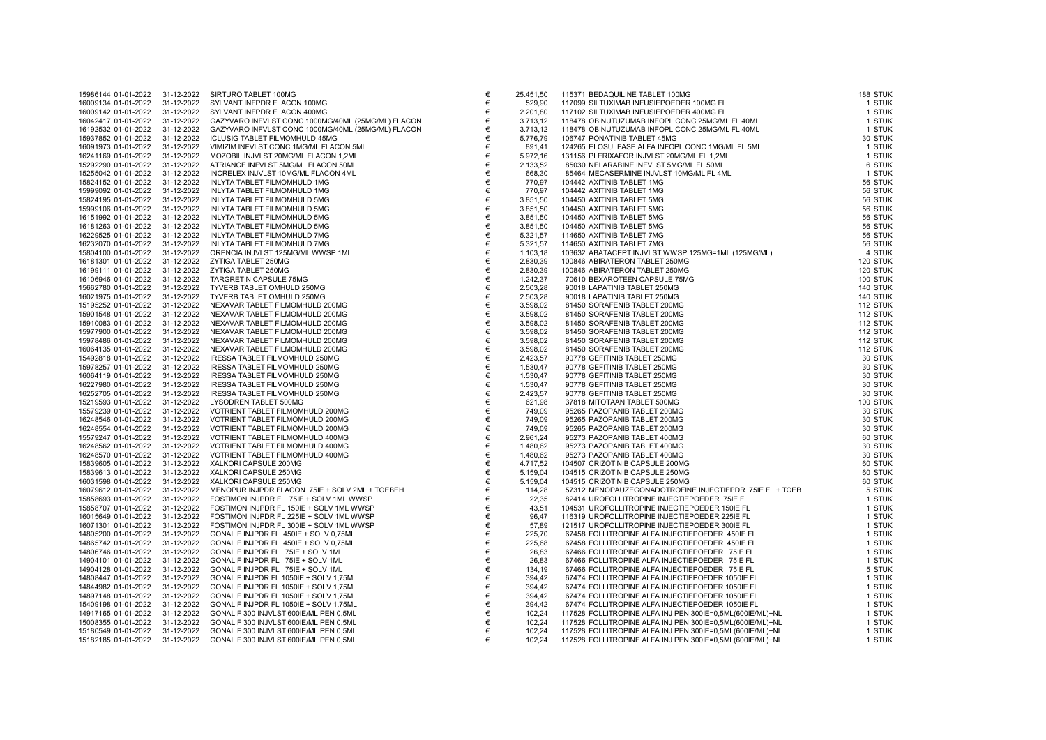| | | | | | | | |
|---|---|---|---|---|---|---|---|
| 15986144 01-01-2022 | 31-12-2022 | SIRTURO TABLET 100MG | € | 25.451,50 | 115371 BEDAQUILINE TABLET 100MG | 188 | STUK |
| 16009134 01-01-2022 | 31-12-2022 | SYLVANT INFPDR FLACON 100MG | € | 529,90 | 117099 SILTUXIMAB INFUSIEPOEDER 100MG FL | 1 | STUK |
| 16009142 01-01-2022 | 31-12-2022 | SYLVANT INFPDR FLACON 400MG | € | 2.201,80 | 117102 SILTUXIMAB INFUSIEPOEDER 400MG FL | 1 | STUK |
| 16042417 01-01-2022 | 31-12-2022 | GAZYVARO INFVLST CONC 1000MG/40ML (25MG/ML) FLACON | € | 3.713,12 | 118478 OBINUTUZUMAB INFOPL CONC 25MG/ML FL 40ML | 1 | STUK |
| 16192532 01-01-2022 | 31-12-2022 | GAZYVARO INFVLST CONC 1000MG/40ML (25MG/ML) FLACON | € | 3.713,12 | 118478 OBINUTUZUMAB INFOPL CONC 25MG/ML FL 40ML | 1 | STUK |
| 15937852 01-01-2022 | 31-12-2022 | ICLUSIG TABLET FILMOMHULD 45MG | € | 5.776,79 | 106747 PONATINIB TABLET 45MG | 30 | STUK |
| 16091973 01-01-2022 | 31-12-2022 | VIMIZIM INFVLST CONC 1MG/ML FLACON 5ML | € | 891,41 | 124265 ELOSULFASE ALFA INFOPL CONC 1MG/ML FL 5ML | 1 | STUK |
| 16241169 01-01-2022 | 31-12-2022 | MOZOBIL INJVLST 20MG/ML FLACON 1,2ML | € | 5.972,16 | 131156 PLERIXAFOR INJVLST 20MG/ML FL 1,2ML | 1 | STUK |
| 15292290 01-01-2022 | 31-12-2022 | ATRIANCE INFVLST 5MG/ML FLACON 50ML | € | 2.133,52 | 85030 NELARABINE INFVLST 5MG/ML FL 50ML | 6 | STUK |
| 15255042 01-01-2022 | 31-12-2022 | INCRELEX INJVLST 10MG/ML FLACON 4ML | € | 668,30 | 85464 MECASERMINE INJVLST 10MG/ML FL 4ML | 1 | STUK |
| 15824152 01-01-2022 | 31-12-2022 | INLYTA TABLET FILMOMHULD 1MG | € | 770,97 | 104442 AXITINIB TABLET 1MG | 56 | STUK |
| 15999092 01-01-2022 | 31-12-2022 | INLYTA TABLET FILMOMHULD 1MG | € | 770,97 | 104442 AXITINIB TABLET 1MG | 56 | STUK |
| 15824195 01-01-2022 | 31-12-2022 | INLYTA TABLET FILMOMHULD 5MG | € | 3.851,50 | 104450 AXITINIB TABLET 5MG | 56 | STUK |
| 15999106 01-01-2022 | 31-12-2022 | INLYTA TABLET FILMOMHULD 5MG | € | 3.851,50 | 104450 AXITINIB TABLET 5MG | 56 | STUK |
| 16151992 01-01-2022 | 31-12-2022 | INLYTA TABLET FILMOMHULD 5MG | € | 3.851,50 | 104450 AXITINIB TABLET 5MG | 56 | STUK |
| 16181263 01-01-2022 | 31-12-2022 | INLYTA TABLET FILMOMHULD 5MG | € | 3.851,50 | 104450 AXITINIB TABLET 5MG | 56 | STUK |
| 16229525 01-01-2022 | 31-12-2022 | INLYTA TABLET FILMOMHULD 7MG | € | 5.321,57 | 114650 AXITINIB TABLET 7MG | 56 | STUK |
| 16232070 01-01-2022 | 31-12-2022 | INLYTA TABLET FILMOMHULD 7MG | € | 5.321,57 | 114650 AXITINIB TABLET 7MG | 56 | STUK |
| 15804100 01-01-2022 | 31-12-2022 | ORENCIA INJVLST 125MG/ML WWSP 1ML | € | 1.103,18 | 103632 ABATACEPT INJVLST WWSP 125MG=1ML (125MG/ML) | 4 | STUK |
| 16181301 01-01-2022 | 31-12-2022 | ZYTIGA TABLET 250MG | € | 2.830,39 | 100846 ABIRATERON TABLET 250MG | 120 | STUK |
| 16199111 01-01-2022 | 31-12-2022 | ZYTIGA TABLET 250MG | € | 2.830,39 | 100846 ABIRATERON TABLET 250MG | 120 | STUK |
| 16106946 01-01-2022 | 31-12-2022 | TARGRETIN CAPSULE 75MG | € | 1.242,37 | 70610 BEXAROTEEN CAPSULE 75MG | 100 | STUK |
| 15662780 01-01-2022 | 31-12-2022 | TYVERB TABLET OMHULD 250MG | € | 2.503,28 | 90018 LAPATINIB TABLET 250MG | 140 | STUK |
| 16021975 01-01-2022 | 31-12-2022 | TYVERB TABLET OMHULD 250MG | € | 2.503,28 | 90018 LAPATINIB TABLET 250MG | 140 | STUK |
| 15195252 01-01-2022 | 31-12-2022 | NEXAVAR TABLET FILMOMHULD 200MG | € | 3.598,02 | 81450 SORAFENIB TABLET 200MG | 112 | STUK |
| 15901548 01-01-2022 | 31-12-2022 | NEXAVAR TABLET FILMOMHULD 200MG | € | 3.598,02 | 81450 SORAFENIB TABLET 200MG | 112 | STUK |
| 15910083 01-01-2022 | 31-12-2022 | NEXAVAR TABLET FILMOMHULD 200MG | € | 3.598,02 | 81450 SORAFENIB TABLET 200MG | 112 | STUK |
| 15977900 01-01-2022 | 31-12-2022 | NEXAVAR TABLET FILMOMHULD 200MG | € | 3.598,02 | 81450 SORAFENIB TABLET 200MG | 112 | STUK |
| 15978486 01-01-2022 | 31-12-2022 | NEXAVAR TABLET FILMOMHULD 200MG | € | 3.598,02 | 81450 SORAFENIB TABLET 200MG | 112 | STUK |
| 16064135 01-01-2022 | 31-12-2022 | NEXAVAR TABLET FILMOMHULD 200MG | € | 3.598,02 | 81450 SORAFENIB TABLET 200MG | 112 | STUK |
| 15492818 01-01-2022 | 31-12-2022 | IRESSA TABLET FILMOMHULD 250MG | € | 2.423,57 | 90778 GEFITINIB TABLET 250MG | 30 | STUK |
| 15978257 01-01-2022 | 31-12-2022 | IRESSA TABLET FILMOMHULD 250MG | € | 1.530,47 | 90778 GEFITINIB TABLET 250MG | 30 | STUK |
| 16064119 01-01-2022 | 31-12-2022 | IRESSA TABLET FILMOMHULD 250MG | € | 1.530,47 | 90778 GEFITINIB TABLET 250MG | 30 | STUK |
| 16227980 01-01-2022 | 31-12-2022 | IRESSA TABLET FILMOMHULD 250MG | € | 1.530,47 | 90778 GEFITINIB TABLET 250MG | 30 | STUK |
| 16252705 01-01-2022 | 31-12-2022 | IRESSA TABLET FILMOMHULD 250MG | € | 2.423,57 | 90778 GEFITINIB TABLET 250MG | 30 | STUK |
| 15219593 01-01-2022 | 31-12-2022 | LYSODREN TABLET 500MG | € | 621,98 | 37818 MITOTAAN TABLET 500MG | 100 | STUK |
| 15579239 01-01-2022 | 31-12-2022 | VOTRIENT TABLET FILMOMHULD 200MG | € | 749,09 | 95265 PAZOPANIB TABLET 200MG | 30 | STUK |
| 16248546 01-01-2022 | 31-12-2022 | VOTRIENT TABLET FILMOMHULD 200MG | € | 749,09 | 95265 PAZOPANIB TABLET 200MG | 30 | STUK |
| 16248554 01-01-2022 | 31-12-2022 | VOTRIENT TABLET FILMOMHULD 200MG | € | 749,09 | 95265 PAZOPANIB TABLET 200MG | 30 | STUK |
| 15579247 01-01-2022 | 31-12-2022 | VOTRIENT TABLET FILMOMHULD 400MG | € | 2.961,24 | 95273 PAZOPANIB TABLET 400MG | 60 | STUK |
| 16248562 01-01-2022 | 31-12-2022 | VOTRIENT TABLET FILMOMHULD 400MG | € | 1.480,62 | 95273 PAZOPANIB TABLET 400MG | 30 | STUK |
| 16248570 01-01-2022 | 31-12-2022 | VOTRIENT TABLET FILMOMHULD 400MG | € | 1.480,62 | 95273 PAZOPANIB TABLET 400MG | 30 | STUK |
| 15839605 01-01-2022 | 31-12-2022 | XALKORI CAPSULE 200MG | € | 4.717,52 | 104507 CRIZOTINIB CAPSULE 200MG | 60 | STUK |
| 15839613 01-01-2022 | 31-12-2022 | XALKORI CAPSULE 250MG | € | 5.159,04 | 104515 CRIZOTINIB CAPSULE 250MG | 60 | STUK |
| 16031598 01-01-2022 | 31-12-2022 | XALKORI CAPSULE 250MG | € | 5.159,04 | 104515 CRIZOTINIB CAPSULE 250MG | 60 | STUK |
| 16079612 01-01-2022 | 31-12-2022 | MENOPUR INJPDR FLACON 75IE + SOLV 2ML + TOEBEH | € | 114,28 | 57312 MENOPAUZEGONADOTROFINE INJECTIEPDR 75IE FL + TOEB | 5 | STUK |
| 15858693 01-01-2022 | 31-12-2022 | FOSTIMON INJPDR FL 75IE + SOLV 1ML WWSP | € | 22,35 | 82414 UROFOLLITROPINE INJECTIEPOEDER 75IE FL | 1 | STUK |
| 15858707 01-01-2022 | 31-12-2022 | FOSTIMON INJPDR FL 150IE + SOLV 1ML WWSP | € | 43,51 | 104531 UROFOLLITROPINE INJECTIEPOEDER 150IE FL | 1 | STUK |
| 16015649 01-01-2022 | 31-12-2022 | FOSTIMON INJPDR FL 225IE + SOLV 1ML WWSP | € | 96,47 | 116319 UROFOLLITROPINE INJECTIEPOEDER 225IE FL | 1 | STUK |
| 16071301 01-01-2022 | 31-12-2022 | FOSTIMON INJPDR FL 300IE + SOLV 1ML WWSP | € | 57,89 | 121517 UROFOLLITROPINE INJECTIEPOEDER 300IE FL | 1 | STUK |
| 14805200 01-01-2022 | 31-12-2022 | GONAL F INJPDR FL 450IE + SOLV 0,75ML | € | 225,70 | 67458 FOLLITROPINE ALFA INJECTIEPOEDER 450IE FL | 1 | STUK |
| 14865742 01-01-2022 | 31-12-2022 | GONAL F INJPDR FL 450IE + SOLV 0,75ML | € | 225,68 | 67458 FOLLITROPINE ALFA INJECTIEPOEDER 450IE FL | 1 | STUK |
| 14806746 01-01-2022 | 31-12-2022 | GONAL F INJPDR FL 75IE + SOLV 1ML | € | 26,83 | 67466 FOLLITROPINE ALFA INJECTIEPOEDER 75IE FL | 1 | STUK |
| 14904101 01-01-2022 | 31-12-2022 | GONAL F INJPDR FL 75IE + SOLV 1ML | € | 26,83 | 67466 FOLLITROPINE ALFA INJECTIEPOEDER 75IE FL | 1 | STUK |
| 14904128 01-01-2022 | 31-12-2022 | GONAL F INJPDR FL 75IE + SOLV 1ML | € | 134,19 | 67466 FOLLITROPINE ALFA INJECTIEPOEDER 75IE FL | 5 | STUK |
| 14808447 01-01-2022 | 31-12-2022 | GONAL F INJPDR FL 1050IE + SOLV 1,75ML | € | 394,42 | 67474 FOLLITROPINE ALFA INJECTIEPOEDER 1050IE FL | 1 | STUK |
| 14844982 01-01-2022 | 31-12-2022 | GONAL F INJPDR FL 1050IE + SOLV 1,75ML | € | 394,42 | 67474 FOLLITROPINE ALFA INJECTIEPOEDER 1050IE FL | 1 | STUK |
| 14897148 01-01-2022 | 31-12-2022 | GONAL F INJPDR FL 1050IE + SOLV 1,75ML | € | 394,42 | 67474 FOLLITROPINE ALFA INJECTIEPOEDER 1050IE FL | 1 | STUK |
| 15409198 01-01-2022 | 31-12-2022 | GONAL F INJPDR FL 1050IE + SOLV 1,75ML | € | 394,42 | 67474 FOLLITROPINE ALFA INJECTIEPOEDER 1050IE FL | 1 | STUK |
| 14917165 01-01-2022 | 31-12-2022 | GONAL F 300 INJVLST 600IE/ML PEN 0,5ML | € | 102,24 | 117528 FOLLITROPINE ALFA INJ PEN 300IE=0,5ML(600IE/ML)+NL | 1 | STUK |
| 15008355 01-01-2022 | 31-12-2022 | GONAL F 300 INJVLST 600IE/ML PEN 0,5ML | € | 102,24 | 117528 FOLLITROPINE ALFA INJ PEN 300IE=0,5ML(600IE/ML)+NL | 1 | STUK |
| 15180549 01-01-2022 | 31-12-2022 | GONAL F 300 INJVLST 600IE/ML PEN 0,5ML | € | 102,24 | 117528 FOLLITROPINE ALFA INJ PEN 300IE=0,5ML(600IE/ML)+NL | 1 | STUK |
| 15182185 01-01-2022 | 31-12-2022 | GONAL F 300 INJVLST 600IE/ML PEN 0,5ML | € | 102,24 | 117528 FOLLITROPINE ALFA INJ PEN 300IE=0,5ML(600IE/ML)+NL | 1 | STUK |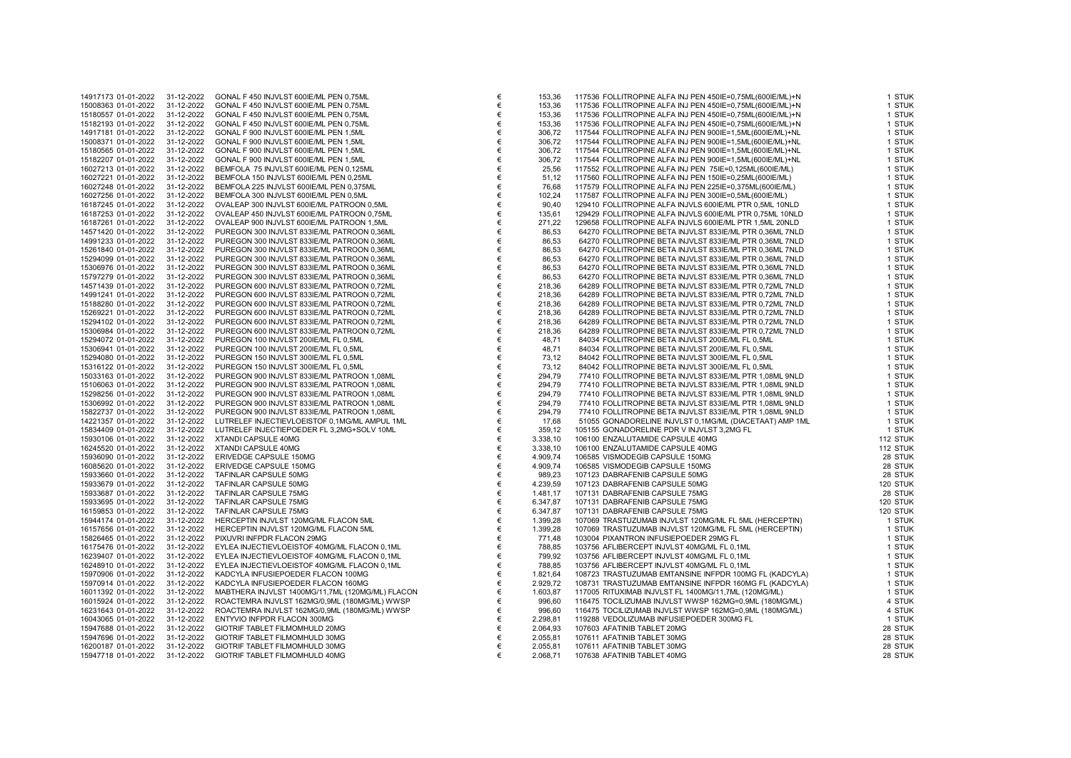| | | | | | | | |
|---|---|---|---|---|---|---|---|
| 14917173 | 01-01-2022 | 31-12-2022 | GONAL F 450 INJVLST 600IE/ML PEN 0,75ML | € | 153,36 | 117536 FOLLITROPINE ALFA INJ PEN 450IE=0,75ML(600IE/ML)+N | 1 STUK |
| 15008363 | 01-01-2022 | 31-12-2022 | GONAL F 450 INJVLST 600IE/ML PEN 0,75ML | € | 153,36 | 117536 FOLLITROPINE ALFA INJ PEN 450IE=0,75ML(600IE/ML)+N | 1 STUK |
| 15180557 | 01-01-2022 | 31-12-2022 | GONAL F 450 INJVLST 600IE/ML PEN 0,75ML | € | 153,36 | 117536 FOLLITROPINE ALFA INJ PEN 450IE=0,75ML(600IE/ML)+N | 1 STUK |
| 15182193 | 01-01-2022 | 31-12-2022 | GONAL F 450 INJVLST 600IE/ML PEN 0,75ML | € | 153,36 | 117536 FOLLITROPINE ALFA INJ PEN 450IE=0,75ML(600IE/ML)+N | 1 STUK |
| 14917181 | 01-01-2022 | 31-12-2022 | GONAL F 900 INJVLST 600IE/ML PEN 1,5ML | € | 306,72 | 117544 FOLLITROPINE ALFA INJ PEN 900IE=1,5ML(600IE/ML)+NL | 1 STUK |
| 15008371 | 01-01-2022 | 31-12-2022 | GONAL F 900 INJVLST 600IE/ML PEN 1,5ML | € | 306,72 | 117544 FOLLITROPINE ALFA INJ PEN 900IE=1,5ML(600IE/ML)+NL | 1 STUK |
| 15180565 | 01-01-2022 | 31-12-2022 | GONAL F 900 INJVLST 600IE/ML PEN 1,5ML | € | 306,72 | 117544 FOLLITROPINE ALFA INJ PEN 900IE=1,5ML(600IE/ML)+NL | 1 STUK |
| 15182207 | 01-01-2022 | 31-12-2022 | GONAL F 900 INJVLST 600IE/ML PEN 1,5ML | € | 306,72 | 117544 FOLLITROPINE ALFA INJ PEN 900IE=1,5ML(600IE/ML)+NL | 1 STUK |
| 16027213 | 01-01-2022 | 31-12-2022 | BEMFOLA 75 INJVLST 600IE/ML PEN 0,125ML | € | 25,56 | 117552 FOLLITROPINE ALFA INJ PEN 75IE=0,125ML(600IE/ML) | 1 STUK |
| 16027221 | 01-01-2022 | 31-12-2022 | BEMFOLA 150 INJVLST 600IE/ML PEN 0,25ML | € | 51,12 | 117560 FOLLITROPINE ALFA INJ PEN 150IE=0,25ML(600IE/ML) | 1 STUK |
| 16027248 | 01-01-2022 | 31-12-2022 | BEMFOLA 225 INJVLST 600IE/ML PEN 0,375ML | € | 76,68 | 117579 FOLLITROPINE ALFA INJ PEN 225IE=0,375ML(600IE/ML) | 1 STUK |
| 16027256 | 01-01-2022 | 31-12-2022 | BEMFOLA 300 INJVLST 600IE/ML PEN 0,5ML | € | 102,24 | 117587 FOLLITROPINE ALFA INJ PEN 300IE=0,5ML(600IE/ML) | 1 STUK |
| 16187245 | 01-01-2022 | 31-12-2022 | OVALEAP 300 INJVLST 600IE/ML PATROON 0,5ML | € | 90,40 | 129410 FOLLITROPINE ALFA INJVLS 600IE/ML PTR 0,5ML 10NLD | 1 STUK |
| 16187253 | 01-01-2022 | 31-12-2022 | OVALEAP 450 INJVLST 600IE/ML PATROON 0,75ML | € | 135,61 | 129429 FOLLITROPINE ALFA INJVLS 600IE/ML PTR 0,75ML 10NLD | 1 STUK |
| 16187261 | 01-01-2022 | 31-12-2022 | OVALEAP 900 INJVLST 600IE/ML PATROON 1,5ML | € | 271,22 | 129658 FOLLITROPINE ALFA INJVLS 600IE/ML PTR 1,5ML 20NLD | 1 STUK |
| 14571420 | 01-01-2022 | 31-12-2022 | PUREGON 300 INJVLST 833IE/ML PATROON 0,36ML | € | 86,53 | 64270 FOLLITROPINE BETA INJVLST 833IE/ML PTR 0,36ML 7NLD | 1 STUK |
| 14991233 | 01-01-2022 | 31-12-2022 | PUREGON 300 INJVLST 833IE/ML PATROON 0,36ML | € | 86,53 | 64270 FOLLITROPINE BETA INJVLST 833IE/ML PTR 0,36ML 7NLD | 1 STUK |
| 15261840 | 01-01-2022 | 31-12-2022 | PUREGON 300 INJVLST 833IE/ML PATROON 0,36ML | € | 86,53 | 64270 FOLLITROPINE BETA INJVLST 833IE/ML PTR 0,36ML 7NLD | 1 STUK |
| 15294099 | 01-01-2022 | 31-12-2022 | PUREGON 300 INJVLST 833IE/ML PATROON 0,36ML | € | 86,53 | 64270 FOLLITROPINE BETA INJVLST 833IE/ML PTR 0,36ML 7NLD | 1 STUK |
| 15306976 | 01-01-2022 | 31-12-2022 | PUREGON 300 INJVLST 833IE/ML PATROON 0,36ML | € | 86,53 | 64270 FOLLITROPINE BETA INJVLST 833IE/ML PTR 0,36ML 7NLD | 1 STUK |
| 15797279 | 01-01-2022 | 31-12-2022 | PUREGON 300 INJVLST 833IE/ML PATROON 0,36ML | € | 86,53 | 64270 FOLLITROPINE BETA INJVLST 833IE/ML PTR 0,36ML 7NLD | 1 STUK |
| 14571439 | 01-01-2022 | 31-12-2022 | PUREGON 600 INJVLST 833IE/ML PATROON 0,72ML | € | 218,36 | 64289 FOLLITROPINE BETA INJVLST 833IE/ML PTR 0,72ML 7NLD | 1 STUK |
| 14991241 | 01-01-2022 | 31-12-2022 | PUREGON 600 INJVLST 833IE/ML PATROON 0,72ML | € | 218,36 | 64289 FOLLITROPINE BETA INJVLST 833IE/ML PTR 0,72ML 7NLD | 1 STUK |
| 15188280 | 01-01-2022 | 31-12-2022 | PUREGON 600 INJVLST 833IE/ML PATROON 0,72ML | € | 218,36 | 64289 FOLLITROPINE BETA INJVLST 833IE/ML PTR 0,72ML 7NLD | 1 STUK |
| 15269221 | 01-01-2022 | 31-12-2022 | PUREGON 600 INJVLST 833IE/ML PATROON 0,72ML | € | 218,36 | 64289 FOLLITROPINE BETA INJVLST 833IE/ML PTR 0,72ML 7NLD | 1 STUK |
| 15294102 | 01-01-2022 | 31-12-2022 | PUREGON 600 INJVLST 833IE/ML PATROON 0,72ML | € | 218,36 | 64289 FOLLITROPINE BETA INJVLST 833IE/ML PTR 0,72ML 7NLD | 1 STUK |
| 15306984 | 01-01-2022 | 31-12-2022 | PUREGON 600 INJVLST 833IE/ML PATROON 0,72ML | € | 218,36 | 64289 FOLLITROPINE BETA INJVLST 833IE/ML PTR 0,72ML 7NLD | 1 STUK |
| 15294072 | 01-01-2022 | 31-12-2022 | PUREGON 100 INJVLST 200IE/ML FL 0,5ML | € | 48,71 | 84034 FOLLITROPINE BETA INJVLST 200IE/ML FL 0,5ML | 1 STUK |
| 15306941 | 01-01-2022 | 31-12-2022 | PUREGON 100 INJVLST 200IE/ML FL 0,5ML | € | 48,71 | 84034 FOLLITROPINE BETA INJVLST 200IE/ML FL 0,5ML | 1 STUK |
| 15294080 | 01-01-2022 | 31-12-2022 | PUREGON 150 INJVLST 300IE/ML FL 0,5ML | € | 73,12 | 84042 FOLLITROPINE BETA INJVLST 300IE/ML FL 0,5ML | 1 STUK |
| 15316122 | 01-01-2022 | 31-12-2022 | PUREGON 150 INJVLST 300IE/ML FL 0,5ML | € | 73,12 | 84042 FOLLITROPINE BETA INJVLST 300IE/ML FL 0,5ML | 1 STUK |
| 15033163 | 01-01-2022 | 31-12-2022 | PUREGON 900 INJVLST 833IE/ML PATROON 1,08ML | € | 294,79 | 77410 FOLLITROPINE BETA INJVLST 833IE/ML PTR 1,08ML 9NLD | 1 STUK |
| 15106063 | 01-01-2022 | 31-12-2022 | PUREGON 900 INJVLST 833IE/ML PATROON 1,08ML | € | 294,79 | 77410 FOLLITROPINE BETA INJVLST 833IE/ML PTR 1,08ML 9NLD | 1 STUK |
| 15298256 | 01-01-2022 | 31-12-2022 | PUREGON 900 INJVLST 833IE/ML PATROON 1,08ML | € | 294,79 | 77410 FOLLITROPINE BETA INJVLST 833IE/ML PTR 1,08ML 9NLD | 1 STUK |
| 15306992 | 01-01-2022 | 31-12-2022 | PUREGON 900 INJVLST 833IE/ML PATROON 1,08ML | € | 294,79 | 77410 FOLLITROPINE BETA INJVLST 833IE/ML PTR 1,08ML 9NLD | 1 STUK |
| 15822737 | 01-01-2022 | 31-12-2022 | PUREGON 900 INJVLST 833IE/ML PATROON 1,08ML | € | 294,79 | 77410 FOLLITROPINE BETA INJVLST 833IE/ML PTR 1,08ML 9NLD | 1 STUK |
| 14221357 | 01-01-2022 | 31-12-2022 | LUTRELEF INJECTIEVLOEISTOF 0,1MG/ML AMPUL 1ML | € | 17,68 | 51055 GONADORELINE INJVLST 0,1MG/ML (DIACETAAT) AMP 1ML | 1 STUK |
| 15834409 | 01-01-2022 | 31-12-2022 | LUTRELEF INJECTIEPOEDER FL 3,2MG+SOLV 10ML | € | 359,12 | 105155 GONADORELINE PDR V INJVLST 3,2MG FL | 1 STUK |
| 15930106 | 01-01-2022 | 31-12-2022 | XTANDI CAPSULE 40MG | € | 3.338,10 | 106100 ENZALUTAMIDE CAPSULE 40MG | 112 STUK |
| 16245520 | 01-01-2022 | 31-12-2022 | XTANDI CAPSULE 40MG | € | 3.338,10 | 106100 ENZALUTAMIDE CAPSULE 40MG | 112 STUK |
| 15936090 | 01-01-2022 | 31-12-2022 | ERIVEDGE CAPSULE 150MG | € | 4.909,74 | 106585 VISMODEGIB CAPSULE 150MG | 28 STUK |
| 16085620 | 01-01-2022 | 31-12-2022 | ERIVEDGE CAPSULE 150MG | € | 4.909,74 | 106585 VISMODEGIB CAPSULE 150MG | 28 STUK |
| 15933660 | 01-01-2022 | 31-12-2022 | TAFINLAR CAPSULE 50MG | € | 989,23 | 107123 DABRAFENIB CAPSULE 50MG | 28 STUK |
| 15933679 | 01-01-2022 | 31-12-2022 | TAFINLAR CAPSULE 50MG | € | 4.239,59 | 107123 DABRAFENIB CAPSULE 50MG | 120 STUK |
| 15933687 | 01-01-2022 | 31-12-2022 | TAFINLAR CAPSULE 75MG | € | 1.481,17 | 107131 DABRAFENIB CAPSULE 75MG | 28 STUK |
| 15933695 | 01-01-2022 | 31-12-2022 | TAFINLAR CAPSULE 75MG | € | 6.347,87 | 107131 DABRAFENIB CAPSULE 75MG | 120 STUK |
| 16159853 | 01-01-2022 | 31-12-2022 | TAFINLAR CAPSULE 75MG | € | 6.347,87 | 107131 DABRAFENIB CAPSULE 75MG | 120 STUK |
| 15944174 | 01-01-2022 | 31-12-2022 | HERCEPTIN INJVLST 120MG/ML FLACON 5ML | € | 1.399,28 | 107069 TRASTUZUMAB INJVLST 120MG/ML FL 5ML (HERCEPTIN) | 1 STUK |
| 16157656 | 01-01-2022 | 31-12-2022 | HERCEPTIN INJVLST 120MG/ML FLACON 5ML | € | 1.399,28 | 107069 TRASTUZUMAB INJVLST 120MG/ML FL 5ML (HERCEPTIN) | 1 STUK |
| 15826465 | 01-01-2022 | 31-12-2022 | PIXUVRI INFPDR FLACON 29MG | € | 771,48 | 103004 PIXANTRON INFUSIEPOEDER 29MG FL | 1 STUK |
| 16175476 | 01-01-2022 | 31-12-2022 | EYLEA INJECTIEVLOEISTOF 40MG/ML FLACON 0,1ML | € | 788,85 | 103756 AFLIBERCEPT INJVLST 40MG/ML FL 0,1ML | 1 STUK |
| 16239407 | 01-01-2022 | 31-12-2022 | EYLEA INJECTIEVLOEISTOF 40MG/ML FLACON 0,1ML | € | 799,92 | 103756 AFLIBERCEPT INJVLST 40MG/ML FL 0,1ML | 1 STUK |
| 16248910 | 01-01-2022 | 31-12-2022 | EYLEA INJECTIEVLOEISTOF 40MG/ML FLACON 0,1ML | € | 788,85 | 103756 AFLIBERCEPT INJVLST 40MG/ML FL 0,1ML | 1 STUK |
| 15970906 | 01-01-2022 | 31-12-2022 | KADCYLA INFUSIEPOEDER FLACON 100MG | € | 1.821,64 | 108723 TRASTUZUMAB EMTANSINE INFPDR 100MG FL (KADCYLA) | 1 STUK |
| 15970914 | 01-01-2022 | 31-12-2022 | KADCYLA INFUSIEPOEDER FLACON 160MG | € | 2.929,72 | 108731 TRASTUZUMAB EMTANSINE INFPDR 160MG FL (KADCYLA) | 1 STUK |
| 16011392 | 01-01-2022 | 31-12-2022 | MABTHERA INJVLST 1400MG/11,7ML (120MG/ML) FLACON | € | 1.603,87 | 117005 RITUXIMAB INJVLST FL 1400MG/11,7ML (120MG/ML) | 1 STUK |
| 16015924 | 01-01-2022 | 31-12-2022 | ROACTEMRA INJVLST 162MG/0,9ML (180MG/ML) WWSP | € | 996,60 | 116475 TOCILIZUMAB INJVLST WWSP 162MG=0,9ML (180MG/ML) | 4 STUK |
| 16231643 | 01-01-2022 | 31-12-2022 | ROACTEMRA INJVLST 162MG/0,9ML (180MG/ML) WWSP | € | 996,60 | 116475 TOCILIZUMAB INJVLST WWSP 162MG=0,9ML (180MG/ML) | 4 STUK |
| 16043065 | 01-01-2022 | 31-12-2022 | ENTYVIO INFPDR FLACON 300MG | € | 2.298,81 | 119288 VEDOLIZUMAB INFUSIEPOEDER 300MG FL | 1 STUK |
| 15947688 | 01-01-2022 | 31-12-2022 | GIOTRIF TABLET FILMOMHULD 20MG | € | 2.064,93 | 107603 AFATINIB TABLET 20MG | 28 STUK |
| 15947696 | 01-01-2022 | 31-12-2022 | GIOTRIF TABLET FILMOMHULD 30MG | € | 2.055,81 | 107611 AFATINIB TABLET 30MG | 28 STUK |
| 16200187 | 01-01-2022 | 31-12-2022 | GIOTRIF TABLET FILMOMHULD 30MG | € | 2.055,81 | 107611 AFATINIB TABLET 30MG | 28 STUK |
| 15947718 | 01-01-2022 | 31-12-2022 | GIOTRIF TABLET FILMOMHULD 40MG | € | 2.068,71 | 107638 AFATINIB TABLET 40MG | 28 STUK |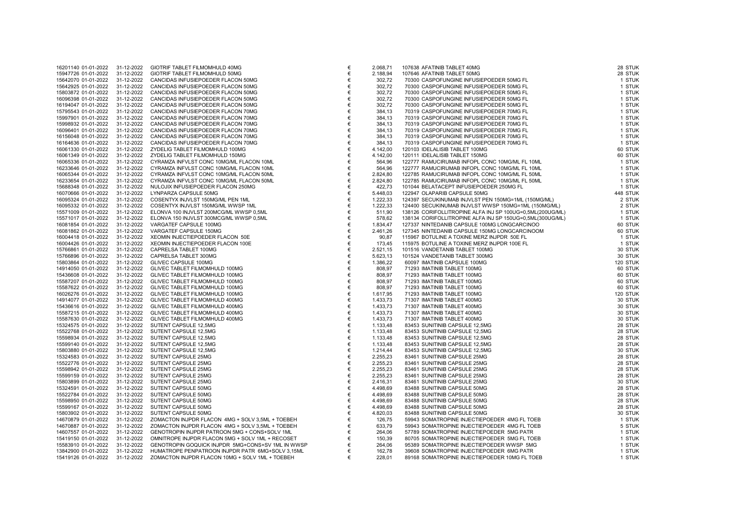| | | | | | | | | |
|---|---|---|---|---|---|---|---|---|
| 16201140 | 01-01-2022 | 31-12-2022 | GIOTRIF TABLET FILMOMHULD 40MG | € | 2.068,71 | 107638 AFATINIB TABLET 40MG | 28 | STUK |
| 15947726 | 01-01-2022 | 31-12-2022 | GIOTRIF TABLET FILMOMHULD 50MG | € | 2.188,94 | 107646 AFATINIB TABLET 50MG | 28 | STUK |
| 15642070 | 01-01-2022 | 31-12-2022 | CANCIDAS INFUSIEPOEDER FLACON 50MG | € | 302,72 | 70300 CASPOFUNGINE INFUSIEPOEDER 50MG FL | 1 | STUK |
| 15642925 | 01-01-2022 | 31-12-2022 | CANCIDAS INFUSIEPOEDER FLACON 50MG | € | 302,72 | 70300 CASPOFUNGINE INFUSIEPOEDER 50MG FL | 1 | STUK |
| 15803872 | 01-01-2022 | 31-12-2022 | CANCIDAS INFUSIEPOEDER FLACON 50MG | € | 302,72 | 70300 CASPOFUNGINE INFUSIEPOEDER 50MG FL | 1 | STUK |
| 16096398 | 01-01-2022 | 31-12-2022 | CANCIDAS INFUSIEPOEDER FLACON 50MG | € | 302,72 | 70300 CASPOFUNGINE INFUSIEPOEDER 50MG FL | 1 | STUK |
| 16194047 | 01-01-2022 | 31-12-2022 | CANCIDAS INFUSIEPOEDER FLACON 50MG | € | 302,72 | 70300 CASPOFUNGINE INFUSIEPOEDER 50MG FL | 1 | STUK |
| 15795543 | 01-01-2022 | 31-12-2022 | CANCIDAS INFUSIEPOEDER FLACON 70MG | € | 384,13 | 70319 CASPOFUNGINE INFUSIEPOEDER 70MG FL | 1 | STUK |
| 15997901 | 01-01-2022 | 31-12-2022 | CANCIDAS INFUSIEPOEDER FLACON 70MG | € | 384,13 | 70319 CASPOFUNGINE INFUSIEPOEDER 70MG FL | 1 | STUK |
| 15998932 | 01-01-2022 | 31-12-2022 | CANCIDAS INFUSIEPOEDER FLACON 70MG | € | 384,13 | 70319 CASPOFUNGINE INFUSIEPOEDER 70MG FL | 1 | STUK |
| 16096401 | 01-01-2022 | 31-12-2022 | CANCIDAS INFUSIEPOEDER FLACON 70MG | € | 384,13 | 70319 CASPOFUNGINE INFUSIEPOEDER 70MG FL | 1 | STUK |
| 16156048 | 01-01-2022 | 31-12-2022 | CANCIDAS INFUSIEPOEDER FLACON 70MG | € | 384,13 | 70319 CASPOFUNGINE INFUSIEPOEDER 70MG FL | 1 | STUK |
| 16164636 | 01-01-2022 | 31-12-2022 | CANCIDAS INFUSIEPOEDER FLACON 70MG | € | 384,13 | 70319 CASPOFUNGINE INFUSIEPOEDER 70MG FL | 1 | STUK |
| 16061330 | 01-01-2022 | 31-12-2022 | ZYDELIG TABLET FILMOMHULD 100MG | € | 4.142,00 | 120103 IDELALISIB TABLET 100MG | 60 | STUK |
| 16061349 | 01-01-2022 | 31-12-2022 | ZYDELIG TABLET FILMOMHULD 150MG | € | 4.142,00 | 120111 IDELALISIB TABLET 150MG | 60 | STUK |
| 16065336 | 01-01-2022 | 31-12-2022 | CYRAMZA INFVLST CONC 10MG/ML FLACON 10ML | € | 564,96 | 122777 RAMUCIRUMAB INFOPL CONC 10MG/ML FL 10ML | 1 | STUK |
| 16233646 | 01-01-2022 | 31-12-2022 | CYRAMZA INFVLST CONC 10MG/ML FLACON 10ML | € | 564,96 | 122777 RAMUCIRUMAB INFOPL CONC 10MG/ML FL 10ML | 1 | STUK |
| 16065344 | 01-01-2022 | 31-12-2022 | CYRAMZA INFVLST CONC 10MG/ML FLACON 50ML | € | 2.824,80 | 122785 RAMUCIRUMAB INFOPL CONC 10MG/ML FL 50ML | 1 | STUK |
| 16233654 | 01-01-2022 | 31-12-2022 | CYRAMZA INFVLST CONC 10MG/ML FLACON 50ML | € | 2.824,80 | 122785 RAMUCIRUMAB INFOPL CONC 10MG/ML FL 50ML | 1 | STUK |
| 15688348 | 01-01-2022 | 31-12-2022 | NULOJIX INFUSIEPOEDER FLACON 250MG | € | 422,73 | 101044 BELATACEPT INFUSIEPOEDER 250MG FL | 1 | STUK |
| 16070666 | 01-01-2022 | 31-12-2022 | LYNPARZA CAPSULE 50MG | € | 5.448,03 | 122947 OLAPARIB CAPSULE 50MG | 448 | STUK |
| 16095324 | 01-01-2022 | 31-12-2022 | COSENTYX INJVLST 150MG/ML PEN 1ML | € | 1.222,33 | 124397 SECUKINUMAB INJVLST PEN 150MG=1ML (150MG/ML) | 2 | STUK |
| 16095332 | 01-01-2022 | 31-12-2022 | COSENTYX INJVLST 150MG/ML WWSP 1ML | € | 1.222,33 | 124400 SECUKINUMAB INJVLST WWSP 150MG=1ML (150MG/ML) | 2 | STUK |
| 15571009 | 01-01-2022 | 31-12-2022 | ELONVA 100 INJVLST 200MCG/ML WWSP 0,5ML | € | 511,90 | 138126 CORIFOLLITROPINE ALFA INJ SP 100UG=0,5ML(200UG/ML) | 1 | STUK |
| 15571017 | 01-01-2022 | 31-12-2022 | ELONVA 150 INJVLST 300MCG/ML WWSP 0,5ML | € | 578,62 | 138134 CORIFOLLITROPINE ALFA INJ SP 150UG=0,5ML(300UG/ML) | 1 | STUK |
| 16081854 | 01-01-2022 | 31-12-2022 | VARGATEF CAPSULE 100MG | € | 1.834,47 | 127337 NINTEDANIB CAPSULE 100MG LONGCARCINOO | 60 | STUK |
| 16081862 | 01-01-2022 | 31-12-2022 | VARGATEF CAPSULE 150MG | € | 2.461,26 | 127345 NINTEDANIB CAPSULE 150MG LONGCARCINOOM | 60 | STUK |
| 16004418 | 01-01-2022 | 31-12-2022 | XEOMIN INJECTIEPOEDER FLACON 50E | € | 90,87 | 115967 BOTULINE A TOXINE MERZ INJPDR 50E FL | 1 | STUK |
| 16004426 | 01-01-2022 | 31-12-2022 | XEOMIN INJECTIEPOEDER FLACON 100E | € | 173,45 | 115975 BOTULINE A TOXINE MERZ INJPDR 100E FL | 1 | STUK |
| 15766861 | 01-01-2022 | 31-12-2022 | CAPRELSA TABLET 100MG | € | 2.521,15 | 101516 VANDETANIB TABLET 100MG | 30 | STUK |
| 15766896 | 01-01-2022 | 31-12-2022 | CAPRELSA TABLET 300MG | € | 5.623,13 | 101524 VANDETANIB TABLET 300MG | 30 | STUK |
| 15803864 | 01-01-2022 | 31-12-2022 | GLIVEC CAPSULE 100MG | € | 1.386,22 | 60097 IMATINIB CAPSULE 100MG | 120 | STUK |
| 14914050 | 01-01-2022 | 31-12-2022 | GLIVEC TABLET FILMOMHULD 100MG | € | 808,97 | 71293 IMATINIB TABLET 100MG | 60 | STUK |
| 15436608 | 01-01-2022 | 31-12-2022 | GLIVEC TABLET FILMOMHULD 100MG | € | 808,97 | 71293 IMATINIB TABLET 100MG | 60 | STUK |
| 15587207 | 01-01-2022 | 31-12-2022 | GLIVEC TABLET FILMOMHULD 100MG | € | 808,97 | 71293 IMATINIB TABLET 100MG | 60 | STUK |
| 15587622 | 01-01-2022 | 31-12-2022 | GLIVEC TABLET FILMOMHULD 100MG | € | 808,97 | 71293 IMATINIB TABLET 100MG | 60 | STUK |
| 16026276 | 01-01-2022 | 31-12-2022 | GLIVEC TABLET FILMOMHULD 100MG | € | 1.617,95 | 71293 IMATINIB TABLET 100MG | 120 | STUK |
| 14914077 | 01-01-2022 | 31-12-2022 | GLIVEC TABLET FILMOMHULD 400MG | € | 1.433,73 | 71307 IMATINIB TABLET 400MG | 30 | STUK |
| 15436616 | 01-01-2022 | 31-12-2022 | GLIVEC TABLET FILMOMHULD 400MG | € | 1.433,73 | 71307 IMATINIB TABLET 400MG | 30 | STUK |
| 15587215 | 01-01-2022 | 31-12-2022 | GLIVEC TABLET FILMOMHULD 400MG | € | 1.433,73 | 71307 IMATINIB TABLET 400MG | 30 | STUK |
| 15587630 | 01-01-2022 | 31-12-2022 | GLIVEC TABLET FILMOMHULD 400MG | € | 1.433,73 | 71307 IMATINIB TABLET 400MG | 30 | STUK |
| 15324575 | 01-01-2022 | 31-12-2022 | SUTENT CAPSULE 12,5MG | € | 1.133,48 | 83453 SUNITINIB CAPSULE 12,5MG | 28 | STUK |
| 15522768 | 01-01-2022 | 31-12-2022 | SUTENT CAPSULE 12,5MG | € | 1.133,48 | 83453 SUNITINIB CAPSULE 12,5MG | 28 | STUK |
| 15598934 | 01-01-2022 | 31-12-2022 | SUTENT CAPSULE 12,5MG | € | 1.133,48 | 83453 SUNITINIB CAPSULE 12,5MG | 28 | STUK |
| 15599140 | 01-01-2022 | 31-12-2022 | SUTENT CAPSULE 12,5MG | € | 1.133,48 | 83453 SUNITINIB CAPSULE 12,5MG | 28 | STUK |
| 15803880 | 01-01-2022 | 31-12-2022 | SUTENT CAPSULE 12,5MG | € | 1.214,44 | 83453 SUNITINIB CAPSULE 12,5MG | 30 | STUK |
| 15324583 | 01-01-2022 | 31-12-2022 | SUTENT CAPSULE 25MG | € | 2.255,23 | 83461 SUNITINIB CAPSULE 25MG | 28 | STUK |
| 15522776 | 01-01-2022 | 31-12-2022 | SUTENT CAPSULE 25MG | € | 2.255,23 | 83461 SUNITINIB CAPSULE 25MG | 28 | STUK |
| 15598942 | 01-01-2022 | 31-12-2022 | SUTENT CAPSULE 25MG | € | 2.255,23 | 83461 SUNITINIB CAPSULE 25MG | 28 | STUK |
| 15599159 | 01-01-2022 | 31-12-2022 | SUTENT CAPSULE 25MG | € | 2.255,23 | 83461 SUNITINIB CAPSULE 25MG | 28 | STUK |
| 15803899 | 01-01-2022 | 31-12-2022 | SUTENT CAPSULE 25MG | € | 2.416,31 | 83461 SUNITINIB CAPSULE 25MG | 30 | STUK |
| 15324591 | 01-01-2022 | 31-12-2022 | SUTENT CAPSULE 50MG | € | 4.498,69 | 83488 SUNITINIB CAPSULE 50MG | 28 | STUK |
| 15522784 | 01-01-2022 | 31-12-2022 | SUTENT CAPSULE 50MG | € | 4.498,69 | 83488 SUNITINIB CAPSULE 50MG | 28 | STUK |
| 15598950 | 01-01-2022 | 31-12-2022 | SUTENT CAPSULE 50MG | € | 4.498,69 | 83488 SUNITINIB CAPSULE 50MG | 28 | STUK |
| 15599167 | 01-01-2022 | 31-12-2022 | SUTENT CAPSULE 50MG | € | 4.498,69 | 83488 SUNITINIB CAPSULE 50MG | 28 | STUK |
| 15803902 | 01-01-2022 | 31-12-2022 | SUTENT CAPSULE 50MG | € | 4.820,03 | 83488 SUNITINIB CAPSULE 50MG | 30 | STUK |
| 14670879 | 01-01-2022 | 31-12-2022 | ZOMACTON INJPDR FLACON 4MG + SOLV 3,5ML + TOEBEH | € | 126,75 | 59943 SOMATROPINE INJECTIEPOEDER 4MG FL TOEB | 1 | STUK |
| 14670887 | 01-01-2022 | 31-12-2022 | ZOMACTON INJPDR FLACON 4MG + SOLV 3,5ML + TOEBEH | € | 633,79 | 59943 SOMATROPINE INJECTIEPOEDER 4MG FL TOEB | 5 | STUK |
| 14607557 | 01-01-2022 | 31-12-2022 | GENOTROPIN INJPDR PATROON 5MG + CONS+SOLV 1ML | € | 264,06 | 57789 SOMATROPINE INJECTIEPOEDER 5MG PATR | 1 | STUK |
| 15419150 | 01-01-2022 | 31-12-2022 | OMNITROPE INJPDR FLACON 5MG + SOLV 1ML + RECOSET | € | 150,39 | 80705 SOMATROPINE INJECTIEPOEDER 5MG FL TOEB | 1 | STUK |
| 15583910 | 01-01-2022 | 31-12-2022 | GENOTROPIN GOQUICK INJPDR 5MG+CONS+SV 1ML IN WWSP | € | 264,06 | 95389 SOMATROPINE INJECTIEPOEDER WWSP 5MG | 1 | STUK |
| 13842900 | 01-01-2022 | 31-12-2022 | HUMATROPE PENPATROON INJPDR PATR 6MG+SOLV 3,15ML | € | 162,78 | 39608 SOMATROPINE INJECTIEPOEDER 6MG PATR | 1 | STUK |
| 15419126 | 01-01-2022 | 31-12-2022 | ZOMACTON INJPDR FLACON 10MG + SOLV 1ML + TOEBEH | € | 228,01 | 89168 SOMATROPINE INJECTIEPOEDER 10MG FL TOEB | 1 | STUK |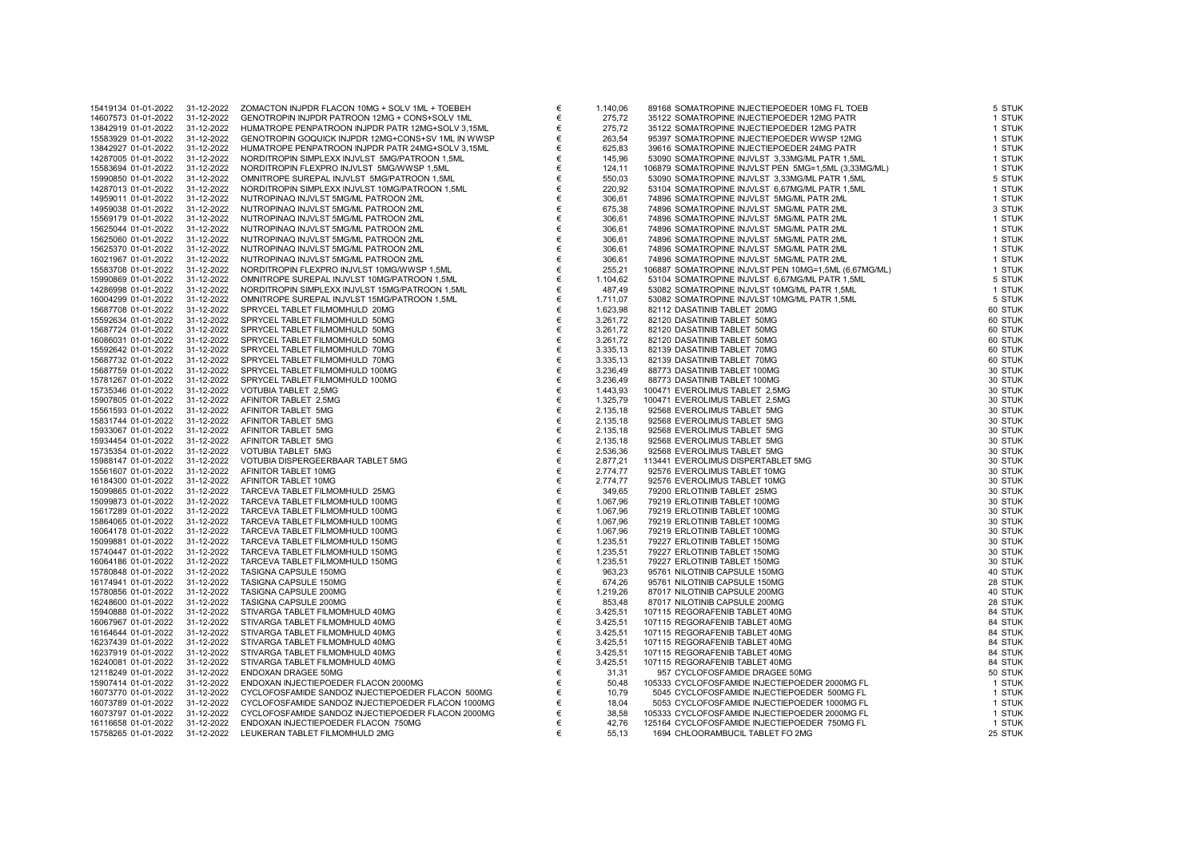| | | | | | | | |
|---|---|---|---|---|---|---|---|
| 15419134 | 01-01-2022 | 31-12-2022 | ZOMACTON INJPDR FLACON 10MG + SOLV 1ML + TOEBEH | € | 1.140,06 | 89168 SOMATROPINE INJECTIEPOEDER 10MG FL TOEB | 5 STUK |
| 14607573 | 01-01-2022 | 31-12-2022 | GENOTROPIN INJPDR PATROON 12MG + CONS+SOLV 1ML | € | 275,72 | 35122 SOMATROPINE INJECTIEPOEDER 12MG PATR | 1 STUK |
| 13842919 | 01-01-2022 | 31-12-2022 | HUMATROPE PENPATROON INJPDR PATR 12MG+SOLV 3,15ML | € | 275,72 | 35122 SOMATROPINE INJECTIEPOEDER 12MG PATR | 1 STUK |
| 15583929 | 01-01-2022 | 31-12-2022 | GENOTROPIN GOQUICK INJPDR 12MG+CONS+SV 1ML IN WWSP | € | 263,54 | 95397 SOMATROPINE INJECTIEPOEDER WWSP 12MG | 1 STUK |
| 13842927 | 01-01-2022 | 31-12-2022 | HUMATROPE PENPATROON INJPDR PATR 24MG+SOLV 3,15ML | € | 625,83 | 39616 SOMATROPINE INJECTIEPOEDER 24MG PATR | 1 STUK |
| 14287005 | 01-01-2022 | 31-12-2022 | NORDITROPIN SIMPLEXX INJVLST 5MG/PATROON 1,5ML | € | 145,96 | 53090 SOMATROPINE INJVLST 3,33MG/ML PATR 1,5ML | 1 STUK |
| 15583694 | 01-01-2022 | 31-12-2022 | NORDITROPIN FLEXPRO INJVLST 5MG/WWSP 1,5ML | € | 124,11 | 106879 SOMATROPINE INJVLST PEN 5MG=1,5ML (3,33MG/ML) | 1 STUK |
| 15990850 | 01-01-2022 | 31-12-2022 | OMNITROPE SUREPAL INJVLST 5MG/PATROON 1,5ML | € | 550,03 | 53090 SOMATROPINE INJVLST 3,33MG/ML PATR 1,5ML | 5 STUK |
| 14287013 | 01-01-2022 | 31-12-2022 | NORDITROPIN SIMPLEXX INJVLST 10MG/PATROON 1,5ML | € | 220,92 | 53104 SOMATROPINE INJVLST 6,67MG/ML PATR 1,5ML | 1 STUK |
| 14959011 | 01-01-2022 | 31-12-2022 | NUTROPINAQ INJVLST 5MG/ML PATROON 2ML | € | 306,61 | 74896 SOMATROPINE INJVLST 5MG/ML PATR 2ML | 1 STUK |
| 14959038 | 01-01-2022 | 31-12-2022 | NUTROPINAQ INJVLST 5MG/ML PATROON 2ML | € | 675,38 | 74896 SOMATROPINE INJVLST 5MG/ML PATR 2ML | 3 STUK |
| 15569179 | 01-01-2022 | 31-12-2022 | NUTROPINAQ INJVLST 5MG/ML PATROON 2ML | € | 306,61 | 74896 SOMATROPINE INJVLST 5MG/ML PATR 2ML | 1 STUK |
| 15625044 | 01-01-2022 | 31-12-2022 | NUTROPINAQ INJVLST 5MG/ML PATROON 2ML | € | 306,61 | 74896 SOMATROPINE INJVLST 5MG/ML PATR 2ML | 1 STUK |
| 15625060 | 01-01-2022 | 31-12-2022 | NUTROPINAQ INJVLST 5MG/ML PATROON 2ML | € | 306,61 | 74896 SOMATROPINE INJVLST 5MG/ML PATR 2ML | 1 STUK |
| 15625370 | 01-01-2022 | 31-12-2022 | NUTROPINAQ INJVLST 5MG/ML PATROON 2ML | € | 306,61 | 74896 SOMATROPINE INJVLST 5MG/ML PATR 2ML | 1 STUK |
| 16021967 | 01-01-2022 | 31-12-2022 | NUTROPINAQ INJVLST 5MG/ML PATROON 2ML | € | 306,61 | 74896 SOMATROPINE INJVLST 5MG/ML PATR 2ML | 1 STUK |
| 15583708 | 01-01-2022 | 31-12-2022 | NORDITROPIN FLEXPRO INJVLST 10MG/WWSP 1,5ML | € | 255,21 | 106887 SOMATROPINE INJVLST PEN 10MG=1,5ML (6,67MG/ML) | 1 STUK |
| 15990869 | 01-01-2022 | 31-12-2022 | OMNITROPE SUREPAL INJVLST 10MG/PATROON 1,5ML | € | 1.104,62 | 53104 SOMATROPINE INJVLST 6,67MG/ML PATR 1,5ML | 5 STUK |
| 14286998 | 01-01-2022 | 31-12-2022 | NORDITROPIN SIMPLEXX INJVLST 15MG/PATROON 1,5ML | € | 487,49 | 53082 SOMATROPINE INJVLST 10MG/ML PATR 1,5ML | 1 STUK |
| 16004299 | 01-01-2022 | 31-12-2022 | OMNITROPE SUREPAL INJVLST 15MG/PATROON 1,5ML | € | 1.711,07 | 53082 SOMATROPINE INJVLST 10MG/ML PATR 1,5ML | 5 STUK |
| 15687708 | 01-01-2022 | 31-12-2022 | SPRYCEL TABLET FILMOMHULD 20MG | € | 1.623,98 | 82112 DASATINIB TABLET 20MG | 60 STUK |
| 15592634 | 01-01-2022 | 31-12-2022 | SPRYCEL TABLET FILMOMHULD 50MG | € | 3.261,72 | 82120 DASATINIB TABLET 50MG | 60 STUK |
| 15687724 | 01-01-2022 | 31-12-2022 | SPRYCEL TABLET FILMOMHULD 50MG | € | 3.261,72 | 82120 DASATINIB TABLET 50MG | 60 STUK |
| 16086031 | 01-01-2022 | 31-12-2022 | SPRYCEL TABLET FILMOMHULD 50MG | € | 3.261,72 | 82120 DASATINIB TABLET 50MG | 60 STUK |
| 15592642 | 01-01-2022 | 31-12-2022 | SPRYCEL TABLET FILMOMHULD 70MG | € | 3.335,13 | 82139 DASATINIB TABLET 70MG | 60 STUK |
| 15687732 | 01-01-2022 | 31-12-2022 | SPRYCEL TABLET FILMOMHULD 70MG | € | 3.335,13 | 82139 DASATINIB TABLET 70MG | 60 STUK |
| 15687759 | 01-01-2022 | 31-12-2022 | SPRYCEL TABLET FILMOMHULD 100MG | € | 3.236,49 | 88773 DASATINIB TABLET 100MG | 30 STUK |
| 15781267 | 01-01-2022 | 31-12-2022 | SPRYCEL TABLET FILMOMHULD 100MG | € | 3.236,49 | 88773 DASATINIB TABLET 100MG | 30 STUK |
| 15735346 | 01-01-2022 | 31-12-2022 | VOTUBIA TABLET 2,5MG | € | 1.443,93 | 100471 EVEROLIMUS TABLET 2,5MG | 30 STUK |
| 15907805 | 01-01-2022 | 31-12-2022 | AFINITOR TABLET 2,5MG | € | 1.325,79 | 100471 EVEROLIMUS TABLET 2,5MG | 30 STUK |
| 15561593 | 01-01-2022 | 31-12-2022 | AFINITOR TABLET 5MG | € | 2.135,18 | 92568 EVEROLIMUS TABLET 5MG | 30 STUK |
| 15831744 | 01-01-2022 | 31-12-2022 | AFINITOR TABLET 5MG | € | 2.135,18 | 92568 EVEROLIMUS TABLET 5MG | 30 STUK |
| 15933067 | 01-01-2022 | 31-12-2022 | AFINITOR TABLET 5MG | € | 2.135,18 | 92568 EVEROLIMUS TABLET 5MG | 30 STUK |
| 15934454 | 01-01-2022 | 31-12-2022 | AFINITOR TABLET 5MG | € | 2.135,18 | 92568 EVEROLIMUS TABLET 5MG | 30 STUK |
| 15735354 | 01-01-2022 | 31-12-2022 | VOTUBIA TABLET 5MG | € | 2.536,36 | 92568 EVEROLIMUS TABLET 5MG | 30 STUK |
| 15988147 | 01-01-2022 | 31-12-2022 | VOTUBIA DISPERGEERBAAR TABLET 5MG | € | 2.877,21 | 113441 EVEROLIMUS DISPERTABLET 5MG | 30 STUK |
| 15561607 | 01-01-2022 | 31-12-2022 | AFINITOR TABLET 10MG | € | 2.774,77 | 92576 EVEROLIMUS TABLET 10MG | 30 STUK |
| 16184300 | 01-01-2022 | 31-12-2022 | AFINITOR TABLET 10MG | € | 2.774,77 | 92576 EVEROLIMUS TABLET 10MG | 30 STUK |
| 15099865 | 01-01-2022 | 31-12-2022 | TARCEVA TABLET FILMOMHULD 25MG | € | 349,65 | 79200 ERLOTINIB TABLET 25MG | 30 STUK |
| 15099873 | 01-01-2022 | 31-12-2022 | TARCEVA TABLET FILMOMHULD 100MG | € | 1.067,96 | 79219 ERLOTINIB TABLET 100MG | 30 STUK |
| 15617289 | 01-01-2022 | 31-12-2022 | TARCEVA TABLET FILMOMHULD 100MG | € | 1.067,96 | 79219 ERLOTINIB TABLET 100MG | 30 STUK |
| 15864065 | 01-01-2022 | 31-12-2022 | TARCEVA TABLET FILMOMHULD 100MG | € | 1.067,96 | 79219 ERLOTINIB TABLET 100MG | 30 STUK |
| 16064178 | 01-01-2022 | 31-12-2022 | TARCEVA TABLET FILMOMHULD 100MG | € | 1.067,96 | 79219 ERLOTINIB TABLET 100MG | 30 STUK |
| 15099881 | 01-01-2022 | 31-12-2022 | TARCEVA TABLET FILMOMHULD 150MG | € | 1.235,51 | 79227 ERLOTINIB TABLET 150MG | 30 STUK |
| 15740447 | 01-01-2022 | 31-12-2022 | TARCEVA TABLET FILMOMHULD 150MG | € | 1.235,51 | 79227 ERLOTINIB TABLET 150MG | 30 STUK |
| 16064186 | 01-01-2022 | 31-12-2022 | TARCEVA TABLET FILMOMHULD 150MG | € | 1.235,51 | 79227 ERLOTINIB TABLET 150MG | 30 STUK |
| 15780848 | 01-01-2022 | 31-12-2022 | TASIGNA CAPSULE 150MG | € | 963,23 | 95761 NILOTINIB CAPSULE 150MG | 40 STUK |
| 16174941 | 01-01-2022 | 31-12-2022 | TASIGNA CAPSULE 150MG | € | 674,26 | 95761 NILOTINIB CAPSULE 150MG | 28 STUK |
| 15780856 | 01-01-2022 | 31-12-2022 | TASIGNA CAPSULE 200MG | € | 1.219,26 | 87017 NILOTINIB CAPSULE 200MG | 40 STUK |
| 16248600 | 01-01-2022 | 31-12-2022 | TASIGNA CAPSULE 200MG | € | 853,48 | 87017 NILOTINIB CAPSULE 200MG | 28 STUK |
| 15940888 | 01-01-2022 | 31-12-2022 | STIVARGA TABLET FILMOMHULD 40MG | € | 3.425,51 | 107115 REGORAFENIB TABLET 40MG | 84 STUK |
| 16067967 | 01-01-2022 | 31-12-2022 | STIVARGA TABLET FILMOMHULD 40MG | € | 3.425,51 | 107115 REGORAFENIB TABLET 40MG | 84 STUK |
| 16164644 | 01-01-2022 | 31-12-2022 | STIVARGA TABLET FILMOMHULD 40MG | € | 3.425,51 | 107115 REGORAFENIB TABLET 40MG | 84 STUK |
| 16237439 | 01-01-2022 | 31-12-2022 | STIVARGA TABLET FILMOMHULD 40MG | € | 3.425,51 | 107115 REGORAFENIB TABLET 40MG | 84 STUK |
| 16237919 | 01-01-2022 | 31-12-2022 | STIVARGA TABLET FILMOMHULD 40MG | € | 3.425,51 | 107115 REGORAFENIB TABLET 40MG | 84 STUK |
| 16240081 | 01-01-2022 | 31-12-2022 | STIVARGA TABLET FILMOMHULD 40MG | € | 3.425,51 | 107115 REGORAFENIB TABLET 40MG | 84 STUK |
| 12118249 | 01-01-2022 | 31-12-2022 | ENDOXAN DRAGEE 50MG | € | 31,31 | 957 CYCLOFOSFAMIDE DRAGEE 50MG | 50 STUK |
| 15907414 | 01-01-2022 | 31-12-2022 | ENDOXAN INJECTIEPOEDER FLACON 2000MG | € | 50,48 | 105333 CYCLOFOSFAMIDE INJECTIEPOEDER 2000MG FL | 1 STUK |
| 16073770 | 01-01-2022 | 31-12-2022 | CYCLOFOSFAMIDE SANDOZ INJECTIEPOEDER FLACON 500MG | € | 10,79 | 5045 CYCLOFOSFAMIDE INJECTIEPOEDER 500MG FL | 1 STUK |
| 16073789 | 01-01-2022 | 31-12-2022 | CYCLOFOSFAMIDE SANDOZ INJECTIEPOEDER FLACON 1000MG | € | 18,04 | 5053 CYCLOFOSFAMIDE INJECTIEPOEDER 1000MG FL | 1 STUK |
| 16073797 | 01-01-2022 | 31-12-2022 | CYCLOFOSFAMIDE SANDOZ INJECTIEPOEDER FLACON 2000MG | € | 38,58 | 105333 CYCLOFOSFAMIDE INJECTIEPOEDER 2000MG FL | 1 STUK |
| 16116658 | 01-01-2022 | 31-12-2022 | ENDOXAN INJECTIEPOEDER FLACON 750MG | € | 42,76 | 125164 CYCLOFOSFAMIDE INJECTIEPOEDER 750MG FL | 1 STUK |
| 15758265 | 01-01-2022 | 31-12-2022 | LEUKERAN TABLET FILMOMHULD 2MG | € | 55,13 | 1694 CHLOORAMBUCIL TABLET FO 2MG | 25 STUK |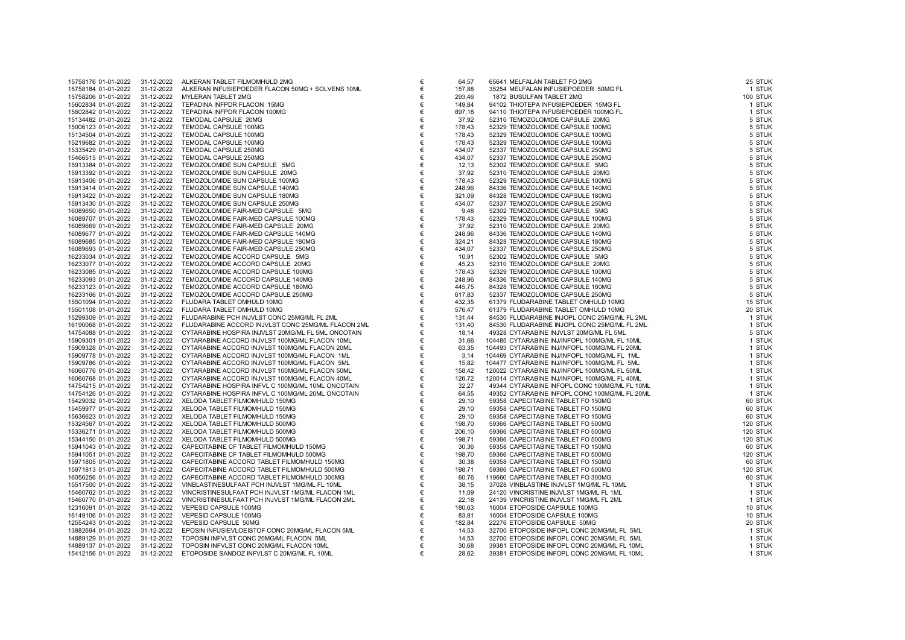| | | | | | | | |
|---|---|---|---|---|---|---|---|
| 15758176 | 01-01-2022 | 31-12-2022 | ALKERAN TABLET FILMOMHULD 2MG | € | 64,57 | 65641 MELFALAN TABLET FO 2MG | 25 STUK |
| 15758184 | 01-01-2022 | 31-12-2022 | ALKERAN INFUSIEPOEDER FLACON 50MG + SOLVENS 10ML | € | 157,88 | 35254 MELFALAN INFUSIEPOEDER 50MG FL | 1 STUK |
| 15758206 | 01-01-2022 | 31-12-2022 | MYLERAN TABLET 2MG | € | 293,46 | 1872 BUSULFAN TABLET 2MG | 100 STUK |
| 15602834 | 01-01-2022 | 31-12-2022 | TEPADINA INFPDR FLACON 15MG | € | 149,84 | 94102 THIOTEPA INFUSIEPOEDER 15MG FL | 1 STUK |
| 15602842 | 01-01-2022 | 31-12-2022 | TEPADINA INFPDR FLACON 100MG | € | 897,18 | 94110 THIOTEPA INFUSIEPOEDER 100MG FL | 1 STUK |
| 15134482 | 01-01-2022 | 31-12-2022 | TEMODAL CAPSULE 20MG | € | 37,92 | 52310 TEMOZOLOMIDE CAPSULE 20MG | 5 STUK |
| 15006123 | 01-01-2022 | 31-12-2022 | TEMODAL CAPSULE 100MG | € | 178,43 | 52329 TEMOZOLOMIDE CAPSULE 100MG | 5 STUK |
| 15134504 | 01-01-2022 | 31-12-2022 | TEMODAL CAPSULE 100MG | € | 178,43 | 52329 TEMOZOLOMIDE CAPSULE 100MG | 5 STUK |
| 15219682 | 01-01-2022 | 31-12-2022 | TEMODAL CAPSULE 100MG | € | 178,43 | 52329 TEMOZOLOMIDE CAPSULE 100MG | 5 STUK |
| 15335429 | 01-01-2022 | 31-12-2022 | TEMODAL CAPSULE 250MG | € | 434,07 | 52337 TEMOZOLOMIDE CAPSULE 250MG | 5 STUK |
| 15466515 | 01-01-2022 | 31-12-2022 | TEMODAL CAPSULE 250MG | € | 434,07 | 52337 TEMOZOLOMIDE CAPSULE 250MG | 5 STUK |
| 15913384 | 01-01-2022 | 31-12-2022 | TEMOZOLOMIDE SUN CAPSULE 5MG | € | 12,13 | 52302 TEMOZOLOMIDE CAPSULE 5MG | 5 STUK |
| 15913392 | 01-01-2022 | 31-12-2022 | TEMOZOLOMIDE SUN CAPSULE 20MG | € | 37,92 | 52310 TEMOZOLOMIDE CAPSULE 20MG | 5 STUK |
| 15913406 | 01-01-2022 | 31-12-2022 | TEMOZOLOMIDE SUN CAPSULE 100MG | € | 178,43 | 52329 TEMOZOLOMIDE CAPSULE 100MG | 5 STUK |
| 15913414 | 01-01-2022 | 31-12-2022 | TEMOZOLOMIDE SUN CAPSULE 140MG | € | 248,96 | 84336 TEMOZOLOMIDE CAPSULE 140MG | 5 STUK |
| 15913422 | 01-01-2022 | 31-12-2022 | TEMOZOLOMIDE SUN CAPSULE 180MG | € | 321,09 | 84328 TEMOZOLOMIDE CAPSULE 180MG | 5 STUK |
| 15913430 | 01-01-2022 | 31-12-2022 | TEMOZOLOMIDE SUN CAPSULE 250MG | € | 434,07 | 52337 TEMOZOLOMIDE CAPSULE 250MG | 5 STUK |
| 16089650 | 01-01-2022 | 31-12-2022 | TEMOZOLOMIDE FAIR-MED CAPSULE 5MG | € | 9,48 | 52302 TEMOZOLOMIDE CAPSULE 5MG | 5 STUK |
| 16089707 | 01-01-2022 | 31-12-2022 | TEMOZOLOMIDE FAIR-MED CAPSULE 100MG | € | 178,43 | 52329 TEMOZOLOMIDE CAPSULE 100MG | 5 STUK |
| 16089669 | 01-01-2022 | 31-12-2022 | TEMOZOLOMIDE FAIR-MED CAPSULE 20MG | € | 37,92 | 52310 TEMOZOLOMIDE CAPSULE 20MG | 5 STUK |
| 16089677 | 01-01-2022 | 31-12-2022 | TEMOZOLOMIDE FAIR-MED CAPSULE 140MG | € | 248,96 | 84336 TEMOZOLOMIDE CAPSULE 140MG | 5 STUK |
| 16089685 | 01-01-2022 | 31-12-2022 | TEMOZOLOMIDE FAIR-MED CAPSULE 180MG | € | 324,21 | 84328 TEMOZOLOMIDE CAPSULE 180MG | 5 STUK |
| 16089693 | 01-01-2022 | 31-12-2022 | TEMOZOLOMIDE FAIR-MED CAPSULE 250MG | € | 434,07 | 52337 TEMOZOLOMIDE CAPSULE 250MG | 5 STUK |
| 16233034 | 01-01-2022 | 31-12-2022 | TEMOZOLOMIDE ACCORD CAPSULE 5MG | € | 10,91 | 52302 TEMOZOLOMIDE CAPSULE 5MG | 5 STUK |
| 16233077 | 01-01-2022 | 31-12-2022 | TEMOZOLOMIDE ACCORD CAPSULE 20MG | € | 45,23 | 52310 TEMOZOLOMIDE CAPSULE 20MG | 5 STUK |
| 16233085 | 01-01-2022 | 31-12-2022 | TEMOZOLOMIDE ACCORD CAPSULE 100MG | € | 178,43 | 52329 TEMOZOLOMIDE CAPSULE 100MG | 5 STUK |
| 16233093 | 01-01-2022 | 31-12-2022 | TEMOZOLOMIDE ACCORD CAPSULE 140MG | € | 248,96 | 84336 TEMOZOLOMIDE CAPSULE 140MG | 5 STUK |
| 16233123 | 01-01-2022 | 31-12-2022 | TEMOZOLOMIDE ACCORD CAPSULE 180MG | € | 445,75 | 84328 TEMOZOLOMIDE CAPSULE 180MG | 5 STUK |
| 16233166 | 01-01-2022 | 31-12-2022 | TEMOZOLOMIDE ACCORD CAPSULE 250MG | € | 617,83 | 52337 TEMOZOLOMIDE CAPSULE 250MG | 5 STUK |
| 15501094 | 01-01-2022 | 31-12-2022 | FLUDARA TABLET OMHULD 10MG | € | 432,35 | 61379 FLUDARABINE TABLET OMHULD 10MG | 15 STUK |
| 15501108 | 01-01-2022 | 31-12-2022 | FLUDARA TABLET OMHULD 10MG | € | 576,47 | 61379 FLUDARABINE TABLET OMHULD 10MG | 20 STUK |
| 15299309 | 01-01-2022 | 31-12-2022 | FLUDARABINE PCH INJVLST CONC 25MG/ML FL 2ML | € | 131,44 | 84530 FLUDARABINE INJOPL CONC 25MG/ML FL 2ML | 1 STUK |
| 16190068 | 01-01-2022 | 31-12-2022 | FLUDARABINE ACCORD INJVLST CONC 25MG/ML FLACON 2ML | € | 131,40 | 84530 FLUDARABINE INJOPL CONC 25MG/ML FL 2ML | 1 STUK |
| 14754088 | 01-01-2022 | 31-12-2022 | CYTARABINE HOSPIRA INJVLST 20MG/ML FL 5ML ONCOTAIN | € | 18,14 | 49328 CYTARABINE INJVLST 20MG/ML FL 5ML | 5 STUK |
| 15909301 | 01-01-2022 | 31-12-2022 | CYTARABINE ACCORD INJVLST 100MG/ML FLACON 10ML | € | 31,66 | 104485 CYTARABINE INJ/INFOPL 100MG/ML FL 10ML | 1 STUK |
| 15909328 | 01-01-2022 | 31-12-2022 | CYTARABINE ACCORD INJVLST 100MG/ML FLACON 20ML | € | 63,35 | 104493 CYTARABINE INJ/INFOPL 100MG/ML FL 20ML | 1 STUK |
| 15909778 | 01-01-2022 | 31-12-2022 | CYTARABINE ACCORD INJVLST 100MG/ML FLACON 1ML | € | 3,14 | 104469 CYTARABINE INJ/INFOPL 100MG/ML FL 1ML | 1 STUK |
| 15909786 | 01-01-2022 | 31-12-2022 | CYTARABINE ACCORD INJVLST 100MG/ML FLACON 5ML | € | 15,82 | 104477 CYTARABINE INJ/INFOPL 100MG/ML FL 5ML | 1 STUK |
| 16060776 | 01-01-2022 | 31-12-2022 | CYTARABINE ACCORD INJVLST 100MG/ML FLACON 50ML | € | 158,42 | 120022 CYTARABINE INJ/INFOPL 100MG/ML FL 50ML | 1 STUK |
| 16060768 | 01-01-2022 | 31-12-2022 | CYTARABINE ACCORD INJVLST 100MG/ML FLACON 40ML | € | 126,72 | 120014 CYTARABINE INJ/INFOPL 100MG/ML FL 40ML | 1 STUK |
| 14754215 | 01-01-2022 | 31-12-2022 | CYTARABINE HOSPIRA INFVL C 100MG/ML 10ML ONCOTAIN | € | 32,27 | 49344 CYTARABINE INFOPL CONC 100MG/ML FL 10ML | 1 STUK |
| 14754126 | 01-01-2022 | 31-12-2022 | CYTARABINE HOSPIRA INFVL C 100MG/ML 20ML ONCOTAIN | € | 64,55 | 49352 CYTARABINE INFOPL CONC 100MG/ML FL 20ML | 1 STUK |
| 15429032 | 01-01-2022 | 31-12-2022 | XELODA TABLET FILMOMHULD 150MG | € | 29,10 | 59358 CAPECITABINE TABLET FO 150MG | 60 STUK |
| 15459977 | 01-01-2022 | 31-12-2022 | XELODA TABLET FILMOMHULD 150MG | € | 29,10 | 59358 CAPECITABINE TABLET FO 150MG | 60 STUK |
| 15636623 | 01-01-2022 | 31-12-2022 | XELODA TABLET FILMOMHULD 150MG | € | 29,10 | 59358 CAPECITABINE TABLET FO 150MG | 60 STUK |
| 15324567 | 01-01-2022 | 31-12-2022 | XELODA TABLET FILMOMHULD 500MG | € | 198,70 | 59366 CAPECITABINE TABLET FO 500MG | 120 STUK |
| 15336271 | 01-01-2022 | 31-12-2022 | XELODA TABLET FILMOMHULD 500MG | € | 206,10 | 59366 CAPECITABINE TABLET FO 500MG | 120 STUK |
| 15344150 | 01-01-2022 | 31-12-2022 | XELODA TABLET FILMOMHULD 500MG | € | 198,71 | 59366 CAPECITABINE TABLET FO 500MG | 120 STUK |
| 15941043 | 01-01-2022 | 31-12-2022 | CAPECITABINE CF TABLET FILMOMHULD 150MG | € | 30,36 | 59358 CAPECITABINE TABLET FO 150MG | 60 STUK |
| 15941051 | 01-01-2022 | 31-12-2022 | CAPECITABINE CF TABLET FILMOMHULD 500MG | € | 198,70 | 59366 CAPECITABINE TABLET FO 500MG | 120 STUK |
| 15971805 | 01-01-2022 | 31-12-2022 | CAPECITABINE ACCORD TABLET FILMOMHULD 150MG | € | 30,38 | 59358 CAPECITABINE TABLET FO 150MG | 60 STUK |
| 15971813 | 01-01-2022 | 31-12-2022 | CAPECITABINE ACCORD TABLET FILMOMHULD 500MG | € | 198,71 | 59366 CAPECITABINE TABLET FO 500MG | 120 STUK |
| 16056256 | 01-01-2022 | 31-12-2022 | CAPECITABINE ACCORD TABLET FILMOMHULD 300MG | € | 60,76 | 119660 CAPECITABINE TABLET FO 300MG | 60 STUK |
| 15517500 | 01-01-2022 | 31-12-2022 | VINBLASTINESULFAAT PCH INJVLST 1MG/ML FL 10ML | € | 38,15 | 37028 VINBLASTINE INJVLST 1MG/ML FL 10ML | 1 STUK |
| 15460762 | 01-01-2022 | 31-12-2022 | VINCRISTINESULFAAT PCH INJVLST 1MG/ML FLACON 1ML | € | 11,09 | 24120 VINCRISTINE INJVLST 1MG/ML FL 1ML | 1 STUK |
| 15460770 | 01-01-2022 | 31-12-2022 | VINCRISTINESULFAAT PCH INJVLST 1MG/ML FLACON 2ML | € | 22,18 | 24139 VINCRISTINE INJVLST 1MG/ML FL 2ML | 1 STUK |
| 12316091 | 01-01-2022 | 31-12-2022 | VEPESID CAPSULE 100MG | € | 180,63 | 16004 ETOPOSIDE CAPSULE 100MG | 10 STUK |
| 16149106 | 01-01-2022 | 31-12-2022 | VEPESID CAPSULE 100MG | € | 83,81 | 16004 ETOPOSIDE CAPSULE 100MG | 10 STUK |
| 12554243 | 01-01-2022 | 31-12-2022 | VEPESID CAPSULE 50MG | € | 182,84 | 22276 ETOPOSIDE CAPSULE 50MG | 20 STUK |
| 13882694 | 01-01-2022 | 31-12-2022 | EPOSIN INFUSIEVLOEISTOF CONC 20MG/ML FLACON 5ML | € | 14,53 | 32700 ETOPOSIDE INFOPL CONC 20MG/ML FL 5ML | 1 STUK |
| 14889129 | 01-01-2022 | 31-12-2022 | TOPOSIN INFVLST CONC 20MG/ML FLACON 5ML | € | 14,53 | 32700 ETOPOSIDE INFOPL CONC 20MG/ML FL 5ML | 1 STUK |
| 14889137 | 01-01-2022 | 31-12-2022 | TOPOSIN INFVLST CONC 20MG/ML FLACON 10ML | € | 30,68 | 39381 ETOPOSIDE INFOPL CONC 20MG/ML FL 10ML | 1 STUK |
| 15412156 | 01-01-2022 | 31-12-2022 | ETOPOSIDE SANDOZ INFVLST C 20MG/ML FL 10ML | € | 28,62 | 39381 ETOPOSIDE INFOPL CONC 20MG/ML FL 10ML | 1 STUK |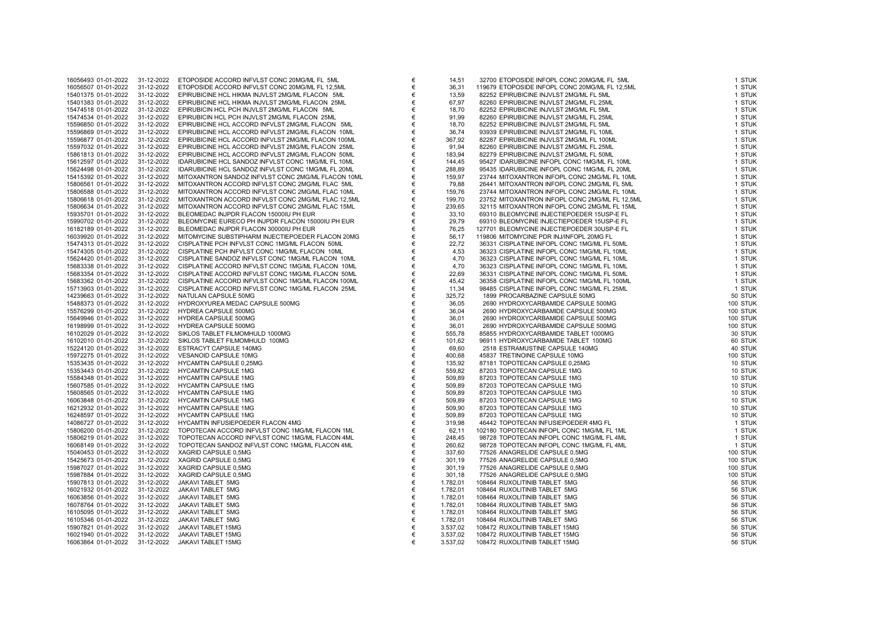| | | | | | | | | |
|---|---|---|---|---|---|---|---|---|
| 16056493 | 01-01-2022 | 31-12-2022 | ETOPOSIDE ACCORD INFVLST CONC 20MG/ML FL 5ML | € | 14,51 | 32700 ETOPOSIDE INFOPL CONC 20MG/ML FL 5ML | 1 | STUK |
| 16056507 | 01-01-2022 | 31-12-2022 | ETOPOSIDE ACCORD INFVLST CONC 20MG/ML FL 12,5ML | € | 36,31 | 119679 ETOPOSIDE INFOPL CONC 20MG/ML FL 12,5ML | 1 | STUK |
| 15401375 | 01-01-2022 | 31-12-2022 | EPIRUBICINE HCL HIKMA INJVLST 2MG/ML FLACON 5ML | € | 13,59 | 82252 EPIRUBICINE INJVLST 2MG/ML FL 5ML | 1 | STUK |
| 15401383 | 01-01-2022 | 31-12-2022 | EPIRUBICINE HCL HIKMA INJVLST 2MG/ML FLACON 25ML | € | 67,97 | 82260 EPIRUBICINE INJVLST 2MG/ML FL 25ML | 1 | STUK |
| 15474518 | 01-01-2022 | 31-12-2022 | EPIRUBICIN HCL PCH INJVLST 2MG/ML FLACON 5ML | € | 18,70 | 82252 EPIRUBICINE INJVLST 2MG/ML FL 5ML | 1 | STUK |
| 15474534 | 01-01-2022 | 31-12-2022 | EPIRUBICIN HCL PCH INJVLST 2MG/ML FLACON 25ML | € | 91,99 | 82260 EPIRUBICINE INJVLST 2MG/ML FL 25ML | 1 | STUK |
| 15596850 | 01-01-2022 | 31-12-2022 | EPIRUBICINE HCL ACCORD INFVLST 2MG/ML FLACON 5ML | € | 18,70 | 82252 EPIRUBICINE INJVLST 2MG/ML FL 5ML | 1 | STUK |
| 15596869 | 01-01-2022 | 31-12-2022 | EPIRUBICINE HCL ACCORD INFVLST 2MG/ML FLACON 10ML | € | 36,74 | 93939 EPIRUBICINE INJVLST 2MG/ML FL 10ML | 1 | STUK |
| 15596877 | 01-01-2022 | 31-12-2022 | EPIRUBICINE HCL ACCORD INFVLST 2MG/ML FLACON 100ML | € | 367,92 | 82287 EPIRUBICINE INJVLST 2MG/ML FL 100ML | 1 | STUK |
| 15597032 | 01-01-2022 | 31-12-2022 | EPIRUBICINE HCL ACCORD INFVLST 2MG/ML FLACON 25ML | € | 91,94 | 82260 EPIRUBICINE INJVLST 2MG/ML FL 25ML | 1 | STUK |
| 15861813 | 01-01-2022 | 31-12-2022 | EPIRUBICINE HCL ACCORD INFVLST 2MG/ML FLACON 50ML | € | 183,94 | 82279 EPIRUBICINE INJVLST 2MG/ML FL 50ML | 1 | STUK |
| 15612597 | 01-01-2022 | 31-12-2022 | IDARUBICINE HCL SANDOZ INFVLST CONC 1MG/ML FL 10ML | € | 144,45 | 95427 IDARUBICINE INFOPL CONC 1MG/ML FL 10ML | 1 | STUK |
| 15624498 | 01-01-2022 | 31-12-2022 | IDARUBICINE HCL SANDOZ INFVLST CONC 1MG/ML FL 20ML | € | 288,89 | 95435 IDARUBICINE INFOPL CONC 1MG/ML FL 20ML | 1 | STUK |
| 15415392 | 01-01-2022 | 31-12-2022 | MITOXANTRON SANDOZ INFVLST CONC 2MG/ML FLACON 10ML | € | 159,97 | 23744 MITOXANTRON INFOPL CONC 2MG/ML FL 10ML | 1 | STUK |
| 15806561 | 01-01-2022 | 31-12-2022 | MITOXANTRON ACCORD INFVLST CONC 2MG/ML FLAC 5ML | € | 79,88 | 26441 MITOXANTRON INFOPL CONC 2MG/ML FL 5ML | 1 | STUK |
| 15806588 | 01-01-2022 | 31-12-2022 | MITOXANTRON ACCORD INFVLST CONC 2MG/ML FLAC 10ML | € | 159,76 | 23744 MITOXANTRON INFOPL CONC 2MG/ML FL 10ML | 1 | STUK |
| 15806618 | 01-01-2022 | 31-12-2022 | MITOXANTRON ACCORD INFVLST CONC 2MG/ML FLAC 12,5ML | € | 199,70 | 23752 MITOXANTRON INFOPL CONC 2MG/ML FL 12,5ML | 1 | STUK |
| 15806634 | 01-01-2022 | 31-12-2022 | MITOXANTRON ACCORD INFVLST CONC 2MG/ML FLAC 15ML | € | 239,65 | 32115 MITOXANTRON INFOPL CONC 2MG/ML FL 15ML | 1 | STUK |
| 15935701 | 01-01-2022 | 31-12-2022 | BLEOMEDAC INJPDR FLACON 15000IU PH EUR | € | 33,10 | 69310 BLEOMYCINE INJECTIEPOEDER 15USP-E FL | 1 | STUK |
| 15990702 | 01-01-2022 | 31-12-2022 | BLEOMYCINE EURECO PH INJPDR FLACON 15000IU PH EUR | € | 29,79 | 69310 BLEOMYCINE INJECTIEPOEDER 15USP-E FL | 1 | STUK |
| 16182189 | 01-01-2022 | 31-12-2022 | BLEOMEDAC INJPDR FLACON 30000IU PH EUR | € | 76,25 | 127701 BLEOMYCINE INJECTIEPOEDER 30USP-E FL | 1 | STUK |
| 16039920 | 01-01-2022 | 31-12-2022 | MITOMYCINE SUBSTIPHARM INJECTIEPOEDER FLACON 20MG | € | 56,17 | 119806 MITOMYCINE PDR INJ/INFOPL 20MG FL | 1 | STUK |
| 15474313 | 01-01-2022 | 31-12-2022 | CISPLATINE PCH INFVLST CONC 1MG/ML FLACON 50ML | € | 22,72 | 36331 CISPLATINE INFOPL CONC 1MG/ML FL 50ML | 1 | STUK |
| 15474305 | 01-01-2022 | 31-12-2022 | CISPLATINE PCH INFVLST CONC 1MG/ML FLACON 10ML | € | 4,53 | 36323 CISPLATINE INFOPL CONC 1MG/ML FL 10ML | 1 | STUK |
| 15624420 | 01-01-2022 | 31-12-2022 | CISPLATINE SANDOZ INFVLST CONC 1MG/ML FLACON 10ML | € | 4,70 | 36323 CISPLATINE INFOPL CONC 1MG/ML FL 10ML | 1 | STUK |
| 15683338 | 01-01-2022 | 31-12-2022 | CISPLATINE ACCORD INFVLST CONC 1MG/ML FLACON 10ML | € | 4,70 | 36323 CISPLATINE INFOPL CONC 1MG/ML FL 10ML | 1 | STUK |
| 15683354 | 01-01-2022 | 31-12-2022 | CISPLATINE ACCORD INFVLST CONC 1MG/ML FLACON 50ML | € | 22,69 | 36331 CISPLATINE INFOPL CONC 1MG/ML FL 50ML | 1 | STUK |
| 15683362 | 01-01-2022 | 31-12-2022 | CISPLATINE ACCORD INFVLST CONC 1MG/ML FLACON 100ML | € | 45,42 | 36358 CISPLATINE INFOPL CONC 1MG/ML FL 100ML | 1 | STUK |
| 15713903 | 01-01-2022 | 31-12-2022 | CISPLATINE ACCORD INFVLST CONC 1MG/ML FLACON 25ML | € | 11,34 | 98485 CISPLATINE INFOPL CONC 1MG/ML FL 25ML | 1 | STUK |
| 14239663 | 01-01-2022 | 31-12-2022 | NATULAN CAPSULE 50MG | € | 325,72 | 1899 PROCARBAZINE CAPSULE 50MG | 50 | STUK |
| 15488373 | 01-01-2022 | 31-12-2022 | HYDROXYUREA MEDAC CAPSULE 500MG | € | 36,05 | 2690 HYDROXYCARBAMIDE CAPSULE 500MG | 100 | STUK |
| 15576299 | 01-01-2022 | 31-12-2022 | HYDREA CAPSULE 500MG | € | 36,04 | 2690 HYDROXYCARBAMIDE CAPSULE 500MG | 100 | STUK |
| 15649946 | 01-01-2022 | 31-12-2022 | HYDREA CAPSULE 500MG | € | 36,01 | 2690 HYDROXYCARBAMIDE CAPSULE 500MG | 100 | STUK |
| 16198999 | 01-01-2022 | 31-12-2022 | HYDREA CAPSULE 500MG | € | 36,01 | 2690 HYDROXYCARBAMIDE CAPSULE 500MG | 100 | STUK |
| 16102029 | 01-01-2022 | 31-12-2022 | SIKLOS TABLET FILMOMHULD 1000MG | € | 555,78 | 85855 HYDROXYCARBAMIDE TABLET 1000MG | 30 | STUK |
| 16102010 | 01-01-2022 | 31-12-2022 | SIKLOS TABLET FILMOMHULD 100MG | € | 101,62 | 96911 HYDROXYCARBAMIDE TABLET 100MG | 60 | STUK |
| 15224120 | 01-01-2022 | 31-12-2022 | ESTRACYT CAPSULE 140MG | € | 69,60 | 2518 ESTRAMUSTINE CAPSULE 140MG | 40 | STUK |
| 15972275 | 01-01-2022 | 31-12-2022 | VESANOID CAPSULE 10MG | € | 400,68 | 45837 TRETINOINE CAPSULE 10MG | 100 | STUK |
| 15353435 | 01-01-2022 | 31-12-2022 | HYCAMTIN CAPSULE 0,25MG | € | 135,92 | 87181 TOPOTECAN CAPSULE 0,25MG | 10 | STUK |
| 15353443 | 01-01-2022 | 31-12-2022 | HYCAMTIN CAPSULE 1MG | € | 559,82 | 87203 TOPOTECAN CAPSULE 1MG | 10 | STUK |
| 15584348 | 01-01-2022 | 31-12-2022 | HYCAMTIN CAPSULE 1MG | € | 509,89 | 87203 TOPOTECAN CAPSULE 1MG | 10 | STUK |
| 15607585 | 01-01-2022 | 31-12-2022 | HYCAMTIN CAPSULE 1MG | € | 509,89 | 87203 TOPOTECAN CAPSULE 1MG | 10 | STUK |
| 15608565 | 01-01-2022 | 31-12-2022 | HYCAMTIN CAPSULE 1MG | € | 509,89 | 87203 TOPOTECAN CAPSULE 1MG | 10 | STUK |
| 16063848 | 01-01-2022 | 31-12-2022 | HYCAMTIN CAPSULE 1MG | € | 509,89 | 87203 TOPOTECAN CAPSULE 1MG | 10 | STUK |
| 16212932 | 01-01-2022 | 31-12-2022 | HYCAMTIN CAPSULE 1MG | € | 509,90 | 87203 TOPOTECAN CAPSULE 1MG | 10 | STUK |
| 16248597 | 01-01-2022 | 31-12-2022 | HYCAMTIN CAPSULE 1MG | € | 509,89 | 87203 TOPOTECAN CAPSULE 1MG | 10 | STUK |
| 14086727 | 01-01-2022 | 31-12-2022 | HYCAMTIN INFUSIEPOEDER FLACON 4MG | € | 319,98 | 46442 TOPOTECAN INFUSIEPOEDER 4MG FL | 1 | STUK |
| 15806200 | 01-01-2022 | 31-12-2022 | TOPOTECAN ACCORD INFVLST CONC 1MG/ML FLACON 1ML | € | 62,11 | 102180 TOPOTECAN INFOPL CONC 1MG/ML FL 1ML | 1 | STUK |
| 15806219 | 01-01-2022 | 31-12-2022 | TOPOTECAN ACCORD INFVLST CONC 1MG/ML FLACON 4ML | € | 248,45 | 98728 TOPOTECAN INFOPL CONC 1MG/ML FL 4ML | 1 | STUK |
| 16068149 | 01-01-2022 | 31-12-2022 | TOPOTECAN SANDOZ INFVLST CONC 1MG/ML FLACON 4ML | € | 260,62 | 98728 TOPOTECAN INFOPL CONC 1MG/ML FL 4ML | 1 | STUK |
| 15040453 | 01-01-2022 | 31-12-2022 | XAGRID CAPSULE 0,5MG | € | 337,60 | 77526 ANAGRELIDE CAPSULE 0,5MG | 100 | STUK |
| 15425673 | 01-01-2022 | 31-12-2022 | XAGRID CAPSULE 0,5MG | € | 301,19 | 77526 ANAGRELIDE CAPSULE 0,5MG | 100 | STUK |
| 15987027 | 01-01-2022 | 31-12-2022 | XAGRID CAPSULE 0,5MG | € | 301,19 | 77526 ANAGRELIDE CAPSULE 0,5MG | 100 | STUK |
| 15987884 | 01-01-2022 | 31-12-2022 | XAGRID CAPSULE 0,5MG | € | 301,18 | 77526 ANAGRELIDE CAPSULE 0,5MG | 100 | STUK |
| 15907813 | 01-01-2022 | 31-12-2022 | JAKAVI TABLET 5MG | € | 1.782,01 | 108464 RUXOLITINIB TABLET 5MG | 56 | STUK |
| 16021932 | 01-01-2022 | 31-12-2022 | JAKAVI TABLET 5MG | € | 1.782,01 | 108464 RUXOLITINIB TABLET 5MG | 56 | STUK |
| 16063856 | 01-01-2022 | 31-12-2022 | JAKAVI TABLET 5MG | € | 1.782,01 | 108464 RUXOLITINIB TABLET 5MG | 56 | STUK |
| 16078764 | 01-01-2022 | 31-12-2022 | JAKAVI TABLET 5MG | € | 1.782,01 | 108464 RUXOLITINIB TABLET 5MG | 56 | STUK |
| 16105095 | 01-01-2022 | 31-12-2022 | JAKAVI TABLET 5MG | € | 1.782,01 | 108464 RUXOLITINIB TABLET 5MG | 56 | STUK |
| 16105346 | 01-01-2022 | 31-12-2022 | JAKAVI TABLET 5MG | € | 1.782,01 | 108464 RUXOLITINIB TABLET 5MG | 56 | STUK |
| 15907821 | 01-01-2022 | 31-12-2022 | JAKAVI TABLET 15MG | € | 3.537,02 | 108472 RUXOLITINIB TABLET 15MG | 56 | STUK |
| 16021940 | 01-01-2022 | 31-12-2022 | JAKAVI TABLET 15MG | € | 3.537,02 | 108472 RUXOLITINIB TABLET 15MG | 56 | STUK |
| 16063864 | 01-01-2022 | 31-12-2022 | JAKAVI TABLET 15MG | € | 3.537,02 | 108472 RUXOLITINIB TABLET 15MG | 56 | STUK |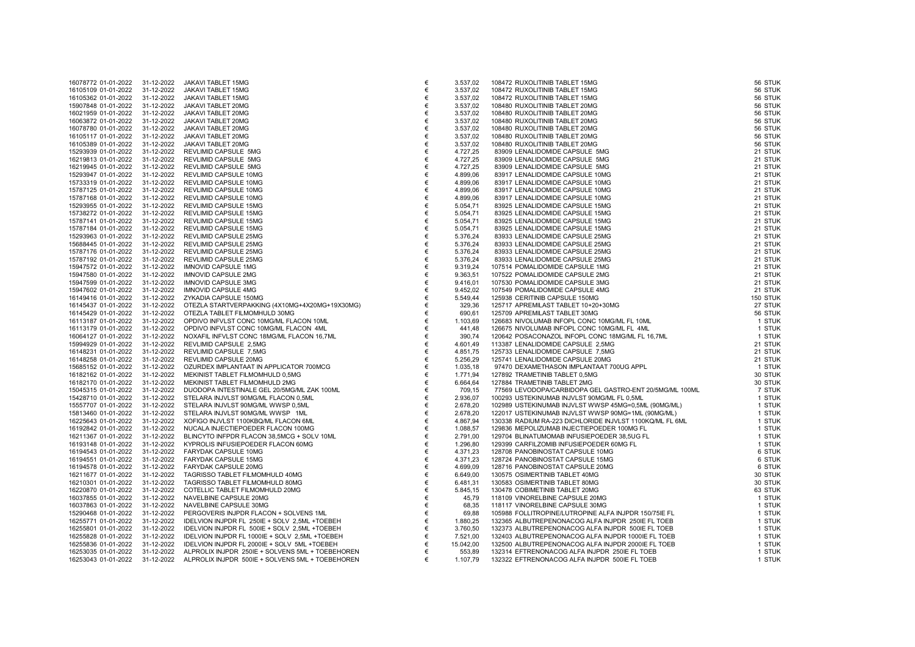| | | | | | | | | |
|---|---|---|---|---|---|---|---|---|
| 16078772 | 01-01-2022 | 31-12-2022 | JAKAVI TABLET 15MG | € | 3.537,02 | 108472 RUXOLITINIB TABLET 15MG | 56 | STUK |
| 16105109 | 01-01-2022 | 31-12-2022 | JAKAVI TABLET 15MG | € | 3.537,02 | 108472 RUXOLITINIB TABLET 15MG | 56 | STUK |
| 16105362 | 01-01-2022 | 31-12-2022 | JAKAVI TABLET 15MG | € | 3.537,02 | 108472 RUXOLITINIB TABLET 15MG | 56 | STUK |
| 15907848 | 01-01-2022 | 31-12-2022 | JAKAVI TABLET 20MG | € | 3.537,02 | 108480 RUXOLITINIB TABLET 20MG | 56 | STUK |
| 16021959 | 01-01-2022 | 31-12-2022 | JAKAVI TABLET 20MG | € | 3.537,02 | 108480 RUXOLITINIB TABLET 20MG | 56 | STUK |
| 16063872 | 01-01-2022 | 31-12-2022 | JAKAVI TABLET 20MG | € | 3.537,02 | 108480 RUXOLITINIB TABLET 20MG | 56 | STUK |
| 16078780 | 01-01-2022 | 31-12-2022 | JAKAVI TABLET 20MG | € | 3.537,02 | 108480 RUXOLITINIB TABLET 20MG | 56 | STUK |
| 16105117 | 01-01-2022 | 31-12-2022 | JAKAVI TABLET 20MG | € | 3.537,02 | 108480 RUXOLITINIB TABLET 20MG | 56 | STUK |
| 16105389 | 01-01-2022 | 31-12-2022 | JAKAVI TABLET 20MG | € | 3.537,02 | 108480 RUXOLITINIB TABLET 20MG | 56 | STUK |
| 15293939 | 01-01-2022 | 31-12-2022 | REVLIMID CAPSULE 5MG | € | 4.727,25 | 83909 LENALIDOMIDE CAPSULE 5MG | 21 | STUK |
| 16219813 | 01-01-2022 | 31-12-2022 | REVLIMID CAPSULE 5MG | € | 4.727,25 | 83909 LENALIDOMIDE CAPSULE 5MG | 21 | STUK |
| 16219945 | 01-01-2022 | 31-12-2022 | REVLIMID CAPSULE 5MG | € | 4.727,25 | 83909 LENALIDOMIDE CAPSULE 5MG | 21 | STUK |
| 15293947 | 01-01-2022 | 31-12-2022 | REVLIMID CAPSULE 10MG | € | 4.899,06 | 83917 LENALIDOMIDE CAPSULE 10MG | 21 | STUK |
| 15733319 | 01-01-2022 | 31-12-2022 | REVLIMID CAPSULE 10MG | € | 4.899,06 | 83917 LENALIDOMIDE CAPSULE 10MG | 21 | STUK |
| 15787125 | 01-01-2022 | 31-12-2022 | REVLIMID CAPSULE 10MG | € | 4.899,06 | 83917 LENALIDOMIDE CAPSULE 10MG | 21 | STUK |
| 15787168 | 01-01-2022 | 31-12-2022 | REVLIMID CAPSULE 10MG | € | 4.899,06 | 83917 LENALIDOMIDE CAPSULE 10MG | 21 | STUK |
| 15293955 | 01-01-2022 | 31-12-2022 | REVLIMID CAPSULE 15MG | € | 5.054,71 | 83925 LENALIDOMIDE CAPSULE 15MG | 21 | STUK |
| 15738272 | 01-01-2022 | 31-12-2022 | REVLIMID CAPSULE 15MG | € | 5.054,71 | 83925 LENALIDOMIDE CAPSULE 15MG | 21 | STUK |
| 15787141 | 01-01-2022 | 31-12-2022 | REVLIMID CAPSULE 15MG | € | 5.054,71 | 83925 LENALIDOMIDE CAPSULE 15MG | 21 | STUK |
| 15787184 | 01-01-2022 | 31-12-2022 | REVLIMID CAPSULE 15MG | € | 5.054,71 | 83925 LENALIDOMIDE CAPSULE 15MG | 21 | STUK |
| 15293963 | 01-01-2022 | 31-12-2022 | REVLIMID CAPSULE 25MG | € | 5.376,24 | 83933 LENALIDOMIDE CAPSULE 25MG | 21 | STUK |
| 15688445 | 01-01-2022 | 31-12-2022 | REVLIMID CAPSULE 25MG | € | 5.376,24 | 83933 LENALIDOMIDE CAPSULE 25MG | 21 | STUK |
| 15787176 | 01-01-2022 | 31-12-2022 | REVLIMID CAPSULE 25MG | € | 5.376,24 | 83933 LENALIDOMIDE CAPSULE 25MG | 21 | STUK |
| 15787192 | 01-01-2022 | 31-12-2022 | REVLIMID CAPSULE 25MG | € | 5.376,24 | 83933 LENALIDOMIDE CAPSULE 25MG | 21 | STUK |
| 15947572 | 01-01-2022 | 31-12-2022 | IMNOVID CAPSULE 1MG | € | 9.319,24 | 107514 POMALIDOMIDE CAPSULE 1MG | 21 | STUK |
| 15947580 | 01-01-2022 | 31-12-2022 | IMNOVID CAPSULE 2MG | € | 9.363,51 | 107522 POMALIDOMIDE CAPSULE 2MG | 21 | STUK |
| 15947599 | 01-01-2022 | 31-12-2022 | IMNOVID CAPSULE 3MG | € | 9.416,01 | 107530 POMALIDOMIDE CAPSULE 3MG | 21 | STUK |
| 15947602 | 01-01-2022 | 31-12-2022 | IMNOVID CAPSULE 4MG | € | 9.452,02 | 107549 POMALIDOMIDE CAPSULE 4MG | 21 | STUK |
| 16149416 | 01-01-2022 | 31-12-2022 | ZYKADIA CAPSULE 150MG | € | 5.549,44 | 125938 CERITINIB CAPSULE 150MG | 150 | STUK |
| 16145437 | 01-01-2022 | 31-12-2022 | OTEZLA STARTVERPAKKING (4X10MG+4X20MG+19X30MG) | € | 329,36 | 125717 APREMILAST TABLET 10+20+30MG | 27 | STUK |
| 16145429 | 01-01-2022 | 31-12-2022 | OTEZLA TABLET FILMOMHULD 30MG | € | 690,61 | 125709 APREMILAST TABLET 30MG | 56 | STUK |
| 16113187 | 01-01-2022 | 31-12-2022 | OPDIVO INFVLST CONC 10MG/ML FLACON 10ML | € | 1.103,69 | 126683 NIVOLUMAB INFOPL CONC 10MG/ML FL 10ML | 1 | STUK |
| 16113179 | 01-01-2022 | 31-12-2022 | OPDIVO INFVLST CONC 10MG/ML FLACON 4ML | € | 441,48 | 126675 NIVOLUMAB INFOPL CONC 10MG/ML FL 4ML | 1 | STUK |
| 16064127 | 01-01-2022 | 31-12-2022 | NOXAFIL INFVLST CONC 18MG/ML FLACON 16,7ML | € | 390,74 | 120642 POSACONAZOL INFOPL CONC 18MG/ML FL 16,7ML | 1 | STUK |
| 15994929 | 01-01-2022 | 31-12-2022 | REVLIMID CAPSULE 2,5MG | € | 4.601,49 | 113387 LENALIDOMIDE CAPSULE 2,5MG | 21 | STUK |
| 16148231 | 01-01-2022 | 31-12-2022 | REVLIMID CAPSULE 7,5MG | € | 4.851,75 | 125733 LENALIDOMIDE CAPSULE 7,5MG | 21 | STUK |
| 16148258 | 01-01-2022 | 31-12-2022 | REVLIMID CAPSULE 20MG | € | 5.256,29 | 125741 LENALIDOMIDE CAPSULE 20MG | 21 | STUK |
| 15685152 | 01-01-2022 | 31-12-2022 | OZURDEX IMPLANTAAT IN APPLICATOR 700MCG | € | 1.035,18 | 97470 DEXAMETHASON IMPLANTAAT 700UG APPL | 1 | STUK |
| 16182162 | 01-01-2022 | 31-12-2022 | MEKINIST TABLET FILMOMHULD 0,5MG | € | 1.771,94 | 127892 TRAMETINIB TABLET 0,5MG | 30 | STUK |
| 16182170 | 01-01-2022 | 31-12-2022 | MEKINIST TABLET FILMOMHULD 2MG | € | 6.664,64 | 127884 TRAMETINIB TABLET 2MG | 30 | STUK |
| 15045315 | 01-01-2022 | 31-12-2022 | DUODOPA INTESTINALE GEL 20/5MG/ML ZAK 100ML | € | 709,15 | 77569 LEVODOPA/CARBIDOPA GEL GASTRO-ENT 20/5MG/ML 100ML | 7 | STUK |
| 15428710 | 01-01-2022 | 31-12-2022 | STELARA INJVLST 90MG/ML FLACON 0,5ML | € | 2.936,07 | 100293 USTEKINUMAB INJVLST 90MG/ML FL 0,5ML | 1 | STUK |
| 15557707 | 01-01-2022 | 31-12-2022 | STELARA INJVLST 90MG/ML WWSP 0,5ML | € | 2.678,20 | 102989 USTEKINUMAB INJVLST WWSP 45MG=0,5ML (90MG/ML) | 1 | STUK |
| 15813460 | 01-01-2022 | 31-12-2022 | STELARA INJVLST 90MG/ML WWSP 1ML | € | 2.678,20 | 122017 USTEKINUMAB INJVLST WWSP 90MG=1ML (90MG/ML) | 1 | STUK |
| 16225643 | 01-01-2022 | 31-12-2022 | XOFIGO INJVLST 1100KBQ/ML FLACON 6ML | € | 4.867,94 | 130338 RADIUM RA-223 DICHLORIDE INJVLST 1100KQ/ML FL 6ML | 1 | STUK |
| 16192842 | 01-01-2022 | 31-12-2022 | NUCALA INJECTIEPOEDER FLACON 100MG | € | 1.088,57 | 129836 MEPOLIZUMAB INJECTIEPOEDER 100MG FL | 1 | STUK |
| 16211367 | 01-01-2022 | 31-12-2022 | BLINCYTO INFPDR FLACON 38,5MCG + SOLV 10ML | € | 2.791,00 | 129704 BLINATUMOMAB INFUSIEPOEDER 38,5UG FL | 1 | STUK |
| 16193148 | 01-01-2022 | 31-12-2022 | KYPROLIS INFUSIEPOEDER FLACON 60MG | € | 1.296,80 | 129399 CARFILZOMIB INFUSIEPOEDER 60MG FL | 1 | STUK |
| 16194543 | 01-01-2022 | 31-12-2022 | FARYDAK CAPSULE 10MG | € | 4.371,23 | 128708 PANOBINOSTAT CAPSULE 10MG | 6 | STUK |
| 16194551 | 01-01-2022 | 31-12-2022 | FARYDAK CAPSULE 15MG | € | 4.371,23 | 128724 PANOBINOSTAT CAPSULE 15MG | 6 | STUK |
| 16194578 | 01-01-2022 | 31-12-2022 | FARYDAK CAPSULE 20MG | € | 4.699,09 | 128716 PANOBINOSTAT CAPSULE 20MG | 6 | STUK |
| 16211677 | 01-01-2022 | 31-12-2022 | TAGRISSO TABLET FILMOMHULD 40MG | € | 6.649,00 | 130575 OSIMERTINIB TABLET 40MG | 30 | STUK |
| 16210301 | 01-01-2022 | 31-12-2022 | TAGRISSO TABLET FILMOMHULD 80MG | € | 6.481,31 | 130583 OSIMERTINIB TABLET 80MG | 30 | STUK |
| 16220870 | 01-01-2022 | 31-12-2022 | COTELLIC TABLET FILMOMHULD 20MG | € | 5.845,15 | 130478 COBIMETINIB TABLET 20MG | 63 | STUK |
| 16037855 | 01-01-2022 | 31-12-2022 | NAVELBINE CAPSULE 20MG | € | 45,79 | 118109 VINORELBINE CAPSULE 20MG | 1 | STUK |
| 16037863 | 01-01-2022 | 31-12-2022 | NAVELBINE CAPSULE 30MG | € | 68,35 | 118117 VINORELBINE CAPSULE 30MG | 1 | STUK |
| 15290468 | 01-01-2022 | 31-12-2022 | PERGOVERIS INJPDR FLACON + SOLVENS 1ML | € | 69,88 | 105988 FOLLITROPINE/LUTROPINE ALFA INJPDR 150/75IE FL | 1 | STUK |
| 16255771 | 01-01-2022 | 31-12-2022 | IDELVION INJPDR FL 250IE + SOLV 2,5ML +TOEBEH | € | 1.880,25 | 132365 ALBUTREPENONACOG ALFA INJPDR 250IE FL TOEB | 1 | STUK |
| 16255801 | 01-01-2022 | 31-12-2022 | IDELVION INJPDR FL 500IE + SOLV 2,5ML +TOEBEH | € | 3.760,50 | 132373 ALBUTREPENONACOG ALFA INJPDR 500IE FL TOEB | 1 | STUK |
| 16255828 | 01-01-2022 | 31-12-2022 | IDELVION INJPDR FL 1000IE + SOLV 2,5ML +TOEBEH | € | 7.521,00 | 132403 ALBUTREPENONACOG ALFA INJPDR 1000IE FL TOEB | 1 | STUK |
| 16255836 | 01-01-2022 | 31-12-2022 | IDELVION INJPDR FL 2000IE + SOLV 5ML +TOEBEH | € | 15.042,00 | 132500 ALBUTREPENONACOG ALFA INJPDR 2000IE FL TOEB | 1 | STUK |
| 16253035 | 01-01-2022 | 31-12-2022 | ALPROLIX INJPDR 250IE + SOLVENS 5ML + TOEBEHOREN | € | 553,89 | 132314 EFTRENONACOG ALFA INJPDR 250IE FL TOEB | 1 | STUK |
| 16253043 | 01-01-2022 | 31-12-2022 | ALPROLIX INJPDR 500IE + SOLVENS 5ML + TOEBEHOREN | € | 1.107,79 | 132322 EFTRENONACOG ALFA INJPDR 500IE FL TOEB | 1 | STUK |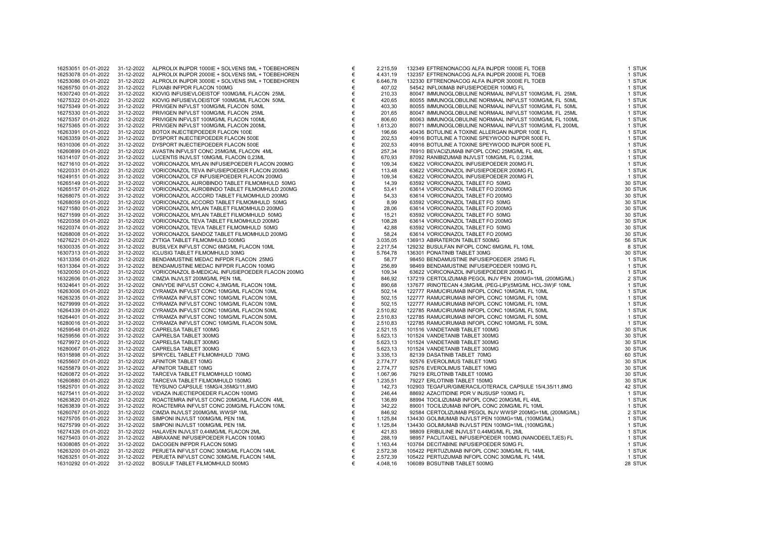| | | | | | | | |
|---|---|---|---|---|---|---|---|
| 16253051 | 01-01-2022 | 31-12-2022 | ALPROLIX INJPDR 1000IE + SOLVENS 5ML + TOEBEHOREN | € | 2.215,59 | 132349 EFTRENONACOG ALFA INJPDR 1000IE FL TOEB | 1 STUK |
| 16253078 | 01-01-2022 | 31-12-2022 | ALPROLIX INJPDR 2000IE + SOLVENS 5ML + TOEBEHOREN | € | 4.431,19 | 132357 EFTRENONACOG ALFA INJPDR 2000IE FL TOEB | 1 STUK |
| 16253086 | 01-01-2022 | 31-12-2022 | ALPROLIX INJPDR 3000IE + SOLVENS 5ML + TOEBEHOREN | € | 6.646,78 | 132330 EFTRENONACOG ALFA INJPDR 3000IE FL TOEB | 1 STUK |
| 16265750 | 01-01-2022 | 31-12-2022 | FLIXABI INFPDR FLACON 100MG | € | 407,02 | 54542 INFLIXIMAB INFUSIEPOEDER 100MG FL | 1 STUK |
| 16307240 | 01-01-2022 | 31-12-2022 | KIOVIG INFUSIEVLOEISTOF 100MG/ML FLACON 25ML | € | 210,33 | 80047 IMMUNOGLOBULINE NORMAAL INFVLST 100MG/ML FL 25ML | 1 STUK |
| 16275322 | 01-01-2022 | 31-12-2022 | KIOVIG INFUSIEVLOEISTOF 100MG/ML FLACON 50ML | € | 420,65 | 80055 IMMUNOGLOBULINE NORMAAL INFVLST 100MG/ML FL 50ML | 1 STUK |
| 16275349 | 01-01-2022 | 31-12-2022 | PRIVIGEN INFVLST 100MG/ML FLACON 50ML | € | 403,30 | 80055 IMMUNOGLOBULINE NORMAAL INFVLST 100MG/ML FL 50ML | 1 STUK |
| 16275330 | 01-01-2022 | 31-12-2022 | PRIVIGEN INFVLST 100MG/ML FLACON 25ML | € | 201,65 | 80047 IMMUNOGLOBULINE NORMAAL INFVLST 100MG/ML FL 25ML | 1 STUK |
| 16275357 | 01-01-2022 | 31-12-2022 | PRIVIGEN INFVLST 100MG/ML FLACON 100ML | € | 806,60 | 80063 IMMUNOGLOBULINE NORMAAL INFVLST 100MG/ML FL 100ML | 1 STUK |
| 16275365 | 01-01-2022 | 31-12-2022 | PRIVIGEN INFVLST 100MG/ML FLACON 200ML | € | 1.613,20 | 80071 IMMUNOGLOBULINE NORMAAL INFVLST 100MG/ML FL 200ML | 1 STUK |
| 16263391 | 01-01-2022 | 31-12-2022 | BOTOX INJECTIEPOEDER FLACON 100E | € | 196,66 | 40436 BOTULINE A TOXINE ALLERGAN INJPDR 100E FL | 1 STUK |
| 16263359 | 01-01-2022 | 31-12-2022 | DYSPORT INJECTIEPOEDER FLACON 500E | € | 202,53 | 40916 BOTULINE A TOXINE SPEYWOOD INJPDR 500E FL | 1 STUK |
| 16310306 | 01-01-2022 | 31-12-2022 | DYSPORT INJECTIEPOEDER FLACON 500E | € | 202,53 | 40916 BOTULINE A TOXINE SPEYWOOD INJPDR 500E FL | 1 STUK |
| 16260899 | 01-01-2022 | 31-12-2022 | AVASTIN INFVLST CONC 25MG/ML FLACON 4ML | € | 257,34 | 76910 BEVACIZUMAB INFOPL CONC 25MG/ML FL 4ML | 1 STUK |
| 16314107 | 01-01-2022 | 31-12-2022 | LUCENTIS INJVLST 10MG/ML FLACON 0,23ML | € | 670,93 | 87092 RANIBIZUMAB INJVLST 10MG/ML FL 0,23ML | 1 STUK |
| 16271610 | 01-01-2022 | 31-12-2022 | VORICONAZOL MYLAN INFUSIEPOEDER FLACON 200MG | € | 109,34 | 63622 VORICONAZOL INFUSIEPOEDER 200MG FL | 1 STUK |
| 16220331 | 01-01-2022 | 31-12-2022 | VORICONAZOL TEVA INFUSIEPOEDER FLACON 200MG | € | 113,48 | 63622 VORICONAZOL INFUSIEPOEDER 200MG FL | 1 STUK |
| 16249151 | 01-01-2022 | 31-12-2022 | VORICONAZOL CF INFUSIEPOEDER FLACON 200MG | € | 109,34 | 63622 VORICONAZOL INFUSIEPOEDER 200MG FL | 1 STUK |
| 16265149 | 01-01-2022 | 31-12-2022 | VORICONAZOL AUROBINDO TABLET FILMOMHULD 50MG | € | 14,39 | 63592 VORICONAZOL TABLET FO 50MG | 30 STUK |
| 16265157 | 01-01-2022 | 31-12-2022 | VORICONAZOL AUROBINDO TABLET FILMOMHULD 200MG | € | 53,41 | 63614 VORICONAZOL TABLET FO 200MG | 30 STUK |
| 16268075 | 01-01-2022 | 31-12-2022 | VORICONAZOL ACCORD TABLET FILMOMHULD 200MG | € | 54,33 | 63614 VORICONAZOL TABLET FO 200MG | 30 STUK |
| 16268059 | 01-01-2022 | 31-12-2022 | VORICONAZOL ACCORD TABLET FILMOMHULD 50MG | € | 8,99 | 63592 VORICONAZOL TABLET FO 50MG | 30 STUK |
| 16271580 | 01-01-2022 | 31-12-2022 | VORICONAZOL MYLAN TABLET FILMOMHULD 200MG | € | 28,06 | 63614 VORICONAZOL TABLET FO 200MG | 30 STUK |
| 16271599 | 01-01-2022 | 31-12-2022 | VORICONAZOL MYLAN TABLET FILMOMHULD 50MG | € | 15,21 | 63592 VORICONAZOL TABLET FO 50MG | 30 STUK |
| 16220358 | 01-01-2022 | 31-12-2022 | VORICONAZOL TEVA TABLET FILMOMHULD 200MG | € | 108,28 | 63614 VORICONAZOL TABLET FO 200MG | 30 STUK |
| 16220374 | 01-01-2022 | 31-12-2022 | VORICONAZOL TEVA TABLET FILMOMHULD 50MG | € | 42,88 | 63592 VORICONAZOL TABLET FO 50MG | 30 STUK |
| 16268008 | 01-01-2022 | 31-12-2022 | VORICONAZOL SANDOZ TABLET FILMOMHULD 200MG | € | 58,24 | 63614 VORICONAZOL TABLET FO 200MG | 30 STUK |
| 16276221 | 01-01-2022 | 31-12-2022 | ZYTIGA TABLET FILMOMHULD 500MG | € | 3.035,05 | 136913 ABIRATERON TABLET 500MG | 56 STUK |
| 16300335 | 01-01-2022 | 31-12-2022 | BUSILVEX INFVLST CONC 6MG/ML FLACON 10ML | € | 2.217,54 | 129232 BUSULFAN INFOPL CONC 6MG/ML FL 10ML | 8 STUK |
| 16307313 | 01-01-2022 | 31-12-2022 | ICLUSIG TABLET FILMOMHULD 30MG | € | 5.764,78 | 136301 PONATINIB TABLET 30MG | 30 STUK |
| 16313356 | 01-01-2022 | 31-12-2022 | BENDAMUSTINE MEDAC INFPDR FLACON 25MG | € | 58,77 | 98450 BENDAMUSTINE INFUSIEPOEDER 25MG FL | 1 STUK |
| 16313364 | 01-01-2022 | 31-12-2022 | BENDAMUSTINE MEDAC INFPDR FLACON 100MG | € | 256,89 | 98469 BENDAMUSTINE INFUSIEPOEDER 100MG FL | 1 STUK |
| 16320050 | 01-01-2022 | 31-12-2022 | VORICONAZOL B-MEDICAL INFUSIEPOEDER FLACON 200MG | € | 109,34 | 63622 VORICONAZOL INFUSIEPOEDER 200MG FL | 1 STUK |
| 16322606 | 01-01-2022 | 31-12-2022 | CIMZIA INJVLST 200MG/ML PEN 1ML | € | 846,92 | 137219 CERTOLIZUMAB PEGOL INJV PEN 200MG=1ML (200MG/ML) | 2 STUK |
| 16324641 | 01-01-2022 | 31-12-2022 | ONIVYDE INFVLST CONC 4,3MG/ML FLACON 10ML | € | 890,68 | 137677 IRINOTECAN 4,3MG/ML (PEG-LIP)(5MG/ML HCL-3W)F 10ML | 1 STUK |
| 16263006 | 01-01-2022 | 31-12-2022 | CYRAMZA INFVLST CONC 10MG/ML FLACON 10ML | € | 502,14 | 122777 RAMUCIRUMAB INFOPL CONC 10MG/ML FL 10ML | 1 STUK |
| 16263235 | 01-01-2022 | 31-12-2022 | CYRAMZA INFVLST CONC 10MG/ML FLACON 10ML | € | 502,15 | 122777 RAMUCIRUMAB INFOPL CONC 10MG/ML FL 10ML | 1 STUK |
| 16279999 | 01-01-2022 | 31-12-2022 | CYRAMZA INFVLST CONC 10MG/ML FLACON 10ML | € | 502,15 | 122777 RAMUCIRUMAB INFOPL CONC 10MG/ML FL 10ML | 1 STUK |
| 16264339 | 01-01-2022 | 31-12-2022 | CYRAMZA INFVLST CONC 10MG/ML FLACON 50ML | € | 2.510,82 | 122785 RAMUCIRUMAB INFOPL CONC 10MG/ML FL 50ML | 1 STUK |
| 16264401 | 01-01-2022 | 31-12-2022 | CYRAMZA INFVLST CONC 10MG/ML FLACON 50ML | € | 2.510,83 | 122785 RAMUCIRUMAB INFOPL CONC 10MG/ML FL 50ML | 1 STUK |
| 16280016 | 01-01-2022 | 31-12-2022 | CYRAMZA INFVLST CONC 10MG/ML FLACON 50ML | € | 2.510,83 | 122785 RAMUCIRUMAB INFOPL CONC 10MG/ML FL 50ML | 1 STUK |
| 16259548 | 01-01-2022 | 31-12-2022 | CAPRELSA TABLET 100MG | € | 2.521,15 | 101516 VANDETANIB TABLET 100MG | 30 STUK |
| 16259556 | 01-01-2022 | 31-12-2022 | CAPRELSA TABLET 300MG | € | 5.623,13 | 101524 VANDETANIB TABLET 300MG | 30 STUK |
| 16279972 | 01-01-2022 | 31-12-2022 | CAPRELSA TABLET 300MG | € | 5.623,13 | 101524 VANDETANIB TABLET 300MG | 30 STUK |
| 16280067 | 01-01-2022 | 31-12-2022 | CAPRELSA TABLET 300MG | € | 5.623,13 | 101524 VANDETANIB TABLET 300MG | 30 STUK |
| 16315898 | 01-01-2022 | 31-12-2022 | SPRYCEL TABLET FILMOMHULD 70MG | € | 3.335,13 | 82139 DASATINIB TABLET 70MG | 60 STUK |
| 16255607 | 01-01-2022 | 31-12-2022 | AFINITOR TABLET 10MG | € | 2.774,77 | 92576 EVEROLIMUS TABLET 10MG | 30 STUK |
| 16255879 | 01-01-2022 | 31-12-2022 | AFINITOR TABLET 10MG | € | 2.774,77 | 92576 EVEROLIMUS TABLET 10MG | 30 STUK |
| 16260872 | 01-01-2022 | 31-12-2022 | TARCEVA TABLET FILMOMHULD 100MG | € | 1.067,96 | 79219 ERLOTINIB TABLET 100MG | 30 STUK |
| 16260880 | 01-01-2022 | 31-12-2022 | TARCEVA TABLET FILMOMHULD 150MG | € | 1.235,51 | 79227 ERLOTINIB TABLET 150MG | 30 STUK |
| 15825701 | 01-01-2022 | 31-12-2022 | TEYSUNO CAPSULE 15MG/4,35MG/11,8MG | € | 142,73 | 102903 TEGAFUR/GIMERACIL/OTERACIL CAPSULE 15/4,35/11,8MG | 42 STUK |
| 16275411 | 01-01-2022 | 31-12-2022 | VIDAZA INJECTIEPOEDER FLACON 100MG | € | 246,44 | 88692 AZACITIDINE PDR V INJSUSP 100MG FL | 1 STUK |
| 16263820 | 01-01-2022 | 31-12-2022 | ROACTEMRA INFVLST CONC 20MG/ML FLACON 4ML | € | 136,89 | 88994 TOCILIZUMAB INFOPL CONC 20MG/ML FL 4ML | 1 STUK |
| 16263839 | 01-01-2022 | 31-12-2022 | ROACTEMRA INFVLST CONC 20MG/ML FLACON 10ML | € | 342,22 | 89001 TOCILIZUMAB INFOPL CONC 20MG/ML FL 10ML | 1 STUK |
| 16260767 | 01-01-2022 | 31-12-2022 | CIMZIA INJVLST 200MG/ML WWSP 1ML | € | 846,92 | 92584 CERTOLIZUMAB PEGOL INJV WWSP 200MG=1ML (200MG/ML) | 2 STUK |
| 16275705 | 01-01-2022 | 31-12-2022 | SIMPONI INJVLST 100MG/ML PEN 1ML | € | 1.125,84 | 134430 GOLIMUMAB INJVLST PEN 100MG=1ML (100MG/ML) | 1 STUK |
| 16275799 | 01-01-2022 | 31-12-2022 | SIMPONI INJVLST 100MG/ML PEN 1ML | € | 1.125,84 | 134430 GOLIMUMAB INJVLST PEN 100MG=1ML (100MG/ML) | 1 STUK |
| 16274326 | 01-01-2022 | 31-12-2022 | HALAVEN INJVLST 0,44MG/ML FLACON 2ML | € | 421,83 | 98809 ERIBULINE INJVLST 0,44MG/ML FL 2ML | 1 STUK |
| 16275403 | 01-01-2022 | 31-12-2022 | ABRAXANE INFUSIEPOEDER FLACON 100MG | € | 288,19 | 98957 PACLITAXEL INFUSIEPOEDER 100MG (NANODEELTJES) FL | 1 STUK |
| 16308085 | 01-01-2022 | 31-12-2022 | DACOGEN INFPDR FLACON 50MG | € | 1.163,44 | 103764 DECITABINE INFUSIEPOEDER 50MG FL | 1 STUK |
| 16263200 | 01-01-2022 | 31-12-2022 | PERJETA INFVLST CONC 30MG/ML FLACON 14ML | € | 2.572,38 | 105422 PERTUZUMAB INFOPL CONC 30MG/ML FL 14ML | 1 STUK |
| 16263251 | 01-01-2022 | 31-12-2022 | PERJETA INFVLST CONC 30MG/ML FLACON 14ML | € | 2.572,39 | 105422 PERTUZUMAB INFOPL CONC 30MG/ML FL 14ML | 1 STUK |
| 16310292 | 01-01-2022 | 31-12-2022 | BOSULIF TABLET FILMOMHULD 500MG | € | 4.048,16 | 106089 BOSUTINIB TABLET 500MG | 28 STUK |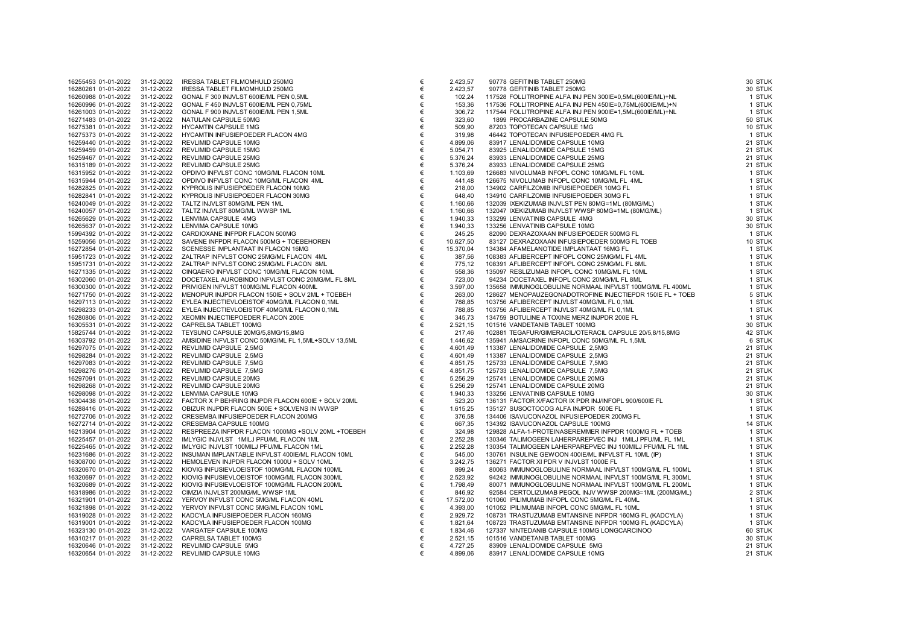| | | | | | | | |
|---|---|---|---|---|---|---|---|
| 16255453 | 01-01-2022 | 31-12-2022 | IRESSA TABLET FILMOMHULD 250MG | € | 2.423,57 | 90778 GEFITINIB TABLET 250MG | 30 STUK |
| 16280261 | 01-01-2022 | 31-12-2022 | IRESSA TABLET FILMOMHULD 250MG | € | 2.423,57 | 90778 GEFITINIB TABLET 250MG | 30 STUK |
| 16260988 | 01-01-2022 | 31-12-2022 | GONAL F 300 INJVLST 600IE/ML PEN 0,5ML | € | 102,24 | 117528 FOLLITROPINE ALFA INJ PEN 300IE=0,5ML(600IE/ML)+NL | 1 STUK |
| 16260996 | 01-01-2022 | 31-12-2022 | GONAL F 450 INJVLST 600IE/ML PEN 0,75ML | € | 153,36 | 117536 FOLLITROPINE ALFA INJ PEN 450IE=0,75ML(600IE/ML)+N | 1 STUK |
| 16261003 | 01-01-2022 | 31-12-2022 | GONAL F 900 INJVLST 600IE/ML PEN 1,5ML | € | 306,72 | 117544 FOLLITROPINE ALFA INJ PEN 900IE=1,5ML(600IE/ML)+NL | 1 STUK |
| 16271483 | 01-01-2022 | 31-12-2022 | NATULAN CAPSULE 50MG | € | 323,60 | 1899 PROCARBAZINE CAPSULE 50MG | 50 STUK |
| 16275381 | 01-01-2022 | 31-12-2022 | HYCAMTIN CAPSULE 1MG | € | 509,90 | 87203 TOPOTECAN CAPSULE 1MG | 10 STUK |
| 16275373 | 01-01-2022 | 31-12-2022 | HYCAMTIN INFUSIEPOEDER FLACON 4MG | € | 319,98 | 46442 TOPOTECAN INFUSIEPOEDER 4MG FL | 1 STUK |
| 16259440 | 01-01-2022 | 31-12-2022 | REVLIMID CAPSULE 10MG | € | 4.899,06 | 83917 LENALIDOMIDE CAPSULE 10MG | 21 STUK |
| 16259459 | 01-01-2022 | 31-12-2022 | REVLIMID CAPSULE 15MG | € | 5.054,71 | 83925 LENALIDOMIDE CAPSULE 15MG | 21 STUK |
| 16259467 | 01-01-2022 | 31-12-2022 | REVLIMID CAPSULE 25MG | € | 5.376,24 | 83933 LENALIDOMIDE CAPSULE 25MG | 21 STUK |
| 16315189 | 01-01-2022 | 31-12-2022 | REVLIMID CAPSULE 25MG | € | 5.376,24 | 83933 LENALIDOMIDE CAPSULE 25MG | 21 STUK |
| 16315952 | 01-01-2022 | 31-12-2022 | OPDIVO INFVLST CONC 10MG/ML FLACON 10ML | € | 1.103,69 | 126683 NIVOLUMAB INFOPL CONC 10MG/ML FL 10ML | 1 STUK |
| 16315944 | 01-01-2022 | 31-12-2022 | OPDIVO INFVLST CONC 10MG/ML FLACON 4ML | € | 441,48 | 126675 NIVOLUMAB INFOPL CONC 10MG/ML FL 4ML | 1 STUK |
| 16282825 | 01-01-2022 | 31-12-2022 | KYPROLIS INFUSIEPOEDER FLACON 10MG | € | 218,00 | 134902 CARFILZOMIB INFUSIEPOEDER 10MG FL | 1 STUK |
| 16282841 | 01-01-2022 | 31-12-2022 | KYPROLIS INFUSIEPOEDER FLACON 30MG | € | 648,40 | 134910 CARFILZOMIB INFUSIEPOEDER 30MG FL | 1 STUK |
| 16240049 | 01-01-2022 | 31-12-2022 | TALTZ INJVLST 80MG/ML PEN 1ML | € | 1.160,66 | 132039 IXEKIZUMAB INJVLST PEN 80MG=1ML (80MG/ML) | 1 STUK |
| 16240057 | 01-01-2022 | 31-12-2022 | TALTZ INJVLST 80MG/ML WWSP 1ML | € | 1.160,66 | 132047 IXEKIZUMAB INJVLST WWSP 80MG=1ML (80MG/ML) | 1 STUK |
| 16265629 | 01-01-2022 | 31-12-2022 | LENVIMA CAPSULE 4MG | € | 1.940,33 | 133299 LENVATINIB CAPSULE 4MG | 30 STUK |
| 16265637 | 01-01-2022 | 31-12-2022 | LENVIMA CAPSULE 10MG | € | 1.940,33 | 133256 LENVATINIB CAPSULE 10MG | 30 STUK |
| 15994392 | 01-01-2022 | 31-12-2022 | CARDIOXANE INFPDR FLACON 500MG | € | 245,25 | 82090 DEXRAZOXAAN INFUSIEPOEDER 500MG FL | 1 STUK |
| 15259056 | 01-01-2022 | 31-12-2022 | SAVENE INFPDR FLACON 500MG + TOEBEHOREN | € | 10.627,50 | 83127 DEXRAZOXAAN INFUSIEPOEDER 500MG FL TOEB | 10 STUK |
| 16272854 | 01-01-2022 | 31-12-2022 | SCENESSE IMPLANTAAT IN FLACON 16MG | € | 15.370,04 | 134384 AFAMELANOTIDE IMPLANTAAT 16MG FL | 1 STUK |
| 15951723 | 01-01-2022 | 31-12-2022 | ZALTRAP INFVLST CONC 25MG/ML FLACON 4ML | € | 387,56 | 108383 AFLIBERCEPT INFOPL CONC 25MG/ML FL 4ML | 1 STUK |
| 15951731 | 01-01-2022 | 31-12-2022 | ZALTRAP INFVLST CONC 25MG/ML FLACON 8ML | € | 775,12 | 108391 AFLIBERCEPT INFOPL CONC 25MG/ML FL 8ML | 1 STUK |
| 16271335 | 01-01-2022 | 31-12-2022 | CINQAERO INFVLST CONC 10MG/ML FLACON 10ML | € | 558,36 | 135097 RESLIZUMAB INFOPL CONC 10MG/ML FL 10ML | 1 STUK |
| 16302060 | 01-01-2022 | 31-12-2022 | DOCETAXEL AUROBINDO INFVLST CONC 20MG/ML FL 8ML | € | 723,00 | 94234 DOCETAXEL INFOPL CONC 20MG/ML FL 8ML | 1 STUK |
| 16300300 | 01-01-2022 | 31-12-2022 | PRIVIGEN INFVLST 100MG/ML FLACON 400ML | € | 3.597,00 | 135658 IMMUNOGLOBULINE NORMAAL INFVLST 100MG/ML FL 400ML | 1 STUK |
| 16271750 | 01-01-2022 | 31-12-2022 | MENOPUR INJPDR FLACON 150IE + SOLV 2ML + TOEBEH | € | 263,00 | 128627 MENOPAUZEGONADOTROFINE INJECTIEPDR 150IE FL + TOEB | 5 STUK |
| 16297113 | 01-01-2022 | 31-12-2022 | EYLEA INJECTIEVLOEISTOF 40MG/ML FLACON 0,1ML | € | 788,85 | 103756 AFLIBERCEPT INJVLST 40MG/ML FL 0,1ML | 1 STUK |
| 16298233 | 01-01-2022 | 31-12-2022 | EYLEA INJECTIEVLOEISTOF 40MG/ML FLACON 0,1ML | € | 788,85 | 103756 AFLIBERCEPT INJVLST 40MG/ML FL 0,1ML | 1 STUK |
| 16280806 | 01-01-2022 | 31-12-2022 | XEOMIN INJECTIEPOEDER FLACON 200E | € | 345,73 | 134759 BOTULINE A TOXINE MERZ INJPDR 200E FL | 1 STUK |
| 16305531 | 01-01-2022 | 31-12-2022 | CAPRELSA TABLET 100MG | € | 2.521,15 | 101516 VANDETANIB TABLET 100MG | 30 STUK |
| 15825744 | 01-01-2022 | 31-12-2022 | TEYSUNO CAPSULE 20MG/5,8MG/15,8MG | € | 217,46 | 102881 TEGAFUR/GIMERACIL/OTERACIL CAPSULE 20/5,8/15,8MG | 42 STUK |
| 16303792 | 01-01-2022 | 31-12-2022 | AMSIDINE INFVLST CONC 50MG/ML FL 1,5ML+SOLV 13,5ML | € | 1.446,62 | 135941 AMSACRINE INFOPL CONC 50MG/ML FL 1,5ML | 6 STUK |
| 16297075 | 01-01-2022 | 31-12-2022 | REVLIMID CAPSULE 2,5MG | € | 4.601,49 | 113387 LENALIDOMIDE CAPSULE 2,5MG | 21 STUK |
| 16298284 | 01-01-2022 | 31-12-2022 | REVLIMID CAPSULE 2,5MG | € | 4.601,49 | 113387 LENALIDOMIDE CAPSULE 2,5MG | 21 STUK |
| 16297083 | 01-01-2022 | 31-12-2022 | REVLIMID CAPSULE 7,5MG | € | 4.851,75 | 125733 LENALIDOMIDE CAPSULE 7,5MG | 21 STUK |
| 16298276 | 01-01-2022 | 31-12-2022 | REVLIMID CAPSULE 7,5MG | € | 4.851,75 | 125733 LENALIDOMIDE CAPSULE 7,5MG | 21 STUK |
| 16297091 | 01-01-2022 | 31-12-2022 | REVLIMID CAPSULE 20MG | € | 5.256,29 | 125741 LENALIDOMIDE CAPSULE 20MG | 21 STUK |
| 16298268 | 01-01-2022 | 31-12-2022 | REVLIMID CAPSULE 20MG | € | 5.256,29 | 125741 LENALIDOMIDE CAPSULE 20MG | 21 STUK |
| 16298098 | 01-01-2022 | 31-12-2022 | LENVIMA CAPSULE 10MG | € | 1.940,33 | 133256 LENVATINIB CAPSULE 10MG | 30 STUK |
| 16304438 | 01-01-2022 | 31-12-2022 | FACTOR X P BEHRING INJPDR FLACON 600IE + SOLV 20ML | € | 523,20 | 136131 FACTOR X/FACTOR IX PDR INJ/INFOPL 900/600IE FL | 1 STUK |
| 16288416 | 01-01-2022 | 31-12-2022 | OBIZUR INJPDR FLACON 500E + SOLVENS IN WWSP | € | 1.615,25 | 135127 SUSOCTOCOG ALFA INJPDR 500E FL | 1 STUK |
| 16272706 | 01-01-2022 | 31-12-2022 | CRESEMBA INFUSIEPOEDER FLACON 200MG | € | 376,58 | 134406 ISAVUCONAZOL INFUSIEPOEDER 200MG FL | 1 STUK |
| 16272714 | 01-01-2022 | 31-12-2022 | CRESEMBA CAPSULE 100MG | € | 667,35 | 134392 ISAVUCONAZOL CAPSULE 100MG | 14 STUK |
| 16213904 | 01-01-2022 | 31-12-2022 | RESPREEZA INFPDR FLACON 1000MG +SOLV 20ML +TOEBEH | € | 324,98 | 129828 ALFA-1-PROTEINASEREMMER INFPDR 1000MG FL + TOEB | 1 STUK |
| 16225457 | 01-01-2022 | 31-12-2022 | IMLYGIC INJVLST 1MILJ PFU/ML FLACON 1ML | € | 2.252,28 | 130346 TALIMOGEEN LAHERPAREPVEC INJ 1MILJ PFU/ML FL 1ML | 1 STUK |
| 16225465 | 01-01-2022 | 31-12-2022 | IMLYGIC INJVLST 100MILJ PFU/ML FLACON 1ML | € | 2.252,28 | 130354 TALIMOGEEN LAHERPAREPVEC INJ 100MILJ PFU/ML FL 1ML | 1 STUK |
| 16231686 | 01-01-2022 | 31-12-2022 | INSUMAN IMPLANTABLE INFVLST 400IE/ML FLACON 10ML | € | 545,00 | 130761 INSULINE GEWOON 400IE/ML INFVLST FL 10ML (IP) | 1 STUK |
| 16308700 | 01-01-2022 | 31-12-2022 | HEMOLEVEN INJPDR FLACON 1000U + SOLV 10ML | € | 3.242,75 | 136271 FACTOR XI PDR V INJVLST 1000E FL | 1 STUK |
| 16320670 | 01-01-2022 | 31-12-2022 | KIOVIG INFUSIEVLOEISTOF 100MG/ML FLACON 100ML | € | 899,24 | 80063 IMMUNOGLOBULINE NORMAAL INFVLST 100MG/ML FL 100ML | 1 STUK |
| 16320697 | 01-01-2022 | 31-12-2022 | KIOVIG INFUSIEVLOEISTOF 100MG/ML FLACON 300ML | € | 2.523,92 | 94242 IMMUNOGLOBULINE NORMAAL INFVLST 100MG/ML FL 300ML | 1 STUK |
| 16320689 | 01-01-2022 | 31-12-2022 | KIOVIG INFUSIEVLOEISTOF 100MG/ML FLACON 200ML | € | 1.798,49 | 80071 IMMUNOGLOBULINE NORMAAL INFVLST 100MG/ML FL 200ML | 1 STUK |
| 16318986 | 01-01-2022 | 31-12-2022 | CIMZIA INJVLST 200MG/ML WWSP 1ML | € | 846,92 | 92584 CERTOLIZUMAB PEGOL INJV WWSP 200MG=1ML (200MG/ML) | 2 STUK |
| 16321901 | 01-01-2022 | 31-12-2022 | YERVOY INFVLST CONC 5MG/ML FLACON 40ML | € | 17.572,00 | 101060 IPILIMUMAB INFOPL CONC 5MG/ML FL 40ML | 1 STUK |
| 16321898 | 01-01-2022 | 31-12-2022 | YERVOY INFVLST CONC 5MG/ML FLACON 10ML | € | 4.393,00 | 101052 IPILIMUMAB INFOPL CONC 5MG/ML FL 10ML | 1 STUK |
| 16319028 | 01-01-2022 | 31-12-2022 | KADCYLA INFUSIEPOEDER FLACON 160MG | € | 2.929,72 | 108731 TRASTUZUMAB EMTANSINE INFPDR 160MG FL (KADCYLA) | 1 STUK |
| 16319001 | 01-01-2022 | 31-12-2022 | KADCYLA INFUSIEPOEDER FLACON 100MG | € | 1.821,64 | 108723 TRASTUZUMAB EMTANSINE INFPDR 100MG FL (KADCYLA) | 1 STUK |
| 16323130 | 01-01-2022 | 31-12-2022 | VARGATEF CAPSULE 100MG | € | 1.834,46 | 127337 NINTEDANIB CAPSULE 100MG LONGCARCINOO | 60 STUK |
| 16310217 | 01-01-2022 | 31-12-2022 | CAPRELSA TABLET 100MG | € | 2.521,15 | 101516 VANDETANIB TABLET 100MG | 30 STUK |
| 16320646 | 01-01-2022 | 31-12-2022 | REVLIMID CAPSULE 5MG | € | 4.727,25 | 83909 LENALIDOMIDE CAPSULE 5MG | 21 STUK |
| 16320654 | 01-01-2022 | 31-12-2022 | REVLIMID CAPSULE 10MG | € | 4.899,06 | 83917 LENALIDOMIDE CAPSULE 10MG | 21 STUK |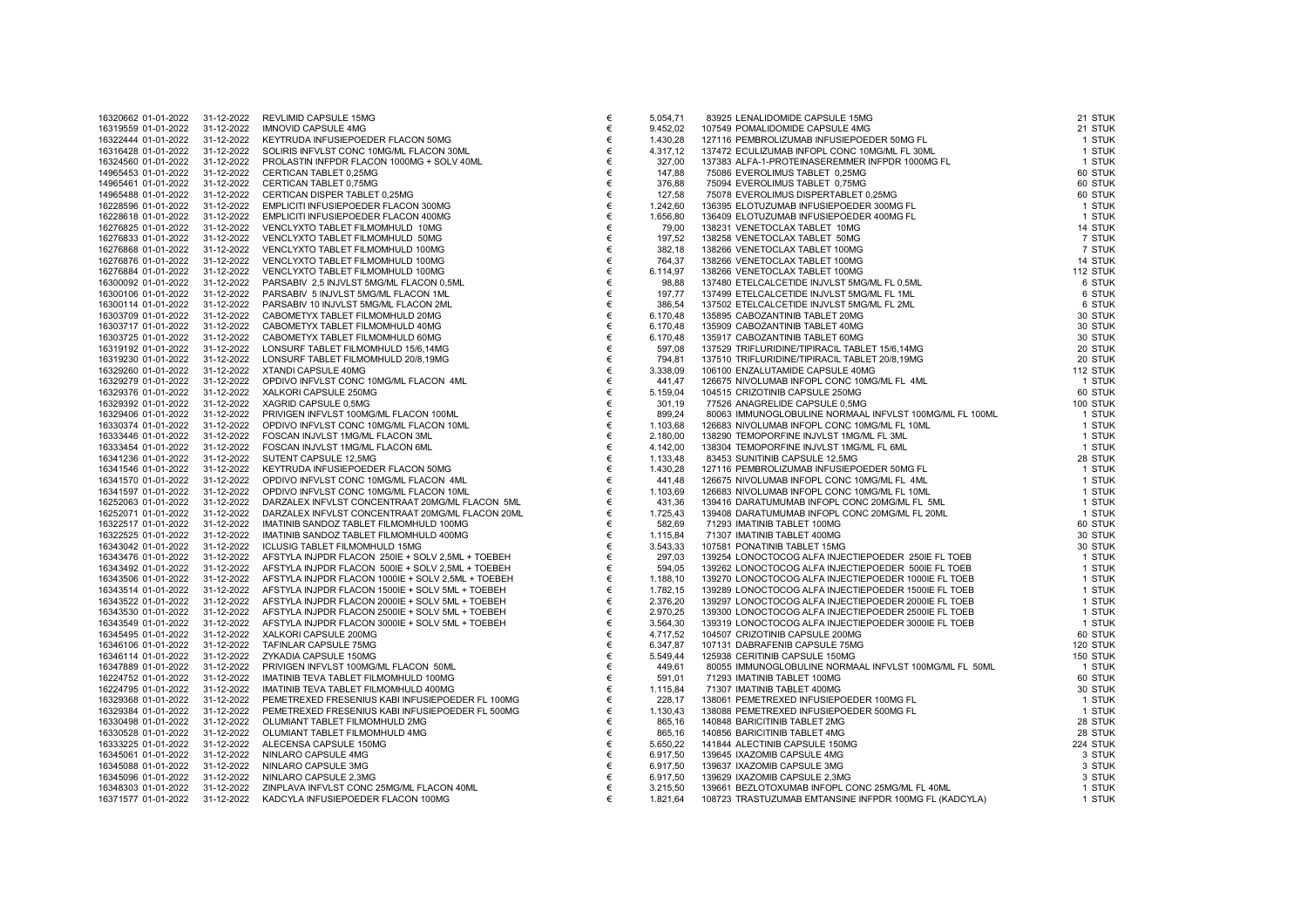| | | | | | | | |
|---|---|---|---|---|---|---|---|
| 16320662 | 01-01-2022 | 31-12-2022 | REVLIMID CAPSULE 15MG | € | 5.054,71 | 83925 LENALIDOMIDE CAPSULE 15MG | 21 STUK |
| 16319559 | 01-01-2022 | 31-12-2022 | IMNOVID CAPSULE 4MG | € | 9.452,02 | 107549 POMALIDOMIDE CAPSULE 4MG | 21 STUK |
| 16322444 | 01-01-2022 | 31-12-2022 | KEYTRUDA INFUSIEPOEDER FLACON 50MG | € | 1.430,28 | 127116 PEMBROLIZUMAB INFUSIEPOEDER 50MG FL | 1 STUK |
| 16316428 | 01-01-2022 | 31-12-2022 | SOLIRIS INFVLST CONC 10MG/ML FLACON 30ML | € | 4.317,12 | 137472 ECULIZUMAB INFOPL CONC 10MG/ML FL 30ML | 1 STUK |
| 16324560 | 01-01-2022 | 31-12-2022 | PROLASTIN INFPDR FLACON 1000MG + SOLV 40ML | € | 327,00 | 137383 ALFA-1-PROTEINASEREMMER INFPDR 1000MG FL | 1 STUK |
| 14965453 | 01-01-2022 | 31-12-2022 | CERTICAN TABLET 0,25MG | € | 147,88 | 75086 EVEROLIMUS TABLET 0,25MG | 60 STUK |
| 14965461 | 01-01-2022 | 31-12-2022 | CERTICAN TABLET 0,75MG | € | 376,88 | 75094 EVEROLIMUS TABLET 0,75MG | 60 STUK |
| 14965488 | 01-01-2022 | 31-12-2022 | CERTICAN DISPER TABLET 0,25MG | € | 127,58 | 75078 EVEROLIMUS DISPERTABLET 0,25MG | 60 STUK |
| 16228596 | 01-01-2022 | 31-12-2022 | EMPLICITI INFUSIEPOEDER FLACON 300MG | € | 1.242,60 | 136395 ELOTUZUMAB INFUSIEPOEDER 300MG FL | 1 STUK |
| 16228618 | 01-01-2022 | 31-12-2022 | EMPLICITI INFUSIEPOEDER FLACON 400MG | € | 1.656,80 | 136409 ELOTUZUMAB INFUSIEPOEDER 400MG FL | 1 STUK |
| 16276825 | 01-01-2022 | 31-12-2022 | VENCLYXTO TABLET FILMOMHULD 10MG | € | 79,00 | 138231 VENETOCLAX TABLET 10MG | 14 STUK |
| 16276833 | 01-01-2022 | 31-12-2022 | VENCLYXTO TABLET FILMOMHULD 50MG | € | 197,52 | 138258 VENETOCLAX TABLET 50MG | 7 STUK |
| 16276868 | 01-01-2022 | 31-12-2022 | VENCLYXTO TABLET FILMOMHULD 100MG | € | 382,18 | 138266 VENETOCLAX TABLET 100MG | 7 STUK |
| 16276876 | 01-01-2022 | 31-12-2022 | VENCLYXTO TABLET FILMOMHULD 100MG | € | 764,37 | 138266 VENETOCLAX TABLET 100MG | 14 STUK |
| 16276884 | 01-01-2022 | 31-12-2022 | VENCLYXTO TABLET FILMOMHULD 100MG | € | 6.114,97 | 138266 VENETOCLAX TABLET 100MG | 112 STUK |
| 16300092 | 01-01-2022 | 31-12-2022 | PARSABIV 2,5 INJVLST 5MG/ML FLACON 0,5ML | € | 98,88 | 137480 ETELCALCETIDE INJVLST 5MG/ML FL 0,5ML | 6 STUK |
| 16300106 | 01-01-2022 | 31-12-2022 | PARSABIV 5 INJVLST 5MG/ML FLACON 1ML | € | 197,77 | 137499 ETELCALCETIDE INJVLST 5MG/ML FL 1ML | 6 STUK |
| 16300114 | 01-01-2022 | 31-12-2022 | PARSABIV 10 INJVLST 5MG/ML FLACON 2ML | € | 386,54 | 137502 ETELCALCETIDE INJVLST 5MG/ML FL 2ML | 6 STUK |
| 16303709 | 01-01-2022 | 31-12-2022 | CABOMETYX TABLET FILMOMHULD 20MG | € | 6.170,48 | 135895 CABOZANTINIB TABLET 20MG | 30 STUK |
| 16303717 | 01-01-2022 | 31-12-2022 | CABOMETYX TABLET FILMOMHULD 40MG | € | 6.170,48 | 135909 CABOZANTINIB TABLET 40MG | 30 STUK |
| 16303725 | 01-01-2022 | 31-12-2022 | CABOMETYX TABLET FILMOMHULD 60MG | € | 6.170,48 | 135917 CABOZANTINIB TABLET 60MG | 30 STUK |
| 16319192 | 01-01-2022 | 31-12-2022 | LONSURF TABLET FILMOMHULD 15/6,14MG | € | 597,08 | 137529 TRIFLURIDINE/TIPIRACIL TABLET 15/6,14MG | 20 STUK |
| 16319230 | 01-01-2022 | 31-12-2022 | LONSURF TABLET FILMOMHULD 20/8,19MG | € | 794,81 | 137510 TRIFLURIDINE/TIPIRACIL TABLET 20/8,19MG | 20 STUK |
| 16329260 | 01-01-2022 | 31-12-2022 | XTANDI CAPSULE 40MG | € | 3.338,09 | 106100 ENZALUTAMIDE CAPSULE 40MG | 112 STUK |
| 16329279 | 01-01-2022 | 31-12-2022 | OPDIVO INFVLST CONC 10MG/ML FLACON 4ML | € | 441,47 | 126675 NIVOLUMAB INFOPL CONC 10MG/ML FL 4ML | 1 STUK |
| 16329376 | 01-01-2022 | 31-12-2022 | XALKORI CAPSULE 250MG | € | 5.159,04 | 104515 CRIZOTINIB CAPSULE 250MG | 60 STUK |
| 16329392 | 01-01-2022 | 31-12-2022 | XAGRID CAPSULE 0,5MG | € | 301,19 | 77526 ANAGRELIDE CAPSULE 0,5MG | 100 STUK |
| 16329406 | 01-01-2022 | 31-12-2022 | PRIVIGEN INFVLST 100MG/ML FLACON 100ML | € | 899,24 | 80063 IMMUNOGLOBULINE NORMAAL INFVLST 100MG/ML FL 100ML | 1 STUK |
| 16330374 | 01-01-2022 | 31-12-2022 | OPDIVO INFVLST CONC 10MG/ML FLACON 10ML | € | 1.103,68 | 126683 NIVOLUMAB INFOPL CONC 10MG/ML FL 10ML | 1 STUK |
| 16333446 | 01-01-2022 | 31-12-2022 | FOSCAN INJVLST 1MG/ML FLACON 3ML | € | 2.180,00 | 138290 TEMOPORFINE INJVLST 1MG/ML FL 3ML | 1 STUK |
| 16333454 | 01-01-2022 | 31-12-2022 | FOSCAN INJVLST 1MG/ML FLACON 6ML | € | 4.142,00 | 138304 TEMOPORFINE INJVLST 1MG/ML FL 6ML | 1 STUK |
| 16341236 | 01-01-2022 | 31-12-2022 | SUTENT CAPSULE 12,5MG | € | 1.133,48 | 83453 SUNITINIB CAPSULE 12,5MG | 28 STUK |
| 16341546 | 01-01-2022 | 31-12-2022 | KEYTRUDA INFUSIEPOEDER FLACON 50MG | € | 1.430,28 | 127116 PEMBROLIZUMAB INFUSIEPOEDER 50MG FL | 1 STUK |
| 16341570 | 01-01-2022 | 31-12-2022 | OPDIVO INFVLST CONC 10MG/ML FLACON 4ML | € | 441,48 | 126675 NIVOLUMAB INFOPL CONC 10MG/ML FL 4ML | 1 STUK |
| 16341597 | 01-01-2022 | 31-12-2022 | OPDIVO INFVLST CONC 10MG/ML FLACON 10ML | € | 1.103,69 | 126683 NIVOLUMAB INFOPL CONC 10MG/ML FL 10ML | 1 STUK |
| 16252063 | 01-01-2022 | 31-12-2022 | DARZALEX INFVLST CONCENTRAAT 20MG/ML FLACON 5ML | € | 431,36 | 139416 DARATUMUMAB INFOPL CONC 20MG/ML FL 5ML | 1 STUK |
| 16252071 | 01-01-2022 | 31-12-2022 | DARZALEX INFVLST CONCENTRAAT 20MG/ML FLACON 20ML | € | 1.725,43 | 139408 DARATUMUMAB INFOPL CONC 20MG/ML FL 20ML | 1 STUK |
| 16322517 | 01-01-2022 | 31-12-2022 | IMATINIB SANDOZ TABLET FILMOMHULD 100MG | € | 582,69 | 71293 IMATINIB TABLET 100MG | 60 STUK |
| 16322525 | 01-01-2022 | 31-12-2022 | IMATINIB SANDOZ TABLET FILMOMHULD 400MG | € | 1.115,84 | 71307 IMATINIB TABLET 400MG | 30 STUK |
| 16343042 | 01-01-2022 | 31-12-2022 | ICLUSIG TABLET FILMOMHULD 15MG | € | 3.543,33 | 107581 PONATINIB TABLET 15MG | 30 STUK |
| 16343476 | 01-01-2022 | 31-12-2022 | AFSTYLA INJPDR FLACON 250IE + SOLV 2,5ML + TOEBEH | € | 297,03 | 139254 LONOCTOCOG ALFA INJECTIEPOEDER 250IE FL TOEB | 1 STUK |
| 16343492 | 01-01-2022 | 31-12-2022 | AFSTYLA INJPDR FLACON 500IE + SOLV 2,5ML + TOEBEH | € | 594,05 | 139262 LONOCTOCOG ALFA INJECTIEPOEDER 500IE FL TOEB | 1 STUK |
| 16343506 | 01-01-2022 | 31-12-2022 | AFSTYLA INJPDR FLACON 1000IE + SOLV 2,5ML + TOEBEH | € | 1.188,10 | 139270 LONOCTOCOG ALFA INJECTIEPOEDER 1000IE FL TOEB | 1 STUK |
| 16343514 | 01-01-2022 | 31-12-2022 | AFSTYLA INJPDR FLACON 1500IE + SOLV 5ML + TOEBEH | € | 1.782,15 | 139289 LONOCTOCOG ALFA INJECTIEPOEDER 1500IE FL TOEB | 1 STUK |
| 16343522 | 01-01-2022 | 31-12-2022 | AFSTYLA INJPDR FLACON 2000IE + SOLV 5ML + TOEBEH | € | 2.376,20 | 139297 LONOCTOCOG ALFA INJECTIEPOEDER 2000IE FL TOEB | 1 STUK |
| 16343530 | 01-01-2022 | 31-12-2022 | AFSTYLA INJPDR FLACON 2500IE + SOLV 5ML + TOEBEH | € | 2.970,25 | 139300 LONOCTOCOG ALFA INJECTIEPOEDER 2500IE FL TOEB | 1 STUK |
| 16343549 | 01-01-2022 | 31-12-2022 | AFSTYLA INJPDR FLACON 3000IE + SOLV 5ML + TOEBEH | € | 3.564,30 | 139319 LONOCTOCOG ALFA INJECTIEPOEDER 3000IE FL TOEB | 1 STUK |
| 16345495 | 01-01-2022 | 31-12-2022 | XALKORI CAPSULE 200MG | € | 4.717,52 | 104507 CRIZOTINIB CAPSULE 200MG | 60 STUK |
| 16346106 | 01-01-2022 | 31-12-2022 | TAFINLAR CAPSULE 75MG | € | 6.347,87 | 107131 DABRAFENIB CAPSULE 75MG | 120 STUK |
| 16346114 | 01-01-2022 | 31-12-2022 | ZYKADIA CAPSULE 150MG | € | 5.549,44 | 125938 CERITINIB CAPSULE 150MG | 150 STUK |
| 16347889 | 01-01-2022 | 31-12-2022 | PRIVIGEN INFVLST 100MG/ML FLACON 50ML | € | 449,61 | 80055 IMMUNOGLOBULINE NORMAAL INFVLST 100MG/ML FL 50ML | 1 STUK |
| 16224752 | 01-01-2022 | 31-12-2022 | IMATINIB TEVA TABLET FILMOMHULD 100MG | € | 591,01 | 71293 IMATINIB TABLET 100MG | 60 STUK |
| 16224795 | 01-01-2022 | 31-12-2022 | IMATINIB TEVA TABLET FILMOMHULD 400MG | € | 1.115,84 | 71307 IMATINIB TABLET 400MG | 30 STUK |
| 16329368 | 01-01-2022 | 31-12-2022 | PEMETREXED FRESENIUS KABI INFUSIEPOEDER FL 100MG | € | 228,17 | 138061 PEMETREXED INFUSIEPOEDER 100MG FL | 1 STUK |
| 16329384 | 01-01-2022 | 31-12-2022 | PEMETREXED FRESENIUS KABI INFUSIEPOEDER FL 500MG | € | 1.130,43 | 138088 PEMETREXED INFUSIEPOEDER 500MG FL | 1 STUK |
| 16330498 | 01-01-2022 | 31-12-2022 | OLUMIANT TABLET FILMOMHULD 2MG | € | 865,16 | 140848 BARICITINIB TABLET 2MG | 28 STUK |
| 16330528 | 01-01-2022 | 31-12-2022 | OLUMIANT TABLET FILMOMHULD 4MG | € | 865,16 | 140856 BARICITINIB TABLET 4MG | 28 STUK |
| 16333225 | 01-01-2022 | 31-12-2022 | ALECENSA CAPSULE 150MG | € | 5.650,22 | 141844 ALECTINIB CAPSULE 150MG | 224 STUK |
| 16345061 | 01-01-2022 | 31-12-2022 | NINLARO CAPSULE 4MG | € | 6.917,50 | 139645 IXAZOMIB CAPSULE 4MG | 3 STUK |
| 16345088 | 01-01-2022 | 31-12-2022 | NINLARO CAPSULE 3MG | € | 6.917,50 | 139637 IXAZOMIB CAPSULE 3MG | 3 STUK |
| 16345096 | 01-01-2022 | 31-12-2022 | NINLARO CAPSULE 2,3MG | € | 6.917,50 | 139629 IXAZOMIB CAPSULE 2,3MG | 3 STUK |
| 16348303 | 01-01-2022 | 31-12-2022 | ZINPLAVA INFVLST CONC 25MG/ML FLACON 40ML | € | 3.215,50 | 139661 BEZLOTOXUMAB INFOPL CONC 25MG/ML FL 40ML | 1 STUK |
| 16371577 | 01-01-2022 | 31-12-2022 | KADCYLA INFUSIEPOEDER FLACON 100MG | € | 1.821,64 | 108723 TRASTUZUMAB EMTANSINE INFPDR 100MG FL (KADCYLA) | 1 STUK |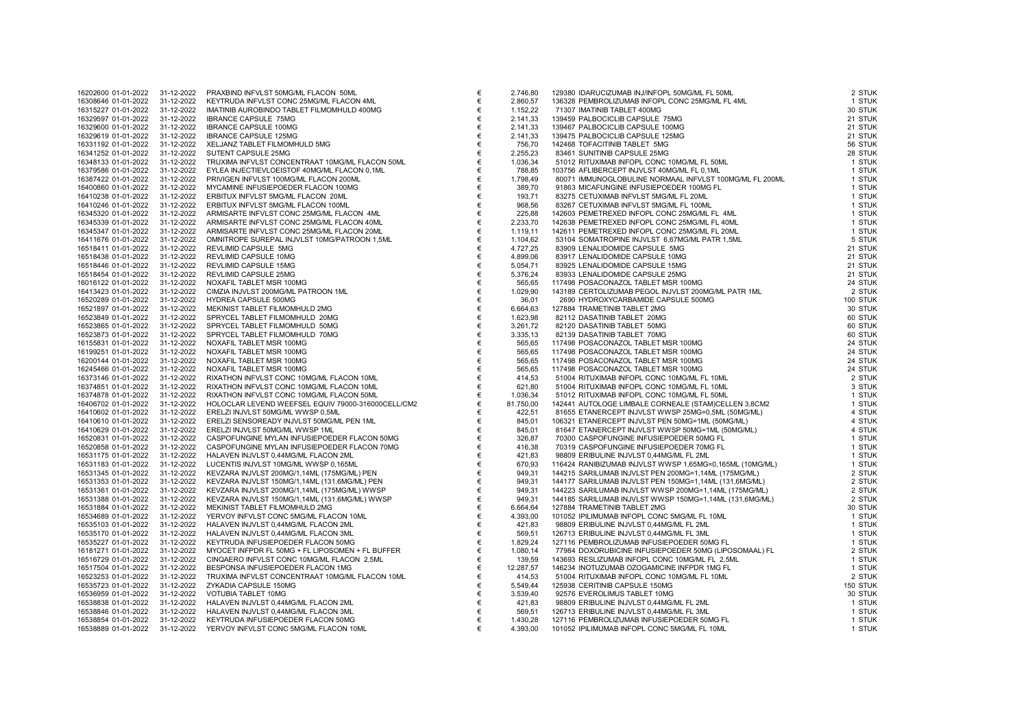| | | | | | | | |
|---|---|---|---|---|---|---|---|
| 16202600 | 01-01-2022 | 31-12-2022 | PRAXBIND INFVLST 50MG/ML FLACON 50ML | € | 2.746,80 | 129380 IDARUCIZUMAB INJ/INFOPL 50MG/ML FL 50ML | 2 STUK |
| 16308646 | 01-01-2022 | 31-12-2022 | KEYTRUDA INFVLST CONC 25MG/ML FLACON 4ML | € | 2.860,57 | 136328 PEMBROLIZUMAB INFOPL CONC 25MG/ML FL 4ML | 1 STUK |
| 16315227 | 01-01-2022 | 31-12-2022 | IMATINIB AUROBINDO TABLET FILMOMHULD 400MG | € | 1.152,22 | 71307 IMATINIB TABLET 400MG | 30 STUK |
| 16329597 | 01-01-2022 | 31-12-2022 | IBRANCE CAPSULE 75MG | € | 2.141,33 | 139459 PALBOCICLIB CAPSULE 75MG | 21 STUK |
| 16329600 | 01-01-2022 | 31-12-2022 | IBRANCE CAPSULE 100MG | € | 2.141,33 | 139467 PALBOCICLIB CAPSULE 100MG | 21 STUK |
| 16329619 | 01-01-2022 | 31-12-2022 | IBRANCE CAPSULE 125MG | € | 2.141,33 | 139475 PALBOCICLIB CAPSULE 125MG | 21 STUK |
| 16331192 | 01-01-2022 | 31-12-2022 | XELJANZ TABLET FILMOMHULD 5MG | € | 756,70 | 142468 TOFACITINIB TABLET 5MG | 56 STUK |
| 16341252 | 01-01-2022 | 31-12-2022 | SUTENT CAPSULE 25MG | € | 2.255,23 | 83461 SUNITINIB CAPSULE 25MG | 28 STUK |
| 16348133 | 01-01-2022 | 31-12-2022 | TRUXIMA INFVLST CONCENTRAAT 10MG/ML FLACON 50ML | € | 1.036,34 | 51012 RITUXIMAB INFOPL CONC 10MG/ML FL 50ML | 1 STUK |
| 16379586 | 01-01-2022 | 31-12-2022 | EYLEA INJECTIEVLOEISTOF 40MG/ML FLACON 0,1ML | € | 788,85 | 103756 AFLIBERCEPT INJVLST 40MG/ML FL 0,1ML | 1 STUK |
| 16387422 | 01-01-2022 | 31-12-2022 | PRIVIGEN INFVLST 100MG/ML FLACON 200ML | € | 1.798,49 | 80071 IMMUNOGLOBULINE NORMAAL INFVLST 100MG/ML FL 200ML | 1 STUK |
| 16400860 | 01-01-2022 | 31-12-2022 | MYCAMINE INFUSIEPOEDER FLACON 100MG | € | 389,70 | 91863 MICAFUNGINE INFUSIEPOEDER 100MG FL | 1 STUK |
| 16410238 | 01-01-2022 | 31-12-2022 | ERBITUX INFVLST 5MG/ML FLACON 20ML | € | 193,71 | 83275 CETUXIMAB INFVLST 5MG/ML FL 20ML | 1 STUK |
| 16410246 | 01-01-2022 | 31-12-2022 | ERBITUX INFVLST 5MG/ML FLACON 100ML | € | 968,56 | 83267 CETUXIMAB INFVLST 5MG/ML FL 100ML | 1 STUK |
| 16345320 | 01-01-2022 | 31-12-2022 | ARMISARTE INFVLST CONC 25MG/ML FLACON 4ML | € | 225,88 | 142603 PEMETREXED INFOPL CONC 25MG/ML FL 4ML | 1 STUK |
| 16345339 | 01-01-2022 | 31-12-2022 | ARMISARTE INFVLST CONC 25MG/ML FLACON 40ML | € | 2.233,70 | 142638 PEMETREXED INFOPL CONC 25MG/ML FL 40ML | 1 STUK |
| 16345347 | 01-01-2022 | 31-12-2022 | ARMISARTE INFVLST CONC 25MG/ML FLACON 20ML | € | 1.119,11 | 142611 PEMETREXED INFOPL CONC 25MG/ML FL 20ML | 1 STUK |
| 16411676 | 01-01-2022 | 31-12-2022 | OMNITROPE SUREPAL INJVLST 10MG/PATROON 1,5ML | € | 1.104,62 | 53104 SOMATROPINE INJVLST 6,67MG/ML PATR 1,5ML | 5 STUK |
| 16518411 | 01-01-2022 | 31-12-2022 | REVLIMID CAPSULE 5MG | € | 4.727,25 | 83909 LENALIDOMIDE CAPSULE 5MG | 21 STUK |
| 16518438 | 01-01-2022 | 31-12-2022 | REVLIMID CAPSULE 10MG | € | 4.899,06 | 83917 LENALIDOMIDE CAPSULE 10MG | 21 STUK |
| 16518446 | 01-01-2022 | 31-12-2022 | REVLIMID CAPSULE 15MG | € | 5.054,71 | 83925 LENALIDOMIDE CAPSULE 15MG | 21 STUK |
| 16518454 | 01-01-2022 | 31-12-2022 | REVLIMID CAPSULE 25MG | € | 5.376,24 | 83933 LENALIDOMIDE CAPSULE 25MG | 21 STUK |
| 16016122 | 01-01-2022 | 31-12-2022 | NOXAFIL TABLET MSR 100MG | € | 565,65 | 117498 POSACONAZOL TABLET MSR 100MG | 24 STUK |
| 16413423 | 01-01-2022 | 31-12-2022 | CIMZIA INJVLST 200MG/ML PATROON 1ML | € | 1.029,90 | 143189 CERTOLIZUMAB PEGOL INJVLST 200MG/ML PATR 1ML | 2 STUK |
| 16520289 | 01-01-2022 | 31-12-2022 | HYDREA CAPSULE 500MG | € | 36,01 | 2690 HYDROXYCARBAMIDE CAPSULE 500MG | 100 STUK |
| 16521897 | 01-01-2022 | 31-12-2022 | MEKINIST TABLET FILMOMHULD 2MG | € | 6.664,63 | 127884 TRAMETINIB TABLET 2MG | 30 STUK |
| 16523849 | 01-01-2022 | 31-12-2022 | SPRYCEL TABLET FILMOMHULD 20MG | € | 1.623,98 | 82112 DASATINIB TABLET 20MG | 60 STUK |
| 16523865 | 01-01-2022 | 31-12-2022 | SPRYCEL TABLET FILMOMHULD 50MG | € | 3.261,72 | 82120 DASATINIB TABLET 50MG | 60 STUK |
| 16523873 | 01-01-2022 | 31-12-2022 | SPRYCEL TABLET FILMOMHULD 70MG | € | 3.335,13 | 82139 DASATINIB TABLET 70MG | 60 STUK |
| 16155831 | 01-01-2022 | 31-12-2022 | NOXAFIL TABLET MSR 100MG | € | 565,65 | 117498 POSACONAZOL TABLET MSR 100MG | 24 STUK |
| 16199251 | 01-01-2022 | 31-12-2022 | NOXAFIL TABLET MSR 100MG | € | 565,65 | 117498 POSACONAZOL TABLET MSR 100MG | 24 STUK |
| 16200144 | 01-01-2022 | 31-12-2022 | NOXAFIL TABLET MSR 100MG | € | 565,65 | 117498 POSACONAZOL TABLET MSR 100MG | 24 STUK |
| 16245466 | 01-01-2022 | 31-12-2022 | NOXAFIL TABLET MSR 100MG | € | 565,65 | 117498 POSACONAZOL TABLET MSR 100MG | 24 STUK |
| 16373146 | 01-01-2022 | 31-12-2022 | RIXATHON INFVLST CONC 10MG/ML FLACON 10ML | € | 414,53 | 51004 RITUXIMAB INFOPL CONC 10MG/ML FL 10ML | 2 STUK |
| 16374851 | 01-01-2022 | 31-12-2022 | RIXATHON INFVLST CONC 10MG/ML FLACON 10ML | € | 621,80 | 51004 RITUXIMAB INFOPL CONC 10MG/ML FL 10ML | 3 STUK |
| 16374878 | 01-01-2022 | 31-12-2022 | RIXATHON INFVLST CONC 10MG/ML FLACON 50ML | € | 1.036,34 | 51012 RITUXIMAB INFOPL CONC 10MG/ML FL 50ML | 1 STUK |
| 16406702 | 01-01-2022 | 31-12-2022 | HOLOCLAR LEVEND WEEFSEL EQUIV 79000-316000CELL/CM2 | € | 81.750,00 | 142441 AUTOLOGE LIMBALE CORNEALE (STAM)CELLEN 3,8CM2 | 1 STUK |
| 16410602 | 01-01-2022 | 31-12-2022 | ERELZI INJVLST 50MG/ML WWSP 0,5ML | € | 422,51 | 81655 ETANERCEPT INJVLST WWSP 25MG=0,5ML (50MG/ML) | 4 STUK |
| 16410610 | 01-01-2022 | 31-12-2022 | ERELZI SENSOREADY INJVLST 50MG/ML PEN 1ML | € | 845,01 | 106321 ETANERCEPT INJVLST PEN 50MG=1ML (50MG/ML) | 4 STUK |
| 16410629 | 01-01-2022 | 31-12-2022 | ERELZI INJVLST 50MG/ML WWSP 1ML | € | 845,01 | 81647 ETANERCEPT INJVLST WWSP 50MG=1ML (50MG/ML) | 4 STUK |
| 16520831 | 01-01-2022 | 31-12-2022 | CASPOFUNGINE MYLAN INFUSIEPOEDER FLACON 50MG | € | 326,87 | 70300 CASPOFUNGINE INFUSIEPOEDER 50MG FL | 1 STUK |
| 16520858 | 01-01-2022 | 31-12-2022 | CASPOFUNGINE MYLAN INFUSIEPOEDER FLACON 70MG | € | 416,38 | 70319 CASPOFUNGINE INFUSIEPOEDER 70MG FL | 1 STUK |
| 16531175 | 01-01-2022 | 31-12-2022 | HALAVEN INJVLST 0,44MG/ML FLACON 2ML | € | 421,83 | 98809 ERIBULINE INJVLST 0,44MG/ML FL 2ML | 1 STUK |
| 16531183 | 01-01-2022 | 31-12-2022 | LUCENTIS INJVLST 10MG/ML WWSP 0,165ML | € | 670,93 | 116424 RANIBIZUMAB INJVLST WWSP 1,65MG=0,165ML (10MG/ML) | 1 STUK |
| 16531345 | 01-01-2022 | 31-12-2022 | KEVZARA INJVLST 200MG/1,14ML (175MG/ML) PEN | € | 949,31 | 144215 SARILUMAB INJVLST PEN 200MG=1,14ML (175MG/ML) | 2 STUK |
| 16531353 | 01-01-2022 | 31-12-2022 | KEVZARA INJVLST 150MG/1,14ML (131.6MG/ML) PEN | € | 949,31 | 144177 SARILUMAB INJVLST PEN 150MG=1,14ML (131,6MG/ML) | 2 STUK |
| 16531361 | 01-01-2022 | 31-12-2022 | KEVZARA INJVLST 200MG/1,14ML (175MG/ML) WWSP | € | 949,31 | 144223 SARILUMAB INJVLST WWSP 200MG=1,14ML (175MG/ML) | 2 STUK |
| 16531388 | 01-01-2022 | 31-12-2022 | KEVZARA INJVLST 150MG/1,14ML (131.6MG/ML) WWSP | € | 949,31 | 144185 SARILUMAB INJVLST WWSP 150MG=1,14ML (131,6MG/ML) | 2 STUK |
| 16531884 | 01-01-2022 | 31-12-2022 | MEKINIST TABLET FILMOMHULD 2MG | € | 6.664,64 | 127884 TRAMETINIB TABLET 2MG | 30 STUK |
| 16534689 | 01-01-2022 | 31-12-2022 | YERVOY INFVLST CONC 5MG/ML FLACON 10ML | € | 4.393,00 | 101052 IPILIMUMAB INFOPL CONC 5MG/ML FL 10ML | 1 STUK |
| 16535103 | 01-01-2022 | 31-12-2022 | HALAVEN INJVLST 0,44MG/ML FLACON 2ML | € | 421,83 | 98809 ERIBULINE INJVLST 0,44MG/ML FL 2ML | 1 STUK |
| 16535170 | 01-01-2022 | 31-12-2022 | HALAVEN INJVLST 0,44MG/ML FLACON 3ML | € | 569,51 | 126713 ERIBULINE INJVLST 0,44MG/ML FL 3ML | 1 STUK |
| 16535227 | 01-01-2022 | 31-12-2022 | KEYTRUDA INFUSIEPOEDER FLACON 50MG | € | 1.829,24 | 127116 PEMBROLIZUMAB INFUSIEPOEDER 50MG FL | 1 STUK |
| 16181271 | 01-01-2022 | 31-12-2022 | MYOCET INFPDR FL 50MG + FL LIPOSOMEN + FL BUFFER | € | 1.080,14 | 77984 DOXORUBICINE INFUSIEPOEDER 50MG (LIPOSOMAAL) FL | 2 STUK |
| 16516729 | 01-01-2022 | 31-12-2022 | CINQAERO INFVLST CONC 10MG/ML FLACON 2,5ML | € | 139,59 | 143693 RESLIZUMAB INFOPL CONC 10MG/ML FL 2,5ML | 1 STUK |
| 16517504 | 01-01-2022 | 31-12-2022 | BESPONSA INFUSIEPOEDER FLACON 1MG | € | 12.287,57 | 146234 INOTUZUMAB OZOGAMICINE INFPDR 1MG FL | 1 STUK |
| 16523253 | 01-01-2022 | 31-12-2022 | TRUXIMA INFVLST CONCENTRAAT 10MG/ML FLACON 10ML | € | 414,53 | 51004 RITUXIMAB INFOPL CONC 10MG/ML FL 10ML | 2 STUK |
| 16535723 | 01-01-2022 | 31-12-2022 | ZYKADIA CAPSULE 150MG | € | 5.549,44 | 125938 CERITINIB CAPSULE 150MG | 150 STUK |
| 16536959 | 01-01-2022 | 31-12-2022 | VOTUBIA TABLET 10MG | € | 3.539,40 | 92576 EVEROLIMUS TABLET 10MG | 30 STUK |
| 16538838 | 01-01-2022 | 31-12-2022 | HALAVEN INJVLST 0,44MG/ML FLACON 2ML | € | 421,83 | 98809 ERIBULINE INJVLST 0,44MG/ML FL 2ML | 1 STUK |
| 16538846 | 01-01-2022 | 31-12-2022 | HALAVEN INJVLST 0,44MG/ML FLACON 3ML | € | 569,51 | 126713 ERIBULINE INJVLST 0,44MG/ML FL 3ML | 1 STUK |
| 16538854 | 01-01-2022 | 31-12-2022 | KEYTRUDA INFUSIEPOEDER FLACON 50MG | € | 1.430,28 | 127116 PEMBROLIZUMAB INFUSIEPOEDER 50MG FL | 1 STUK |
| 16538889 | 01-01-2022 | 31-12-2022 | YERVOY INFVLST CONC 5MG/ML FLACON 10ML | € | 4.393,00 | 101052 IPILIMUMAB INFOPL CONC 5MG/ML FL 10ML | 1 STUK |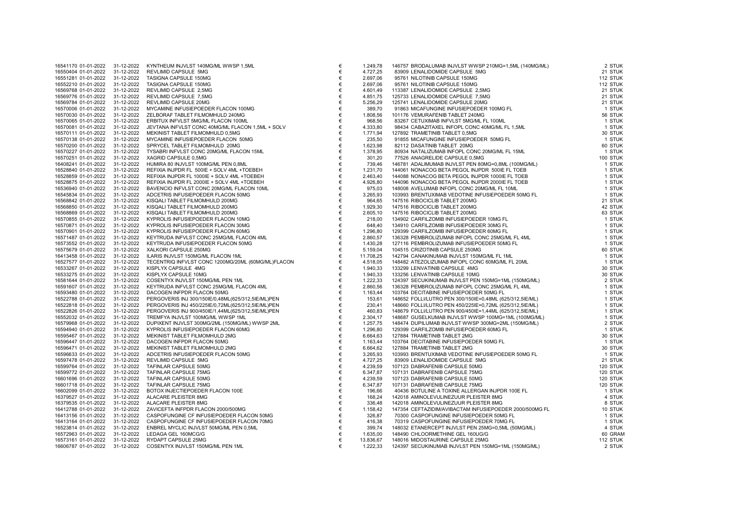| | | | | | | | |
|---|---|---|---|---|---|---|---|
| 16541170 01-01-2022 | 31-12-2022 | KYNTHEUM INJVLST 140MG/ML WWSP 1,5ML | € | 1.249,78 | 146757 BRODALUMAB INJVLST WWSP 210MG=1,5ML (140MG/ML) | 2 | STUK |
| 16550404 01-01-2022 | 31-12-2022 | REVLIMID CAPSULE 5MG | € | 4.727,25 | 83909 LENALIDOMIDE CAPSULE 5MG | 21 | STUK |
| 16551281 01-01-2022 | 31-12-2022 | TASIGNA CAPSULE 150MG | € | 2.697,06 | 95761 NILOTINIB CAPSULE 150MG | 112 | STUK |
| 16552210 01-01-2022 | 31-12-2022 | TASIGNA CAPSULE 150MG | € | 2.697,06 | 95761 NILOTINIB CAPSULE 150MG | 112 | STUK |
| 16569768 01-01-2022 | 31-12-2022 | REVLIMID CAPSULE 2,5MG | € | 4.601,49 | 113387 LENALIDOMIDE CAPSULE 2,5MG | 21 | STUK |
| 16569776 01-01-2022 | 31-12-2022 | REVLIMID CAPSULE 7,5MG | € | 4.851,75 | 125733 LENALIDOMIDE CAPSULE 7,5MG | 21 | STUK |
| 16569784 01-01-2022 | 31-12-2022 | REVLIMID CAPSULE 20MG | € | 5.256,29 | 125741 LENALIDOMIDE CAPSULE 20MG | 21 | STUK |
| 16570006 01-01-2022 | 31-12-2022 | MYCAMINE INFUSIEPOEDER FLACON 100MG | € | 389,70 | 91863 MICAFUNGINE INFUSIEPOEDER 100MG FL | 1 | STUK |
| 16570030 01-01-2022 | 31-12-2022 | ZELBORAF TABLET FILMOMHULD 240MG | € | 1.808,56 | 101176 VEMURAFENIB TABLET 240MG | 56 | STUK |
| 16570065 01-01-2022 | 31-12-2022 | ERBITUX INFVLST 5MG/ML FLACON 100ML | € | 968,56 | 83267 CETUXIMAB INFVLST 5MG/ML FL 100ML | 1 | STUK |
| 16570081 01-01-2022 | 31-12-2022 | JEVTANA INFVLST CONC 40MG/ML FLACON 1,5ML + SOLV | € | 4.333,80 | 98434 CABAZITAXEL INFOPL CONC 40MG/ML FL 1,5ML | 1 | STUK |
| 16570111 01-01-2022 | 31-12-2022 | MEKINIST TABLET FILMOMHULD 0,5MG | € | 1.771,94 | 127892 TRAMETINIB TABLET 0,5MG | 30 | STUK |
| 16570138 01-01-2022 | 31-12-2022 | MYCAMINE INFUSIEPOEDER FLACON 50MG | € | 235,50 | 91855 MICAFUNGINE INFUSIEPOEDER 50MG FL | 1 | STUK |
| 16570200 01-01-2022 | 31-12-2022 | SPRYCEL TABLET FILMOMHULD 20MG | € | 1.623,98 | 82112 DASATINIB TABLET 20MG | 60 | STUK |
| 16570227 01-01-2022 | 31-12-2022 | TYSABRI INFVLST CONC 20MG/ML FLACON 15ML | € | 1.378,95 | 80934 NATALIZUMAB INFOPL CONC 20MG/ML FL 15ML | 1 | STUK |
| 16570251 01-01-2022 | 31-12-2022 | XAGRID CAPSULE 0,5MG | € | 301,20 | 77526 ANAGRELIDE CAPSULE 0,5MG | 100 | STUK |
| 16408241 01-01-2022 | 31-12-2022 | HUMIRA 80 INJVLST 100MG/ML PEN 0,8ML | € | 739,46 | 146781 ADALIMUMAB INJVLST PEN 80MG=0,8ML (100MG/ML) | 1 | STUK |
| 16528840 01-01-2022 | 31-12-2022 | REFIXIA INJPDR FL 500IE + SOLV 4ML +TOEBEH | € | 1.231,70 | 144061 NONACOG BETA PEGOL INJPDR 500IE FL TOEB | 1 | STUK |
| 16528859 01-01-2022 | 31-12-2022 | REFIXIA INJPDR FL 1000IE + SOLV 4ML +TOEBEH | € | 2.463,40 | 144088 NONACOG BETA PEGOL INJPDR 1000IE FL TOEB | 1 | STUK |
| 16528875 01-01-2022 | 31-12-2022 | REFIXIA INJPDR FL 2000IE + SOLV 4ML +TOEBEH | € | 4.926,80 | 144096 NONACOG BETA PEGOL INJPDR 2000IE FL TOEB | 1 | STUK |
| 16536940 01-01-2022 | 31-12-2022 | BAVENCIO INFVLST CONC 20MG/ML FLACON 10ML | € | 975,03 | 148008 AVELUMAB INFOPL CONC 20MG/ML FL 10ML | 1 | STUK |
| 16545834 01-01-2022 | 31-12-2022 | ADCETRIS INFUSIEPOEDER FLACON 50MG | € | 3.265,93 | 103993 BRENTUXIMAB VEDOTINE INFUSIEPOEDER 50MG FL | 1 | STUK |
| 16568842 01-01-2022 | 31-12-2022 | KISQALI TABLET FILMOMHULD 200MG | € | 964,65 | 147516 RIBOCICLIB TABLET 200MG | 21 | STUK |
| 16568850 01-01-2022 | 31-12-2022 | KISQALI TABLET FILMOMHULD 200MG | € | 1.929,30 | 147516 RIBOCICLIB TABLET 200MG | 42 | STUK |
| 16568869 01-01-2022 | 31-12-2022 | KISQALI TABLET FILMOMHULD 200MG | € | 2.605,10 | 147516 RIBOCICLIB TABLET 200MG | 63 | STUK |
| 16570855 01-01-2022 | 31-12-2022 | KYPROLIS INFUSIEPOEDER FLACON 10MG | € | 218,00 | 134902 CARFILZOMIB INFUSIEPOEDER 10MG FL | 1 | STUK |
| 16570871 01-01-2022 | 31-12-2022 | KYPROLIS INFUSIEPOEDER FLACON 30MG | € | 648,40 | 134910 CARFILZOMIB INFUSIEPOEDER 30MG FL | 1 | STUK |
| 16570901 01-01-2022 | 31-12-2022 | KYPROLIS INFUSIEPOEDER FLACON 60MG | € | 1.296,80 | 129399 CARFILZOMIB INFUSIEPOEDER 60MG FL | 1 | STUK |
| 16571487 01-01-2022 | 31-12-2022 | KEYTRUDA INFVLST CONC 25MG/ML FLACON 4ML | € | 2.860,56 | 136328 PEMBROLIZUMAB INFOPL CONC 25MG/ML FL 4ML | 1 | STUK |
| 16573552 01-01-2022 | 31-12-2022 | KEYTRUDA INFUSIEPOEDER FLACON 50MG | € | 1.430,28 | 127116 PEMBROLIZUMAB INFUSIEPOEDER 50MG FL | 1 | STUK |
| 16575679 01-01-2022 | 31-12-2022 | XALKORI CAPSULE 250MG | € | 5.159,04 | 104515 CRIZOTINIB CAPSULE 250MG | 60 | STUK |
| 16413458 01-01-2022 | 31-12-2022 | ILARIS INJVLST 150MG/ML FLACON 1ML | € | 11.708,25 | 142794 CANAKINUMAB INJVLST 150MG/ML FL 1ML | 1 | STUK |
| 16527577 01-01-2022 | 31-12-2022 | TECENTRIQ INFVLST CONC 1200MG/20ML (60MG/ML)FLACON | € | 4.518,05 | 148482 ATEZOLIZUMAB INFOPL CONC 60MG/ML FL 20ML | 1 | STUK |
| 16533267 01-01-2022 | 31-12-2022 | KISPLYX CAPSULE 4MG | € | 1.940,33 | 133299 LENVATINIB CAPSULE 4MG | 30 | STUK |
| 16533275 01-01-2022 | 31-12-2022 | KISPLYX CAPSULE 10MG | € | 1.940,33 | 133256 LENVATINIB CAPSULE 10MG | 30 | STUK |
| 16581644 01-01-2022 | 31-12-2022 | COSENTYX INJVLST 150MG/ML PEN 1ML | € | 1.222,33 | 124397 SECUKINUMAB INJVLST PEN 150MG=1ML (150MG/ML) | 2 | STUK |
| 16591607 01-01-2022 | 31-12-2022 | KEYTRUDA INFVLST CONC 25MG/ML FLACON 4ML | € | 2.860,56 | 136328 PEMBROLIZUMAB INFOPL CONC 25MG/ML FL 4ML | 1 | STUK |
| 16593480 01-01-2022 | 31-12-2022 | DACOGEN INFPDR FLACON 50MG | € | 1.163,44 | 103764 DECITABINE INFUSIEPOEDER 50MG FL | 1 | STUK |
| 16522788 01-01-2022 | 31-12-2022 | PERGOVERIS INJ 300/150IE/0,48ML(625/312,5IE/ML)PEN | € | 153,61 | 148652 FOLLI/LUTRO PEN 300/150IE=0,48ML (625/312,5IE/ML) | 1 | STUK |
| 16522818 01-01-2022 | 31-12-2022 | PERGOVERIS INJ 450/225IE/0,72ML(625/312,5IE/ML)PEN | € | 230,41 | 148660 FOLLI/LUTRO PEN 450/225IE=0,72ML (625/312,5IE/ML) | 1 | STUK |
| 16522826 01-01-2022 | 31-12-2022 | PERGOVERIS INJ 900/450IE/1,44ML(625/312,5IE/ML)PEN | € | 460,83 | 148679 FOLLI/LUTRO PEN 900/450IE=1,44ML (625/312,5IE/ML) | 1 | STUK |
| 16552032 01-01-2022 | 31-12-2022 | TREMFYA INJVLST 100MG/ML WWSP 1ML | € | 2.304,17 | 148687 GUSELKUMAB INJVLST WWSP 100MG=1ML (100MG/ML) | 1 | STUK |
| 16579968 01-01-2022 | 31-12-2022 | DUPIXENT INJVLST 300MG/2ML (150MG/ML) WWSP 2ML | € | 1.257,75 | 148474 DUPILUMAB INJVLST WWSP 300MG=2ML (150MG/ML) | 2 | STUK |
| 16594940 01-01-2022 | 31-12-2022 | KYPROLIS INFUSIEPOEDER FLACON 60MG | € | 1.296,80 | 129399 CARFILZOMIB INFUSIEPOEDER 60MG FL | 1 | STUK |
| 16595467 01-01-2022 | 31-12-2022 | MEKINIST TABLET FILMOMHULD 2MG | € | 6.664,63 | 127884 TRAMETINIB TABLET 2MG | 30 | STUK |
| 16596447 01-01-2022 | 31-12-2022 | DACOGEN INFPDR FLACON 50MG | € | 1.163,44 | 103764 DECITABINE INFUSIEPOEDER 50MG FL | 1 | STUK |
| 16596471 01-01-2022 | 31-12-2022 | MEKINIST TABLET FILMOMHULD 2MG | € | 6.664,62 | 127884 TRAMETINIB TABLET 2MG | 30 | STUK |
| 16596633 01-01-2022 | 31-12-2022 | ADCETRIS INFUSIEPOEDER FLACON 50MG | € | 3.265,93 | 103993 BRENTUXIMAB VEDOTINE INFUSIEPOEDER 50MG FL | 1 | STUK |
| 16597478 01-01-2022 | 31-12-2022 | REVLIMID CAPSULE 5MG | € | 4.727,25 | 83909 LENALIDOMIDE CAPSULE 5MG | 21 | STUK |
| 16599764 01-01-2022 | 31-12-2022 | TAFINLAR CAPSULE 50MG | € | 4.239,59 | 107123 DABRAFENIB CAPSULE 50MG | 120 | STUK |
| 16599772 01-01-2022 | 31-12-2022 | TAFINLAR CAPSULE 75MG | € | 6.347,87 | 107131 DABRAFENIB CAPSULE 75MG | 120 | STUK |
| 16601696 01-01-2022 | 31-12-2022 | TAFINLAR CAPSULE 50MG | € | 4.239,59 | 107123 DABRAFENIB CAPSULE 50MG | 120 | STUK |
| 16601718 01-01-2022 | 31-12-2022 | TAFINLAR CAPSULE 75MG | € | 6.347,87 | 107131 DABRAFENIB CAPSULE 75MG | 120 | STUK |
| 16602099 01-01-2022 | 31-12-2022 | BOTOX INJECTIEPOEDER FLACON 100E | € | 196,66 | 40436 BOTULINE A TOXINE ALLERGAN INJPDR 100E FL | 1 | STUK |
| 16379527 01-01-2022 | 31-12-2022 | ALACARE PLEISTER 8MG | € | 168,24 | 142018 AMINOLEVULINEZUUR PLEISTER 8MG | 4 | STUK |
| 16379535 01-01-2022 | 31-12-2022 | ALACARE PLEISTER 8MG | € | 336,48 | 142018 AMINOLEVULINEZUUR PLEISTER 8MG | 8 | STUK |
| 16412788 01-01-2022 | 31-12-2022 | ZAVICEFTA INFPDR FLACON 2000/500MG | € | 1.158,42 | 147354 CEFTAZIDIM/AVIBACTAM INFUSIEPOEDER 2000/500MG FL | 10 | STUK |
| 16413156 01-01-2022 | 31-12-2022 | CASPOFUNGINE CF INFUSIEPOEDER FLACON 50MG | € | 326,87 | 70300 CASPOFUNGINE INFUSIEPOEDER 50MG FL | 1 | STUK |
| 16413164 01-01-2022 | 31-12-2022 | CASPOFUNGINE CF INFUSIEPOEDER FLACON 70MG | € | 416,38 | 70319 CASPOFUNGINE INFUSIEPOEDER 70MG FL | 1 | STUK |
| 16523814 01-01-2022 | 31-12-2022 | ENBREL MYCLIC INJVLST 50MG/ML PEN 0,5ML | € | 399,74 | 148032 ETANERCEPT INJVLST PEN 25MG=0,5ML (50MG/ML) | 4 | STUK |
| 16572963 01-01-2022 | 31-12-2022 | LEDAGA GEL 160MCG/G | € | 1.635,00 | 148490 CHLOORMETHINE GEL 160UG/G | 60 | GRAM |
| 16573161 01-01-2022 | 31-12-2022 | RYDAPT CAPSULE 25MG | € | 13.836,67 | 148016 MIDOSTAURINE CAPSULE 25MG | 112 | STUK |
| 16606787 01-01-2022 | 31-12-2022 | COSENTYX INJVLST 150MG/ML PEN 1ML | € | 1.222,33 | 124397 SECUKINUMAB INJVLST PEN 150MG=1ML (150MG/ML) | 2 | STUK |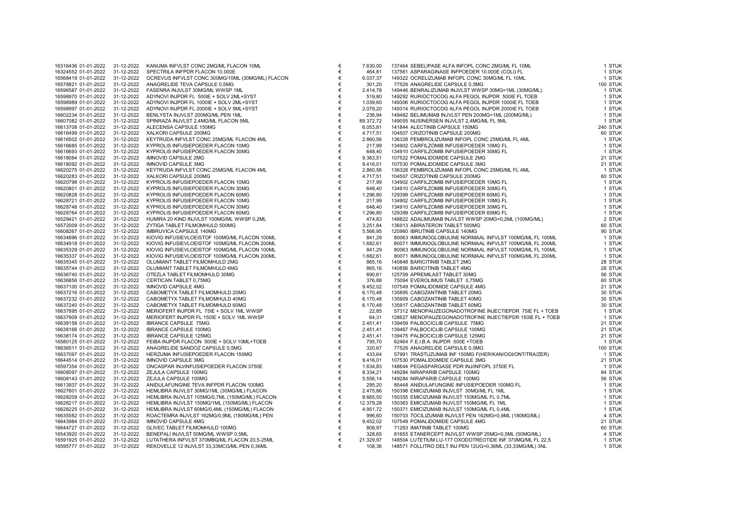| | | | | | | | |
|---|---|---|---|---|---|---|---|
| 16316436 | 01-01-2022 | 31-12-2022 | KANUMA INFVLST CONC 2MG/ML FLACON 10ML | € | 7.630,00 | 137464 SEBELIPASE ALFA INFOPL CONC 2MG/ML FL 10ML | 1 STUK |
| 16324552 | 01-01-2022 | 31-12-2022 | SPECTRILA INFPDR FLACON 10.000E | € | 464,81 | 137561 ASPARAGINASE INFPOEDER 10.000E (COLI) FL | 1 STUK |
| 16568419 | 01-01-2022 | 31-12-2022 | OCREVUS INFVLST CONC 300MG/10ML (30MG/ML) FLACON | € | 6.037,37 | 149322 OCRELIZUMAB INFOPL CONC 30MG/ML FL 10ML | 1 STUK |
| 16578821 | 01-01-2022 | 31-12-2022 | ANAGRELIDE TEVA CAPSULE 0,5MG | € | 301,20 | 77526 ANAGRELIDE CAPSULE 0,5MG | 100 STUK |
| 16596587 | 01-01-2022 | 31-12-2022 | FASENRA INJVLST 30MG/ML WWSP 1ML | € | 2.414,78 | 149446 BENRALIZUMAB INJVLST WWSP 30MG=1ML (30MG/ML) | 1 STUK |
| 16598970 | 01-01-2022 | 31-12-2022 | ADYNOVI INJPDR FL 500IE + SOLV 2ML+SYST | € | 519,80 | 149292 RURIOCTOCOG ALFA PEGOL INJPDR 500IE FL TOEB | 1 STUK |
| 16598989 | 01-01-2022 | 31-12-2022 | ADYNOVI INJPDR FL 1000IE + SOLV 2ML+SYST | € | 1.039,60 | 149306 RURIOCTOCOG ALFA PEGOL INJPDR 1000IE FL TOEB | 1 STUK |
| 16598997 | 01-01-2022 | 31-12-2022 | ADYNOVI INJPDR FL 2000IE + SOLV 5ML+SYST | € | 2.079,20 | 149314 RURIOCTOCOG ALFA PEGOL INJPDR 2000IE FL TOEB | 1 STUK |
| 16602234 | 01-01-2022 | 31-12-2022 | BENLYSTA INJVLST 200MG/ML PEN 1ML | € | 236,94 | 149462 BELIMUMAB INJVLST PEN 200MG=1ML (200MG/ML) | 1 STUK |
| 16607082 | 01-01-2022 | 31-12-2022 | SPINRAZA INJVLST 2,4MG/ML FLACON 5ML | € | 89.372,72 | 149055 NUSINERSEN INJVLST 2,4MG/ML FL 5ML | 1 STUK |
| 16613708 | 01-01-2022 | 31-12-2022 | ALECENSA CAPSULE 150MG | € | 6.053,81 | 141844 ALECTINIB CAPSULE 150MG | 240 STUK |
| 16616499 | 01-01-2022 | 31-12-2022 | XALKORI CAPSULE 200MG | € | 4.717,51 | 104507 CRIZOTINIB CAPSULE 200MG | 60 STUK |
| 16616502 | 01-01-2022 | 31-12-2022 | KEYTRUDA INFVLST CONC 25MG/ML FLACON 4ML | € | 2.860,56 | 136328 PEMBROLIZUMAB INFOPL CONC 25MG/ML FL 4ML | 1 STUK |
| 16616685 | 01-01-2022 | 31-12-2022 | KYPROLIS INFUSIEPOEDER FLACON 10MG | € | 217,99 | 134902 CARFILZOMIB INFUSIEPOEDER 10MG FL | 1 STUK |
| 16616693 | 01-01-2022 | 31-12-2022 | KYPROLIS INFUSIEPOEDER FLACON 30MG | € | 648,40 | 134910 CARFILZOMIB INFUSIEPOEDER 30MG FL | 1 STUK |
| 16618084 | 01-01-2022 | 31-12-2022 | IMNOVID CAPSULE 2MG | € | 9.363,51 | 107522 POMALIDOMIDE CAPSULE 2MG | 21 STUK |
| 16618092 | 01-01-2022 | 31-12-2022 | IMNOVID CAPSULE 3MG | € | 9.416,01 | 107530 POMALIDOMIDE CAPSULE 3MG | 21 STUK |
| 16620275 | 01-01-2022 | 31-12-2022 | KEYTRUDA INFVLST CONC 25MG/ML FLACON 4ML | € | 2.860,56 | 136328 PEMBROLIZUMAB INFOPL CONC 25MG/ML FL 4ML | 1 STUK |
| 16620283 | 01-01-2022 | 31-12-2022 | XALKORI CAPSULE 200MG | € | 4.717,51 | 104507 CRIZOTINIB CAPSULE 200MG | 60 STUK |
| 16620798 | 01-01-2022 | 31-12-2022 | KYPROLIS INFUSIEPOEDER FLACON 10MG | € | 217,99 | 134902 CARFILZOMIB INFUSIEPOEDER 10MG FL | 1 STUK |
| 16620801 | 01-01-2022 | 31-12-2022 | KYPROLIS INFUSIEPOEDER FLACON 30MG | € | 648,40 | 134910 CARFILZOMIB INFUSIEPOEDER 30MG FL | 1 STUK |
| 16620828 | 01-01-2022 | 31-12-2022 | KYPROLIS INFUSIEPOEDER FLACON 60MG | € | 1.296,80 | 129399 CARFILZOMIB INFUSIEPOEDER 60MG FL | 1 STUK |
| 16628721 | 01-01-2022 | 31-12-2022 | KYPROLIS INFUSIEPOEDER FLACON 10MG | € | 217,99 | 134902 CARFILZOMIB INFUSIEPOEDER 10MG FL | 1 STUK |
| 16628748 | 01-01-2022 | 31-12-2022 | KYPROLIS INFUSIEPOEDER FLACON 30MG | € | 648,40 | 134910 CARFILZOMIB INFUSIEPOEDER 30MG FL | 1 STUK |
| 16628764 | 01-01-2022 | 31-12-2022 | KYPROLIS INFUSIEPOEDER FLACON 60MG | € | 1.296,80 | 129399 CARFILZOMIB INFUSIEPOEDER 60MG FL | 1 STUK |
| 16529421 | 01-01-2022 | 31-12-2022 | HUMIRA 20 KIND INJVLST 100MG/ML WWSP 0,2ML | € | 474,83 | 148822 ADALIMUMAB INJVLST WWSP 20MG=0,2ML (100MG/ML) | 2 STUK |
| 16572009 | 01-01-2022 | 31-12-2022 | ZYTIGA TABLET FILMOMHULD 500MG | € | 3.251,84 | 136913 ABIRATERON TABLET 500MG | 60 STUK |
| 16608267 | 01-01-2022 | 31-12-2022 | IMBRUVICA CAPSULE 140MG | € | 5.566,95 | 120960 IBRUTINIB CAPSULE 140MG | 90 STUK |
| 16634896 | 01-01-2022 | 31-12-2022 | KIOVIG INFUSIEVLOEISTOF 100MG/ML FLACON 100ML | € | 841,29 | 80063 IMMUNOGLOBULINE NORMAAL INFVLST 100MG/ML FL 100ML | 1 STUK |
| 16634918 | 01-01-2022 | 31-12-2022 | KIOVIG INFUSIEVLOEISTOF 100MG/ML FLACON 200ML | € | 1.682,61 | 80071 IMMUNOGLOBULINE NORMAAL INFVLST 100MG/ML FL 200ML | 1 STUK |
| 16635329 | 01-01-2022 | 31-12-2022 | KIOVIG INFUSIEVLOEISTOF 100MG/ML FLACON 100ML | € | 841,29 | 80063 IMMUNOGLOBULINE NORMAAL INFVLST 100MG/ML FL 100ML | 1 STUK |
| 16635337 | 01-01-2022 | 31-12-2022 | KIOVIG INFUSIEVLOEISTOF 100MG/ML FLACON 200ML | € | 1.682,61 | 80071 IMMUNOGLOBULINE NORMAAL INFVLST 100MG/ML FL 200ML | 1 STUK |
| 16635345 | 01-01-2022 | 31-12-2022 | OLUMIANT TABLET FILMOMHULD 2MG | € | 865,16 | 140848 BARICITINIB TABLET 2MG | 28 STUK |
| 16635744 | 01-01-2022 | 31-12-2022 | OLUMIANT TABLET FILMOMHULD 4MG | € | 865,16 | 140856 BARICITINIB TABLET 4MG | 28 STUK |
| 16636740 | 01-01-2022 | 31-12-2022 | OTEZLA TABLET FILMOMHULD 30MG | € | 690,61 | 125709 APREMILAST TABLET 30MG | 56 STUK |
| 16636856 | 01-01-2022 | 31-12-2022 | CERTICAN TABLET 0,75MG | € | 376,88 | 75094 EVEROLIMUS TABLET 0,75MG | 60 STUK |
| 16637100 | 01-01-2022 | 31-12-2022 | IMNOVID CAPSULE 4MG | € | 9.452,02 | 107549 POMALIDOMIDE CAPSULE 4MG | 21 STUK |
| 16637216 | 01-01-2022 | 31-12-2022 | CABOMETYX TABLET FILMOMHULD 20MG | € | 6.170,48 | 135895 CABOZANTINIB TABLET 20MG | 30 STUK |
| 16637232 | 01-01-2022 | 31-12-2022 | CABOMETYX TABLET FILMOMHULD 40MG | € | 6.170,48 | 135909 CABOZANTINIB TABLET 40MG | 30 STUK |
| 16637240 | 01-01-2022 | 31-12-2022 | CABOMETYX TABLET FILMOMHULD 60MG | € | 6.170,48 | 135917 CABOZANTINIB TABLET 60MG | 30 STUK |
| 16637895 | 01-01-2022 | 31-12-2022 | MERIOFERT INJPDR FL 75IE + SOLV 1ML WWSP | € | 22,85 | 57312 MENOPAUZEGONADOTROFINE INJECTIEPDR 75IE FL + TOEB | 1 STUK |
| 16637909 | 01-01-2022 | 31-12-2022 | MERIOFERT INJPDR FL 150IE + SOLV 1ML WWSP | € | 64,31 | 128627 MENOPAUZEGONADOTROFINE INJECTIEPDR 150IE FL + TOEB | 1 STUK |
| 16638158 | 01-01-2022 | 31-12-2022 | IBRANCE CAPSULE 75MG | € | 2.451,41 | 139459 PALBOCICLIB CAPSULE 75MG | 21 STUK |
| 16638166 | 01-01-2022 | 31-12-2022 | IBRANCE CAPSULE 100MG | € | 2.451,41 | 139467 PALBOCICLIB CAPSULE 100MG | 21 STUK |
| 16638174 | 01-01-2022 | 31-12-2022 | IBRANCE CAPSULE 125MG | € | 2.451,41 | 139475 PALBOCICLIB CAPSULE 125MG | 21 STUK |
| 16580125 | 01-01-2022 | 31-12-2022 | FEIBA INJPDR FLACON 500IE + SOLV 10ML+TOEB | € | 795,70 | 62464 F.E.I.B.A. INJPDR 500E +TOEB | 1 STUK |
| 16636511 | 01-01-2022 | 31-12-2022 | ANAGRELIDE SANDOZ CAPSULE 0,5MG | € | 320,67 | 77526 ANAGRELIDE CAPSULE 0,5MG | 100 STUK |
| 16637097 | 01-01-2022 | 31-12-2022 | HERZUMA INFUSIEPOEDER FLACON 150MG | € | 433,64 | 57991 TRASTUZUMAB INF 150MG F(HER/KAN/OGI/ONT/TRA/ZER) | 1 STUK |
| 16644514 | 01-01-2022 | 31-12-2022 | IMNOVID CAPSULE 3MG | € | 9.416,01 | 107530 POMALIDOMIDE CAPSULE 3MG | 21 STUK |
| 16597354 | 01-01-2022 | 31-12-2022 | ONCASPAR INJ/INFUSIEPOEDER FLACON 3750E | € | 1.634,83 | 148644 PEGASPARGASE PDR INJ/INFOPL 3750E FL | 1 STUK |
| 16608097 | 01-01-2022 | 31-12-2022 | ZEJULA CAPSULE 100MG | € | 8.334,21 | 149284 NIRAPARIB CAPSULE 100MG | 84 STUK |
| 16608143 | 01-01-2022 | 31-12-2022 | ZEJULA CAPSULE 100MG | € | 5.556,14 | 149284 NIRAPARIB CAPSULE 100MG | 56 STUK |
| 16613937 | 01-01-2022 | 31-12-2022 | ANIDULAFUNGINE TEVA INFPDR FLACON 100MG | € | 295,20 | 85448 ANIDULAFUNGINE INFUSIEPOEDER 100MG FL | 1 STUK |
| 16627601 | 01-01-2022 | 31-12-2022 | HEMLIBRA INJVLST 30MG/1ML (30MG/ML) FLACON | € | 2.475,86 | 150398 EMICIZUMAB INJVLST 30MG/ML FL 1ML | 1 STUK |
| 16628209 | 01-01-2022 | 31-12-2022 | HEMLIBRA INJVLST 105MG/0,7ML (150MG/ML) FLACON | € | 8.665,50 | 150355 EMICIZUMAB INJVLST 150MG/ML FL 0,7ML | 1 STUK |
| 16628217 | 01-01-2022 | 31-12-2022 | HEMLIBRA INJVLST 150MG/1ML (150MG/ML) FLACON | € | 12.379,28 | 150363 EMICIZUMAB INJVLST 150MG/ML FL 1ML | 1 STUK |
| 16628225 | 01-01-2022 | 31-12-2022 | HEMLIBRA INJVLST 60MG/0,4ML (150MG/ML) FLACON | € | 4.951,72 | 150371 EMICIZUMAB INJVLST 150MG/ML FL 0,4ML | 1 STUK |
| 16635582 | 01-01-2022 | 31-12-2022 | ROACTEMRA INJVLST 162MG/0,9ML (180MG/ML) PEN | € | 996,60 | 150703 TOCILIZUMAB INJVLST PEN 162MG=0,9ML (180MG/ML) | 4 STUK |
| 16643984 | 01-01-2022 | 31-12-2022 | IMNOVID CAPSULE 4MG | € | 9.452,02 | 107549 POMALIDOMIDE CAPSULE 4MG | 21 STUK |
| 16644727 | 01-01-2022 | 31-12-2022 | GLIVEC TABLET FILMOMHULD 100MG | € | 808,97 | 71293 IMATINIB TABLET 100MG | 60 STUK |
| 16543920 | 01-01-2022 | 31-12-2022 | BENEPALI INJVLST 50MG/ML WWSP 0,5ML | € | 328,65 | 81655 ETANERCEPT INJVLST WWSP 25MG=0,5ML (50MG/ML) | 4 STUK |
| 16591925 | 01-01-2022 | 31-12-2022 | LUTATHERA INFVLST 370MBQ/ML FLACON 20,5-25ML | € | 21.329,97 | 148504 LUTETIUM LU-177 OXODOTREOTIDE INF 370MQ/ML FL 22,5 | 1 STUK |
| 16595777 | 01-01-2022 | 31-12-2022 | REKOVELLE 12 INJVLST 33,33MCG/ML PEN 0,36ML | € | 108,36 | 148571 FOLLITRO DELT INJ PEN 12UG=0,36ML (33,33MG/ML) 3NL | 1 STUK |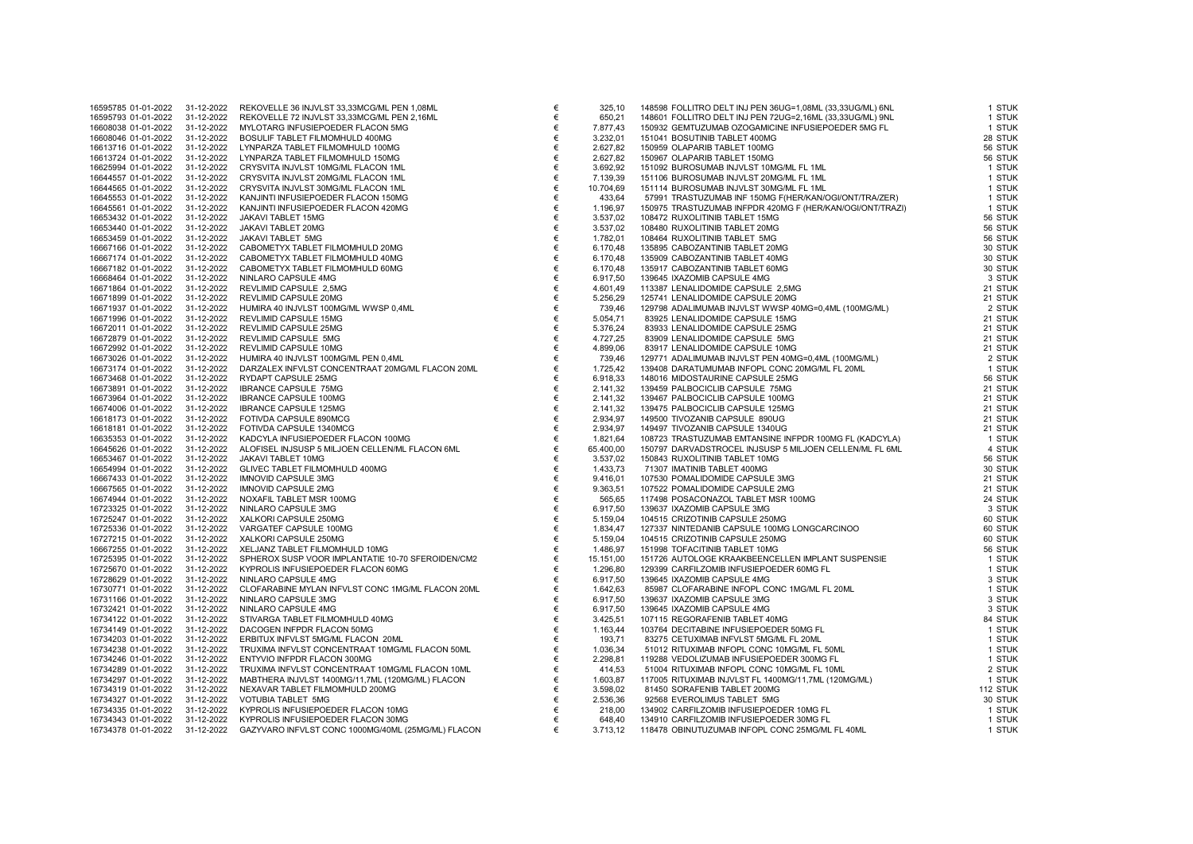| | | | | | | | |
|---|---|---|---|---|---|---|---|
| 16595785 | 01-01-2022 | 31-12-2022 | REKOVELLE 36 INJVLST 33,33MCG/ML PEN 1,08ML | € | 325,10 | 148598 FOLLITRO DELT INJ PEN 36UG=1,08ML (33,33UG/ML) 6NL | 1 STUK |
| 16595793 | 01-01-2022 | 31-12-2022 | REKOVELLE 72 INJVLST 33,33MCG/ML PEN 2,16ML | € | 650,21 | 148601 FOLLITRO DELT INJ PEN 72UG=2,16ML (33,33UG/ML) 9NL | 1 STUK |
| 16608038 | 01-01-2022 | 31-12-2022 | MYLOTARG INFUSIEPOEDER FLACON 5MG | € | 7.877,43 | 150932 GEMTUZUMAB OZOGAMICINE INFUSIEPOEDER 5MG FL | 1 STUK |
| 16608046 | 01-01-2022 | 31-12-2022 | BOSULIF TABLET FILMOMHULD 400MG | € | 3.232,01 | 151041 BOSUTINIB TABLET 400MG | 28 STUK |
| 16613716 | 01-01-2022 | 31-12-2022 | LYNPARZA TABLET FILMOMHULD 100MG | € | 2.627,82 | 150959 OLAPARIB TABLET 100MG | 56 STUK |
| 16613724 | 01-01-2022 | 31-12-2022 | LYNPARZA TABLET FILMOMHULD 150MG | € | 2.627,82 | 150967 OLAPARIB TABLET 150MG | 56 STUK |
| 16625994 | 01-01-2022 | 31-12-2022 | CRYSVITA INJVLST 10MG/ML FLACON 1ML | € | 3.692,92 | 151092 BUROSUMAB INJVLST 10MG/ML FL 1ML | 1 STUK |
| 16644557 | 01-01-2022 | 31-12-2022 | CRYSVITA INJVLST 20MG/ML FLACON 1ML | € | 7.139,39 | 151106 BUROSUMAB INJVLST 20MG/ML FL 1ML | 1 STUK |
| 16644565 | 01-01-2022 | 31-12-2022 | CRYSVITA INJVLST 30MG/ML FLACON 1ML | € | 10.704,69 | 151114 BUROSUMAB INJVLST 30MG/ML FL 1ML | 1 STUK |
| 16645553 | 01-01-2022 | 31-12-2022 | KANJINTI INFUSIEPOEDER FLACON 150MG | € | 433,64 | 57991 TRASTUZUMAB INF 150MG F(HER/KAN/OGI/ONT/TRA/ZER) | 1 STUK |
| 16645561 | 01-01-2022 | 31-12-2022 | KANJINTI INFUSIEPOEDER FLACON 420MG | € | 1.196,97 | 150975 TRASTUZUMAB INFPDR 420MG F (HER/KAN/OGI/ONT/TRAZI) | 1 STUK |
| 16653432 | 01-01-2022 | 31-12-2022 | JAKAVI TABLET 15MG | € | 3.537,02 | 108472 RUXOLITINIB TABLET 15MG | 56 STUK |
| 16653440 | 01-01-2022 | 31-12-2022 | JAKAVI TABLET 20MG | € | 3.537,02 | 108480 RUXOLITINIB TABLET 20MG | 56 STUK |
| 16653459 | 01-01-2022 | 31-12-2022 | JAKAVI TABLET 5MG | € | 1.782,01 | 108464 RUXOLITINIB TABLET 5MG | 56 STUK |
| 16667166 | 01-01-2022 | 31-12-2022 | CABOMETYX TABLET FILMOMHULD 20MG | € | 6.170,48 | 135895 CABOZANTINIB TABLET 20MG | 30 STUK |
| 16667174 | 01-01-2022 | 31-12-2022 | CABOMETYX TABLET FILMOMHULD 40MG | € | 6.170,48 | 135909 CABOZANTINIB TABLET 40MG | 30 STUK |
| 16667182 | 01-01-2022 | 31-12-2022 | CABOMETYX TABLET FILMOMHULD 60MG | € | 6.170,48 | 135917 CABOZANTINIB TABLET 60MG | 30 STUK |
| 16668464 | 01-01-2022 | 31-12-2022 | NINLARO CAPSULE 4MG | € | 6.917,50 | 139645 IXAZOMIB CAPSULE 4MG | 3 STUK |
| 16671864 | 01-01-2022 | 31-12-2022 | REVLIMID CAPSULE 2,5MG | € | 4.601,49 | 113387 LENALIDOMIDE CAPSULE 2,5MG | 21 STUK |
| 16671899 | 01-01-2022 | 31-12-2022 | REVLIMID CAPSULE 20MG | € | 5.256,29 | 125741 LENALIDOMIDE CAPSULE 20MG | 21 STUK |
| 16671937 | 01-01-2022 | 31-12-2022 | HUMIRA 40 INJVLST 100MG/ML WWSP 0,4ML | € | 739,46 | 129798 ADALIMUMAB INJVLST WWSP 40MG=0,4ML (100MG/ML) | 2 STUK |
| 16671996 | 01-01-2022 | 31-12-2022 | REVLIMID CAPSULE 15MG | € | 5.054,71 | 83925 LENALIDOMIDE CAPSULE 15MG | 21 STUK |
| 16672011 | 01-01-2022 | 31-12-2022 | REVLIMID CAPSULE 25MG | € | 5.376,24 | 83933 LENALIDOMIDE CAPSULE 25MG | 21 STUK |
| 16672879 | 01-01-2022 | 31-12-2022 | REVLIMID CAPSULE 5MG | € | 4.727,25 | 83909 LENALIDOMIDE CAPSULE 5MG | 21 STUK |
| 16672992 | 01-01-2022 | 31-12-2022 | REVLIMID CAPSULE 10MG | € | 4.899,06 | 83917 LENALIDOMIDE CAPSULE 10MG | 21 STUK |
| 16673026 | 01-01-2022 | 31-12-2022 | HUMIRA 40 INJVLST 100MG/ML PEN 0,4ML | € | 739,46 | 129771 ADALIMUMAB INJVLST PEN 40MG=0,4ML (100MG/ML) | 2 STUK |
| 16673174 | 01-01-2022 | 31-12-2022 | DARZALEX INFVLST CONCENTRAAT 20MG/ML FLACON 20ML | € | 1.725,42 | 139408 DARATUMUMAB INFOPL CONC 20MG/ML FL 20ML | 1 STUK |
| 16673468 | 01-01-2022 | 31-12-2022 | RYDAPT CAPSULE 25MG | € | 6.918,33 | 148016 MIDOSTAURINE CAPSULE 25MG | 56 STUK |
| 16673891 | 01-01-2022 | 31-12-2022 | IBRANCE CAPSULE 75MG | € | 2.141,32 | 139459 PALBOCICLIB CAPSULE 75MG | 21 STUK |
| 16673964 | 01-01-2022 | 31-12-2022 | IBRANCE CAPSULE 100MG | € | 2.141,32 | 139467 PALBOCICLIB CAPSULE 100MG | 21 STUK |
| 16674006 | 01-01-2022 | 31-12-2022 | IBRANCE CAPSULE 125MG | € | 2.141,32 | 139475 PALBOCICLIB CAPSULE 125MG | 21 STUK |
| 16618173 | 01-01-2022 | 31-12-2022 | FOTIVDA CAPSULE 890MCG | € | 2.934,97 | 149500 TIVOZANIB CAPSULE 890UG | 21 STUK |
| 16618181 | 01-01-2022 | 31-12-2022 | FOTIVDA CAPSULE 1340MCG | € | 2.934,97 | 149497 TIVOZANIB CAPSULE 1340UG | 21 STUK |
| 16635353 | 01-01-2022 | 31-12-2022 | KADCYLA INFUSIEPOEDER FLACON 100MG | € | 1.821,64 | 108723 TRASTUZUMAB EMTANSINE INFPDR 100MG FL (KADCYLA) | 1 STUK |
| 16645626 | 01-01-2022 | 31-12-2022 | ALOFISEL INJSUSP 5 MILJOEN CELLEN/ML FLACON 6ML | € | 65.400,00 | 150797 DARVADSTROCEL INJSUSP 5 MILJOEN CELLEN/ML FL 6ML | 4 STUK |
| 16653467 | 01-01-2022 | 31-12-2022 | JAKAVI TABLET 10MG | € | 3.537,02 | 150843 RUXOLITINIB TABLET 10MG | 56 STUK |
| 16654994 | 01-01-2022 | 31-12-2022 | GLIVEC TABLET FILMOMHULD 400MG | € | 1.433,73 | 71307 IMATINIB TABLET 400MG | 30 STUK |
| 16667433 | 01-01-2022 | 31-12-2022 | IMNOVID CAPSULE 3MG | € | 9.416,01 | 107530 POMALIDOMIDE CAPSULE 3MG | 21 STUK |
| 16667565 | 01-01-2022 | 31-12-2022 | IMNOVID CAPSULE 2MG | € | 9.363,51 | 107522 POMALIDOMIDE CAPSULE 2MG | 21 STUK |
| 16674944 | 01-01-2022 | 31-12-2022 | NOXAFIL TABLET MSR 100MG | € | 565,65 | 117498 POSACONAZOL TABLET MSR 100MG | 24 STUK |
| 16723325 | 01-01-2022 | 31-12-2022 | NINLARO CAPSULE 3MG | € | 6.917,50 | 139637 IXAZOMIB CAPSULE 3MG | 3 STUK |
| 16725247 | 01-01-2022 | 31-12-2022 | XALKORI CAPSULE 250MG | € | 5.159,04 | 104515 CRIZOTINIB CAPSULE 250MG | 60 STUK |
| 16725336 | 01-01-2022 | 31-12-2022 | VARGATEF CAPSULE 100MG | € | 1.834,47 | 127337 NINTEDANIB CAPSULE 100MG LONGCARCINOO | 60 STUK |
| 16727215 | 01-01-2022 | 31-12-2022 | XALKORI CAPSULE 250MG | € | 5.159,04 | 104515 CRIZOTINIB CAPSULE 250MG | 60 STUK |
| 16667255 | 01-01-2022 | 31-12-2022 | XELJANZ TABLET FILMOMHULD 10MG | € | 1.486,97 | 151998 TOFACITINIB TABLET 10MG | 56 STUK |
| 16725395 | 01-01-2022 | 31-12-2022 | SPHEROX SUSP VOOR IMPLANTATIE 10-70 SFEROIDEN/CM2 | € | 15.151,00 | 151726 AUTOLOGE KRAAKBEENCELLEN IMPLANT SUSPENSIE | 1 STUK |
| 16725670 | 01-01-2022 | 31-12-2022 | KYPROLIS INFUSIEPOEDER FLACON 60MG | € | 1.296,80 | 129399 CARFILZOMIB INFUSIEPOEDER 60MG FL | 1 STUK |
| 16728629 | 01-01-2022 | 31-12-2022 | NINLARO CAPSULE 4MG | € | 6.917,50 | 139645 IXAZOMIB CAPSULE 4MG | 3 STUK |
| 16730771 | 01-01-2022 | 31-12-2022 | CLOFARABINE MYLAN INFVLST CONC 1MG/ML FLACON 20ML | € | 1.642,63 | 85987 CLOFARABINE INFOPL CONC 1MG/ML FL 20ML | 1 STUK |
| 16731166 | 01-01-2022 | 31-12-2022 | NINLARO CAPSULE 3MG | € | 6.917,50 | 139637 IXAZOMIB CAPSULE 3MG | 3 STUK |
| 16732421 | 01-01-2022 | 31-12-2022 | NINLARO CAPSULE 4MG | € | 6.917,50 | 139645 IXAZOMIB CAPSULE 4MG | 3 STUK |
| 16734122 | 01-01-2022 | 31-12-2022 | STIVARGA TABLET FILMOMHULD 40MG | € | 3.425,51 | 107115 REGORAFENIB TABLET 40MG | 84 STUK |
| 16734149 | 01-01-2022 | 31-12-2022 | DACOGEN INFPDR FLACON 50MG | € | 1.163,44 | 103764 DECITABINE INFUSIEPOEDER 50MG FL | 1 STUK |
| 16734203 | 01-01-2022 | 31-12-2022 | ERBITUX INFVLST 5MG/ML FLACON 20ML | € | 193,71 | 83275 CETUXIMAB INFVLST 5MG/ML FL 20ML | 1 STUK |
| 16734238 | 01-01-2022 | 31-12-2022 | TRUXIMA INFVLST CONCENTRAAT 10MG/ML FLACON 50ML | € | 1.036,34 | 51012 RITUXIMAB INFOPL CONC 10MG/ML FL 50ML | 1 STUK |
| 16734246 | 01-01-2022 | 31-12-2022 | ENTYVIO INFPDR FLACON 300MG | € | 2.298,81 | 119288 VEDOLIZUMAB INFUSIEPOEDER 300MG FL | 1 STUK |
| 16734289 | 01-01-2022 | 31-12-2022 | TRUXIMA INFVLST CONCENTRAAT 10MG/ML FLACON 10ML | € | 414,53 | 51004 RITUXIMAB INFOPL CONC 10MG/ML FL 10ML | 2 STUK |
| 16734297 | 01-01-2022 | 31-12-2022 | MABTHERA INJVLST 1400MG/11,7ML (120MG/ML) FLACON | € | 1.603,87 | 117005 RITUXIMAB INJVLST FL 1400MG/11,7ML (120MG/ML) | 1 STUK |
| 16734319 | 01-01-2022 | 31-12-2022 | NEXAVAR TABLET FILMOMHULD 200MG | € | 3.598,02 | 81450 SORAFENIB TABLET 200MG | 112 STUK |
| 16734327 | 01-01-2022 | 31-12-2022 | VOTUBIA TABLET 5MG | € | 2.536,36 | 92568 EVEROLIMUS TABLET 5MG | 30 STUK |
| 16734335 | 01-01-2022 | 31-12-2022 | KYPROLIS INFUSIEPOEDER FLACON 10MG | € | 218,00 | 134902 CARFILZOMIB INFUSIEPOEDER 10MG FL | 1 STUK |
| 16734343 | 01-01-2022 | 31-12-2022 | KYPROLIS INFUSIEPOEDER FLACON 30MG | € | 648,40 | 134910 CARFILZOMIB INFUSIEPOEDER 30MG FL | 1 STUK |
| 16734378 | 01-01-2022 | 31-12-2022 | GAZYVARO INFVLST CONC 1000MG/40ML (25MG/ML) FLACON | € | 3.713,12 | 118478 OBINUTUZUMAB INFOPL CONC 25MG/ML FL 40ML | 1 STUK |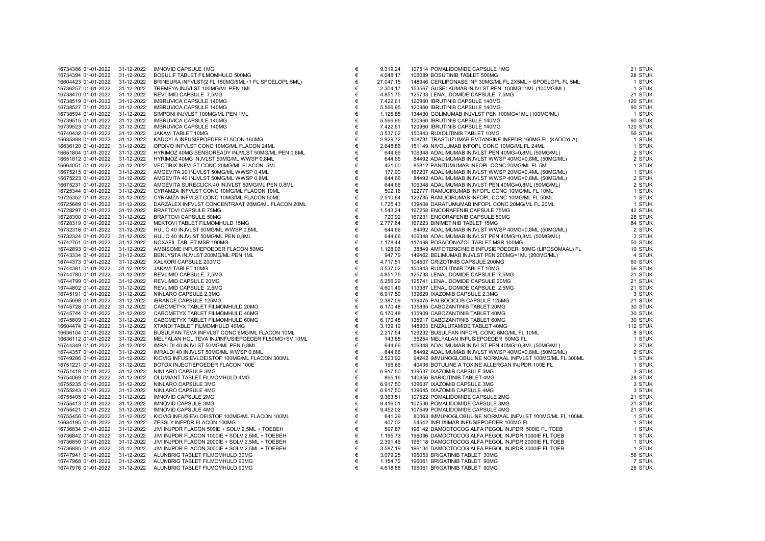| | | | | | | | | |
|---|---|---|---|---|---|---|---|---|
| 16734386 | 01-01-2022 | 31-12-2022 | IMNOVID CAPSULE 1MG | € | 9.319,24 | 107514 POMALIDOMIDE CAPSULE 1MG | 21 | STUK |
| 16734394 | 01-01-2022 | 31-12-2022 | BOSULIF TABLET FILMOMHULD 500MG | € | 4.048,17 | 106089 BOSUTINIB TABLET 500MG | 28 | STUK |
| 16604423 | 01-01-2022 | 31-12-2022 | BRINEURA INFVLST(2 FL 150MG/5ML+1 FL SPOELOPL 5ML) | € | 27.047,15 | 148946 CERLIPONASE INF 30MG/ML FL 2X5ML + SPOELOPL FL 5ML | 1 | STUK |
| 16736257 | 01-01-2022 | 31-12-2022 | TREMFYA INJVLST 100MG/ML PEN 1ML | € | 2.304,17 | 153567 GUSELKUMAB INJVLST PEN 100MG=1ML (100MG/ML) | 1 | STUK |
| 16738470 | 01-01-2022 | 31-12-2022 | REVLIMID CAPSULE 7,5MG | € | 4.851,75 | 125733 LENALIDOMIDE CAPSULE 7,5MG | 21 | STUK |
| 16738519 | 01-01-2022 | 31-12-2022 | IMBRUVICA CAPSULE 140MG | € | 7.422,61 | 120960 IBRUTINIB CAPSULE 140MG | 120 | STUK |
| 16738527 | 01-01-2022 | 31-12-2022 | IMBRUVICA CAPSULE 140MG | € | 5.566,95 | 120960 IBRUTINIB CAPSULE 140MG | 90 | STUK |
| 16738594 | 01-01-2022 | 31-12-2022 | SIMPONI INJVLST 100MG/ML PEN 1ML | € | 1.125,85 | 134430 GOLIMUMAB INJVLST PEN 100MG=1ML (100MG/ML) | 1 | STUK |
| 16739515 | 01-01-2022 | 31-12-2022 | IMBRUVICA CAPSULE 140MG | € | 5.566,95 | 120960 IBRUTINIB CAPSULE 140MG | 90 | STUK |
| 16739523 | 01-01-2022 | 31-12-2022 | IMBRUVICA CAPSULE 140MG | € | 7.422,61 | 120960 IBRUTINIB CAPSULE 140MG | 120 | STUK |
| 16740432 | 01-01-2022 | 31-12-2022 | JAKAVI TABLET 10MG | € | 3.537,02 | 150843 RUXOLITINIB TABLET 10MG | 56 | STUK |
| 16635388 | 01-01-2022 | 31-12-2022 | KADCYLA INFUSIEPOEDER FLACON 160MG | € | 2.929,72 | 108731 TRASTUZUMAB EMTANSINE INFPDR 160MG FL (KADCYLA) | 1 | STUK |
| 16636120 | 01-01-2022 | 31-12-2022 | OPDIVO INFVLST CONC 10MG/ML FLACON 24ML | € | 2.648,86 | 151149 NIVOLUMAB INFOPL CONC 10MG/ML FL 24ML | 1 | STUK |
| 16651804 | 01-01-2022 | 31-12-2022 | HYRIMOZ 40MG SENSOREADY INJVLST 50MG/ML PEN 0,8ML | € | 644,66 | 106348 ADALIMUMAB INJVLST PEN 40MG=0,8ML (50MG/ML) | 2 | STUK |
| 16651812 | 01-01-2022 | 31-12-2022 | HYRIMOZ 40MG INJVLST 50MG/ML WWSP 0,8ML | € | 644,66 | 84492 ADALIMUMAB INJVLST WWSP 40MG=0,8ML (50MG/ML) | 2 | STUK |
| 16664051 | 01-01-2022 | 31-12-2022 | VECTIBIX INFVLST CONC 20MG/ML FLACON 5ML | € | 421,00 | 85812 PANITUMUMAB INFOPL CONC 20MG/ML FL 5ML | 1 | STUK |
| 16675215 | 01-01-2022 | 31-12-2022 | AMGEVITA 20 INJVLST 50MG/ML WWSP 0,4ML | € | 177,00 | 167207 ADALIMUMAB INJVLST WWSP 20MG=0,4ML (50MG/ML) | 1 | STUK |
| 16675223 | 01-01-2022 | 31-12-2022 | AMGEVITA 40 INJVLST 50MG/ML WWSP 0,8ML | € | 644,66 | 84492 ADALIMUMAB INJVLST WWSP 40MG=0,8ML (50MG/ML) | 2 | STUK |
| 16675231 | 01-01-2022 | 31-12-2022 | AMGEVITA SURECLICK 40 INJVLST 50MG/ML PEN 0,8ML | € | 644,66 | 106348 ADALIMUMAB INJVLST PEN 40MG=0,8ML (50MG/ML) | 2 | STUK |
| 16725344 | 01-01-2022 | 31-12-2022 | CYRAMZA INFVLST CONC 10MG/ML FLACON 10ML | € | 502,16 | 122777 RAMUCIRUMAB INFOPL CONC 10MG/ML FL 10ML | 1 | STUK |
| 16725352 | 01-01-2022 | 31-12-2022 | CYRAMZA INFVLST CONC 10MG/ML FLACON 50ML | € | 2.510,84 | 122785 RAMUCIRUMAB INFOPL CONC 10MG/ML FL 50ML | 1 | STUK |
| 16725689 | 01-01-2022 | 31-12-2022 | DARZALEX INFVLST CONCENTRAAT 20MG/ML FLACON 20ML | € | 1.725,43 | 139408 DARATUMUMAB INFOPL CONC 20MG/ML FL 20ML | 1 | STUK |
| 16728297 | 01-01-2022 | 31-12-2022 | BRAFTOVI CAPSULE 75MG | € | 1.543,34 | 167258 ENCORAFENIB CAPSULE 75MG | 42 | STUK |
| 16728300 | 01-01-2022 | 31-12-2022 | BRAFTOVI CAPSULE 50MG | € | 720,92 | 167231 ENCORAFENIB CAPSULE 50MG | 28 | STUK |
| 16728319 | 01-01-2022 | 31-12-2022 | MEKTOVI TABLET FILMOMHULD 15MG | € | 2.777,64 | 167223 BINIMETINIB TABLET 15MG | 84 | STUK |
| 16732316 | 01-01-2022 | 31-12-2022 | HULIO 40 INJVLST 50MG/ML WWSP 0,8ML | € | 644,66 | 84492 ADALIMUMAB INJVLST WWSP 40MG=0,8ML (50MG/ML) | 2 | STUK |
| 16732324 | 01-01-2022 | 31-12-2022 | HULIO 40 INJVLST 50MG/ML PEN 0,8ML | € | 644,66 | 106348 ADALIMUMAB INJVLST PEN 40MG=0,8ML (50MG/ML) | 2 | STUK |
| 16742761 | 01-01-2022 | 31-12-2022 | NOXAFIL TABLET MSR 100MG | € | 1.178,44 | 117498 POSACONAZOL TABLET MSR 100MG | 50 | STUK |
| 16742893 | 01-01-2022 | 31-12-2022 | AMBISOME INFUSIEPOEDER FLACON 50MG | € | 1.128,06 | 38849 AMFOTERICINE B INFUSIEPOEDER 50MG (LIPOSOMAAL) FL | 10 | STUK |
| 16743334 | 01-01-2022 | 31-12-2022 | BENLYSTA INJVLST 200MG/ML PEN 1ML | € | 947,79 | 149462 BELIMUMAB INJVLST PEN 200MG=1ML (200MG/ML) | 4 | STUK |
| 16744373 | 01-01-2022 | 31-12-2022 | XALKORI CAPSULE 200MG | € | 4.717,51 | 104507 CRIZOTINIB CAPSULE 200MG | 60 | STUK |
| 16744381 | 01-01-2022 | 31-12-2022 | JAKAVI TABLET 10MG | € | 3.537,02 | 150843 RUXOLITINIB TABLET 10MG | 56 | STUK |
| 16744780 | 01-01-2022 | 31-12-2022 | REVLIMID CAPSULE 7,5MG | € | 4.851,75 | 125733 LENALIDOMIDE CAPSULE 7,5MG | 21 | STUK |
| 16744799 | 01-01-2022 | 31-12-2022 | REVLIMID CAPSULE 20MG | € | 5.256,29 | 125741 LENALIDOMIDE CAPSULE 20MG | 21 | STUK |
| 16744802 | 01-01-2022 | 31-12-2022 | REVLIMID CAPSULE 2,5MG | € | 4.601,49 | 113387 LENALIDOMIDE CAPSULE 2,5MG | 21 | STUK |
| 16745191 | 01-01-2022 | 31-12-2022 | NINLARO CAPSULE 2,3MG | € | 6.917,50 | 139629 IXAZOMIB CAPSULE 2,3MG | 3 | STUK |
| 16745698 | 01-01-2022 | 31-12-2022 | IBRANCE CAPSULE 125MG | € | 2.387,09 | 139475 PALBOCICLIB CAPSULE 125MG | 21 | STUK |
| 16745728 | 01-01-2022 | 31-12-2022 | CABOMETYX TABLET FILMOMHULD 20MG | € | 6.170,48 | 135895 CABOZANTINIB TABLET 20MG | 30 | STUK |
| 16745744 | 01-01-2022 | 31-12-2022 | CABOMETYX TABLET FILMOMHULD 40MG | € | 6.170,48 | 135909 CABOZANTINIB TABLET 40MG | 30 | STUK |
| 16745809 | 01-01-2022 | 31-12-2022 | CABOMETYX TABLET FILMOMHULD 60MG | € | 6.170,48 | 135917 CABOZANTINIB TABLET 60MG | 30 | STUK |
| 16604474 | 01-01-2022 | 31-12-2022 | XTANDI TABLET FILMOMHULD 40MG | € | 3.139,19 | 148903 ENZALUTAMIDE TABLET 40MG | 112 | STUK |
| 16636104 | 01-01-2022 | 31-12-2022 | BUSULFAN TEVA INFVLST CONC 6MG/ML FLACON 10ML | € | 2.217,54 | 129232 BUSULFAN INFOPL CONC 6MG/ML FL 10ML | 8 | STUK |
| 16636112 | 01-01-2022 | 31-12-2022 | MELFALAN HCL TEVA INJ/INFUSIEPOEDER FL50MG+SV 10ML | € | 143,88 | 35254 MELFALAN INFUSIEPOEDER 50MG FL | 1 | STUK |
| 16744349 | 01-01-2022 | 31-12-2022 | IMRALDI 40 INJVLST 50MG/ML PEN 0,8ML | € | 644,66 | 106348 ADALIMUMAB INJVLST PEN 40MG=0,8ML (50MG/ML) | 2 | STUK |
| 16744357 | 01-01-2022 | 31-12-2022 | IMRALDI 40 INJVLST 50MG/ML WWSP 0,8ML | € | 644,66 | 84492 ADALIMUMAB INJVLST WWSP 40MG=0,8ML (50MG/ML) | 2 | STUK |
| 16749286 | 01-01-2022 | 31-12-2022 | KIOVIG INFUSIEVLOEISTOF 100MG/ML FLACON 300ML | € | 2.523,92 | 94242 IMMUNOGLOBULINE NORMAAL INFVLST 100MG/ML FL 300ML | 1 | STUK |
| 16751221 | 01-01-2022 | 31-12-2022 | BOTOX INJECTIEPOEDER FLACON 100E | € | 196,66 | 40436 BOTULINE A TOXINE ALLERGAN INJPDR 100E FL | 1 | STUK |
| 16751418 | 01-01-2022 | 31-12-2022 | NINLARO CAPSULE 3MG | € | 6.917,50 | 139637 IXAZOMIB CAPSULE 3MG | 3 | STUK |
| 16754069 | 01-01-2022 | 31-12-2022 | OLUMIANT TABLET FILMOMHULD 4MG | € | 865,16 | 140856 BARICITINIB TABLET 4MG | 28 | STUK |
| 16755235 | 01-01-2022 | 31-12-2022 | NINLARO CAPSULE 3MG | € | 6.917,50 | 139637 IXAZOMIB CAPSULE 3MG | 3 | STUK |
| 16755243 | 01-01-2022 | 31-12-2022 | NINLARO CAPSULE 4MG | € | 6.917,50 | 139645 IXAZOMIB CAPSULE 4MG | 3 | STUK |
| 16755405 | 01-01-2022 | 31-12-2022 | IMNOVID CAPSULE 2MG | € | 9.363,51 | 107522 POMALIDOMIDE CAPSULE 2MG | 21 | STUK |
| 16755413 | 01-01-2022 | 31-12-2022 | IMNOVID CAPSULE 3MG | € | 9.416,01 | 107530 POMALIDOMIDE CAPSULE 3MG | 21 | STUK |
| 16755421 | 01-01-2022 | 31-12-2022 | IMNOVID CAPSULE 4MG | € | 9.452,02 | 107549 POMALIDOMIDE CAPSULE 4MG | 21 | STUK |
| 16755456 | 01-01-2022 | 31-12-2022 | KIOVIG INFUSIEVLOEISTOF 100MG/ML FLACON 100ML | € | 841,29 | 80063 IMMUNOGLOBULINE NORMAAL INFVLST 100MG/ML FL 100ML | 1 | STUK |
| 16634195 | 01-01-2022 | 31-12-2022 | ZESSLY INFPDR FLACON 100MG | € | 407,02 | 54542 INFLIXIMAB INFUSIEPOEDER 100MG FL | 1 | STUK |
| 16736834 | 01-01-2022 | 31-12-2022 | JIVI INJPDR FLACON 500IE + SOLV 2,5ML + TOEBEH | € | 597,87 | 196142 DAMOCTOCOG ALFA PEGOL INJPDR 500IE FL TOEB | 1 | STUK |
| 16736842 | 01-01-2022 | 31-12-2022 | JIVI INJPDR FLACON 1000IE + SOLV 2,5ML + TOEBEH | € | 1.195,73 | 196096 DAMOCTOCOG ALFA PEGOL INJPDR 1000IE FL TOEB | 1 | STUK |
| 16736850 | 01-01-2022 | 31-12-2022 | JIVI INJPDR FLACON 2000IE + SOLV 2,5ML + TOEBEH | € | 2.391,46 | 196118 DAMOCTOCOG ALFA PEGOL INJPDR 2000IE FL TOEB | 1 | STUK |
| 16736885 | 01-01-2022 | 31-12-2022 | JIVI INJPDR FLACON 3000IE + SOLV 2,5ML + TOEBEH | € | 3.587,19 | 196134 DAMOCTOCOG ALFA PEGOL INJPDR 3000IE FL TOEB | 1 | STUK |
| 16747941 | 01-01-2022 | 31-12-2022 | ALUNBRIG TABLET FILMOMHULD 30MG | € | 3.079,25 | 196053 BRIGATINIB TABLET 30MG | 56 | STUK |
| 16747968 | 01-01-2022 | 31-12-2022 | ALUNBRIG TABLET FILMOMHULD 90MG | € | 1.154,72 | 196061 BRIGATINIB TABLET 90MG | 7 | STUK |
| 16747976 | 01-01-2022 | 31-12-2022 | ALUNBRIG TABLET FILMOMHULD 90MG | € | 4.618,88 | 196061 BRIGATINIB TABLET 90MG | 28 | STUK |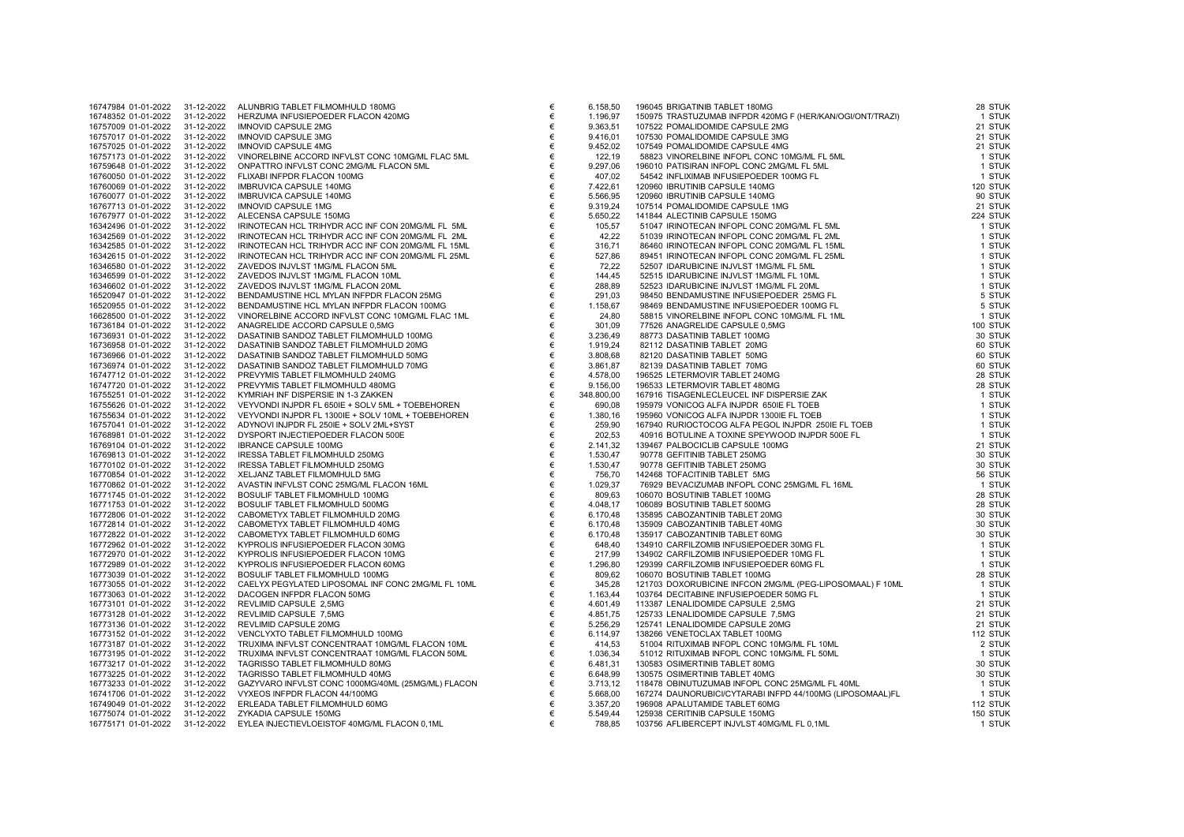| | | | | | | | | |
|---|---|---|---|---|---|---|---|---|
| 16747984 | 01-01-2022 | 31-12-2022 | ALUNBRIG TABLET FILMOMHULD 180MG | € | 6.158,50 | 196045 BRIGATINIB TABLET 180MG | 28 | STUK |
| 16748352 | 01-01-2022 | 31-12-2022 | HERZUMA INFUSIEPOEDER FLACON 420MG | € | 1.196,97 | 150975 TRASTUZUMAB INFPDR 420MG F (HER/KAN/OGI/ONT/TRAZI) | 1 | STUK |
| 16757009 | 01-01-2022 | 31-12-2022 | IMNOVID CAPSULE 2MG | € | 9.363,51 | 107522 POMALIDOMIDE CAPSULE 2MG | 21 | STUK |
| 16757017 | 01-01-2022 | 31-12-2022 | IMNOVID CAPSULE 3MG | € | 9.416,01 | 107530 POMALIDOMIDE CAPSULE 3MG | 21 | STUK |
| 16757025 | 01-01-2022 | 31-12-2022 | IMNOVID CAPSULE 4MG | € | 9.452,02 | 107549 POMALIDOMIDE CAPSULE 4MG | 21 | STUK |
| 16757173 | 01-01-2022 | 31-12-2022 | VINORELBINE ACCORD INFVLST CONC 10MG/ML FLAC 5ML | € | 122,19 | 58823 VINORELBINE INFOPL CONC 10MG/ML FL 5ML | 1 | STUK |
| 16759648 | 01-01-2022 | 31-12-2022 | ONPATTRO INFVLST CONC 2MG/ML FLACON 5ML | € | 9.297,06 | 196010 PATISIRAN INFOPL CONC 2MG/ML FL 5ML | 1 | STUK |
| 16760050 | 01-01-2022 | 31-12-2022 | FLIXABI INFPDR FLACON 100MG | € | 407,02 | 54542 INFLIXIMAB INFUSIEPOEDER 100MG FL | 1 | STUK |
| 16760069 | 01-01-2022 | 31-12-2022 | IMBRUVICA CAPSULE 140MG | € | 7.422,61 | 120960 IBRUTINIB CAPSULE 140MG | 120 | STUK |
| 16760077 | 01-01-2022 | 31-12-2022 | IMBRUVICA CAPSULE 140MG | € | 5.566,95 | 120960 IBRUTINIB CAPSULE 140MG | 90 | STUK |
| 16767713 | 01-01-2022 | 31-12-2022 | IMNOVID CAPSULE 1MG | € | 9.319,24 | 107514 POMALIDOMIDE CAPSULE 1MG | 21 | STUK |
| 16767977 | 01-01-2022 | 31-12-2022 | ALECENSA CAPSULE 150MG | € | 5.650,22 | 141844 ALECTINIB CAPSULE 150MG | 224 | STUK |
| 16342496 | 01-01-2022 | 31-12-2022 | IRINOTECAN HCL TRIHYDR ACC INF CON 20MG/ML FL 5ML | € | 105,57 | 51047 IRINOTECAN INFOPL CONC 20MG/ML FL 5ML | 1 | STUK |
| 16342569 | 01-01-2022 | 31-12-2022 | IRINOTECAN HCL TRIHYDR ACC INF CON 20MG/ML FL 2ML | € | 42,22 | 51039 IRINOTECAN INFOPL CONC 20MG/ML FL 2ML | 1 | STUK |
| 16342585 | 01-01-2022 | 31-12-2022 | IRINOTECAN HCL TRIHYDR ACC INF CON 20MG/ML FL 15ML | € | 316,71 | 86460 IRINOTECAN INFOPL CONC 20MG/ML FL 15ML | 1 | STUK |
| 16342615 | 01-01-2022 | 31-12-2022 | IRINOTECAN HCL TRIHYDR ACC INF CON 20MG/ML FL 25ML | € | 527,86 | 89451 IRINOTECAN INFOPL CONC 20MG/ML FL 25ML | 1 | STUK |
| 16346580 | 01-01-2022 | 31-12-2022 | ZAVEDOS INJVLST 1MG/ML FLACON 5ML | € | 72,22 | 52507 IDARUBICINE INJVLST 1MG/ML FL 5ML | 1 | STUK |
| 16346599 | 01-01-2022 | 31-12-2022 | ZAVEDOS INJVLST 1MG/ML FLACON 10ML | € | 144,45 | 52515 IDARUBICINE INJVLST 1MG/ML FL 10ML | 1 | STUK |
| 16346602 | 01-01-2022 | 31-12-2022 | ZAVEDOS INJVLST 1MG/ML FLACON 20ML | € | 288,89 | 52523 IDARUBICINE INJVLST 1MG/ML FL 20ML | 1 | STUK |
| 16520947 | 01-01-2022 | 31-12-2022 | BENDAMUSTINE HCL MYLAN INFPDR FLACON 25MG | € | 291,03 | 98450 BENDAMUSTINE INFUSIEPOEDER 25MG FL | 5 | STUK |
| 16520955 | 01-01-2022 | 31-12-2022 | BENDAMUSTINE HCL MYLAN INFPDR FLACON 100MG | € | 1.158,67 | 98469 BENDAMUSTINE INFUSIEPOEDER 100MG FL | 5 | STUK |
| 16628500 | 01-01-2022 | 31-12-2022 | VINORELBINE ACCORD INFVLST CONC 10MG/ML FLAC 1ML | € | 24,80 | 58815 VINORELBINE INFOPL CONC 10MG/ML FL 1ML | 1 | STUK |
| 16736184 | 01-01-2022 | 31-12-2022 | ANAGRELIDE ACCORD CAPSULE 0,5MG | € | 301,09 | 77526 ANAGRELIDE CAPSULE 0,5MG | 100 | STUK |
| 16736931 | 01-01-2022 | 31-12-2022 | DASATINIB SANDOZ TABLET FILMOMHULD 100MG | € | 3.236,49 | 88773 DASATINIB TABLET 100MG | 30 | STUK |
| 16736958 | 01-01-2022 | 31-12-2022 | DASATINIB SANDOZ TABLET FILMOMHULD 20MG | € | 1.919,24 | 82112 DASATINIB TABLET 20MG | 60 | STUK |
| 16736966 | 01-01-2022 | 31-12-2022 | DASATINIB SANDOZ TABLET FILMOMHULD 50MG | € | 3.808,68 | 82120 DASATINIB TABLET 50MG | 60 | STUK |
| 16736974 | 01-01-2022 | 31-12-2022 | DASATINIB SANDOZ TABLET FILMOMHULD 70MG | € | 3.861,87 | 82139 DASATINIB TABLET 70MG | 60 | STUK |
| 16747712 | 01-01-2022 | 31-12-2022 | PREVYMIS TABLET FILMOMHULD 240MG | € | 4.578,00 | 196525 LETERMOVIR TABLET 240MG | 28 | STUK |
| 16747720 | 01-01-2022 | 31-12-2022 | PREVYMIS TABLET FILMOMHULD 480MG | € | 9.156,00 | 196533 LETERMOVIR TABLET 480MG | 28 | STUK |
| 16755251 | 01-01-2022 | 31-12-2022 | KYMRIAH INF DISPERSIE IN 1-3 ZAKKEN | € | 348.800,00 | 167916 TISAGENLECLEUCEL INF DISPERSIE ZAK | 1 | STUK |
| 16755626 | 01-01-2022 | 31-12-2022 | VEYVONDI INJPDR FL 650IE + SOLV 5ML + TOEBEHOREN | € | 690,08 | 195979 VONICOG ALFA INJPDR 650IE FL TOEB | 1 | STUK |
| 16755634 | 01-01-2022 | 31-12-2022 | VEYVONDI INJPDR FL 1300IE + SOLV 10ML + TOEBEHOREN | € | 1.380,16 | 195960 VONICOG ALFA INJPDR 1300IE FL TOEB | 1 | STUK |
| 16757041 | 01-01-2022 | 31-12-2022 | ADYNOVI INJPDR FL 250IE + SOLV 2ML+SYST | € | 259,90 | 167940 RURIOCTOCOG ALFA PEGOL INJPDR 250IE FL TOEB | 1 | STUK |
| 16768981 | 01-01-2022 | 31-12-2022 | DYSPORT INJECTIEPOEDER FLACON 500E | € | 202,53 | 40916 BOTULINE A TOXINE SPEYWOOD INJPDR 500E FL | 1 | STUK |
| 16769104 | 01-01-2022 | 31-12-2022 | IBRANCE CAPSULE 100MG | € | 2.141,32 | 139467 PALBOCICLIB CAPSULE 100MG | 21 | STUK |
| 16769813 | 01-01-2022 | 31-12-2022 | IRESSA TABLET FILMOMHULD 250MG | € | 1.530,47 | 90778 GEFITINIB TABLET 250MG | 30 | STUK |
| 16770102 | 01-01-2022 | 31-12-2022 | IRESSA TABLET FILMOMHULD 250MG | € | 1.530,47 | 90778 GEFITINIB TABLET 250MG | 30 | STUK |
| 16770854 | 01-01-2022 | 31-12-2022 | XELJANZ TABLET FILMOMHULD 5MG | € | 756,70 | 142468 TOFACITINIB TABLET 5MG | 56 | STUK |
| 16770862 | 01-01-2022 | 31-12-2022 | AVASTIN INFVLST CONC 25MG/ML FLACON 16ML | € | 1.029,37 | 76929 BEVACIZUMAB INFOPL CONC 25MG/ML FL 16ML | 1 | STUK |
| 16771745 | 01-01-2022 | 31-12-2022 | BOSULIF TABLET FILMOMHULD 100MG | € | 809,63 | 106070 BOSUTINIB TABLET 100MG | 28 | STUK |
| 16771753 | 01-01-2022 | 31-12-2022 | BOSULIF TABLET FILMOMHULD 500MG | € | 4.048,17 | 106089 BOSUTINIB TABLET 500MG | 28 | STUK |
| 16772806 | 01-01-2022 | 31-12-2022 | CABOMETYX TABLET FILMOMHULD 20MG | € | 6.170,48 | 135895 CABOZANTINIB TABLET 20MG | 30 | STUK |
| 16772814 | 01-01-2022 | 31-12-2022 | CABOMETYX TABLET FILMOMHULD 40MG | € | 6.170,48 | 135909 CABOZANTINIB TABLET 40MG | 30 | STUK |
| 16772822 | 01-01-2022 | 31-12-2022 | CABOMETYX TABLET FILMOMHULD 60MG | € | 6.170,48 | 135917 CABOZANTINIB TABLET 60MG | 30 | STUK |
| 16772962 | 01-01-2022 | 31-12-2022 | KYPROLIS INFUSIEPOEDER FLACON 30MG | € | 648,40 | 134910 CARFILZOMIB INFUSIEPOEDER 30MG FL | 1 | STUK |
| 16772970 | 01-01-2022 | 31-12-2022 | KYPROLIS INFUSIEPOEDER FLACON 10MG | € | 217,99 | 134902 CARFILZOMIB INFUSIEPOEDER 10MG FL | 1 | STUK |
| 16772989 | 01-01-2022 | 31-12-2022 | KYPROLIS INFUSIEPOEDER FLACON 60MG | € | 1.296,80 | 129399 CARFILZOMIB INFUSIEPOEDER 60MG FL | 1 | STUK |
| 16773039 | 01-01-2022 | 31-12-2022 | BOSULIF TABLET FILMOMHULD 100MG | € | 809,62 | 106070 BOSUTINIB TABLET 100MG | 28 | STUK |
| 16773055 | 01-01-2022 | 31-12-2022 | CAELYX PEGYLATED LIPOSOMAL INF CONC 2MG/ML FL 10ML | € | 345,28 | 121703 DOXORUBICINE INFCON 2MG/ML (PEG-LIPOSOMAAL) F 10ML | 1 | STUK |
| 16773063 | 01-01-2022 | 31-12-2022 | DACOGEN INFPDR FLACON 50MG | € | 1.163,44 | 103764 DECITABINE INFUSIEPOEDER 50MG FL | 1 | STUK |
| 16773101 | 01-01-2022 | 31-12-2022 | REVLIMID CAPSULE 2,5MG | € | 4.601,49 | 113387 LENALIDOMIDE CAPSULE 2,5MG | 21 | STUK |
| 16773128 | 01-01-2022 | 31-12-2022 | REVLIMID CAPSULE 7,5MG | € | 4.851,75 | 125733 LENALIDOMIDE CAPSULE 7,5MG | 21 | STUK |
| 16773136 | 01-01-2022 | 31-12-2022 | REVLIMID CAPSULE 20MG | € | 5.256,29 | 125741 LENALIDOMIDE CAPSULE 20MG | 21 | STUK |
| 16773152 | 01-01-2022 | 31-12-2022 | VENCLYXTO TABLET FILMOMHULD 100MG | € | 6.114,97 | 138266 VENETOCLAX TABLET 100MG | 112 | STUK |
| 16773187 | 01-01-2022 | 31-12-2022 | TRUXIMA INFVLST CONCENTRAAT 10MG/ML FLACON 10ML | € | 414,53 | 51004 RITUXIMAB INFOPL CONC 10MG/ML FL 10ML | 2 | STUK |
| 16773195 | 01-01-2022 | 31-12-2022 | TRUXIMA INFVLST CONCENTRAAT 10MG/ML FLACON 50ML | € | 1.036,34 | 51012 RITUXIMAB INFOPL CONC 10MG/ML FL 50ML | 1 | STUK |
| 16773217 | 01-01-2022 | 31-12-2022 | TAGRISSO TABLET FILMOMHULD 80MG | € | 6.481,31 | 130583 OSIMERTINIB TABLET 80MG | 30 | STUK |
| 16773225 | 01-01-2022 | 31-12-2022 | TAGRISSO TABLET FILMOMHULD 40MG | € | 6.648,99 | 130575 OSIMERTINIB TABLET 40MG | 30 | STUK |
| 16773233 | 01-01-2022 | 31-12-2022 | GAZYVARO INFVLST CONC 1000MG/40ML (25MG/ML) FLACON | € | 3.713,12 | 118478 OBINUTUZUMAB INFOPL CONC 25MG/ML FL 40ML | 1 | STUK |
| 16741706 | 01-01-2022 | 31-12-2022 | VYXEOS INFPDR FLACON 44/100MG | € | 5.668,00 | 167274 DAUNORUBICI/CYTARABI INFPD 44/100MG (LIPOSOMAAL)FL | 1 | STUK |
| 16749049 | 01-01-2022 | 31-12-2022 | ERLEADA TABLET FILMOMHULD 60MG | € | 3.357,20 | 196908 APALUTAMIDE TABLET 60MG | 112 | STUK |
| 16775074 | 01-01-2022 | 31-12-2022 | ZYKADIA CAPSULE 150MG | € | 5.549,44 | 125938 CERITINIB CAPSULE 150MG | 150 | STUK |
| 16775171 | 01-01-2022 | 31-12-2022 | EYLEA INJECTIEVLOEISTOF 40MG/ML FLACON 0,1ML | € | 788,85 | 103756 AFLIBERCEPT INJVLST 40MG/ML FL 0,1ML | 1 | STUK |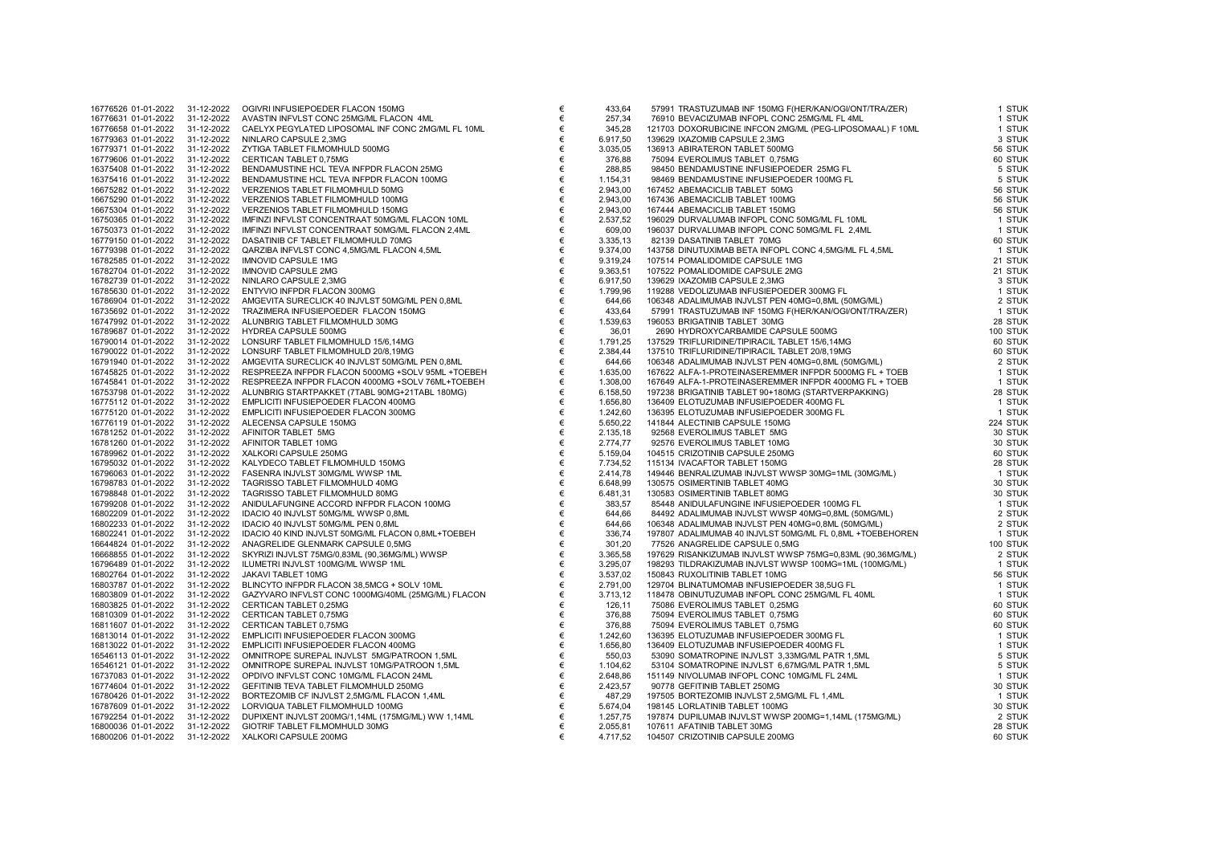| | | | | | | | | |
|---|---|---|---|---|---|---|---|---|
| 16776526 | 01-01-2022 | 31-12-2022 | OGIVRI INFUSIEPOEDER FLACON 150MG | € | 433,64 | 57991 TRASTUZUMAB INF 150MG F(HER/KAN/OGI/ONT/TRA/ZER) | 1 | STUK |
| 16776631 | 01-01-2022 | 31-12-2022 | AVASTIN INFVLST CONC 25MG/ML FLACON 4ML | € | 257,34 | 76910 BEVACIZUMAB INFOPL CONC 25MG/ML FL 4ML | 1 | STUK |
| 16776658 | 01-01-2022 | 31-12-2022 | CAELYX PEGYLATED LIPOSOMAL INF CONC 2MG/ML FL 10ML | € | 345,28 | 121703 DOXORUBICINE INFCON 2MG/ML (PEG-LIPOSOMAAL) F 10ML | 1 | STUK |
| 16779363 | 01-01-2022 | 31-12-2022 | NINLARO CAPSULE 2,3MG | € | 6.917,50 | 139629 IXAZOMIB CAPSULE 2,3MG | 3 | STUK |
| 16779371 | 01-01-2022 | 31-12-2022 | ZYTIGA TABLET FILMOMHULD 500MG | € | 3.035,05 | 136913 ABIRATERON TABLET 500MG | 56 | STUK |
| 16779606 | 01-01-2022 | 31-12-2022 | CERTICAN TABLET 0,75MG | € | 376,88 | 75094 EVEROLIMUS TABLET 0,75MG | 60 | STUK |
| 16375408 | 01-01-2022 | 31-12-2022 | BENDAMUSTINE HCL TEVA INFPDR FLACON 25MG | € | 288,85 | 98450 BENDAMUSTINE INFUSIEPOEDER 25MG FL | 5 | STUK |
| 16375416 | 01-01-2022 | 31-12-2022 | BENDAMUSTINE HCL TEVA INFPDR FLACON 100MG | € | 1.154,31 | 98469 BENDAMUSTINE INFUSIEPOEDER 100MG FL | 5 | STUK |
| 16675282 | 01-01-2022 | 31-12-2022 | VERZENIOS TABLET FILMOMHULD 50MG | € | 2.943,00 | 167452 ABEMACICLIB TABLET 50MG | 56 | STUK |
| 16675290 | 01-01-2022 | 31-12-2022 | VERZENIOS TABLET FILMOMHULD 100MG | € | 2.943,00 | 167436 ABEMACICLIB TABLET 100MG | 56 | STUK |
| 16675304 | 01-01-2022 | 31-12-2022 | VERZENIOS TABLET FILMOMHULD 150MG | € | 2.943,00 | 167444 ABEMACICLIB TABLET 150MG | 56 | STUK |
| 16750365 | 01-01-2022 | 31-12-2022 | IMFINZI INFVLST CONCENTRAAT 50MG/ML FLACON 10ML | € | 2.537,52 | 196029 DURVALUMAB INFOPL CONC 50MG/ML FL 10ML | 1 | STUK |
| 16750373 | 01-01-2022 | 31-12-2022 | IMFINZI INFVLST CONCENTRAAT 50MG/ML FLACON 2,4ML | € | 609,00 | 196037 DURVALUMAB INFOPL CONC 50MG/ML FL 2,4ML | 1 | STUK |
| 16779150 | 01-01-2022 | 31-12-2022 | DASATINIB CF TABLET FILMOMHULD 70MG | € | 3.335,13 | 82139 DASATINIB TABLET 70MG | 60 | STUK |
| 16779398 | 01-01-2022 | 31-12-2022 | QARZIBA INFVLST CONC 4,5MG/ML FLACON 4,5ML | € | 9.374,00 | 143758 DINUTUXIMAB BETA INFOPL CONC 4,5MG/ML FL 4,5ML | 1 | STUK |
| 16782585 | 01-01-2022 | 31-12-2022 | IMNOVID CAPSULE 1MG | € | 9.319,24 | 107514 POMALIDOMIDE CAPSULE 1MG | 21 | STUK |
| 16782704 | 01-01-2022 | 31-12-2022 | IMNOVID CAPSULE 2MG | € | 9.363,51 | 107522 POMALIDOMIDE CAPSULE 2MG | 21 | STUK |
| 16782739 | 01-01-2022 | 31-12-2022 | NINLARO CAPSULE 2,3MG | € | 6.917,50 | 139629 IXAZOMIB CAPSULE 2,3MG | 3 | STUK |
| 16785630 | 01-01-2022 | 31-12-2022 | ENTYVIO INFPDR FLACON 300MG | € | 1.799,96 | 119288 VEDOLIZUMAB INFUSIEPOEDER 300MG FL | 1 | STUK |
| 16786904 | 01-01-2022 | 31-12-2022 | AMGEVITA SURECLICK 40 INJVLST 50MG/ML PEN 0,8ML | € | 644,66 | 106348 ADALIMUMAB INJVLST PEN 40MG=0,8ML (50MG/ML) | 2 | STUK |
| 16735692 | 01-01-2022 | 31-12-2022 | TRAZIMERA INFUSIEPOEDER FLACON 150MG | € | 433,64 | 57991 TRASTUZUMAB INF 150MG F(HER/KAN/OGI/ONT/TRA/ZER) | 1 | STUK |
| 16747992 | 01-01-2022 | 31-12-2022 | ALUNBRIG TABLET FILMOMHULD 30MG | € | 1.539,63 | 196053 BRIGATINIB TABLET 30MG | 28 | STUK |
| 16789687 | 01-01-2022 | 31-12-2022 | HYDREA CAPSULE 500MG | € | 36,01 | 2690 HYDROXYCARBAMIDE CAPSULE 500MG | 100 | STUK |
| 16790014 | 01-01-2022 | 31-12-2022 | LONSURF TABLET FILMOMHULD 15/6,14MG | € | 1.791,25 | 137529 TRIFLURIDINE/TIPIRACIL TABLET 15/6,14MG | 60 | STUK |
| 16790022 | 01-01-2022 | 31-12-2022 | LONSURF TABLET FILMOMHULD 20/8,19MG | € | 2.384,44 | 137510 TRIFLURIDINE/TIPIRACIL TABLET 20/8,19MG | 60 | STUK |
| 16791940 | 01-01-2022 | 31-12-2022 | AMGEVITA SURECLICK 40 INJVLST 50MG/ML PEN 0,8ML | € | 644,66 | 106348 ADALIMUMAB INJVLST PEN 40MG=0,8ML (50MG/ML) | 2 | STUK |
| 16745825 | 01-01-2022 | 31-12-2022 | RESPREEZA INFPDR FLACON 5000MG +SOLV 95ML +TOEBEH | € | 1.635,00 | 167622 ALFA-1-PROTEINASEREMMER INFPDR 5000MG FL + TOEB | 1 | STUK |
| 16745841 | 01-01-2022 | 31-12-2022 | RESPREEZA INFPDR FLACON 4000MG +SOLV 76ML+TOEBEH | € | 1.308,00 | 167649 ALFA-1-PROTEINASEREMMER INFPDR 4000MG FL + TOEB | 1 | STUK |
| 16753798 | 01-01-2022 | 31-12-2022 | ALUNBRIG STARTPAKKET (7TABL 90MG+21TABL 180MG) | € | 6.158,50 | 197238 BRIGATINIB TABLET 90+180MG (STARTVERPAKKING) | 28 | STUK |
| 16775112 | 01-01-2022 | 31-12-2022 | EMPLICITI INFUSIEPOEDER FLACON 400MG | € | 1.656,80 | 136409 ELOTUZUMAB INFUSIEPOEDER 400MG FL | 1 | STUK |
| 16775120 | 01-01-2022 | 31-12-2022 | EMPLICITI INFUSIEPOEDER FLACON 300MG | € | 1.242,60 | 136395 ELOTUZUMAB INFUSIEPOEDER 300MG FL | 1 | STUK |
| 16776119 | 01-01-2022 | 31-12-2022 | ALECENSA CAPSULE 150MG | € | 5.650,22 | 141844 ALECTINIB CAPSULE 150MG | 224 | STUK |
| 16781252 | 01-01-2022 | 31-12-2022 | AFINITOR TABLET 5MG | € | 2.135,18 | 92568 EVEROLIMUS TABLET 5MG | 30 | STUK |
| 16781260 | 01-01-2022 | 31-12-2022 | AFINITOR TABLET 10MG | € | 2.774,77 | 92576 EVEROLIMUS TABLET 10MG | 30 | STUK |
| 16789962 | 01-01-2022 | 31-12-2022 | XALKORI CAPSULE 250MG | € | 5.159,04 | 104515 CRIZOTINIB CAPSULE 250MG | 60 | STUK |
| 16795032 | 01-01-2022 | 31-12-2022 | KALYDECO TABLET FILMOMHULD 150MG | € | 7.734,52 | 115134 IVACAFTOR TABLET 150MG | 28 | STUK |
| 16796063 | 01-01-2022 | 31-12-2022 | FASENRA INJVLST 30MG/ML WWSP 1ML | € | 2.414,78 | 149446 BENRALIZUMAB INJVLST WWSP 30MG=1ML (30MG/ML) | 1 | STUK |
| 16798783 | 01-01-2022 | 31-12-2022 | TAGRISSO TABLET FILMOMHULD 40MG | € | 6.648,99 | 130575 OSIMERTINIB TABLET 40MG | 30 | STUK |
| 16798848 | 01-01-2022 | 31-12-2022 | TAGRISSO TABLET FILMOMHULD 80MG | € | 6.481,31 | 130583 OSIMERTINIB TABLET 80MG | 30 | STUK |
| 16799208 | 01-01-2022 | 31-12-2022 | ANIDULAFUNGINE ACCORD INFPDR FLACON 100MG | € | 383,57 | 85448 ANIDULAFUNGINE INFUSIEPOEDER 100MG FL | 1 | STUK |
| 16802209 | 01-01-2022 | 31-12-2022 | IDACIO 40 INJVLST 50MG/ML WWSP 0,8ML | € | 644,66 | 84492 ADALIMUMAB INJVLST WWSP 40MG=0,8ML (50MG/ML) | 2 | STUK |
| 16802233 | 01-01-2022 | 31-12-2022 | IDACIO 40 INJVLST 50MG/ML PEN 0,8ML | € | 644,66 | 106348 ADALIMUMAB INJVLST PEN 40MG=0,8ML (50MG/ML) | 2 | STUK |
| 16802241 | 01-01-2022 | 31-12-2022 | IDACIO 40 KIND INJVLST 50MG/ML FLACON 0,8ML+TOEBEH | € | 336,74 | 197807 ADALIMUMAB 40 INJVLST 50MG/ML FL 0,8ML +TOEBEHOREN | 1 | STUK |
| 16644824 | 01-01-2022 | 31-12-2022 | ANAGRELIDE GLENMARK CAPSULE 0,5MG | € | 301,20 | 77526 ANAGRELIDE CAPSULE 0,5MG | 100 | STUK |
| 16668855 | 01-01-2022 | 31-12-2022 | SKYRIZI INJVLST 75MG/0,83ML (90,36MG/ML) WWSP | € | 3.365,58 | 197629 RISANKIZUMAB INJVLST WWSP 75MG=0,83ML (90,36MG/ML) | 2 | STUK |
| 16796489 | 01-01-2022 | 31-12-2022 | ILUMETRI INJVLST 100MG/ML WWSP 1ML | € | 3.295,07 | 198293 TILDRAKIZUMAB INJVLST WWSP 100MG=1ML (100MG/ML) | 1 | STUK |
| 16802764 | 01-01-2022 | 31-12-2022 | JAKAVI TABLET 10MG | € | 3.537,02 | 150843 RUXOLITINIB TABLET 10MG | 56 | STUK |
| 16803787 | 01-01-2022 | 31-12-2022 | BLINCYTO INFPDR FLACON 38,5MCG + SOLV 10ML | € | 2.791,00 | 129704 BLINATUMOMAB INFUSIEPOEDER 38,5UG FL | 1 | STUK |
| 16803809 | 01-01-2022 | 31-12-2022 | GAZYVARO INFVLST CONC 1000MG/40ML (25MG/ML) FLACON | € | 3.713,12 | 118478 OBINUTUZUMAB INFOPL CONC 25MG/ML FL 40ML | 1 | STUK |
| 16803825 | 01-01-2022 | 31-12-2022 | CERTICAN TABLET 0,25MG | € | 126,11 | 75086 EVEROLIMUS TABLET 0,25MG | 60 | STUK |
| 16810309 | 01-01-2022 | 31-12-2022 | CERTICAN TABLET 0,75MG | € | 376,88 | 75094 EVEROLIMUS TABLET 0,75MG | 60 | STUK |
| 16811607 | 01-01-2022 | 31-12-2022 | CERTICAN TABLET 0,75MG | € | 376,88 | 75094 EVEROLIMUS TABLET 0,75MG | 60 | STUK |
| 16813014 | 01-01-2022 | 31-12-2022 | EMPLICITI INFUSIEPOEDER FLACON 300MG | € | 1.242,60 | 136395 ELOTUZUMAB INFUSIEPOEDER 300MG FL | 1 | STUK |
| 16813022 | 01-01-2022 | 31-12-2022 | EMPLICITI INFUSIEPOEDER FLACON 400MG | € | 1.656,80 | 136409 ELOTUZUMAB INFUSIEPOEDER 400MG FL | 1 | STUK |
| 16546113 | 01-01-2022 | 31-12-2022 | OMNITROPE SUREPAL INJVLST 5MG/PATROON 1,5ML | € | 550,03 | 53090 SOMATROPINE INJVLST 3,33MG/ML PATR 1,5ML | 5 | STUK |
| 16546121 | 01-01-2022 | 31-12-2022 | OMNITROPE SUREPAL INJVLST 10MG/PATROON 1,5ML | € | 1.104,62 | 53104 SOMATROPINE INJVLST 6,67MG/ML PATR 1,5ML | 5 | STUK |
| 16737083 | 01-01-2022 | 31-12-2022 | OPDIVO INFVLST CONC 10MG/ML FLACON 24ML | € | 2.648,86 | 151149 NIVOLUMAB INFOPL CONC 10MG/ML FL 24ML | 1 | STUK |
| 16774604 | 01-01-2022 | 31-12-2022 | GEFITINIB TEVA TABLET FILMOMHULD 250MG | € | 2.423,57 | 90778 GEFITINIB TABLET 250MG | 30 | STUK |
| 16780426 | 01-01-2022 | 31-12-2022 | BORTEZOMIB CF INJVLST 2,5MG/ML FLACON 1,4ML | € | 487,29 | 197505 BORTEZOMIB INJVLST 2,5MG/ML FL 1,4ML | 1 | STUK |
| 16787609 | 01-01-2022 | 31-12-2022 | LORVIQUA TABLET FILMOMHULD 100MG | € | 5.674,04 | 198145 LORLATINIB TABLET 100MG | 30 | STUK |
| 16792254 | 01-01-2022 | 31-12-2022 | DUPIXENT INJVLST 200MG/1,14ML (175MG/ML) WW 1,14ML | € | 1.257,75 | 197874 DUPILUMAB INJVLST WWSP 200MG=1,14ML (175MG/ML) | 2 | STUK |
| 16800036 | 01-01-2022 | 31-12-2022 | GIOTRIF TABLET FILMOMHULD 30MG | € | 2.055,81 | 107611 AFATINIB TABLET 30MG | 28 | STUK |
| 16800206 | 01-01-2022 | 31-12-2022 | XALKORI CAPSULE 200MG | € | 4.717,52 | 104507 CRIZOTINIB CAPSULE 200MG | 60 | STUK |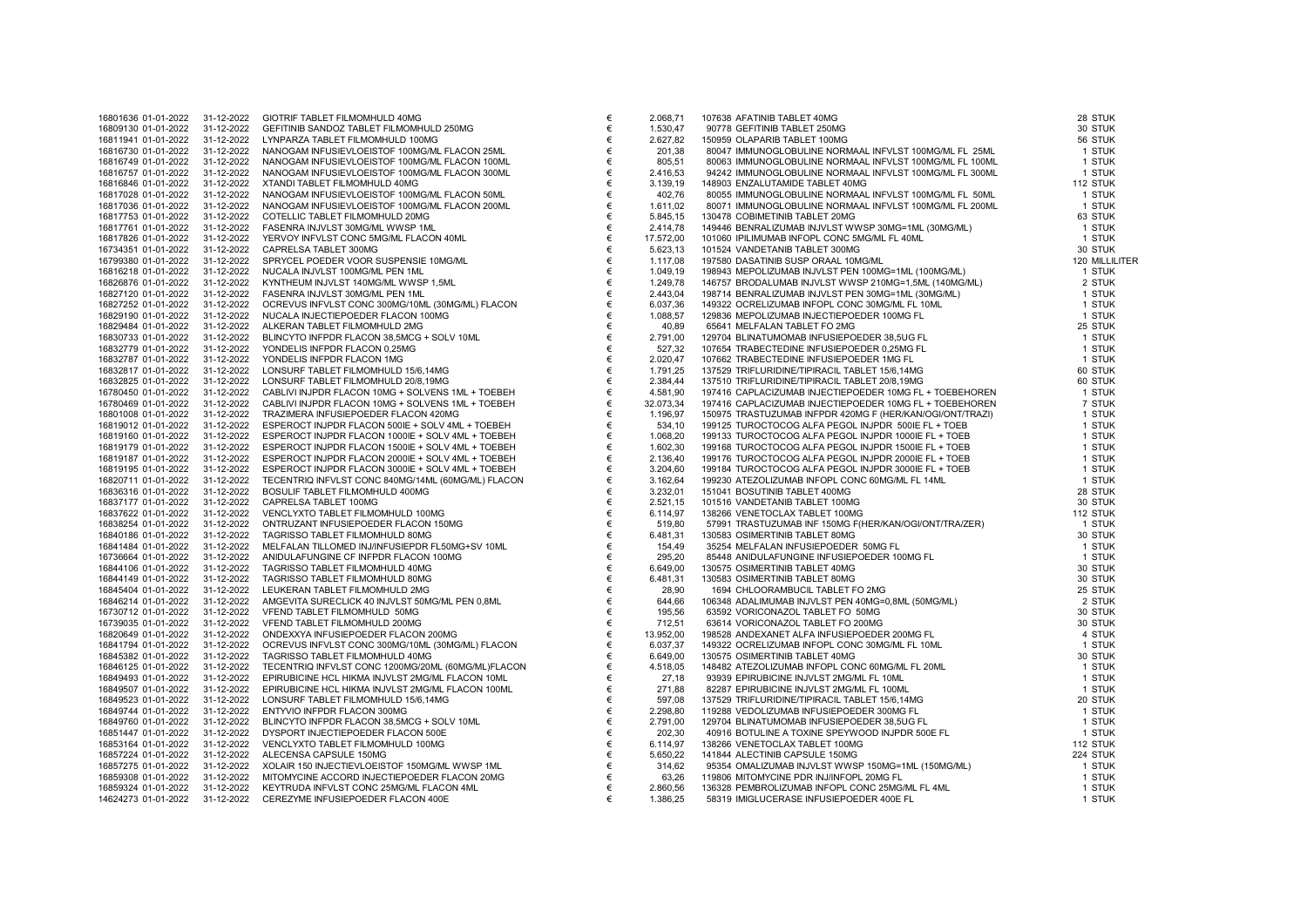| | | | | | | | |
|---|---|---|---|---|---|---|---|
| 16801636 01-01-2022 | 31-12-2022 | GIOTRIF TABLET FILMOMHULD 40MG | € | 2.068,71 | 107638 AFATINIB TABLET 40MG | 28 | STUK |
| 16809130 01-01-2022 | 31-12-2022 | GEFITINIB SANDOZ TABLET FILMOMHULD 250MG | € | 1.530,47 | 90778 GEFITINIB TABLET 250MG | 30 | STUK |
| 16811941 01-01-2022 | 31-12-2022 | LYNPARZA TABLET FILMOMHULD 100MG | € | 2.627,82 | 150959 OLAPARIB TABLET 100MG | 56 | STUK |
| 16816730 01-01-2022 | 31-12-2022 | NANOGAM INFUSIEVLOEISTOF 100MG/ML FLACON 25ML | € | 201,38 | 80047 IMMUNOGLOBULINE NORMAAL INFVLST 100MG/ML FL 25ML | 1 | STUK |
| 16816749 01-01-2022 | 31-12-2022 | NANOGAM INFUSIEVLOEISTOF 100MG/ML FLACON 100ML | € | 805,51 | 80063 IMMUNOGLOBULINE NORMAAL INFVLST 100MG/ML FL 100ML | 1 | STUK |
| 16816757 01-01-2022 | 31-12-2022 | NANOGAM INFUSIEVLOEISTOF 100MG/ML FLACON 300ML | € | 2.416,53 | 94242 IMMUNOGLOBULINE NORMAAL INFVLST 100MG/ML FL 300ML | 1 | STUK |
| 16816846 01-01-2022 | 31-12-2022 | XTANDI TABLET FILMOMHULD 40MG | € | 3.139,19 | 148903 ENZALUTAMIDE TABLET 40MG | 112 | STUK |
| 16817028 01-01-2022 | 31-12-2022 | NANOGAM INFUSIEVLOEISTOF 100MG/ML FLACON 50ML | € | 402,76 | 80055 IMMUNOGLOBULINE NORMAAL INFVLST 100MG/ML FL 50ML | 1 | STUK |
| 16817036 01-01-2022 | 31-12-2022 | NANOGAM INFUSIEVLOEISTOF 100MG/ML FLACON 200ML | € | 1.611,02 | 80071 IMMUNOGLOBULINE NORMAAL INFVLST 100MG/ML FL 200ML | 1 | STUK |
| 16817753 01-01-2022 | 31-12-2022 | COTELLIC TABLET FILMOMHULD 20MG | € | 5.845,15 | 130478 COBIMETINIB TABLET 20MG | 63 | STUK |
| 16817761 01-01-2022 | 31-12-2022 | FASENRA INJVLST 30MG/ML WWSP 1ML | € | 2.414,78 | 149446 BENRALIZUMAB INJVLST WWSP 30MG=1ML (30MG/ML) | 1 | STUK |
| 16817826 01-01-2022 | 31-12-2022 | YERVOY INFVLST CONC 5MG/ML FLACON 40ML | € | 17.572,00 | 101060 IPILIMUMAB INFOPL CONC 5MG/ML FL 40ML | 1 | STUK |
| 16734351 01-01-2022 | 31-12-2022 | CAPRELSA TABLET 300MG | € | 5.623,13 | 101524 VANDETANIB TABLET 300MG | 30 | STUK |
| 16799380 01-01-2022 | 31-12-2022 | SPRYCEL POEDER VOOR SUSPENSIE 10MG/ML | € | 1.117,08 | 197580 DASATINIB SUSP ORAAL 10MG/ML | 120 | MILLILITER |
| 16816218 01-01-2022 | 31-12-2022 | NUCALA INJVLST 100MG/ML PEN 1ML | € | 1.049,19 | 198943 MEPOLIZUMAB INJVLST PEN 100MG=1ML (100MG/ML) | 1 | STUK |
| 16826876 01-01-2022 | 31-12-2022 | KYNTHEUM INJVLST 140MG/ML WWSP 1,5ML | € | 1.249,78 | 146757 BRODALUMAB INJVLST WWSP 210MG=1,5ML (140MG/ML) | 2 | STUK |
| 16827120 01-01-2022 | 31-12-2022 | FASENRA INJVLST 30MG/ML PEN 1ML | € | 2.443,04 | 198714 BENRALIZUMAB INJVLST PEN 30MG=1ML (30MG/ML) | 1 | STUK |
| 16827252 01-01-2022 | 31-12-2022 | OCREVUS INFVLST CONC 300MG/10ML (30MG/ML) FLACON | € | 6.037,36 | 149322 OCRELIZUMAB INFOPL CONC 30MG/ML FL 10ML | 1 | STUK |
| 16829190 01-01-2022 | 31-12-2022 | NUCALA INJECTIEPOEDER FLACON 100MG | € | 1.088,57 | 129836 MEPOLIZUMAB INJECTIEPOEDER 100MG FL | 1 | STUK |
| 16829484 01-01-2022 | 31-12-2022 | ALKERAN TABLET FILMOMHULD 2MG | € | 40,89 | 65641 MELFALAN TABLET FO 2MG | 25 | STUK |
| 16830733 01-01-2022 | 31-12-2022 | BLINCYTO INFPDR FLACON 38,5MCG + SOLV 10ML | € | 2.791,00 | 129704 BLINATUMOMAB INFUSIEPOEDER 38,5UG FL | 1 | STUK |
| 16832779 01-01-2022 | 31-12-2022 | YONDELIS INFPDR FLACON 0,25MG | € | 527,32 | 107654 TRABECTEDINE INFUSIEPOEDER 0,25MG FL | 1 | STUK |
| 16832787 01-01-2022 | 31-12-2022 | YONDELIS INFPDR FLACON 1MG | € | 2.020,47 | 107662 TRABECTEDINE INFUSIEPOEDER 1MG FL | 1 | STUK |
| 16832817 01-01-2022 | 31-12-2022 | LONSURF TABLET FILMOMHULD 15/6,14MG | € | 1.791,25 | 137529 TRIFLURIDINE/TIPIRACIL TABLET 15/6,14MG | 60 | STUK |
| 16832825 01-01-2022 | 31-12-2022 | LONSURF TABLET FILMOMHULD 20/8,19MG | € | 2.384,44 | 137510 TRIFLURIDINE/TIPIRACIL TABLET 20/8,19MG | 60 | STUK |
| 16780450 01-01-2022 | 31-12-2022 | CABLIVI INJPDR FLACON 10MG + SOLVENS 1ML + TOEBEH | € | 4.581,90 | 197416 CAPLACIZUMAB INJECTIEPOEDER 10MG FL + TOEBEHOREN | 1 | STUK |
| 16780469 01-01-2022 | 31-12-2022 | CABLIVI INJPDR FLACON 10MG + SOLVENS 1ML + TOEBEH | € | 32.073,34 | 197416 CAPLACIZUMAB INJECTIEPOEDER 10MG FL + TOEBEHOREN | 7 | STUK |
| 16801008 01-01-2022 | 31-12-2022 | TRAZIMERA INFUSIEPOEDER FLACON 420MG | € | 1.196,97 | 150975 TRASTUZUMAB INFPDR 420MG F (HER/KAN/OGI/ONT/TRAZI) | 1 | STUK |
| 16819012 01-01-2022 | 31-12-2022 | ESPEROCT INJPDR FLACON 500IE + SOLV 4ML + TOEBEH | € | 534,10 | 199125 TUROCTOCOG ALFA PEGOL INJPDR 500IE FL + TOEB | 1 | STUK |
| 16819160 01-01-2022 | 31-12-2022 | ESPEROCT INJPDR FLACON 1000IE + SOLV 4ML + TOEBEH | € | 1.068,20 | 199133 TUROCTOCOG ALFA PEGOL INJPDR 1000IE FL + TOEB | 1 | STUK |
| 16819179 01-01-2022 | 31-12-2022 | ESPEROCT INJPDR FLACON 1500IE + SOLV 4ML + TOEBEH | € | 1.602,30 | 199168 TUROCTOCOG ALFA PEGOL INJPDR 1500IE FL + TOEB | 1 | STUK |
| 16819187 01-01-2022 | 31-12-2022 | ESPEROCT INJPDR FLACON 2000IE + SOLV 4ML + TOEBEH | € | 2.136,40 | 199176 TUROCTOCOG ALFA PEGOL INJPDR 2000IE FL + TOEB | 1 | STUK |
| 16819195 01-01-2022 | 31-12-2022 | ESPEROCT INJPDR FLACON 3000IE + SOLV 4ML + TOEBEH | € | 3.204,60 | 199184 TUROCTOCOG ALFA PEGOL INJPDR 3000IE FL + TOEB | 1 | STUK |
| 16820711 01-01-2022 | 31-12-2022 | TECENTRIQ INFVLST CONC 840MG/14ML (60MG/ML) FLACON | € | 3.162,64 | 199230 ATEZOLIZUMAB INFOPL CONC 60MG/ML FL 14ML | 1 | STUK |
| 16836316 01-01-2022 | 31-12-2022 | BOSULIF TABLET FILMOMHULD 400MG | € | 3.232,01 | 151041 BOSUTINIB TABLET 400MG | 28 | STUK |
| 16837177 01-01-2022 | 31-12-2022 | CAPRELSA TABLET 100MG | € | 2.521,15 | 101516 VANDETANIB TABLET 100MG | 30 | STUK |
| 16837622 01-01-2022 | 31-12-2022 | VENCLYXTO TABLET FILMOMHULD 100MG | € | 6.114,97 | 138266 VENETOCLAX TABLET 100MG | 112 | STUK |
| 16838254 01-01-2022 | 31-12-2022 | ONTRUZANT INFUSIEPOEDER FLACON 150MG | € | 519,80 | 57991 TRASTUZUMAB INF 150MG F(HER/KAN/OGI/ONT/TRA/ZER) | 1 | STUK |
| 16840186 01-01-2022 | 31-12-2022 | TAGRISSO TABLET FILMOMHULD 80MG | € | 6.481,31 | 130583 OSIMERTINIB TABLET 80MG | 30 | STUK |
| 16841484 01-01-2022 | 31-12-2022 | MELFALAN TILLOMED INJ/INFUSIEPDR FL50MG+SV 10ML | € | 154,49 | 35254 MELFALAN INFUSIEPOEDER 50MG FL | 1 | STUK |
| 16736664 01-01-2022 | 31-12-2022 | ANIDULAFUNGINE CF INFPDR FLACON 100MG | € | 295,20 | 85448 ANIDULAFUNGINE INFUSIEPOEDER 100MG FL | 1 | STUK |
| 16844106 01-01-2022 | 31-12-2022 | TAGRISSO TABLET FILMOMHULD 40MG | € | 6.649,00 | 130575 OSIMERTINIB TABLET 40MG | 30 | STUK |
| 16844149 01-01-2022 | 31-12-2022 | TAGRISSO TABLET FILMOMHULD 80MG | € | 6.481,31 | 130583 OSIMERTINIB TABLET 80MG | 30 | STUK |
| 16845404 01-01-2022 | 31-12-2022 | LEUKERAN TABLET FILMOMHULD 2MG | € | 28,90 | 1694 CHLOORAMBUCIL TABLET FO 2MG | 25 | STUK |
| 16846214 01-01-2022 | 31-12-2022 | AMGEVITA SURECLICK 40 INJVLST 50MG/ML PEN 0,8ML | € | 644,66 | 106348 ADALIMUMAB INJVLST PEN 40MG=0,8ML (50MG/ML) | 2 | STUK |
| 16730712 01-01-2022 | 31-12-2022 | VFEND TABLET FILMOMHULD 50MG | € | 195,56 | 63592 VORICONAZOL TABLET FO 50MG | 30 | STUK |
| 16739035 01-01-2022 | 31-12-2022 | VFEND TABLET FILMOMHULD 200MG | € | 712,51 | 63614 VORICONAZOL TABLET FO 200MG | 30 | STUK |
| 16820649 01-01-2022 | 31-12-2022 | ONDEXXYA INFUSIEPOEDER FLACON 200MG | € | 13.952,00 | 198528 ANDEXANET ALFA INFUSIEPOEDER 200MG FL | 4 | STUK |
| 16841794 01-01-2022 | 31-12-2022 | OCREVUS INFVLST CONC 300MG/10ML (30MG/ML) FLACON | € | 6.037,37 | 149322 OCRELIZUMAB INFOPL CONC 30MG/ML FL 10ML | 1 | STUK |
| 16845382 01-01-2022 | 31-12-2022 | TAGRISSO TABLET FILMOMHULD 40MG | € | 6.649,00 | 130575 OSIMERTINIB TABLET 40MG | 30 | STUK |
| 16846125 01-01-2022 | 31-12-2022 | TECENTRIQ INFVLST CONC 1200MG/20ML (60MG/ML)FLACON | € | 4.518,05 | 148482 ATEZOLIZUMAB INFOPL CONC 60MG/ML FL 20ML | 1 | STUK |
| 16849493 01-01-2022 | 31-12-2022 | EPIRUBICINE HCL HIKMA INJVLST 2MG/ML FLACON 10ML | € | 27,18 | 93939 EPIRUBICINE INJVLST 2MG/ML FL 10ML | 1 | STUK |
| 16849507 01-01-2022 | 31-12-2022 | EPIRUBICINE HCL HIKMA INJVLST 2MG/ML FLACON 100ML | € | 271,88 | 82287 EPIRUBICINE INJVLST 2MG/ML FL 100ML | 1 | STUK |
| 16849523 01-01-2022 | 31-12-2022 | LONSURF TABLET FILMOMHULD 15/6,14MG | € | 597,08 | 137529 TRIFLURIDINE/TIPIRACIL TABLET 15/6,14MG | 20 | STUK |
| 16849744 01-01-2022 | 31-12-2022 | ENTYVIO INFPDR FLACON 300MG | € | 2.298,80 | 119288 VEDOLIZUMAB INFUSIEPOEDER 300MG FL | 1 | STUK |
| 16849760 01-01-2022 | 31-12-2022 | BLINCYTO INFPDR FLACON 38,5MCG + SOLV 10ML | € | 2.791,00 | 129704 BLINATUMOMAB INFUSIEPOEDER 38,5UG FL | 1 | STUK |
| 16851447 01-01-2022 | 31-12-2022 | DYSPORT INJECTIEPOEDER FLACON 500E | € | 202,30 | 40916 BOTULINE A TOXINE SPEYWOOD INJPDR 500E FL | 1 | STUK |
| 16853164 01-01-2022 | 31-12-2022 | VENCLYXTO TABLET FILMOMHULD 100MG | € | 6.114,97 | 138266 VENETOCLAX TABLET 100MG | 112 | STUK |
| 16857224 01-01-2022 | 31-12-2022 | ALECENSA CAPSULE 150MG | € | 5.650,22 | 141844 ALECTINIB CAPSULE 150MG | 224 | STUK |
| 16857275 01-01-2022 | 31-12-2022 | XOLAIR 150 INJECTIEVLOEISTOF 150MG/ML WWSP 1ML | € | 314,62 | 95354 OMALIZUMAB INJVLST WWSP 150MG=1ML (150MG/ML) | 1 | STUK |
| 16859308 01-01-2022 | 31-12-2022 | MITOMYCINE ACCORD INJECTIEPOEDER FLACON 20MG | € | 63,26 | 119806 MITOMYCINE PDR INJ/INFOPL 20MG FL | 1 | STUK |
| 16859324 01-01-2022 | 31-12-2022 | KEYTRUDA INFVLST CONC 25MG/ML FLACON 4ML | € | 2.860,56 | 136328 PEMBROLIZUMAB INFOPL CONC 25MG/ML FL 4ML | 1 | STUK |
| 14624273 01-01-2022 | 31-12-2022 | CEREZYME INFUSIEPOEDER FLACON 400E | € | 1.386,25 | 58319 IMIGLUCERASE INFUSIEPOEDER 400E FL | 1 | STUK |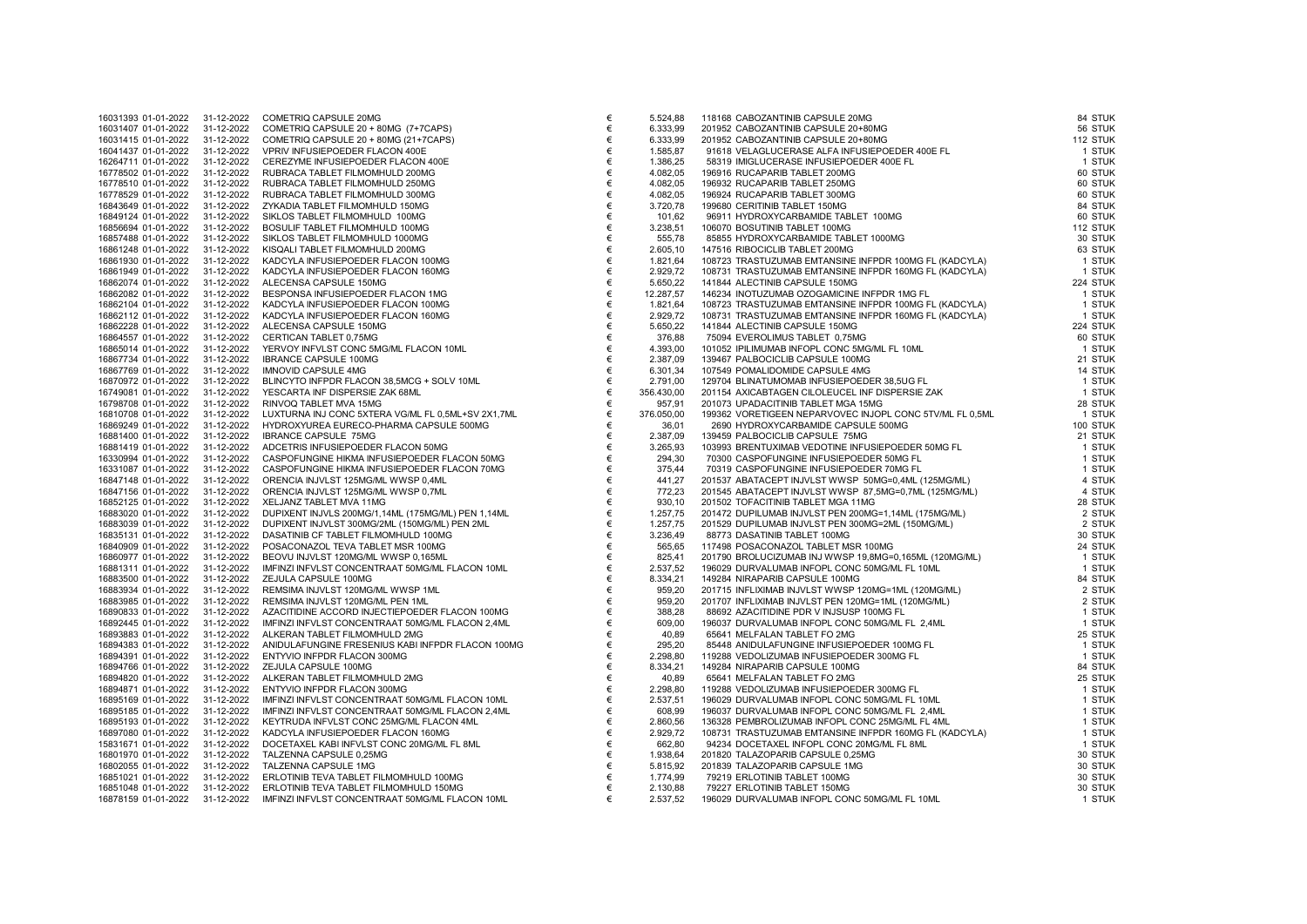| | | | | | | | | |
|---|---|---|---|---|---|---|---|---|
| 16031393 01-01-2022 | 31-12-2022 | COMETRIQ CAPSULE 20MG | € | 5.524,88 | 118168 | CABOZANTINIB CAPSULE 20MG | 84 | STUK |
| 16031407 01-01-2022 | 31-12-2022 | COMETRIQ CAPSULE 20 + 80MG (7+7CAPS) | € | 6.333,99 | 201952 | CABOZANTINIB CAPSULE 20+80MG | 56 | STUK |
| 16031415 01-01-2022 | 31-12-2022 | COMETRIQ CAPSULE 20 + 80MG (21+7CAPS) | € | 6.333,99 | 201952 | CABOZANTINIB CAPSULE 20+80MG | 112 | STUK |
| 16041437 01-01-2022 | 31-12-2022 | VPRIV INFUSIEPOEDER FLACON 400E | € | 1.585,87 | 91618 | VELAGLUCERASE ALFA INFUSIEPOEDER 400E FL | 1 | STUK |
| 16264711 01-01-2022 | 31-12-2022 | CEREZYME INFUSIEPOEDER FLACON 400E | € | 1.386,25 | 58319 | IMIGLUCERASE INFUSIEPOEDER 400E FL | 1 | STUK |
| 16778502 01-01-2022 | 31-12-2022 | RUBRACA TABLET FILMOMHULD 200MG | € | 4.082,05 | 196916 | RUCAPARIB TABLET 200MG | 60 | STUK |
| 16778510 01-01-2022 | 31-12-2022 | RUBRACA TABLET FILMOMHULD 250MG | € | 4.082,05 | 196932 | RUCAPARIB TABLET 250MG | 60 | STUK |
| 16778529 01-01-2022 | 31-12-2022 | RUBRACA TABLET FILMOMHULD 300MG | € | 4.082,05 | 196924 | RUCAPARIB TABLET 300MG | 60 | STUK |
| 16843649 01-01-2022 | 31-12-2022 | ZYKADIA TABLET FILMOMHULD 150MG | € | 3.720,78 | 199680 | CERITINIB TABLET 150MG | 84 | STUK |
| 16849124 01-01-2022 | 31-12-2022 | SIKLOS TABLET FILMOMHULD 100MG | € | 101,62 | 96911 | HYDROXYCARBAMIDE TABLET 100MG | 60 | STUK |
| 16856694 01-01-2022 | 31-12-2022 | BOSULIF TABLET FILMOMHULD 100MG | € | 3.238,51 | 106070 | BOSUTINIB TABLET 100MG | 112 | STUK |
| 16857488 01-01-2022 | 31-12-2022 | SIKLOS TABLET FILMOMHULD 1000MG | € | 555,78 | 85855 | HYDROXYCARBAMIDE TABLET 1000MG | 30 | STUK |
| 16861248 01-01-2022 | 31-12-2022 | KISQALI TABLET FILMOMHULD 200MG | € | 2.605,10 | 147516 | RIBOCICLIB TABLET 200MG | 63 | STUK |
| 16861930 01-01-2022 | 31-12-2022 | KADCYLA INFUSIEPOEDER FLACON 100MG | € | 1.821,64 | 108723 | TRASTUZUMAB EMTANSINE INFPDR 100MG FL (KADCYLA) | 1 | STUK |
| 16861949 01-01-2022 | 31-12-2022 | KADCYLA INFUSIEPOEDER FLACON 160MG | € | 2.929,72 | 108731 | TRASTUZUMAB EMTANSINE INFPDR 160MG FL (KADCYLA) | 1 | STUK |
| 16862074 01-01-2022 | 31-12-2022 | ALECENSA CAPSULE 150MG | € | 5.650,22 | 141844 | ALECTINIB CAPSULE 150MG | 224 | STUK |
| 16862082 01-01-2022 | 31-12-2022 | BESPONSA INFUSIEPOEDER FLACON 1MG | € | 12.287,57 | 146234 | INOTUZUMAB OZOGAMICINE INFPDR 1MG FL | 1 | STUK |
| 16862104 01-01-2022 | 31-12-2022 | KADCYLA INFUSIEPOEDER FLACON 100MG | € | 1.821,64 | 108723 | TRASTUZUMAB EMTANSINE INFPDR 100MG FL (KADCYLA) | 1 | STUK |
| 16862112 01-01-2022 | 31-12-2022 | KADCYLA INFUSIEPOEDER FLACON 160MG | € | 2.929,72 | 108731 | TRASTUZUMAB EMTANSINE INFPDR 160MG FL (KADCYLA) | 1 | STUK |
| 16862228 01-01-2022 | 31-12-2022 | ALECENSA CAPSULE 150MG | € | 5.650,22 | 141844 | ALECTINIB CAPSULE 150MG | 224 | STUK |
| 16864557 01-01-2022 | 31-12-2022 | CERTICAN TABLET 0,75MG | € | 376,88 | 75094 | EVEROLIMUS TABLET 0,75MG | 60 | STUK |
| 16865014 01-01-2022 | 31-12-2022 | YERVOY INFVLST CONC 5MG/ML FLACON 10ML | € | 4.393,00 | 101052 | IPILIMUMAB INFOPL CONC 5MG/ML FL 10ML | 1 | STUK |
| 16867734 01-01-2022 | 31-12-2022 | IBRANCE CAPSULE 100MG | € | 2.387,09 | 139467 | PALBOCICLIB CAPSULE 100MG | 21 | STUK |
| 16867769 01-01-2022 | 31-12-2022 | IMNOVID CAPSULE 4MG | € | 6.301,34 | 107549 | POMALIDOMIDE CAPSULE 4MG | 14 | STUK |
| 16870972 01-01-2022 | 31-12-2022 | BLINCYTO INFPDR FLACON 38,5MCG + SOLV 10ML | € | 2.791,00 | 129704 | BLINATUMOMAB INFUSIEPOEDER 38,5UG FL | 1 | STUK |
| 16749081 01-01-2022 | 31-12-2022 | YESCARTA INF DISPERSIE ZAK 68ML | € | 356.430,00 | 201154 | AXICABTAGEN CILOLEUCEL INF DISPERSIE ZAK | 1 | STUK |
| 16798708 01-01-2022 | 31-12-2022 | RINVOQ TABLET MVA 15MG | € | 957,91 | 201073 | UPADACITINIB TABLET MGA 15MG | 28 | STUK |
| 16810708 01-01-2022 | 31-12-2022 | LUXTURNA INJ CONC 5X10E12 VG/ML FL 0,5ML+SV 2X1,7ML | € | 376.050,00 | 199362 | VORETIGEEN NEPARVOVEC INJOPL CONC 5TV/ML FL 0,5ML | 1 | STUK |
| 16869249 01-01-2022 | 31-12-2022 | HYDROXYUREA EURECO-PHARMA CAPSULE 500MG | € | 36,01 | 2690 | HYDROXYCARBAMIDE CAPSULE 500MG | 100 | STUK |
| 16881400 01-01-2022 | 31-12-2022 | IBRANCE CAPSULE 75MG | € | 2.387,09 | 139459 | PALBOCICLIB CAPSULE 75MG | 21 | STUK |
| 16881419 01-01-2022 | 31-12-2022 | ADCETRIS INFUSIEPOEDER FLACON 50MG | € | 3.265,93 | 103993 | BRENTUXIMAB VEDOTINE INFUSIEPOEDER 50MG FL | 1 | STUK |
| 16330994 01-01-2022 | 31-12-2022 | CASPOFUNGINE HIKMA INFUSIEPOEDER FLACON 50MG | € | 294,30 | 70300 | CASPOFUNGINE INFUSIEPOEDER 50MG FL | 1 | STUK |
| 16331087 01-01-2022 | 31-12-2022 | CASPOFUNGINE HIKMA INFUSIEPOEDER FLACON 70MG | € | 375,44 | 70319 | CASPOFUNGINE INFUSIEPOEDER 70MG FL | 1 | STUK |
| 16847148 01-01-2022 | 31-12-2022 | ORENCIA INJVLST 125MG/ML WWSP 0,4ML | € | 441,27 | 201537 | ABATACEPT INJVLST WWSP 50MG=0,4ML (125MG/ML) | 4 | STUK |
| 16847156 01-01-2022 | 31-12-2022 | ORENCIA INJVLST 125MG/ML WWSP 0,7ML | € | 772,23 | 201545 | ABATACEPT INJVLST WWSP 87,5MG=0,7ML (125MG/ML) | 4 | STUK |
| 16852125 01-01-2022 | 31-12-2022 | XELJANZ TABLET MVA 11MG | € | 930,10 | 201502 | TOFACITINIB TABLET MGA 11MG | 28 | STUK |
| 16883020 01-01-2022 | 31-12-2022 | DUPIXENT INJVLS 200MG/1,14ML (175MG/ML) PEN 1,14ML | € | 1.257,75 | 201472 | DUPILUMAB INJVLST PEN 200MG=1,14ML (175MG/ML) | 2 | STUK |
| 16883039 01-01-2022 | 31-12-2022 | DUPIXENT INJVLST 300MG/2ML (150MG/ML) PEN 2ML | € | 1.257,75 | 201529 | DUPILUMAB INJVLST PEN 300MG=2ML (150MG/ML) | 2 | STUK |
| 16835131 01-01-2022 | 31-12-2022 | DASATINIB CF TABLET FILMOMHULD 100MG | € | 3.236,49 | 88773 | DASATINIB TABLET 100MG | 30 | STUK |
| 16840909 01-01-2022 | 31-12-2022 | POSACONAZOL TEVA TABLET MSR 100MG | € | 565,65 | 117498 | POSACONAZOL TABLET MSR 100MG | 24 | STUK |
| 16860977 01-01-2022 | 31-12-2022 | BEOVU INJVLST 120MG/ML WWSP 0,165ML | € | 825,41 | 201790 | BROLUCIZUMAB INJ WWSP 19,8MG=0,165ML (120MG/ML) | 1 | STUK |
| 16881311 01-01-2022 | 31-12-2022 | IMFINZI INFVLST CONCENTRAAT 50MG/ML FLACON 10ML | € | 2.537,52 | 196029 | DURVALUMAB INFOPL CONC 50MG/ML FL 10ML | 1 | STUK |
| 16883500 01-01-2022 | 31-12-2022 | ZEJULA CAPSULE 100MG | € | 8.334,21 | 149284 | NIRAPARIB CAPSULE 100MG | 84 | STUK |
| 16883934 01-01-2022 | 31-12-2022 | REMSIMA INJVLST 120MG/ML WWSP 1ML | € | 959,20 | 201715 | INFLIXIMAB INJVLST WWSP 120MG=1ML (120MG/ML) | 2 | STUK |
| 16883985 01-01-2022 | 31-12-2022 | REMSIMA INJVLST 120MG/ML PEN 1ML | € | 959,20 | 201707 | INFLIXIMAB INJVLST PEN 120MG=1ML (120MG/ML) | 2 | STUK |
| 16890833 01-01-2022 | 31-12-2022 | AZACITIDINE ACCORD INJECTIEPOEDER FLACON 100MG | € | 388,28 | 88692 | AZACITIDINE PDR V INJSUSP 100MG FL | 1 | STUK |
| 16892445 01-01-2022 | 31-12-2022 | IMFINZI INFVLST CONCENTRAAT 50MG/ML FLACON 2,4ML | € | 609,00 | 196037 | DURVALUMAB INFOPL CONC 50MG/ML FL 2,4ML | 1 | STUK |
| 16893883 01-01-2022 | 31-12-2022 | ALKERAN TABLET FILMOMHULD 2MG | € | 40,89 | 65641 | MELFALAN TABLET FO 2MG | 25 | STUK |
| 16894383 01-01-2022 | 31-12-2022 | ANIDULAFUNGINE FRESENIUS KABI INFPDR FLACON 100MG | € | 295,20 | 85448 | ANIDULAFUNGINE INFUSIEPOEDER 100MG FL | 1 | STUK |
| 16894391 01-01-2022 | 31-12-2022 | ENTYVIO INFPDR FLACON 300MG | € | 2.298,80 | 119288 | VEDOLIZUMAB INFUSIEPOEDER 300MG FL | 1 | STUK |
| 16894766 01-01-2022 | 31-12-2022 | ZEJULA CAPSULE 100MG | € | 8.334,21 | 149284 | NIRAPARIB CAPSULE 100MG | 84 | STUK |
| 16894820 01-01-2022 | 31-12-2022 | ALKERAN TABLET FILMOMHULD 2MG | € | 40,89 | 65641 | MELFALAN TABLET FO 2MG | 25 | STUK |
| 16894871 01-01-2022 | 31-12-2022 | ENTYVIO INFPDR FLACON 300MG | € | 2.298,80 | 119288 | VEDOLIZUMAB INFUSIEPOEDER 300MG FL | 1 | STUK |
| 16895169 01-01-2022 | 31-12-2022 | IMFINZI INFVLST CONCENTRAAT 50MG/ML FLACON 10ML | € | 2.537,51 | 196029 | DURVALUMAB INFOPL CONC 50MG/ML FL 10ML | 1 | STUK |
| 16895185 01-01-2022 | 31-12-2022 | IMFINZI INFVLST CONCENTRAAT 50MG/ML FLACON 2,4ML | € | 608,99 | 196037 | DURVALUMAB INFOPL CONC 50MG/ML FL 2,4ML | 1 | STUK |
| 16895193 01-01-2022 | 31-12-2022 | KEYTRUDA INFVLST CONC 25MG/ML FLACON 4ML | € | 2.860,56 | 136328 | PEMBROLIZUMAB INFOPL CONC 25MG/ML FL 4ML | 1 | STUK |
| 16897080 01-01-2022 | 31-12-2022 | KADCYLA INFUSIEPOEDER FLACON 160MG | € | 2.929,72 | 108731 | TRASTUZUMAB EMTANSINE INFPDR 160MG FL (KADCYLA) | 1 | STUK |
| 15831671 01-01-2022 | 31-12-2022 | DOCETAXEL KABI INFVLST CONC 20MG/ML FL 8ML | € | 662,80 | 94234 | DOCETAXEL INFOPL CONC 20MG/ML FL 8ML | 1 | STUK |
| 16801970 01-01-2022 | 31-12-2022 | TALZENNA CAPSULE 0,25MG | € | 1.938,64 | 201820 | TALAZOPARIB CAPSULE 0,25MG | 30 | STUK |
| 16802055 01-01-2022 | 31-12-2022 | TALZENNA CAPSULE 1MG | € | 5.815,92 | 201839 | TALAZOPARIB CAPSULE 1MG | 30 | STUK |
| 16851021 01-01-2022 | 31-12-2022 | ERLOTINIB TEVA TABLET FILMOMHULD 100MG | € | 1.774,99 | 79219 | ERLOTINIB TABLET 100MG | 30 | STUK |
| 16851048 01-01-2022 | 31-12-2022 | ERLOTINIB TEVA TABLET FILMOMHULD 150MG | € | 2.130,88 | 79227 | ERLOTINIB TABLET 150MG | 30 | STUK |
| 16878159 01-01-2022 | 31-12-2022 | IMFINZI INFVLST CONCENTRAAT 50MG/ML FLACON 10ML | € | 2.537,52 | 196029 | DURVALUMAB INFOPL CONC 50MG/ML FL 10ML | 1 | STUK |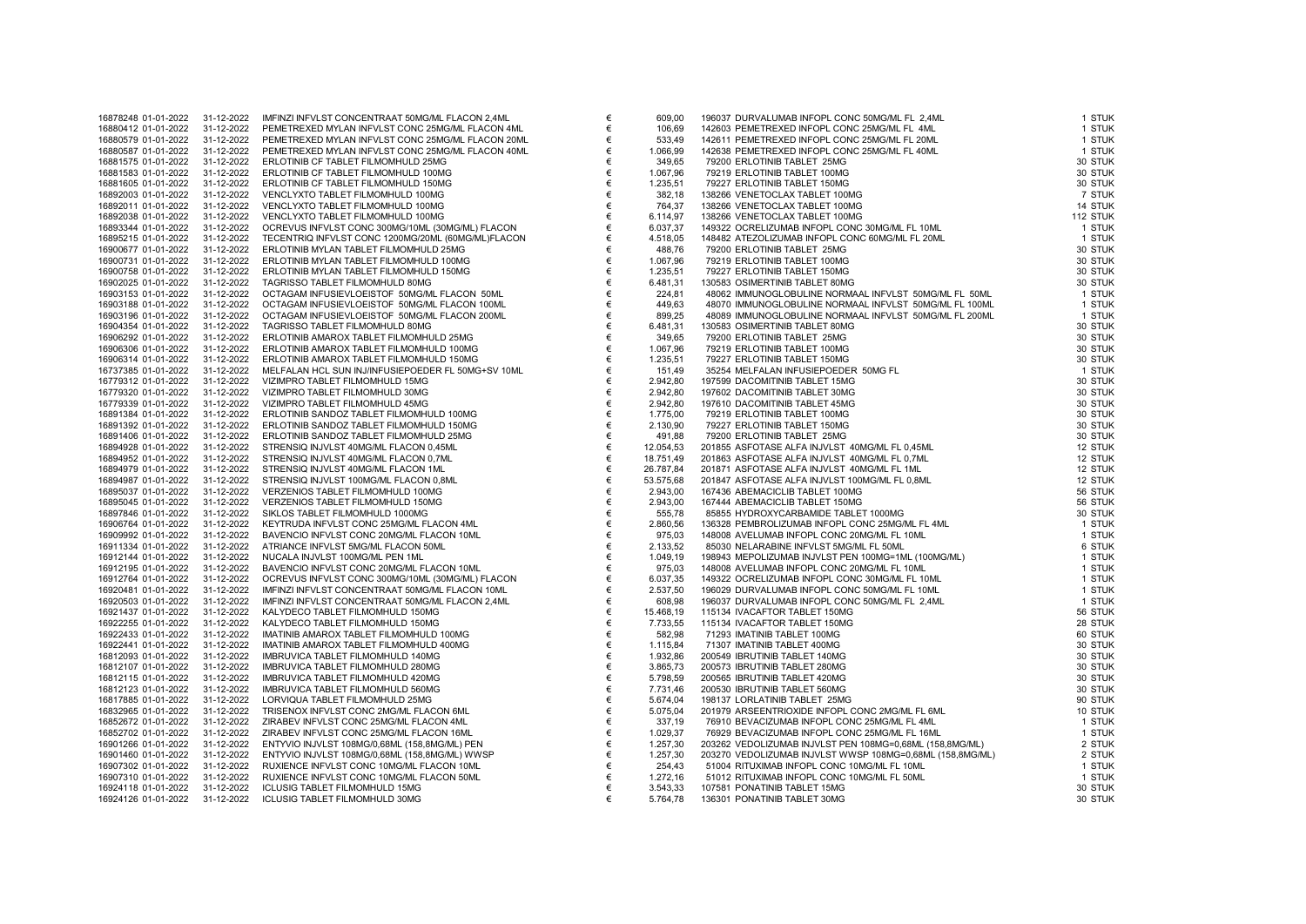| | | | | | | | |
|---|---|---|---|---|---|---|---|
| 16878248 | 01-01-2022 | 31-12-2022 | IMFINZI INFVLST CONCENTRAAT 50MG/ML FLACON 2,4ML | € | 609,00 | 196037 DURVALUMAB INFOPL CONC 50MG/ML FL 2,4ML | 1 STUK |
| 16880412 | 01-01-2022 | 31-12-2022 | PEMETREXED MYLAN INFVLST CONC 25MG/ML FLACON 4ML | € | 106,69 | 142603 PEMETREXED INFOPL CONC 25MG/ML FL 4ML | 1 STUK |
| 16880579 | 01-01-2022 | 31-12-2022 | PEMETREXED MYLAN INFVLST CONC 25MG/ML FLACON 20ML | € | 533,49 | 142611 PEMETREXED INFOPL CONC 25MG/ML FL 20ML | 1 STUK |
| 16880587 | 01-01-2022 | 31-12-2022 | PEMETREXED MYLAN INFVLST CONC 25MG/ML FLACON 40ML | € | 1.066,99 | 142638 PEMETREXED INFOPL CONC 25MG/ML FL 40ML | 1 STUK |
| 16881575 | 01-01-2022 | 31-12-2022 | ERLOTINIB CF TABLET FILMOMHULD 25MG | € | 349,65 | 79200 ERLOTINIB TABLET 25MG | 30 STUK |
| 16881583 | 01-01-2022 | 31-12-2022 | ERLOTINIB CF TABLET FILMOMHULD 100MG | € | 1.067,96 | 79219 ERLOTINIB TABLET 100MG | 30 STUK |
| 16881605 | 01-01-2022 | 31-12-2022 | ERLOTINIB CF TABLET FILMOMHULD 150MG | € | 1.235,51 | 79227 ERLOTINIB TABLET 150MG | 30 STUK |
| 16892003 | 01-01-2022 | 31-12-2022 | VENCLYXTO TABLET FILMOMHULD 100MG | € | 382,18 | 138266 VENETOCLAX TABLET 100MG | 7 STUK |
| 16892011 | 01-01-2022 | 31-12-2022 | VENCLYXTO TABLET FILMOMHULD 100MG | € | 764,37 | 138266 VENETOCLAX TABLET 100MG | 14 STUK |
| 16892038 | 01-01-2022 | 31-12-2022 | VENCLYXTO TABLET FILMOMHULD 100MG | € | 6.114,97 | 138266 VENETOCLAX TABLET 100MG | 112 STUK |
| 16893344 | 01-01-2022 | 31-12-2022 | OCREVUS INFVLST CONC 300MG/10ML (30MG/ML) FLACON | € | 6.037,37 | 149322 OCRELIZUMAB INFOPL CONC 30MG/ML FL 10ML | 1 STUK |
| 16895215 | 01-01-2022 | 31-12-2022 | TECENTRIQ INFVLST CONC 1200MG/20ML (60MG/ML)FLACON | € | 4.518,05 | 148482 ATEZOLIZUMAB INFOPL CONC 60MG/ML FL 20ML | 1 STUK |
| 16900677 | 01-01-2022 | 31-12-2022 | ERLOTINIB MYLAN TABLET FILMOMHULD 25MG | € | 488,76 | 79200 ERLOTINIB TABLET 25MG | 30 STUK |
| 16900731 | 01-01-2022 | 31-12-2022 | ERLOTINIB MYLAN TABLET FILMOMHULD 100MG | € | 1.067,96 | 79219 ERLOTINIB TABLET 100MG | 30 STUK |
| 16900758 | 01-01-2022 | 31-12-2022 | ERLOTINIB MYLAN TABLET FILMOMHULD 150MG | € | 1.235,51 | 79227 ERLOTINIB TABLET 150MG | 30 STUK |
| 16902025 | 01-01-2022 | 31-12-2022 | TAGRISSO TABLET FILMOMHULD 80MG | € | 6.481,31 | 130583 OSIMERTINIB TABLET 80MG | 30 STUK |
| 16903153 | 01-01-2022 | 31-12-2022 | OCTAGAM INFUSIEVLOEISTOF 50MG/ML FLACON 50ML | € | 224,81 | 48062 IMMUNOGLOBULINE NORMAAL INFVLST 50MG/ML FL 50ML | 1 STUK |
| 16903188 | 01-01-2022 | 31-12-2022 | OCTAGAM INFUSIEVLOEISTOF 50MG/ML FLACON 100ML | € | 449,63 | 48070 IMMUNOGLOBULINE NORMAAL INFVLST 50MG/ML FL 100ML | 1 STUK |
| 16903196 | 01-01-2022 | 31-12-2022 | OCTAGAM INFUSIEVLOEISTOF 50MG/ML FLACON 200ML | € | 899,25 | 48089 IMMUNOGLOBULINE NORMAAL INFVLST 50MG/ML FL 200ML | 1 STUK |
| 16904354 | 01-01-2022 | 31-12-2022 | TAGRISSO TABLET FILMOMHULD 80MG | € | 6.481,31 | 130583 OSIMERTINIB TABLET 80MG | 30 STUK |
| 16906292 | 01-01-2022 | 31-12-2022 | ERLOTINIB AMAROX TABLET FILMOMHULD 25MG | € | 349,65 | 79200 ERLOTINIB TABLET 25MG | 30 STUK |
| 16906306 | 01-01-2022 | 31-12-2022 | ERLOTINIB AMAROX TABLET FILMOMHULD 100MG | € | 1.067,96 | 79219 ERLOTINIB TABLET 100MG | 30 STUK |
| 16906314 | 01-01-2022 | 31-12-2022 | ERLOTINIB AMAROX TABLET FILMOMHULD 150MG | € | 1.235,51 | 79227 ERLOTINIB TABLET 150MG | 30 STUK |
| 16737385 | 01-01-2022 | 31-12-2022 | MELFALAN HCL SUN INJ/INFUSIEPOEDER FL 50MG+SV 10ML | € | 151,49 | 35254 MELFALAN INFUSIEPOEDER 50MG FL | 1 STUK |
| 16779312 | 01-01-2022 | 31-12-2022 | VIZIMPRO TABLET FILMOMHULD 15MG | € | 2.942,80 | 197599 DACOMITINIB TABLET 15MG | 30 STUK |
| 16779320 | 01-01-2022 | 31-12-2022 | VIZIMPRO TABLET FILMOMHULD 30MG | € | 2.942,80 | 197602 DACOMITINIB TABLET 30MG | 30 STUK |
| 16779339 | 01-01-2022 | 31-12-2022 | VIZIMPRO TABLET FILMOMHULD 45MG | € | 2.942,80 | 197610 DACOMITINIB TABLET 45MG | 30 STUK |
| 16891384 | 01-01-2022 | 31-12-2022 | ERLOTINIB SANDOZ TABLET FILMOMHULD 100MG | € | 1.775,00 | 79219 ERLOTINIB TABLET 100MG | 30 STUK |
| 16891392 | 01-01-2022 | 31-12-2022 | ERLOTINIB SANDOZ TABLET FILMOMHULD 150MG | € | 2.130,90 | 79227 ERLOTINIB TABLET 150MG | 30 STUK |
| 16891406 | 01-01-2022 | 31-12-2022 | ERLOTINIB SANDOZ TABLET FILMOMHULD 25MG | € | 491,88 | 79200 ERLOTINIB TABLET 25MG | 30 STUK |
| 16894928 | 01-01-2022 | 31-12-2022 | STRENSIQ INJVLST 40MG/ML FLACON 0,45ML | € | 12.054,53 | 201855 ASFOTASE ALFA INJVLST 40MG/ML FL 0,45ML | 12 STUK |
| 16894952 | 01-01-2022 | 31-12-2022 | STRENSIQ INJVLST 40MG/ML FLACON 0,7ML | € | 18.751,49 | 201863 ASFOTASE ALFA INJVLST 40MG/ML FL 0,7ML | 12 STUK |
| 16894979 | 01-01-2022 | 31-12-2022 | STRENSIQ INJVLST 40MG/ML FLACON 1ML | € | 26.787,84 | 201871 ASFOTASE ALFA INJVLST 40MG/ML FL 1ML | 12 STUK |
| 16894987 | 01-01-2022 | 31-12-2022 | STRENSIQ INJVLST 100MG/ML FLACON 0,8ML | € | 53.575,68 | 201847 ASFOTASE ALFA INJVLST 100MG/ML FL 0,8ML | 12 STUK |
| 16895037 | 01-01-2022 | 31-12-2022 | VERZENIOS TABLET FILMOMHULD 100MG | € | 2.943,00 | 167436 ABEMACICLIB TABLET 100MG | 56 STUK |
| 16895045 | 01-01-2022 | 31-12-2022 | VERZENIOS TABLET FILMOMHULD 150MG | € | 2.943,00 | 167444 ABEMACICLIB TABLET 150MG | 56 STUK |
| 16897846 | 01-01-2022 | 31-12-2022 | SIKLOS TABLET FILMOMHULD 1000MG | € | 555,78 | 85855 HYDROXYCARBAMIDE TABLET 1000MG | 30 STUK |
| 16906764 | 01-01-2022 | 31-12-2022 | KEYTRUDA INFVLST CONC 25MG/ML FLACON 4ML | € | 2.860,56 | 136328 PEMBROLIZUMAB INFOPL CONC 25MG/ML FL 4ML | 1 STUK |
| 16909992 | 01-01-2022 | 31-12-2022 | BAVENCIO INFVLST CONC 20MG/ML FLACON 10ML | € | 975,03 | 148008 AVELUMAB INFOPL CONC 20MG/ML FL 10ML | 1 STUK |
| 16911334 | 01-01-2022 | 31-12-2022 | ATRIANCE INFVLST 5MG/ML FLACON 50ML | € | 2.133,52 | 85030 NELARABINE INFVLST 5MG/ML FL 50ML | 6 STUK |
| 16912144 | 01-01-2022 | 31-12-2022 | NUCALA INJVLST 100MG/ML PEN 1ML | € | 1.049,19 | 198943 MEPOLIZUMAB INJVLST PEN 100MG=1ML (100MG/ML) | 1 STUK |
| 16912195 | 01-01-2022 | 31-12-2022 | BAVENCIO INFVLST CONC 20MG/ML FLACON 10ML | € | 975,03 | 148008 AVELUMAB INFOPL CONC 20MG/ML FL 10ML | 1 STUK |
| 16912764 | 01-01-2022 | 31-12-2022 | OCREVUS INFVLST CONC 300MG/10ML (30MG/ML) FLACON | € | 6.037,35 | 149322 OCRELIZUMAB INFOPL CONC 30MG/ML FL 10ML | 1 STUK |
| 16920481 | 01-01-2022 | 31-12-2022 | IMFINZI INFVLST CONCENTRAAT 50MG/ML FLACON 10ML | € | 2.537,50 | 196029 DURVALUMAB INFOPL CONC 50MG/ML FL 10ML | 1 STUK |
| 16920503 | 01-01-2022 | 31-12-2022 | IMFINZI INFVLST CONCENTRAAT 50MG/ML FLACON 2,4ML | € | 608,98 | 196037 DURVALUMAB INFOPL CONC 50MG/ML FL 2,4ML | 1 STUK |
| 16921437 | 01-01-2022 | 31-12-2022 | KALYDECO TABLET FILMOMHULD 150MG | € | 15.468,19 | 115134 IVACAFTOR TABLET 150MG | 56 STUK |
| 16922255 | 01-01-2022 | 31-12-2022 | KALYDECO TABLET FILMOMHULD 150MG | € | 7.733,55 | 115134 IVACAFTOR TABLET 150MG | 28 STUK |
| 16922433 | 01-01-2022 | 31-12-2022 | IMATINIB AMAROX TABLET FILMOMHULD 100MG | € | 582,98 | 71293 IMATINIB TABLET 100MG | 60 STUK |
| 16922441 | 01-01-2022 | 31-12-2022 | IMATINIB AMAROX TABLET FILMOMHULD 400MG | € | 1.115,84 | 71307 IMATINIB TABLET 400MG | 30 STUK |
| 16812093 | 01-01-2022 | 31-12-2022 | IMBRUVICA TABLET FILMOMHULD 140MG | € | 1.932,86 | 200549 IBRUTINIB TABLET 140MG | 30 STUK |
| 16812107 | 01-01-2022 | 31-12-2022 | IMBRUVICA TABLET FILMOMHULD 280MG | € | 3.865,73 | 200573 IBRUTINIB TABLET 280MG | 30 STUK |
| 16812115 | 01-01-2022 | 31-12-2022 | IMBRUVICA TABLET FILMOMHULD 420MG | € | 5.798,59 | 200565 IBRUTINIB TABLET 420MG | 30 STUK |
| 16812123 | 01-01-2022 | 31-12-2022 | IMBRUVICA TABLET FILMOMHULD 560MG | € | 7.731,46 | 200530 IBRUTINIB TABLET 560MG | 30 STUK |
| 16817885 | 01-01-2022 | 31-12-2022 | LORVIQUA TABLET FILMOMHULD 25MG | € | 5.674,04 | 198137 LORLATINIB TABLET 25MG | 90 STUK |
| 16832965 | 01-01-2022 | 31-12-2022 | TRISENOX INFVLST CONC 2MG/ML FLACON 6ML | € | 5.075,04 | 201979 ARSEENTRIOXIDE INFOPL CONC 2MG/ML FL 6ML | 10 STUK |
| 16852672 | 01-01-2022 | 31-12-2022 | ZIRABEV INFVLST CONC 25MG/ML FLACON 4ML | € | 337,19 | 76910 BEVACIZUMAB INFOPL CONC 25MG/ML FL 4ML | 1 STUK |
| 16852702 | 01-01-2022 | 31-12-2022 | ZIRABEV INFVLST CONC 25MG/ML FLACON 16ML | € | 1.029,37 | 76929 BEVACIZUMAB INFOPL CONC 25MG/ML FL 16ML | 1 STUK |
| 16901266 | 01-01-2022 | 31-12-2022 | ENTYVIO INJVLST 108MG/0,68ML (158,8MG/ML) PEN | € | 1.257,30 | 203262 VEDOLIZUMAB INJVLST PEN 108MG=0,68ML (158,8MG/ML) | 2 STUK |
| 16901460 | 01-01-2022 | 31-12-2022 | ENTYVIO INJVLST 108MG/0,68ML (158,8MG/ML) WWSP | € | 1.257,30 | 203270 VEDOLIZUMAB INJVLST WWSP 108MG=0,68ML (158,8MG/ML) | 2 STUK |
| 16907302 | 01-01-2022 | 31-12-2022 | RUXIENCE INFVLST CONC 10MG/ML FLACON 10ML | € | 254,43 | 51004 RITUXIMAB INFOPL CONC 10MG/ML FL 10ML | 1 STUK |
| 16907310 | 01-01-2022 | 31-12-2022 | RUXIENCE INFVLST CONC 10MG/ML FLACON 50ML | € | 1.272,16 | 51012 RITUXIMAB INFOPL CONC 10MG/ML FL 50ML | 1 STUK |
| 16924118 | 01-01-2022 | 31-12-2022 | ICLUSIG TABLET FILMOMHULD 15MG | € | 3.543,33 | 107581 PONATINIB TABLET 15MG | 30 STUK |
| 16924126 | 01-01-2022 | 31-12-2022 | ICLUSIG TABLET FILMOMHULD 30MG | € | 5.764,78 | 136301 PONATINIB TABLET 30MG | 30 STUK |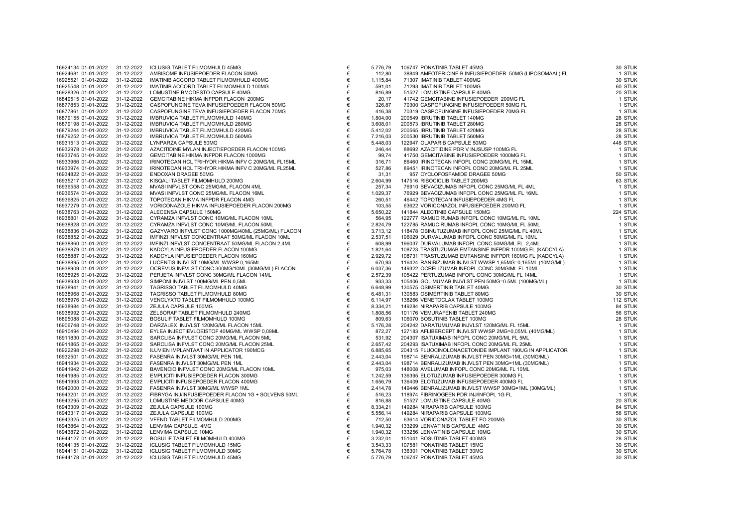| | | | | | | | | |
|---|---|---|---|---|---|---|---|---|
| 16924134 | 01-01-2022 | 31-12-2022 | ICLUSIG TABLET FILMOMHULD 45MG | € | 5.776,79 | 106747 PONATINIB TABLET 45MG | 30 | STUK |
| 16924681 | 01-01-2022 | 31-12-2022 | AMBISOME INFUSIEPOEDER FLACON 50MG | € | 112,80 | 38849 AMFOTERICINE B INFUSIEPOEDER 50MG (LIPOSOMAAL) FL | 1 | STUK |
| 16925521 | 01-01-2022 | 31-12-2022 | IMATINIB ACCORD TABLET FILMOMHULD 400MG | € | 1.115,84 | 71307 IMATINIB TABLET 400MG | 30 | STUK |
| 16925548 | 01-01-2022 | 31-12-2022 | IMATINIB ACCORD TABLET FILMOMHULD 100MG | € | 591,01 | 71293 IMATINIB TABLET 100MG | 60 | STUK |
| 16928326 | 01-01-2022 | 31-12-2022 | LOMUSTINE BMODESTO CAPSULE 40MG | € | 816,89 | 51527 LOMUSTINE CAPSULE 40MG | 20 | STUK |
| 16849515 | 01-01-2022 | 31-12-2022 | GEMCITABINE HIKMA INFPDR FLACON 200MG | € | 20,17 | 41742 GEMCITABINE INFUSIEPOEDER 200MG FL | 1 | STUK |
| 16877853 | 01-01-2022 | 31-12-2022 | CASPOFUNGINE TEVA INFUSIEPOEDER FLACON 50MG | € | 326,87 | 70300 CASPOFUNGINE INFUSIEPOEDER 50MG FL | 1 | STUK |
| 16877861 | 01-01-2022 | 31-12-2022 | CASPOFUNGINE TEVA INFUSIEPOEDER FLACON 70MG | € | 416,38 | 70319 CASPOFUNGINE INFUSIEPOEDER 70MG FL | 1 | STUK |
| 16879155 | 01-01-2022 | 31-12-2022 | IMBRUVICA TABLET FILMOMHULD 140MG | € | 1.804,00 | 200549 IBRUTINIB TABLET 140MG | 28 | STUK |
| 16879198 | 01-01-2022 | 31-12-2022 | IMBRUVICA TABLET FILMOMHULD 280MG | € | 3.608,01 | 200573 IBRUTINIB TABLET 280MG | 28 | STUK |
| 16879244 | 01-01-2022 | 31-12-2022 | IMBRUVICA TABLET FILMOMHULD 420MG | € | 5.412,02 | 200565 IBRUTINIB TABLET 420MG | 28 | STUK |
| 16879252 | 01-01-2022 | 31-12-2022 | IMBRUVICA TABLET FILMOMHULD 560MG | € | 7.216,03 | 200530 IBRUTINIB TABLET 560MG | 28 | STUK |
| 16931513 | 01-01-2022 | 31-12-2022 | LYNPARZA CAPSULE 50MG | € | 5.448,03 | 122947 OLAPARIB CAPSULE 50MG | 448 | STUK |
| 16932978 | 01-01-2022 | 31-12-2022 | AZACITIDINE MYLAN INJECTIEPOEDER FLACON 100MG | € | 246,44 | 88692 AZACITIDINE PDR V INJSUSP 100MG FL | 1 | STUK |
| 16933745 | 01-01-2022 | 31-12-2022 | GEMCITABINE HIKMA INFPDR FLACON 1000MG | € | 99,74 | 41750 GEMCITABINE INFUSIEPOEDER 1000MG FL | 1 | STUK |
| 16933966 | 01-01-2022 | 31-12-2022 | IRINOTECAN HCL TRIHYDR HIKMA INFV C 20MG/ML FL15ML | € | 316,71 | 86460 IRINOTECAN INFOPL CONC 20MG/ML FL 15ML | 1 | STUK |
| 16933974 | 01-01-2022 | 31-12-2022 | IRINOTECAN HCL TRIHYDR HIKMA INFV C 20MG/ML FL25ML | € | 527,86 | 89451 IRINOTECAN INFOPL CONC 20MG/ML FL 25ML | 1 | STUK |
| 16934822 | 01-01-2022 | 31-12-2022 | ENDOXAN DRAGEE 50MG | € | 31,31 | 957 CYCLOFOSFAMIDE DRAGEE 50MG | 50 | STUK |
| 16935217 | 01-01-2022 | 31-12-2022 | KISQALI TABLET FILMOMHULD 200MG | € | 2.604,99 | 147516 RIBOCICLIB TABLET 200MG | 63 | STUK |
| 16936558 | 01-01-2022 | 31-12-2022 | MVASI INFVLST CONC 25MG/ML FLACON 4ML | € | 257,34 | 76910 BEVACIZUMAB INFOPL CONC 25MG/ML FL 4ML | 1 | STUK |
| 16936574 | 01-01-2022 | 31-12-2022 | MVASI INFVLST CONC 25MG/ML FLACON 16ML | € | 1.029,37 | 76929 BEVACIZUMAB INFOPL CONC 25MG/ML FL 16ML | 1 | STUK |
| 16936825 | 01-01-2022 | 31-12-2022 | TOPOTECAN HIKMA INFPDR FLACON 4MG | € | 260,51 | 46442 TOPOTECAN INFUSIEPOEDER 4MG FL | 1 | STUK |
| 16937279 | 01-01-2022 | 31-12-2022 | VORICONAZOLE HIKMA INFUSIEPOEDER FLACON 200MG | € | 103,55 | 63622 VORICONAZOL INFUSIEPOEDER 200MG FL | 1 | STUK |
| 16938763 | 01-01-2022 | 31-12-2022 | ALECENSA CAPSULE 150MG | € | 5.650,22 | 141844 ALECTINIB CAPSULE 150MG | 224 | STUK |
| 16938801 | 01-01-2022 | 31-12-2022 | CYRAMZA INFVLST CONC 10MG/ML FLACON 10ML | € | 564,95 | 122777 RAMUCIRUMAB INFOPL CONC 10MG/ML FL 10ML | 1 | STUK |
| 16938828 | 01-01-2022 | 31-12-2022 | CYRAMZA INFVLST CONC 10MG/ML FLACON 50ML | € | 2.824,79 | 122785 RAMUCIRUMAB INFOPL CONC 10MG/ML FL 50ML | 1 | STUK |
| 16938836 | 01-01-2022 | 31-12-2022 | GAZYVARO INFVLST CONC 1000MG/40ML (25MG/ML) FLACON | € | 3.713,12 | 118478 OBINUTUZUMAB INFOPL CONC 25MG/ML FL 40ML | 1 | STUK |
| 16938852 | 01-01-2022 | 31-12-2022 | IMFINZI INFVLST CONCENTRAAT 50MG/ML FLACON 10ML | € | 2.537,51 | 196029 DURVALUMAB INFOPL CONC 50MG/ML FL 10ML | 1 | STUK |
| 16938860 | 01-01-2022 | 31-12-2022 | IMFINZI INFVLST CONCENTRAAT 50MG/ML FLACON 2,4ML | € | 608,99 | 196037 DURVALUMAB INFOPL CONC 50MG/ML FL 2,4ML | 1 | STUK |
| 16938879 | 01-01-2022 | 31-12-2022 | KADCYLA INFUSIEPOEDER FLACON 100MG | € | 1.821,64 | 108723 TRASTUZUMAB EMTANSINE INFPDR 100MG FL (KADCYLA) | 1 | STUK |
| 16938887 | 01-01-2022 | 31-12-2022 | KADCYLA INFUSIEPOEDER FLACON 160MG | € | 2.929,72 | 108731 TRASTUZUMAB EMTANSINE INFPDR 160MG FL (KADCYLA) | 1 | STUK |
| 16938895 | 01-01-2022 | 31-12-2022 | LUCENTIS INJVLST 10MG/ML WWSP 0,165ML | € | 670,93 | 116424 RANIBIZUMAB INJVLST WWSP 1,65MG=0,165ML (10MG/ML) | 1 | STUK |
| 16938909 | 01-01-2022 | 31-12-2022 | OCREVUS INFVLST CONC 300MG/10ML (30MG/ML) FLACON | € | 6.037,36 | 149322 OCRELIZUMAB INFOPL CONC 30MG/ML FL 10ML | 1 | STUK |
| 16938925 | 01-01-2022 | 31-12-2022 | PERJETA INFVLST CONC 30MG/ML FLACON 14ML | € | 2.572,39 | 105422 PERTUZUMAB INFOPL CONC 30MG/ML FL 14ML | 1 | STUK |
| 16938933 | 01-01-2022 | 31-12-2022 | SIMPONI INJVLST 100MG/ML PEN 0,5ML | € | 933,33 | 105406 GOLIMUMAB INJVLST PEN 50MG=0.5ML (100MG/ML) | 1 | STUK |
| 16938941 | 01-01-2022 | 31-12-2022 | TAGRISSO TABLET FILMOMHULD 40MG | € | 6.648,99 | 130575 OSIMERTINIB TABLET 40MG | 30 | STUK |
| 16938968 | 01-01-2022 | 31-12-2022 | TAGRISSO TABLET FILMOMHULD 80MG | € | 6.481,31 | 130583 OSIMERTINIB TABLET 80MG | 30 | STUK |
| 16938976 | 01-01-2022 | 31-12-2022 | VENCLYXTO TABLET FILMOMHULD 100MG | € | 6.114,97 | 138266 VENETOCLAX TABLET 100MG | 112 | STUK |
| 16938984 | 01-01-2022 | 31-12-2022 | ZEJULA CAPSULE 100MG | € | 8.334,21 | 149284 NIRAPARIB CAPSULE 100MG | 84 | STUK |
| 16938992 | 01-01-2022 | 31-12-2022 | ZELBORAF TABLET FILMOMHULD 240MG | € | 1.808,56 | 101176 VEMURAFENIB TABLET 240MG | 56 | STUK |
| 16895088 | 01-01-2022 | 31-12-2022 | BOSULIF TABLET FILMOMHULD 100MG | € | 809,63 | 106070 BOSUTINIB TABLET 100MG | 28 | STUK |
| 16906748 | 01-01-2022 | 31-12-2022 | DARZALEX INJVLST 120MG/ML FLACON 15ML | € | 5.176,28 | 204242 DARATUMUMAB INJVLST 120MG/ML FL 15ML | 1 | STUK |
| 16910494 | 01-01-2022 | 31-12-2022 | EYLEA INJECTIEVLOEISTOF 40MG/ML WWSP 0,09ML | € | 872,27 | 127183 AFLIBERCEPT INJVLST WWSP 2MG=0,05ML (40MG/ML) | 1 | STUK |
| 16911830 | 01-01-2022 | 31-12-2022 | SARCLISA INFVLST CONC 20MG/ML FLACON 5ML | € | 531,92 | 204307 ISATUXIMAB INFOPL CONC 20MG/ML FL 5ML | 1 | STUK |
| 16911865 | 01-01-2022 | 31-12-2022 | SARCLISA INFVLST CONC 20MG/ML FLACON 25ML | € | 2.657,42 | 204293 ISATUXIMAB INFOPL CONC 20MG/ML FL 25ML | 1 | STUK |
| 16922298 | 01-01-2022 | 31-12-2022 | ILUVIEN IMPLANTAAT IN APPLICATOR 190MCG | € | 6.885,65 | 204315 FLUOCINOLONACETONIDE IMPLANT 190UG IN APPLICATOR | 1 | STUK |
| 16932501 | 01-01-2022 | 31-12-2022 | FASENRA INJVLST 30MG/ML PEN 1ML | € | 2.443,04 | 198714 BENRALIZUMAB INJVLST PEN 30MG=1ML (30MG/ML) | 1 | STUK |
| 16941934 | 01-01-2022 | 31-12-2022 | FASENRA INJVLST 30MG/ML PEN 1ML | € | 2.443,04 | 198714 BENRALIZUMAB INJVLST PEN 30MG=1ML (30MG/ML) | 1 | STUK |
| 16941942 | 01-01-2022 | 31-12-2022 | BAVENCIO INFVLST CONC 20MG/ML FLACON 10ML | € | 975,03 | 148008 AVELUMAB INFOPL CONC 20MG/ML FL 10ML | 1 | STUK |
| 16941985 | 01-01-2022 | 31-12-2022 | EMPLICITI INFUSIEPOEDER FLACON 300MG | € | 1.242,59 | 136395 ELOTUZUMAB INFUSIEPOEDER 300MG FL | 1 | STUK |
| 16941993 | 01-01-2022 | 31-12-2022 | EMPLICITI INFUSIEPOEDER FLACON 400MG | € | 1.656,79 | 136409 ELOTUZUMAB INFUSIEPOEDER 400MG FL | 1 | STUK |
| 16942000 | 01-01-2022 | 31-12-2022 | FASENRA INJVLST 30MG/ML WWSP 1ML | € | 2.414,78 | 149446 BENRALIZUMAB INJVLST WWSP 30MG=1ML (30MG/ML) | 1 | STUK |
| 16943201 | 01-01-2022 | 31-12-2022 | FIBRYGA INJ/INFUSIEPOEDER FLACON 1G + SOLVENS 50ML | € | 516,23 | 118974 FIBRINOGEEN PDR INJ/INFOPL 1G FL | 1 | STUK |
| 16943295 | 01-01-2022 | 31-12-2022 | LOMUSTINE MEDCOR CAPSULE 40MG | € | 816,88 | 51527 LOMUSTINE CAPSULE 40MG | 20 | STUK |
| 16943309 | 01-01-2022 | 31-12-2022 | ZEJULA CAPSULE 100MG | € | 8.334,21 | 149284 NIRAPARIB CAPSULE 100MG | 84 | STUK |
| 16943317 | 01-01-2022 | 31-12-2022 | ZEJULA CAPSULE 100MG | € | 5.556,14 | 149284 NIRAPARIB CAPSULE 100MG | 56 | STUK |
| 16943325 | 01-01-2022 | 31-12-2022 | VFEND TABLET FILMOMHULD 200MG | € | 712,50 | 63614 VORICONAZOL TABLET FO 200MG | 30 | STUK |
| 16943864 | 01-01-2022 | 31-12-2022 | LENVIMA CAPSULE 4MG | € | 1.940,32 | 133299 LENVATINIB CAPSULE 4MG | 30 | STUK |
| 16943872 | 01-01-2022 | 31-12-2022 | LENVIMA CAPSULE 10MG | € | 1.940,32 | 133256 LENVATINIB CAPSULE 10MG | 30 | STUK |
| 16944127 | 01-01-2022 | 31-12-2022 | BOSULIF TABLET FILMOMHULD 400MG | € | 3.232,01 | 151041 BOSUTINIB TABLET 400MG | 28 | STUK |
| 16944135 | 01-01-2022 | 31-12-2022 | ICLUSIG TABLET FILMOMHULD 15MG | € | 3.543,33 | 107581 PONATINIB TABLET 15MG | 30 | STUK |
| 16944151 | 01-01-2022 | 31-12-2022 | ICLUSIG TABLET FILMOMHULD 30MG | € | 5.764,78 | 136301 PONATINIB TABLET 30MG | 30 | STUK |
| 16944178 | 01-01-2022 | 31-12-2022 | ICLUSIG TABLET FILMOMHULD 45MG | € | 5.776,79 | 106747 PONATINIB TABLET 45MG | 30 | STUK |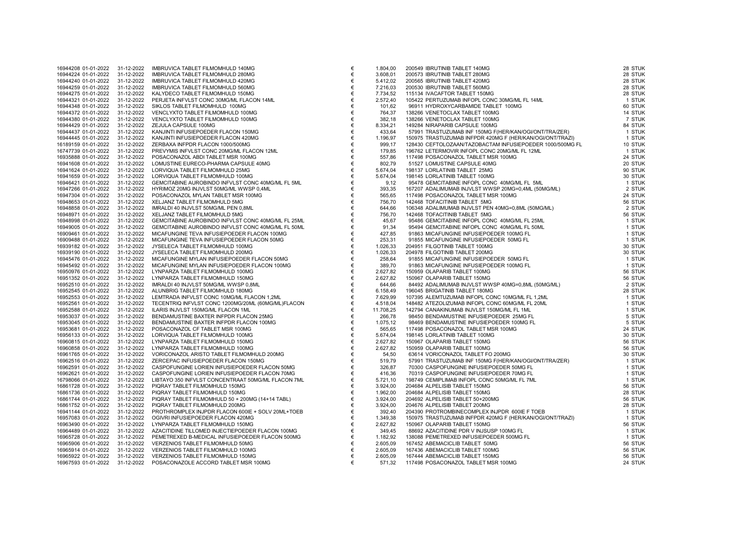| | | | | | | | | |
|---|---|---|---|---|---|---|---|---|
| 16944208 | 01-01-2022 | 31-12-2022 | IMBRUVICA TABLET FILMOMHULD 140MG | € | 1.804,00 | 200549 IBRUTINIB TABLET 140MG | 28 | STUK |
| 16944224 | 01-01-2022 | 31-12-2022 | IMBRUVICA TABLET FILMOMHULD 280MG | € | 3.608,01 | 200573 IBRUTINIB TABLET 280MG | 28 | STUK |
| 16944240 | 01-01-2022 | 31-12-2022 | IMBRUVICA TABLET FILMOMHULD 420MG | € | 5.412,02 | 200565 IBRUTINIB TABLET 420MG | 28 | STUK |
| 16944259 | 01-01-2022 | 31-12-2022 | IMBRUVICA TABLET FILMOMHULD 560MG | € | 7.216,03 | 200530 IBRUTINIB TABLET 560MG | 28 | STUK |
| 16944275 | 01-01-2022 | 31-12-2022 | KALYDECO TABLET FILMOMHULD 150MG | € | 7.734,52 | 115134 IVACAFTOR TABLET 150MG | 28 | STUK |
| 16944321 | 01-01-2022 | 31-12-2022 | PERJETA INFVLST CONC 30MG/ML FLACON 14ML | € | 2.572,40 | 105422 PERTUZUMAB INFOPL CONC 30MG/ML FL 14ML | 1 | STUK |
| 16944348 | 01-01-2022 | 31-12-2022 | SIKLOS TABLET FILMOMHULD 100MG | € | 101,62 | 96911 HYDROXYCARBAMIDE TABLET 100MG | 60 | STUK |
| 16944372 | 01-01-2022 | 31-12-2022 | VENCLYXTO TABLET FILMOMHULD 100MG | € | 764,37 | 138266 VENETOCLAX TABLET 100MG | 14 | STUK |
| 16944380 | 01-01-2022 | 31-12-2022 | VENCLYXTO TABLET FILMOMHULD 100MG | € | 382,18 | 138266 VENETOCLAX TABLET 100MG | 7 | STUK |
| 16944429 | 01-01-2022 | 31-12-2022 | ZEJULA CAPSULE 100MG | € | 8.334,21 | 149284 NIRAPARIB CAPSULE 100MG | 84 | STUK |
| 16944437 | 01-01-2022 | 31-12-2022 | KANJINTI INFUSIEPOEDER FLACON 150MG | € | 433,64 | 57991 TRASTUZUMAB INF 150MG F(HER/KAN/OGI/ONT/TRA/ZER) | 1 | STUK |
| 16944445 | 01-01-2022 | 31-12-2022 | KANJINTI INFUSIEPOEDER FLACON 420MG | € | 1.196,97 | 150975 TRASTUZUMAB INFPDR 420MG F (HER/KAN/OGI/ONT/TRAZI) | 1 | STUK |
| 16189159 | 01-01-2022 | 31-12-2022 | ZERBAXA INFPDR FLACON 1000/500MG | € | 999,17 | 128430 CEFTOLOZAAN/TAZOBACTAM INFUSIEPOEDER 1000/500MG FL | 10 | STUK |
| 16747739 | 01-01-2022 | 31-12-2022 | PREVYMIS INFVLST CONC 20MG/ML FLACON 12ML | € | 179,85 | 196762 LETERMOVIR INFOPL CONC 20MG/ML FL 12ML | 1 | STUK |
| 16935888 | 01-01-2022 | 31-12-2022 | POSACONAZOL ABDI TABLET MSR 100MG | € | 557,86 | 117498 POSACONAZOL TABLET MSR 100MG | 24 | STUK |
| 16941608 | 01-01-2022 | 31-12-2022 | LOMUSTINE EURECO-PHARMA CAPSULE 40MG | € | 802,79 | 51527 LOMUSTINE CAPSULE 40MG | 20 | STUK |
| 16941624 | 01-01-2022 | 31-12-2022 | LORVIQUA TABLET FILMOMHULD 25MG | € | 5.674,04 | 198137 LORLATINIB TABLET 25MG | 90 | STUK |
| 16941659 | 01-01-2022 | 31-12-2022 | LORVIQUA TABLET FILMOMHULD 100MG | € | 5.674,04 | 198145 LORLATINIB TABLET 100MG | 30 | STUK |
| 16946421 | 01-01-2022 | 31-12-2022 | GEMCITABINE AUROBINDO INFVLST CONC 40MG/ML FL 5ML | € | 9,12 | 95478 GEMCITABINE INFOPL CONC 40MG/ML FL 5ML | 1 | STUK |
| 16947266 | 01-01-2022 | 31-12-2022 | HYRIMOZ 20MG INJVLST 50MG/ML WWSP 0,4ML | € | 393,35 | 167207 ADALIMUMAB INJVLST WWSP 20MG=0,4ML (50MG/ML) | 2 | STUK |
| 16947304 | 01-01-2022 | 31-12-2022 | POSACONAZOL MYLAN TABLET MSR 100MG | € | 565,65 | 117498 POSACONAZOL TABLET MSR 100MG | 24 | STUK |
| 16948653 | 01-01-2022 | 31-12-2022 | XELJANZ TABLET FILMOMHULD 5MG | € | 756,70 | 142468 TOFACITINIB TABLET 5MG | 56 | STUK |
| 16948858 | 01-01-2022 | 31-12-2022 | IMRALDI 40 INJVLST 50MG/ML PEN 0,8ML | € | 644,66 | 106348 ADALIMUMAB INJVLST PEN 40MG=0,8ML (50MG/ML) | 2 | STUK |
| 16948971 | 01-01-2022 | 31-12-2022 | XELJANZ TABLET FILMOMHULD 5MG | € | 756,70 | 142468 TOFACITINIB TABLET 5MG | 56 | STUK |
| 16948998 | 01-01-2022 | 31-12-2022 | GEMCITABINE AUROBINDO INFVLST CONC 40MG/ML FL 25ML | € | 45,67 | 95486 GEMCITABINE INFOPL CONC 40MG/ML FL 25ML | 1 | STUK |
| 16949005 | 01-01-2022 | 31-12-2022 | GEMCITABINE AUROBINDO INFVLST CONC 40MG/ML FL 50ML | € | 91,34 | 95494 GEMCITABINE INFOPL CONC 40MG/ML FL 50ML | 1 | STUK |
| 16909461 | 01-01-2022 | 31-12-2022 | MICAFUNGINE TEVA INFUSIEPOEDER FLACON 100MG | € | 427,85 | 91863 MICAFUNGINE INFUSIEPOEDER 100MG FL | 1 | STUK |
| 16909488 | 01-01-2022 | 31-12-2022 | MICAFUNGINE TEVA INFUSIEPOEDER FLACON 50MG | € | 253,31 | 91855 MICAFUNGINE INFUSIEPOEDER 50MG FL | 1 | STUK |
| 16939182 | 01-01-2022 | 31-12-2022 | JYSELECA TABLET FILMOMHULD 100MG | € | 1.026,33 | 204951 FILGOTINIB TABLET 100MG | 30 | STUK |
| 16939190 | 01-01-2022 | 31-12-2022 | JYSELECA TABLET FILMOMHULD 200MG | € | 1.026,33 | 204978 FILGOTINIB TABLET 200MG | 30 | STUK |
| 16945476 | 01-01-2022 | 31-12-2022 | MICAFUNGINE MYLAN INFUSIEPOEDER FLACON 50MG | € | 258,64 | 91855 MICAFUNGINE INFUSIEPOEDER 50MG FL | 1 | STUK |
| 16945492 | 01-01-2022 | 31-12-2022 | MICAFUNGINE MYLAN INFUSIEPOEDER FLACON 100MG | € | 389,70 | 91863 MICAFUNGINE INFUSIEPOEDER 100MG FL | 1 | STUK |
| 16950976 | 01-01-2022 | 31-12-2022 | LYNPARZA TABLET FILMOMHULD 100MG | € | 2.627,82 | 150959 OLAPARIB TABLET 100MG | 56 | STUK |
| 16951352 | 01-01-2022 | 31-12-2022 | LYNPARZA TABLET FILMOMHULD 150MG | € | 2.627,82 | 150967 OLAPARIB TABLET 150MG | 56 | STUK |
| 16952510 | 01-01-2022 | 31-12-2022 | IMRALDI 40 INJVLST 50MG/ML WWSP 0,8ML | € | 644,66 | 84492 ADALIMUMAB INJVLST WWSP 40MG=0,8ML (50MG/ML) | 2 | STUK |
| 16952545 | 01-01-2022 | 31-12-2022 | ALUNBRIG TABLET FILMOMHULD 180MG | € | 6.158,49 | 196045 BRIGATINIB TABLET 180MG | 28 | STUK |
| 16952553 | 01-01-2022 | 31-12-2022 | LEMTRADA INFVLST CONC 10MG/ML FLACON 1,2ML | € | 7.629,99 | 107395 ALEMTUZUMAB INFOPL CONC 10MG/ML FL 1,2ML | 1 | STUK |
| 16952561 | 01-01-2022 | 31-12-2022 | TECENTRIQ INFVLST CONC 1200MG/20ML (60MG/ML)FLACON | € | 4.518,04 | 148482 ATEZOLIZUMAB INFOPL CONC 60MG/ML FL 20ML | 1 | STUK |
| 16952588 | 01-01-2022 | 31-12-2022 | ILARIS INJVLST 150MG/ML FLACON 1ML | € | 11.708,25 | 142794 CANAKINUMAB INJVLST 150MG/ML FL 1ML | 1 | STUK |
| 16953037 | 01-01-2022 | 31-12-2022 | BENDAMUSTINE BAXTER INFPDR FLACON 25MG | € | 266,78 | 98450 BENDAMUSTINE INFUSIEPOEDER 25MG FL | 5 | STUK |
| 16953045 | 01-01-2022 | 31-12-2022 | BENDAMUSTINE BAXTER INFPDR FLACON 100MG | € | 1.075,12 | 98469 BENDAMUSTINE INFUSIEPOEDER 100MG FL | 5 | STUK |
| 16953681 | 01-01-2022 | 31-12-2022 | POSACONAZOL CF TABLET MSR 100MG | € | 565,65 | 117498 POSACONAZOL TABLET MSR 100MG | 24 | STUK |
| 16956133 | 01-01-2022 | 31-12-2022 | LORVIQUA TABLET FILMOMHULD 100MG | € | 5.674,04 | 198145 LORLATINIB TABLET 100MG | 30 | STUK |
| 16960815 | 01-01-2022 | 31-12-2022 | LYNPARZA TABLET FILMOMHULD 150MG | € | 2.627,82 | 150967 OLAPARIB TABLET 150MG | 56 | STUK |
| 16960858 | 01-01-2022 | 31-12-2022 | LYNPARZA TABLET FILMOMHULD 100MG | € | 2.627,82 | 150959 OLAPARIB TABLET 100MG | 56 | STUK |
| 16961765 | 01-01-2022 | 31-12-2022 | VORICONAZOL ARISTO TABLET FILMOMHULD 200MG | € | 54,50 | 63614 VORICONAZOL TABLET FO 200MG | 30 | STUK |
| 16962516 | 01-01-2022 | 31-12-2022 | ZERCEPAC INFUSIEPOEDER FLACON 150MG | € | 519,79 | 57991 TRASTUZUMAB INF 150MG F(HER/KAN/OGI/ONT/TRA/ZER) | 1 | STUK |
| 16962591 | 01-01-2022 | 31-12-2022 | CASPOFUNGINE LORIEN INFUSIEPOEDER FLACON 50MG | € | 326,87 | 70300 CASPOFUNGINE INFUSIEPOEDER 50MG FL | 1 | STUK |
| 16962621 | 01-01-2022 | 31-12-2022 | CASPOFUNGINE LORIEN INFUSIEPOEDER FLACON 70MG | € | 416,36 | 70319 CASPOFUNGINE INFUSIEPOEDER 70MG FL | 1 | STUK |
| 16798066 | 01-01-2022 | 31-12-2022 | LIBTAYO 350 INFVLST CONCENTRAAT 50MG/ML FLACON 7ML | € | 5.721,10 | 198749 CEMIPLIMAB INFOPL CONC 50MG/ML FL 7ML | 1 | STUK |
| 16861728 | 01-01-2022 | 31-12-2022 | PIQRAY TABLET FILMOMHULD 150MG | € | 3.924,00 | 204684 ALPELISIB TABLET 150MG | 56 | STUK |
| 16861736 | 01-01-2022 | 31-12-2022 | PIQRAY TABLET FILMOMHULD 150MG | € | 1.962,00 | 204684 ALPELISIB TABLET 150MG | 28 | STUK |
| 16861744 | 01-01-2022 | 31-12-2022 | PIQRAY TABLET FILMOMHULD 50 + 200MG (14+14 TABL) | € | 3.924,00 | 204692 ALPELISIB TABLET 50+200MG | 56 | STUK |
| 16861752 | 01-01-2022 | 31-12-2022 | PIQRAY TABLET FILMOMHULD 200MG | € | 3.924,00 | 204676 ALPELISIB TABLET 200MG | 28 | STUK |
| 16941144 | 01-01-2022 | 31-12-2022 | PROTHROMPLEX INJPDR FLACON 600IE + SOLV 20ML+TOEB | € | 392,40 | 204390 PROTROMBINECOMPLEX INJPDR 600IE F TOEB | 1 | STUK |
| 16957083 | 01-01-2022 | 31-12-2022 | OGIVRI INFUSIEPOEDER FLACON 420MG | € | 1.349,38 | 150975 TRASTUZUMAB INFPDR 420MG F (HER/KAN/OGI/ONT/TRAZI) | 1 | STUK |
| 16963490 | 01-01-2022 | 31-12-2022 | LYNPARZA TABLET FILMOMHULD 150MG | € | 2.627,82 | 150967 OLAPARIB TABLET 150MG | 56 | STUK |
| 16964489 | 01-01-2022 | 31-12-2022 | AZACITIDINE TILLOMED INJECTIEPOEDER FLACON 100MG | € | 349,45 | 88692 AZACITIDINE PDR V INJSUSP 100MG FL | 1 | STUK |
| 16965728 | 01-01-2022 | 31-12-2022 | PEMETREXED B-MEDICAL INFUSIEPOEDER FLACON 500MG | € | 1.182,92 | 138088 PEMETREXED INFUSIEPOEDER 500MG FL | 1 | STUK |
| 16965906 | 01-01-2022 | 31-12-2022 | VERZENIOS TABLET FILMOMHULD 50MG | € | 2.605,09 | 167452 ABEMACICLIB TABLET 50MG | 56 | STUK |
| 16965914 | 01-01-2022 | 31-12-2022 | VERZENIOS TABLET FILMOMHULD 100MG | € | 2.605,09 | 167436 ABEMACICLIB TABLET 100MG | 56 | STUK |
| 16965922 | 01-01-2022 | 31-12-2022 | VERZENIOS TABLET FILMOMHULD 150MG | € | 2.605,09 | 167444 ABEMACICLIB TABLET 150MG | 56 | STUK |
| 16967593 | 01-01-2022 | 31-12-2022 | POSACONAZOLE ACCORD TABLET MSR 100MG | € | 571,32 | 117498 POSACONAZOL TABLET MSR 100MG | 24 | STUK |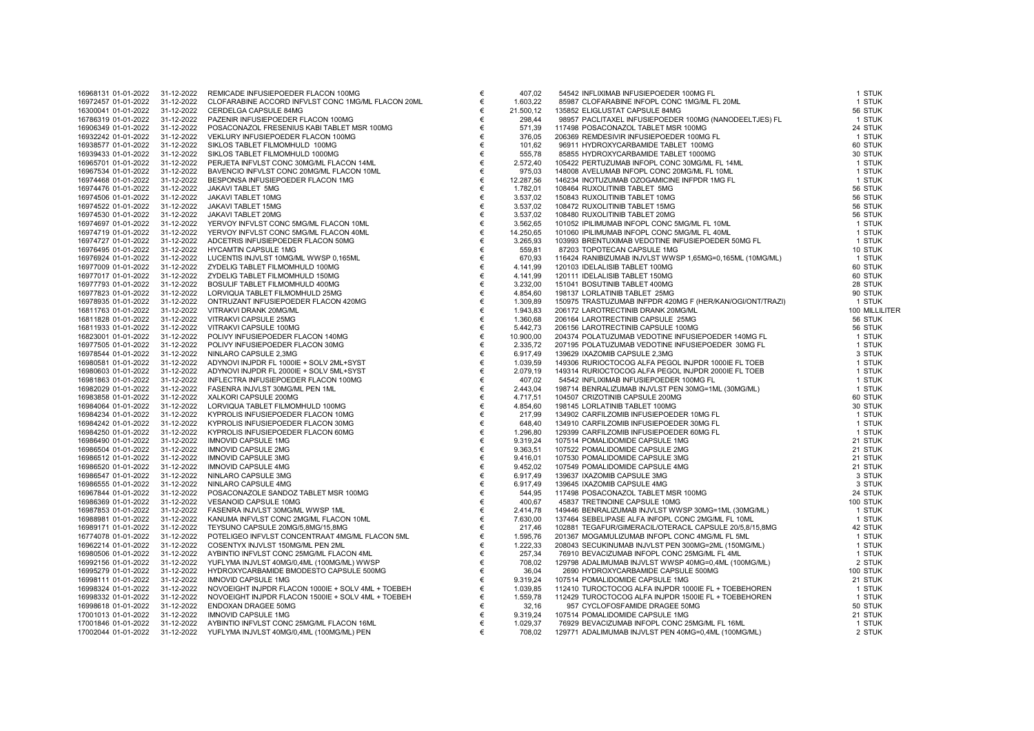| | | | | | | | |
|---|---|---|---|---|---|---|---|
| 16968131 01-01-2022 | 31-12-2022 | REMICADE INFUSIEPOEDER FLACON 100MG | € | 407,02 | 54542 INFLIXIMAB INFUSIEPOEDER 100MG FL | 1 STUK |
| 16972457 01-01-2022 | 31-12-2022 | CLOFARABINE ACCORD INFVLST CONC 1MG/ML FLACON 20ML | € | 1.603,22 | 85987 CLOFARABINE INFOPL CONC 1MG/ML FL 20ML | 1 STUK |
| 16300041 01-01-2022 | 31-12-2022 | CERDELGA CAPSULE 84MG | € | 21.500,12 | 135852 ELIGLUSTAT CAPSULE 84MG | 56 STUK |
| 16786319 01-01-2022 | 31-12-2022 | PAZENIR INFUSIEPOEDER FLACON 100MG | € | 298,44 | 98957 PACLITAXEL INFUSIEPOEDER 100MG (NANODEELTJES) FL | 1 STUK |
| 16906349 01-01-2022 | 31-12-2022 | POSACONAZOL FRESENIUS KABI TABLET MSR 100MG | € | 571,39 | 117498 POSACONAZOL TABLET MSR 100MG | 24 STUK |
| 16932242 01-01-2022 | 31-12-2022 | VEKLURY INFUSIEPOEDER FLACON 100MG | € | 376,05 | 206369 REMDESIVIR INFUSIEPOEDER 100MG FL | 1 STUK |
| 16938577 01-01-2022 | 31-12-2022 | SIKLOS TABLET FILMOMHULD 100MG | € | 101,62 | 96911 HYDROXYCARBAMIDE TABLET 100MG | 60 STUK |
| 16939433 01-01-2022 | 31-12-2022 | SIKLOS TABLET FILMOMHULD 1000MG | € | 555,78 | 85855 HYDROXYCARBAMIDE TABLET 1000MG | 30 STUK |
| 16965701 01-01-2022 | 31-12-2022 | PERJETA INFVLST CONC 30MG/ML FLACON 14ML | € | 2.572,40 | 105422 PERTUZUMAB INFOPL CONC 30MG/ML FL 14ML | 1 STUK |
| 16967534 01-01-2022 | 31-12-2022 | BAVENCIO INFVLST CONC 20MG/ML FLACON 10ML | € | 975,03 | 148008 AVELUMAB INFOPL CONC 20MG/ML FL 10ML | 1 STUK |
| 16974468 01-01-2022 | 31-12-2022 | BESPONSA INFUSIEPOEDER FLACON 1MG | € | 12.287,56 | 146234 INOTUZUMAB OZOGAMICINE INFPDR 1MG FL | 1 STUK |
| 16974476 01-01-2022 | 31-12-2022 | JAKAVI TABLET 5MG | € | 1.782,01 | 108464 RUXOLITINIB TABLET 5MG | 56 STUK |
| 16974506 01-01-2022 | 31-12-2022 | JAKAVI TABLET 10MG | € | 3.537,02 | 150843 RUXOLITINIB TABLET 10MG | 56 STUK |
| 16974522 01-01-2022 | 31-12-2022 | JAKAVI TABLET 15MG | € | 3.537,02 | 108472 RUXOLITINIB TABLET 15MG | 56 STUK |
| 16974530 01-01-2022 | 31-12-2022 | JAKAVI TABLET 20MG | € | 3.537,02 | 108480 RUXOLITINIB TABLET 20MG | 56 STUK |
| 16974697 01-01-2022 | 31-12-2022 | YERVOY INFVLST CONC 5MG/ML FLACON 10ML | € | 3.562,65 | 101052 IPILIMUMAB INFOPL CONC 5MG/ML FL 10ML | 1 STUK |
| 16974719 01-01-2022 | 31-12-2022 | YERVOY INFVLST CONC 5MG/ML FLACON 40ML | € | 14.250,65 | 101060 IPILIMUMAB INFOPL CONC 5MG/ML FL 40ML | 1 STUK |
| 16974727 01-01-2022 | 31-12-2022 | ADCETRIS INFUSIEPOEDER FLACON 50MG | € | 3.265,93 | 103993 BRENTUXIMAB VEDOTINE INFUSIEPOEDER 50MG FL | 1 STUK |
| 16976495 01-01-2022 | 31-12-2022 | HYCAMTIN CAPSULE 1MG | € | 559,81 | 87203 TOPOTECAN CAPSULE 1MG | 10 STUK |
| 16976924 01-01-2022 | 31-12-2022 | LUCENTIS INJVLST 10MG/ML WWSP 0,165ML | € | 670,93 | 116424 RANIBIZUMAB INJVLST WWSP 1,65MG=0,165ML (10MG/ML) | 1 STUK |
| 16977009 01-01-2022 | 31-12-2022 | ZYDELIG TABLET FILMOMHULD 100MG | € | 4.141,99 | 120103 IDELALISIB TABLET 100MG | 60 STUK |
| 16977017 01-01-2022 | 31-12-2022 | ZYDELIG TABLET FILMOMHULD 150MG | € | 4.141,99 | 120111 IDELALISIB TABLET 150MG | 60 STUK |
| 16977793 01-01-2022 | 31-12-2022 | BOSULIF TABLET FILMOMHULD 400MG | € | 3.232,00 | 151041 BOSUTINIB TABLET 400MG | 28 STUK |
| 16977823 01-01-2022 | 31-12-2022 | LORVIQUA TABLET FILMOMHULD 25MG | € | 4.854,60 | 198137 LORLATINIB TABLET 25MG | 90 STUK |
| 16978935 01-01-2022 | 31-12-2022 | ONTRUZANT INFUSIEPOEDER FLACON 420MG | € | 1.309,89 | 150975 TRASTUZUMAB INFPDR 420MG F (HER/KAN/OGI/ONT/TRAZI) | 1 STUK |
| 16811763 01-01-2022 | 31-12-2022 | VITRAKVI DRANK 20MG/ML | € | 1.943,83 | 206172 LAROTRECTINIB DRANK 20MG/ML | 100 MILLILITER |
| 16811828 01-01-2022 | 31-12-2022 | VITRAKVI CAPSULE 25MG | € | 1.360,68 | 206164 LAROTRECTINIB CAPSULE 25MG | 56 STUK |
| 16811933 01-01-2022 | 31-12-2022 | VITRAKVI CAPSULE 100MG | € | 5.442,73 | 206156 LAROTRECTINIB CAPSULE 100MG | 56 STUK |
| 16823001 01-01-2022 | 31-12-2022 | POLIVY INFUSIEPOEDER FLACON 140MG | € | 10.900,00 | 204374 POLATUZUMAB VEDOTINE INFUSIEPOEDER 140MG FL | 1 STUK |
| 16977505 01-01-2022 | 31-12-2022 | POLIVY INFUSIEPOEDER FLACON 30MG | € | 2.335,72 | 207195 POLATUZUMAB VEDOTINE INFUSIEPOEDER 30MG FL | 1 STUK |
| 16978544 01-01-2022 | 31-12-2022 | NINLARO CAPSULE 2,3MG | € | 6.917,49 | 139629 IXAZOMIB CAPSULE 2,3MG | 3 STUK |
| 16980581 01-01-2022 | 31-12-2022 | ADYNOVI INJPDR FL 1000IE + SOLV 2ML+SYST | € | 1.039,59 | 149306 RURIOCTOCOG ALFA PEGOL INJPDR 1000IE FL TOEB | 1 STUK |
| 16980603 01-01-2022 | 31-12-2022 | ADYNOVI INJPDR FL 2000IE + SOLV 5ML+SYST | € | 2.079,19 | 149314 RURIOCTOCOG ALFA PEGOL INJPDR 2000IE FL TOEB | 1 STUK |
| 16981863 01-01-2022 | 31-12-2022 | INFLECTRA INFUSIEPOEDER FLACON 100MG | € | 407,02 | 54542 INFLIXIMAB INFUSIEPOEDER 100MG FL | 1 STUK |
| 16982029 01-01-2022 | 31-12-2022 | FASENRA INJVLST 30MG/ML PEN 1ML | € | 2.443,04 | 198714 BENRALIZUMAB INJVLST PEN 30MG=1ML (30MG/ML) | 1 STUK |
| 16983858 01-01-2022 | 31-12-2022 | XALKORI CAPSULE 200MG | € | 4.717,51 | 104507 CRIZOTINIB CAPSULE 200MG | 60 STUK |
| 16984064 01-01-2022 | 31-12-2022 | LORVIQUA TABLET FILMOMHULD 100MG | € | 4.854,60 | 198145 LORLATINIB TABLET 100MG | 30 STUK |
| 16984234 01-01-2022 | 31-12-2022 | KYPROLIS INFUSIEPOEDER FLACON 10MG | € | 217,99 | 134902 CARFILZOMIB INFUSIEPOEDER 10MG FL | 1 STUK |
| 16984242 01-01-2022 | 31-12-2022 | KYPROLIS INFUSIEPOEDER FLACON 30MG | € | 648,40 | 134910 CARFILZOMIB INFUSIEPOEDER 30MG FL | 1 STUK |
| 16984250 01-01-2022 | 31-12-2022 | KYPROLIS INFUSIEPOEDER FLACON 60MG | € | 1.296,80 | 129399 CARFILZOMIB INFUSIEPOEDER 60MG FL | 1 STUK |
| 16986490 01-01-2022 | 31-12-2022 | IMNOVID CAPSULE 1MG | € | 9.319,24 | 107514 POMALIDOMIDE CAPSULE 1MG | 21 STUK |
| 16986504 01-01-2022 | 31-12-2022 | IMNOVID CAPSULE 2MG | € | 9.363,51 | 107522 POMALIDOMIDE CAPSULE 2MG | 21 STUK |
| 16986512 01-01-2022 | 31-12-2022 | IMNOVID CAPSULE 3MG | € | 9.416,01 | 107530 POMALIDOMIDE CAPSULE 3MG | 21 STUK |
| 16986520 01-01-2022 | 31-12-2022 | IMNOVID CAPSULE 4MG | € | 9.452,02 | 107549 POMALIDOMIDE CAPSULE 4MG | 21 STUK |
| 16986547 01-01-2022 | 31-12-2022 | NINLARO CAPSULE 3MG | € | 6.917,49 | 139637 IXAZOMIB CAPSULE 3MG | 3 STUK |
| 16986555 01-01-2022 | 31-12-2022 | NINLARO CAPSULE 4MG | € | 6.917,49 | 139645 IXAZOMIB CAPSULE 4MG | 3 STUK |
| 16967844 01-01-2022 | 31-12-2022 | POSACONAZOLE SANDOZ TABLET MSR 100MG | € | 544,95 | 117498 POSACONAZOL TABLET MSR 100MG | 24 STUK |
| 16986369 01-01-2022 | 31-12-2022 | VESANOID CAPSULE 10MG | € | 400,67 | 45837 TRETINOINE CAPSULE 10MG | 100 STUK |
| 16987853 01-01-2022 | 31-12-2022 | FASENRA INJVLST 30MG/ML WWSP 1ML | € | 2.414,78 | 149446 BENRALIZUMAB INJVLST WWSP 30MG=1ML (30MG/ML) | 1 STUK |
| 16988981 01-01-2022 | 31-12-2022 | KANUMA INFVLST CONC 2MG/ML FLACON 10ML | € | 7.630,00 | 137464 SEBELIPASE ALFA INFOPL CONC 2MG/ML FL 10ML | 1 STUK |
| 16989171 01-01-2022 | 31-12-2022 | TEYSUNO CAPSULE 20MG/5,8MG/15,8MG | € | 217,46 | 102881 TEGAFUR/GIMERACIL/OTERACIL CAPSULE 20/5,8/15,8MG | 42 STUK |
| 16774078 01-01-2022 | 31-12-2022 | POTELIGEO INFVLST CONCENTRAAT 4MG/ML FLACON 5ML | € | 1.595,76 | 201367 MOGAMULIZUMAB INFOPL CONC 4MG/ML FL 5ML | 1 STUK |
| 16962214 01-01-2022 | 31-12-2022 | COSENTYX INJVLST 150MG/ML PEN 2ML | € | 1.222,33 | 208043 SECUKINUMAB INJVLST PEN 300MG=2ML (150MG/ML) | 1 STUK |
| 16980506 01-01-2022 | 31-12-2022 | AYBINTIO INFVLST CONC 25MG/ML FLACON 4ML | € | 257,34 | 76910 BEVACIZUMAB INFOPL CONC 25MG/ML FL 4ML | 1 STUK |
| 16992156 01-01-2022 | 31-12-2022 | YUFLYMA INJVLST 40MG/0,4ML (100MG/ML) WWSP | € | 708,02 | 129798 ADALIMUMAB INJVLST WWSP 40MG=0,4ML (100MG/ML) | 2 STUK |
| 16995279 01-01-2022 | 31-12-2022 | HYDROXYCARBAMIDE BMODESTO CAPSULE 500MG | € | 36,04 | 2690 HYDROXYCARBAMIDE CAPSULE 500MG | 100 STUK |
| 16998111 01-01-2022 | 31-12-2022 | IMNOVID CAPSULE 1MG | € | 9.319,24 | 107514 POMALIDOMIDE CAPSULE 1MG | 21 STUK |
| 16998324 01-01-2022 | 31-12-2022 | NOVOEIGHT INJPDR FLACON 1000IE + SOLV 4ML + TOEBEH | € | 1.039,85 | 112410 TUROCTOCOG ALFA INJPDR 1000IE FL + TOEBEHOREN | 1 STUK |
| 16998332 01-01-2022 | 31-12-2022 | NOVOEIGHT INJPDR FLACON 1500IE + SOLV 4ML + TOEBEH | € | 1.559,78 | 112429 TUROCTOCOG ALFA INJPDR 1500IE FL + TOEBEHOREN | 1 STUK |
| 16998618 01-01-2022 | 31-12-2022 | ENDOXAN DRAGEE 50MG | € | 32,16 | 957 CYCLOFOSFAMIDE DRAGEE 50MG | 50 STUK |
| 17001013 01-01-2022 | 31-12-2022 | IMNOVID CAPSULE 1MG | € | 9.319,24 | 107514 POMALIDOMIDE CAPSULE 1MG | 21 STUK |
| 17001846 01-01-2022 | 31-12-2022 | AYBINTIO INFVLST CONC 25MG/ML FLACON 16ML | € | 1.029,37 | 76929 BEVACIZUMAB INFOPL CONC 25MG/ML FL 16ML | 1 STUK |
| 17002044 01-01-2022 | 31-12-2022 | YUFLYMA INJVLST 40MG/0,4ML (100MG/ML) PEN | € | 708,02 | 129771 ADALIMUMAB INJVLST PEN 40MG=0,4ML (100MG/ML) | 2 STUK |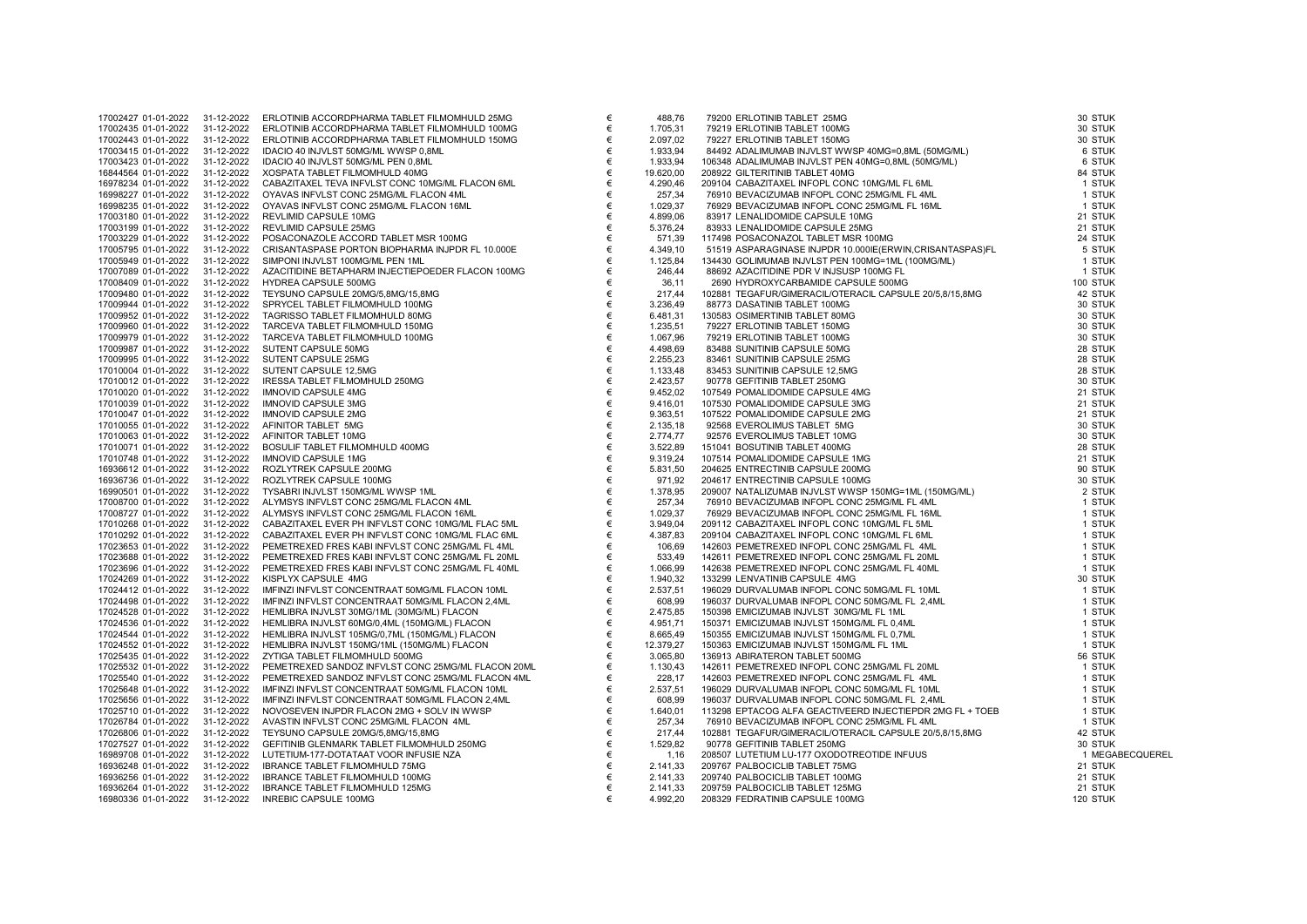| | | | | | | | | | |
|---|---|---|---|---|---|---|---|---|---|
| 17002427 | 01-01-2022 | 31-12-2022 | ERLOTINIB ACCORDPHARMA TABLET FILMOMHULD 25MG | € | 488,76 | 79200 | ERLOTINIB TABLET 25MG | 30 | STUK |
| 17002435 | 01-01-2022 | 31-12-2022 | ERLOTINIB ACCORDPHARMA TABLET FILMOMHULD 100MG | € | 1.705,31 | 79219 | ERLOTINIB TABLET 100MG | 30 | STUK |
| 17002443 | 01-01-2022 | 31-12-2022 | ERLOTINIB ACCORDPHARMA TABLET FILMOMHULD 150MG | € | 2.097,02 | 79227 | ERLOTINIB TABLET 150MG | 30 | STUK |
| 17003415 | 01-01-2022 | 31-12-2022 | IDACIO 40 INJVLST 50MG/ML WWSP 0,8ML | € | 1.933,94 | 84492 | ADALIMUMAB INJVLST WWSP 40MG=0,8ML (50MG/ML) | 6 | STUK |
| 17003423 | 01-01-2022 | 31-12-2022 | IDACIO 40 INJVLST 50MG/ML PEN 0,8ML | € | 1.933,94 | 106348 | ADALIMUMAB INJVLST PEN 40MG=0,8ML (50MG/ML) | 6 | STUK |
| 16844564 | 01-01-2022 | 31-12-2022 | XOSPATA TABLET FILMOMHULD 40MG | € | 19.620,00 | 208922 | GILTERITINIB TABLET 40MG | 84 | STUK |
| 16978234 | 01-01-2022 | 31-12-2022 | CABAZITAXEL TEVA INFVLST CONC 10MG/ML FLACON 6ML | € | 4.290,46 | 209104 | CABAZITAXEL INFOPL CONC 10MG/ML FL 6ML | 1 | STUK |
| 16998227 | 01-01-2022 | 31-12-2022 | OYAVAS INFVLST CONC 25MG/ML FLACON 4ML | € | 257,34 | 76910 | BEVACIZUMAB INFOPL CONC 25MG/ML FL 4ML | 1 | STUK |
| 16998235 | 01-01-2022 | 31-12-2022 | OYAVAS INFVLST CONC 25MG/ML FLACON 16ML | € | 1.029,37 | 76929 | BEVACIZUMAB INFOPL CONC 25MG/ML FL 16ML | 1 | STUK |
| 17003180 | 01-01-2022 | 31-12-2022 | REVLIMID CAPSULE 10MG | € | 4.899,06 | 83917 | LENALIDOMIDE CAPSULE 10MG | 21 | STUK |
| 17003199 | 01-01-2022 | 31-12-2022 | REVLIMID CAPSULE 25MG | € | 5.376,24 | 83933 | LENALIDOMIDE CAPSULE 25MG | 21 | STUK |
| 17003229 | 01-01-2022 | 31-12-2022 | POSACONAZOLE ACCORD TABLET MSR 100MG | € | 571,39 | 117498 | POSACONAZOL TABLET MSR 100MG | 24 | STUK |
| 17005795 | 01-01-2022 | 31-12-2022 | CRISANTASPASE PORTON BIOPHARMA INJPDR FL 10.000E | € | 4.349,10 | 51519 | ASPARAGINASE INJPDR 10.000IE(ERWIN,CRISANTASPAS)FL | 5 | STUK |
| 17005949 | 01-01-2022 | 31-12-2022 | SIMPONI INJVLST 100MG/ML PEN 1ML | € | 1.125,84 | 134430 | GOLIMUMAB INJVLST PEN 100MG=1ML (100MG/ML) | 1 | STUK |
| 17007089 | 01-01-2022 | 31-12-2022 | AZACITIDINE BETAPHARM INJECTIEPOEDER FLACON 100MG | € | 246,44 | 88692 | AZACITIDINE PDR V INJSUSP 100MG FL | 1 | STUK |
| 17008409 | 01-01-2022 | 31-12-2022 | HYDREA CAPSULE 500MG | € | 36,11 | 2690 | HYDROXYCARBAMIDE CAPSULE 500MG | 100 | STUK |
| 17009480 | 01-01-2022 | 31-12-2022 | TEYSUNO CAPSULE 20MG/5,8MG/15,8MG | € | 217,44 | 102881 | TEGAFUR/GIMERACIL/OTERACIL CAPSULE 20/5,8/15,8MG | 42 | STUK |
| 17009944 | 01-01-2022 | 31-12-2022 | SPRYCEL TABLET FILMOMHULD 100MG | € | 3.236,49 | 88773 | DASATINIB TABLET 100MG | 30 | STUK |
| 17009952 | 01-01-2022 | 31-12-2022 | TAGRISSO TABLET FILMOMHULD 80MG | € | 6.481,31 | 130583 | OSIMERTINIB TABLET 80MG | 30 | STUK |
| 17009960 | 01-01-2022 | 31-12-2022 | TARCEVA TABLET FILMOMHULD 150MG | € | 1.235,51 | 79227 | ERLOTINIB TABLET 150MG | 30 | STUK |
| 17009979 | 01-01-2022 | 31-12-2022 | TARCEVA TABLET FILMOMHULD 100MG | € | 1.067,96 | 79219 | ERLOTINIB TABLET 100MG | 30 | STUK |
| 17009987 | 01-01-2022 | 31-12-2022 | SUTENT CAPSULE 50MG | € | 4.498,69 | 83488 | SUNITINIB CAPSULE 50MG | 28 | STUK |
| 17009995 | 01-01-2022 | 31-12-2022 | SUTENT CAPSULE 25MG | € | 2.255,23 | 83461 | SUNITINIB CAPSULE 25MG | 28 | STUK |
| 17010004 | 01-01-2022 | 31-12-2022 | SUTENT CAPSULE 12,5MG | € | 1.133,48 | 83453 | SUNITINIB CAPSULE 12,5MG | 28 | STUK |
| 17010012 | 01-01-2022 | 31-12-2022 | IRESSA TABLET FILMOMHULD 250MG | € | 2.423,57 | 90778 | GEFITINIB TABLET 250MG | 30 | STUK |
| 17010020 | 01-01-2022 | 31-12-2022 | IMNOVID CAPSULE 4MG | € | 9.452,02 | 107549 | POMALIDOMIDE CAPSULE 4MG | 21 | STUK |
| 17010039 | 01-01-2022 | 31-12-2022 | IMNOVID CAPSULE 3MG | € | 9.416,01 | 107530 | POMALIDOMIDE CAPSULE 3MG | 21 | STUK |
| 17010047 | 01-01-2022 | 31-12-2022 | IMNOVID CAPSULE 2MG | € | 9.363,51 | 107522 | POMALIDOMIDE CAPSULE 2MG | 21 | STUK |
| 17010055 | 01-01-2022 | 31-12-2022 | AFINITOR TABLET 5MG | € | 2.135,18 | 92568 | EVEROLIMUS TABLET 5MG | 30 | STUK |
| 17010063 | 01-01-2022 | 31-12-2022 | AFINITOR TABLET 10MG | € | 2.774,77 | 92576 | EVEROLIMUS TABLET 10MG | 30 | STUK |
| 17010071 | 01-01-2022 | 31-12-2022 | BOSULIF TABLET FILMOMHULD 400MG | € | 3.522,89 | 151041 | BOSUTINIB TABLET 400MG | 28 | STUK |
| 17010748 | 01-01-2022 | 31-12-2022 | IMNOVID CAPSULE 1MG | € | 9.319,24 | 107514 | POMALIDOMIDE CAPSULE 1MG | 21 | STUK |
| 16936612 | 01-01-2022 | 31-12-2022 | ROZLYTREK CAPSULE 200MG | € | 5.831,50 | 204625 | ENTRECTINIB CAPSULE 200MG | 90 | STUK |
| 16936736 | 01-01-2022 | 31-12-2022 | ROZLYTREK CAPSULE 100MG | € | 971,92 | 204617 | ENTRECTINIB CAPSULE 100MG | 30 | STUK |
| 16990501 | 01-01-2022 | 31-12-2022 | TYSABRI INJVLST 150MG/ML WWSP 1ML | € | 1.378,95 | 209007 | NATALIZUMAB INJVLST WWSP 150MG=1ML (150MG/ML) | 2 | STUK |
| 17008700 | 01-01-2022 | 31-12-2022 | ALYMSYS INFVLST CONC 25MG/ML FLACON 4ML | € | 257,34 | 76910 | BEVACIZUMAB INFOPL CONC 25MG/ML FL 4ML | 1 | STUK |
| 17008727 | 01-01-2022 | 31-12-2022 | ALYMSYS INFVLST CONC 25MG/ML FLACON 16ML | € | 1.029,37 | 76929 | BEVACIZUMAB INFOPL CONC 25MG/ML FL 16ML | 1 | STUK |
| 17010268 | 01-01-2022 | 31-12-2022 | CABAZITAXEL EVER PH INFVLST CONC 10MG/ML FLAC 5ML | € | 3.949,04 | 209112 | CABAZITAXEL INFOPL CONC 10MG/ML FL 5ML | 1 | STUK |
| 17010292 | 01-01-2022 | 31-12-2022 | CABAZITAXEL EVER PH INFVLST CONC 10MG/ML FLAC 6ML | € | 4.387,83 | 209104 | CABAZITAXEL INFOPL CONC 10MG/ML FL 6ML | 1 | STUK |
| 17023653 | 01-01-2022 | 31-12-2022 | PEMETREXED FRES KABI INFVLST CONC 25MG/ML FL 4ML | € | 106,69 | 142603 | PEMETREXED INFOPL CONC 25MG/ML FL 4ML | 1 | STUK |
| 17023688 | 01-01-2022 | 31-12-2022 | PEMETREXED FRES KABI INFVLST CONC 25MG/ML FL 20ML | € | 533,49 | 142611 | PEMETREXED INFOPL CONC 25MG/ML FL 20ML | 1 | STUK |
| 17023696 | 01-01-2022 | 31-12-2022 | PEMETREXED FRES KABI INFVLST CONC 25MG/ML FL 40ML | € | 1.066,99 | 142638 | PEMETREXED INFOPL CONC 25MG/ML FL 40ML | 1 | STUK |
| 17024269 | 01-01-2022 | 31-12-2022 | KISPLYX CAPSULE 4MG | € | 1.940,32 | 133299 | LENVATINIB CAPSULE 4MG | 30 | STUK |
| 17024412 | 01-01-2022 | 31-12-2022 | IMFINZI INFVLST CONCENTRAAT 50MG/ML FLACON 10ML | € | 2.537,51 | 196029 | DURVALUMAB INFOPL CONC 50MG/ML FL 10ML | 1 | STUK |
| 17024498 | 01-01-2022 | 31-12-2022 | IMFINZI INFVLST CONCENTRAAT 50MG/ML FLACON 2,4ML | € | 608,99 | 196037 | DURVALUMAB INFOPL CONC 50MG/ML FL 2,4ML | 1 | STUK |
| 17024528 | 01-01-2022 | 31-12-2022 | HEMLIBRA INJVLST 30MG/1ML (30MG/ML) FLACON | € | 2.475,85 | 150398 | EMICIZUMAB INJVLST 30MG/ML FL 1ML | 1 | STUK |
| 17024536 | 01-01-2022 | 31-12-2022 | HEMLIBRA INJVLST 60MG/0,4ML (150MG/ML) FLACON | € | 4.951,71 | 150371 | EMICIZUMAB INJVLST 150MG/ML FL 0,4ML | 1 | STUK |
| 17024544 | 01-01-2022 | 31-12-2022 | HEMLIBRA INJVLST 105MG/0,7ML (150MG/ML) FLACON | € | 8.665,49 | 150355 | EMICIZUMAB INJVLST 150MG/ML FL 0,7ML | 1 | STUK |
| 17024552 | 01-01-2022 | 31-12-2022 | HEMLIBRA INJVLST 150MG/1ML (150MG/ML) FLACON | € | 12.379,27 | 150363 | EMICIZUMAB INJVLST 150MG/ML FL 1ML | 1 | STUK |
| 17025435 | 01-01-2022 | 31-12-2022 | ZYTIGA TABLET FILMOMHULD 500MG | € | 3.065,80 | 136913 | ABIRATERON TABLET 500MG | 56 | STUK |
| 17025532 | 01-01-2022 | 31-12-2022 | PEMETREXED SANDOZ INFVLST CONC 25MG/ML FLACON 20ML | € | 1.130,43 | 142611 | PEMETREXED INFOPL CONC 25MG/ML FL 20ML | 1 | STUK |
| 17025540 | 01-01-2022 | 31-12-2022 | PEMETREXED SANDOZ INFVLST CONC 25MG/ML FLACON 4ML | € | 228,17 | 142603 | PEMETREXED INFOPL CONC 25MG/ML FL 4ML | 1 | STUK |
| 17025648 | 01-01-2022 | 31-12-2022 | IMFINZI INFVLST CONCENTRAAT 50MG/ML FLACON 10ML | € | 2.537,51 | 196029 | DURVALUMAB INFOPL CONC 50MG/ML FL 10ML | 1 | STUK |
| 17025656 | 01-01-2022 | 31-12-2022 | IMFINZI INFVLST CONCENTRAAT 50MG/ML FLACON 2,4ML | € | 608,99 | 196037 | DURVALUMAB INFOPL CONC 50MG/ML FL 2,4ML | 1 | STUK |
| 17025710 | 01-01-2022 | 31-12-2022 | NOVOSEVEN INJPDR FLACON 2MG + SOLV IN WWSP | € | 1.640,01 | 113298 | EPTACOG ALFA GEACTIVEERD INJECTIEPDR 2MG FL + TOEB | 1 | STUK |
| 17026784 | 01-01-2022 | 31-12-2022 | AVASTIN INFVLST CONC 25MG/ML FLACON 4ML | € | 257,34 | 76910 | BEVACIZUMAB INFOPL CONC 25MG/ML FL 4ML | 1 | STUK |
| 17026806 | 01-01-2022 | 31-12-2022 | TEYSUNO CAPSULE 20MG/5,8MG/15,8MG | € | 217,44 | 102881 | TEGAFUR/GIMERACIL/OTERACIL CAPSULE 20/5,8/15,8MG | 42 | STUK |
| 17027527 | 01-01-2022 | 31-12-2022 | GEFITINIB GLENMARK TABLET FILMOMHULD 250MG | € | 1.529,82 | 90778 | GEFITINIB TABLET 250MG | 30 | STUK |
| 16989708 | 01-01-2022 | 31-12-2022 | LUTETIUM-177-DOTATAAT VOOR INFUSIE NZA | € | 1,16 | 208507 | LUTETIUM LU-177 OXODOTREOTIDE INFUUS | 1 | MEGABECQUEREL |
| 16936248 | 01-01-2022 | 31-12-2022 | IBRANCE TABLET FILMOMHULD 75MG | € | 2.141,33 | 209767 | PALBOCICLIB TABLET 75MG | 21 | STUK |
| 16936256 | 01-01-2022 | 31-12-2022 | IBRANCE TABLET FILMOMHULD 100MG | € | 2.141,33 | 209740 | PALBOCICLIB TABLET 100MG | 21 | STUK |
| 16936264 | 01-01-2022 | 31-12-2022 | IBRANCE TABLET FILMOMHULD 125MG | € | 2.141,33 | 209759 | PALBOCICLIB TABLET 125MG | 21 | STUK |
| 16980336 | 01-01-2022 | 31-12-2022 | INREBIC CAPSULE 100MG | € | 4.992,20 | 208329 | FEDRATINIB CAPSULE 100MG | 120 | STUK |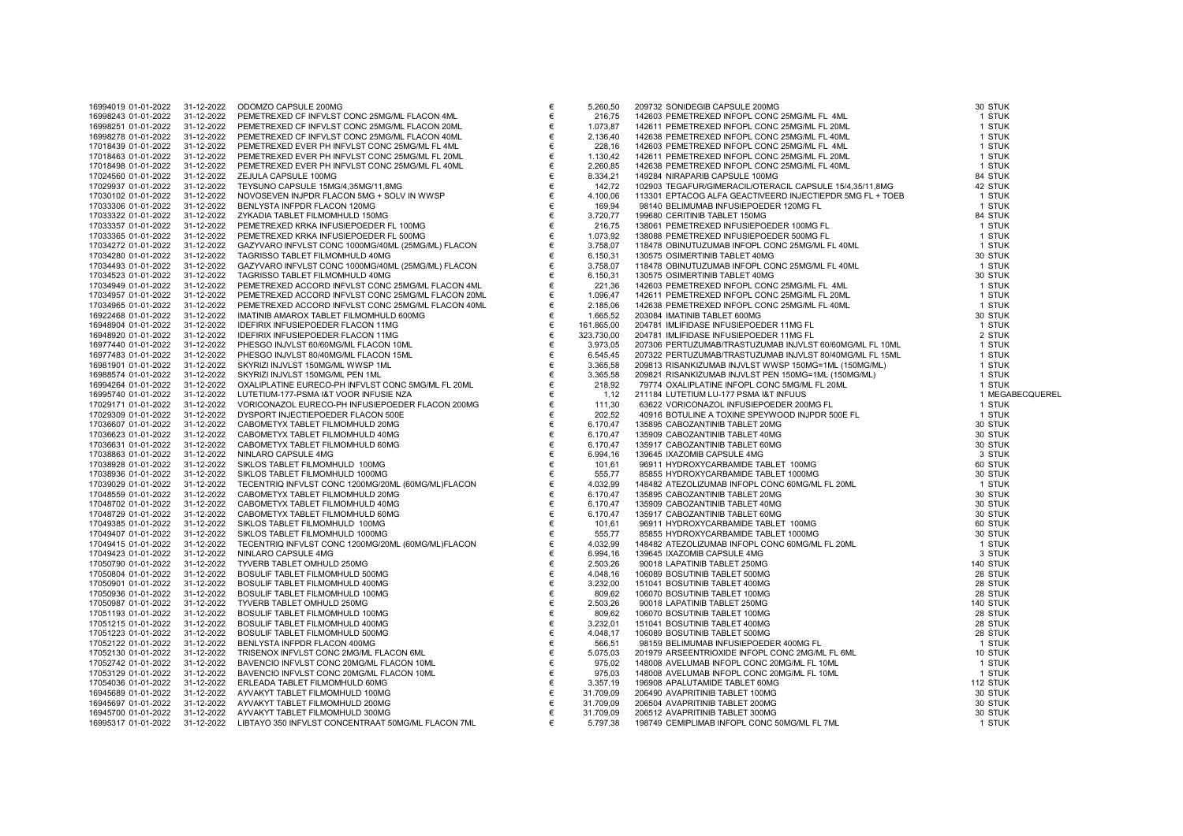| | | | | | | | |
|---|---|---|---|---|---|---|---|
| 16994019 | 01-01-2022 | 31-12-2022 | ODOMZO CAPSULE 200MG | € | 5.260,50 | 209732 SONIDEGIB CAPSULE 200MG | 30 STUK |
| 16998243 | 01-01-2022 | 31-12-2022 | PEMETREXED CF INFVLST CONC 25MG/ML FLACON 4ML | € | 216,75 | 142603 PEMETREXED INFOPL CONC 25MG/ML FL 4ML | 1 STUK |
| 16998251 | 01-01-2022 | 31-12-2022 | PEMETREXED CF INFVLST CONC 25MG/ML FLACON 20ML | € | 1.073,87 | 142611 PEMETREXED INFOPL CONC 25MG/ML FL 20ML | 1 STUK |
| 16998278 | 01-01-2022 | 31-12-2022 | PEMETREXED CF INFVLST CONC 25MG/ML FLACON 40ML | € | 2.136,40 | 142638 PEMETREXED INFOPL CONC 25MG/ML FL 40ML | 1 STUK |
| 17018439 | 01-01-2022 | 31-12-2022 | PEMETREXED EVER PH INFVLST CONC 25MG/ML FL 4ML | € | 228,16 | 142603 PEMETREXED INFOPL CONC 25MG/ML FL 4ML | 1 STUK |
| 17018463 | 01-01-2022 | 31-12-2022 | PEMETREXED EVER PH INFVLST CONC 25MG/ML FL 20ML | € | 1.130,42 | 142611 PEMETREXED INFOPL CONC 25MG/ML FL 20ML | 1 STUK |
| 17018498 | 01-01-2022 | 31-12-2022 | PEMETREXED EVER PH INFVLST CONC 25MG/ML FL 40ML | € | 2.260,85 | 142638 PEMETREXED INFOPL CONC 25MG/ML FL 40ML | 1 STUK |
| 17024560 | 01-01-2022 | 31-12-2022 | ZEJULA CAPSULE 100MG | € | 8.334,21 | 149284 NIRAPARIB CAPSULE 100MG | 84 STUK |
| 17029937 | 01-01-2022 | 31-12-2022 | TEYSUNO CAPSULE 15MG/4,35MG/11,8MG | € | 142,72 | 102903 TEGAFUR/GIMERACIL/OTERACIL CAPSULE 15/4,35/11,8MG | 42 STUK |
| 17030102 | 01-01-2022 | 31-12-2022 | NOVOSEVEN INJPDR FLACON 5MG + SOLV IN WWSP | € | 4.100,06 | 113301 EPTACOG ALFA GEACTIVEERD INJECTIEPDR 5MG FL + TOEB | 1 STUK |
| 17033306 | 01-01-2022 | 31-12-2022 | BENLYSTA INFPDR FLACON 120MG | € | 169,94 | 98140 BELIMUMAB INFUSIEPOEDER 120MG FL | 1 STUK |
| 17033322 | 01-01-2022 | 31-12-2022 | ZYKADIA TABLET FILMOMHULD 150MG | € | 3.720,77 | 199680 CERITINIB TABLET 150MG | 84 STUK |
| 17033357 | 01-01-2022 | 31-12-2022 | PEMETREXED KRKA INFUSIEPOEDER FL 100MG | € | 216,75 | 138061 PEMETREXED INFUSIEPOEDER 100MG FL | 1 STUK |
| 17033365 | 01-01-2022 | 31-12-2022 | PEMETREXED KRKA INFUSIEPOEDER FL 500MG | € | 1.073,92 | 138088 PEMETREXED INFUSIEPOEDER 500MG FL | 1 STUK |
| 17034272 | 01-01-2022 | 31-12-2022 | GAZYVARO INFVLST CONC 1000MG/40ML (25MG/ML) FLACON | € | 3.758,07 | 118478 OBINUTUZUMAB INFOPL CONC 25MG/ML FL 40ML | 1 STUK |
| 17034280 | 01-01-2022 | 31-12-2022 | TAGRISSO TABLET FILMOMHULD 40MG | € | 6.150,31 | 130575 OSIMERTINIB TABLET 40MG | 30 STUK |
| 17034493 | 01-01-2022 | 31-12-2022 | GAZYVARO INFVLST CONC 1000MG/40ML (25MG/ML) FLACON | € | 3.758,07 | 118478 OBINUTUZUMAB INFOPL CONC 25MG/ML FL 40ML | 1 STUK |
| 17034523 | 01-01-2022 | 31-12-2022 | TAGRISSO TABLET FILMOMHULD 40MG | € | 6.150,31 | 130575 OSIMERTINIB TABLET 40MG | 30 STUK |
| 17034949 | 01-01-2022 | 31-12-2022 | PEMETREXED ACCORD INFVLST CONC 25MG/ML FLACON 4ML | € | 221,36 | 142603 PEMETREXED INFOPL CONC 25MG/ML FL 4ML | 1 STUK |
| 17034957 | 01-01-2022 | 31-12-2022 | PEMETREXED ACCORD INFVLST CONC 25MG/ML FLACON 20ML | € | 1.096,47 | 142611 PEMETREXED INFOPL CONC 25MG/ML FL 20ML | 1 STUK |
| 17034965 | 01-01-2022 | 31-12-2022 | PEMETREXED ACCORD INFVLST CONC 25MG/ML FLACON 40ML | € | 2.185,06 | 142638 PEMETREXED INFOPL CONC 25MG/ML FL 40ML | 1 STUK |
| 16922468 | 01-01-2022 | 31-12-2022 | IMATINIB AMAROX TABLET FILMOMHULD 600MG | € | 1.665,52 | 203084 IMATINIB TABLET 600MG | 30 STUK |
| 16948904 | 01-01-2022 | 31-12-2022 | IDEFIRIX INFUSIEPOEDER FLACON 11MG | € | 161.865,00 | 204781 IMLIFIDASE INFUSIEPOEDER 11MG FL | 1 STUK |
| 16948920 | 01-01-2022 | 31-12-2022 | IDEFIRIX INFUSIEPOEDER FLACON 11MG | € | 323.730,00 | 204781 IMLIFIDASE INFUSIEPOEDER 11MG FL | 2 STUK |
| 16977440 | 01-01-2022 | 31-12-2022 | PHESGO INJVLST 60/60MG/ML FLACON 10ML | € | 3.973,05 | 207306 PERTUZUMAB/TRASTUZUMAB INJVLST 60/60MG/ML FL 10ML | 1 STUK |
| 16977483 | 01-01-2022 | 31-12-2022 | PHESGO INJVLST 80/40MG/ML FLACON 15ML | € | 6.545,45 | 207322 PERTUZUMAB/TRASTUZUMAB INJVLST 80/40MG/ML FL 15ML | 1 STUK |
| 16981901 | 01-01-2022 | 31-12-2022 | SKYRIZI INJVLST 150MG/ML WWSP 1ML | € | 3.365,58 | 209813 RISANKIZUMAB INJVLST WWSP 150MG=1ML (150MG/ML) | 1 STUK |
| 16988574 | 01-01-2022 | 31-12-2022 | SKYRIZI INJVLST 150MG/ML PEN 1ML | € | 3.365,58 | 209821 RISANKIZUMAB INJVLST PEN 150MG=1ML (150MG/ML) | 1 STUK |
| 16994264 | 01-01-2022 | 31-12-2022 | OXALIPLATINE EURECO-PH INFVLST CONC 5MG/ML FL 20ML | € | 218,92 | 79774 OXALIPLATINE INFOPL CONC 5MG/ML FL 20ML | 1 STUK |
| 16995740 | 01-01-2022 | 31-12-2022 | LUTETIUM-177-PSMA I&T VOOR INFUSIE NZA | € | 1,12 | 211184 LUTETIUM LU-177 PSMA I&T INFUUS | 1 MEGABECQUEREL |
| 17029171 | 01-01-2022 | 31-12-2022 | VORICONAZOL EURECO-PH INFUSIEPOEDER FLACON 200MG | € | 111,30 | 63622 VORICONAZOL INFUSIEPOEDER 200MG FL | 1 STUK |
| 17029309 | 01-01-2022 | 31-12-2022 | DYSPORT INJECTIEPOEDER FLACON 500E | € | 202,52 | 40916 BOTULINE A TOXINE SPEYWOOD INJPDR 500E FL | 1 STUK |
| 17036607 | 01-01-2022 | 31-12-2022 | CABOMETYX TABLET FILMOMHULD 20MG | € | 6.170,47 | 135895 CABOZANTINIB TABLET 20MG | 30 STUK |
| 17036623 | 01-01-2022 | 31-12-2022 | CABOMETYX TABLET FILMOMHULD 40MG | € | 6.170,47 | 135909 CABOZANTINIB TABLET 40MG | 30 STUK |
| 17036631 | 01-01-2022 | 31-12-2022 | CABOMETYX TABLET FILMOMHULD 60MG | € | 6.170,47 | 135917 CABOZANTINIB TABLET 60MG | 30 STUK |
| 17038863 | 01-01-2022 | 31-12-2022 | NINLARO CAPSULE 4MG | € | 6.994,16 | 139645 IXAZOMIB CAPSULE 4MG | 3 STUK |
| 17038928 | 01-01-2022 | 31-12-2022 | SIKLOS TABLET FILMOMHULD 100MG | € | 101,61 | 96911 HYDROXYCARBAMIDE TABLET 100MG | 60 STUK |
| 17038936 | 01-01-2022 | 31-12-2022 | SIKLOS TABLET FILMOMHULD 1000MG | € | 555,77 | 85855 HYDROXYCARBAMIDE TABLET 1000MG | 30 STUK |
| 17039029 | 01-01-2022 | 31-12-2022 | TECENTRIQ INFVLST CONC 1200MG/20ML (60MG/ML)FLACON | € | 4.032,99 | 148482 ATEZOLIZUMAB INFOPL CONC 60MG/ML FL 20ML | 1 STUK |
| 17048559 | 01-01-2022 | 31-12-2022 | CABOMETYX TABLET FILMOMHULD 20MG | € | 6.170,47 | 135895 CABOZANTINIB TABLET 20MG | 30 STUK |
| 17048702 | 01-01-2022 | 31-12-2022 | CABOMETYX TABLET FILMOMHULD 40MG | € | 6.170,47 | 135909 CABOZANTINIB TABLET 40MG | 30 STUK |
| 17048729 | 01-01-2022 | 31-12-2022 | CABOMETYX TABLET FILMOMHULD 60MG | € | 6.170,47 | 135917 CABOZANTINIB TABLET 60MG | 30 STUK |
| 17049385 | 01-01-2022 | 31-12-2022 | SIKLOS TABLET FILMOMHULD 100MG | € | 101,61 | 96911 HYDROXYCARBAMIDE TABLET 100MG | 60 STUK |
| 17049407 | 01-01-2022 | 31-12-2022 | SIKLOS TABLET FILMOMHULD 1000MG | € | 555,77 | 85855 HYDROXYCARBAMIDE TABLET 1000MG | 30 STUK |
| 17049415 | 01-01-2022 | 31-12-2022 | TECENTRIQ INFVLST CONC 1200MG/20ML (60MG/ML)FLACON | € | 4.032,99 | 148482 ATEZOLIZUMAB INFOPL CONC 60MG/ML FL 20ML | 1 STUK |
| 17049423 | 01-01-2022 | 31-12-2022 | NINLARO CAPSULE 4MG | € | 6.994,16 | 139645 IXAZOMIB CAPSULE 4MG | 3 STUK |
| 17050790 | 01-01-2022 | 31-12-2022 | TYVERB TABLET OMHULD 250MG | € | 2.503,26 | 90018 LAPATINIB TABLET 250MG | 140 STUK |
| 17050804 | 01-01-2022 | 31-12-2022 | BOSULIF TABLET FILMOMHULD 500MG | € | 4.048,16 | 106089 BOSUTINIB TABLET 500MG | 28 STUK |
| 17050901 | 01-01-2022 | 31-12-2022 | BOSULIF TABLET FILMOMHULD 400MG | € | 3.232,00 | 151041 BOSUTINIB TABLET 400MG | 28 STUK |
| 17050936 | 01-01-2022 | 31-12-2022 | BOSULIF TABLET FILMOMHULD 100MG | € | 809,62 | 106070 BOSUTINIB TABLET 100MG | 28 STUK |
| 17050987 | 01-01-2022 | 31-12-2022 | TYVERB TABLET OMHULD 250MG | € | 2.503,26 | 90018 LAPATINIB TABLET 250MG | 140 STUK |
| 17051193 | 01-01-2022 | 31-12-2022 | BOSULIF TABLET FILMOMHULD 100MG | € | 809,62 | 106070 BOSUTINIB TABLET 100MG | 28 STUK |
| 17051215 | 01-01-2022 | 31-12-2022 | BOSULIF TABLET FILMOMHULD 400MG | € | 3.232,01 | 151041 BOSUTINIB TABLET 400MG | 28 STUK |
| 17051223 | 01-01-2022 | 31-12-2022 | BOSULIF TABLET FILMOMHULD 500MG | € | 4.048,17 | 106089 BOSUTINIB TABLET 500MG | 28 STUK |
| 17052122 | 01-01-2022 | 31-12-2022 | BENLYSTA INFPDR FLACON 400MG | € | 566,51 | 98159 BELIMUMAB INFUSIEPOEDER 400MG FL | 1 STUK |
| 17052130 | 01-01-2022 | 31-12-2022 | TRISENOX INFVLST CONC 2MG/ML FLACON 6ML | € | 5.075,03 | 201979 ARSEENTRIOXIDE INFOPL CONC 2MG/ML FL 6ML | 10 STUK |
| 17052742 | 01-01-2022 | 31-12-2022 | BAVENCIO INFVLST CONC 20MG/ML FLACON 10ML | € | 975,02 | 148008 AVELUMAB INFOPL CONC 20MG/ML FL 10ML | 1 STUK |
| 17053129 | 01-01-2022 | 31-12-2022 | BAVENCIO INFVLST CONC 20MG/ML FLACON 10ML | € | 975,03 | 148008 AVELUMAB INFOPL CONC 20MG/ML FL 10ML | 1 STUK |
| 17054036 | 01-01-2022 | 31-12-2022 | ERLEADA TABLET FILMOMHULD 60MG | € | 3.357,19 | 196908 APALUTAMIDE TABLET 60MG | 112 STUK |
| 16945689 | 01-01-2022 | 31-12-2022 | AYVAKYT TABLET FILMOMHULD 100MG | € | 31.709,09 | 206490 AVAPRITINIB TABLET 100MG | 30 STUK |
| 16945697 | 01-01-2022 | 31-12-2022 | AYVAKYT TABLET FILMOMHULD 200MG | € | 31.709,09 | 206504 AVAPRITINIB TABLET 200MG | 30 STUK |
| 16945700 | 01-01-2022 | 31-12-2022 | AYVAKYT TABLET FILMOMHULD 300MG | € | 31.709,09 | 206512 AVAPRITINIB TABLET 300MG | 30 STUK |
| 16995317 | 01-01-2022 | 31-12-2022 | LIBTAYO 350 INFVLST CONCENTRAAT 50MG/ML FLACON 7ML | € | 5.797,38 | 198749 CEMIPLIMAB INFOPL CONC 50MG/ML FL 7ML | 1 STUK |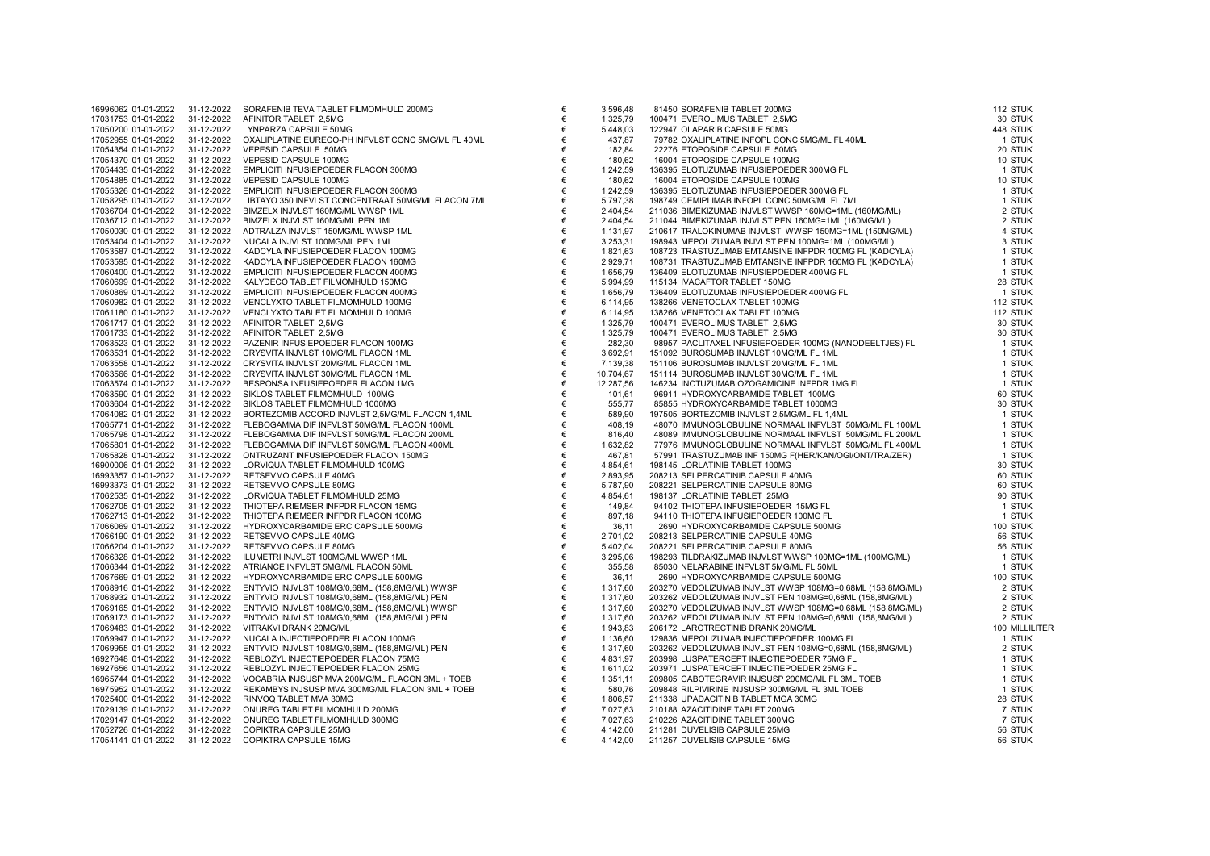| | | | | | | | | |
|---|---|---|---|---|---|---|---|---|
| 16996062 | 01-01-2022 | 31-12-2022 | SORAFENIB TEVA TABLET FILMOMHULD 200MG | € | 3.596,48 | 81450 SORAFENIB TABLET 200MG | 112 | STUK |
| 17031753 | 01-01-2022 | 31-12-2022 | AFINITOR TABLET 2,5MG | € | 1.325,79 | 100471 EVEROLIMUS TABLET 2,5MG | 30 | STUK |
| 17050200 | 01-01-2022 | 31-12-2022 | LYNPARZA CAPSULE 50MG | € | 5.448,03 | 122947 OLAPARIB CAPSULE 50MG | 448 | STUK |
| 17052955 | 01-01-2022 | 31-12-2022 | OXALIPLATINE EURECO-PH INFVLST CONC 5MG/ML FL 40ML | € | 437,87 | 79782 OXALIPLATINE INFOPL CONC 5MG/ML FL 40ML | 1 | STUK |
| 17054354 | 01-01-2022 | 31-12-2022 | VEPESID CAPSULE 50MG | € | 182,84 | 22276 ETOPOSIDE CAPSULE 50MG | 20 | STUK |
| 17054370 | 01-01-2022 | 31-12-2022 | VEPESID CAPSULE 100MG | € | 180,62 | 16004 ETOPOSIDE CAPSULE 100MG | 10 | STUK |
| 17054435 | 01-01-2022 | 31-12-2022 | EMPLICITI INFUSIEPOEDER FLACON 300MG | € | 1.242,59 | 136395 ELOTUZUMAB INFUSIEPOEDER 300MG FL | 1 | STUK |
| 17054885 | 01-01-2022 | 31-12-2022 | VEPESID CAPSULE 100MG | € | 180,62 | 16004 ETOPOSIDE CAPSULE 100MG | 10 | STUK |
| 17055326 | 01-01-2022 | 31-12-2022 | EMPLICITI INFUSIEPOEDER FLACON 300MG | € | 1.242,59 | 136395 ELOTUZUMAB INFUSIEPOEDER 300MG FL | 1 | STUK |
| 17058295 | 01-01-2022 | 31-12-2022 | LIBTAYO 350 INFVLST CONCENTRAAT 50MG/ML FLACON 7ML | € | 5.797,38 | 198749 CEMIPLIMAB INFOPL CONC 50MG/ML FL 7ML | 1 | STUK |
| 17036704 | 01-01-2022 | 31-12-2022 | BIMZELX INJVLST 160MG/ML WWSP 1ML | € | 2.404,54 | 211036 BIMEKIZUMAB INJVLST WWSP 160MG=1ML (160MG/ML) | 2 | STUK |
| 17036712 | 01-01-2022 | 31-12-2022 | BIMZELX INJVLST 160MG/ML PEN 1ML | € | 2.404,54 | 211044 BIMEKIZUMAB INJVLST PEN 160MG=1ML (160MG/ML) | 2 | STUK |
| 17050030 | 01-01-2022 | 31-12-2022 | ADTRALZA INJVLST 150MG/ML WWSP 1ML | € | 1.131,97 | 210617 TRALOKINUMAB INJVLST WWSP 150MG=1ML (150MG/ML) | 4 | STUK |
| 17053404 | 01-01-2022 | 31-12-2022 | NUCALA INJVLST 100MG/ML PEN 1ML | € | 3.253,31 | 198943 MEPOLIZUMAB INJVLST PEN 100MG=1ML (100MG/ML) | 3 | STUK |
| 17053587 | 01-01-2022 | 31-12-2022 | KADCYLA INFUSIEPOEDER FLACON 100MG | € | 1.821,63 | 108723 TRASTUZUMAB EMTANSINE INFPDR 100MG FL (KADCYLA) | 1 | STUK |
| 17053595 | 01-01-2022 | 31-12-2022 | KADCYLA INFUSIEPOEDER FLACON 160MG | € | 2.929,71 | 108731 TRASTUZUMAB EMTANSINE INFPDR 160MG FL (KADCYLA) | 1 | STUK |
| 17060400 | 01-01-2022 | 31-12-2022 | EMPLICITI INFUSIEPOEDER FLACON 400MG | € | 1.656,79 | 136409 ELOTUZUMAB INFUSIEPOEDER 400MG FL | 1 | STUK |
| 17060699 | 01-01-2022 | 31-12-2022 | KALYDECO TABLET FILMOMHULD 150MG | € | 5.994,99 | 115134 IVACAFTOR TABLET 150MG | 28 | STUK |
| 17060869 | 01-01-2022 | 31-12-2022 | EMPLICITI INFUSIEPOEDER FLACON 400MG | € | 1.656,79 | 136409 ELOTUZUMAB INFUSIEPOEDER 400MG FL | 1 | STUK |
| 17060982 | 01-01-2022 | 31-12-2022 | VENCLYXTO TABLET FILMOMHULD 100MG | € | 6.114,95 | 138266 VENETOCLAX TABLET 100MG | 112 | STUK |
| 17061180 | 01-01-2022 | 31-12-2022 | VENCLYXTO TABLET FILMOMHULD 100MG | € | 6.114,95 | 138266 VENETOCLAX TABLET 100MG | 112 | STUK |
| 17061717 | 01-01-2022 | 31-12-2022 | AFINITOR TABLET 2,5MG | € | 1.325,79 | 100471 EVEROLIMUS TABLET 2,5MG | 30 | STUK |
| 17061733 | 01-01-2022 | 31-12-2022 | AFINITOR TABLET 2,5MG | € | 1.325,79 | 100471 EVEROLIMUS TABLET 2,5MG | 30 | STUK |
| 17063523 | 01-01-2022 | 31-12-2022 | PAZENIR INFUSIEPOEDER FLACON 100MG | € | 282,30 | 98957 PACLITAXEL INFUSIEPOEDER 100MG (NANODEELTJES) FL | 1 | STUK |
| 17063531 | 01-01-2022 | 31-12-2022 | CRYSVITA INJVLST 10MG/ML FLACON 1ML | € | 3.692,91 | 151092 BUROSUMAB INJVLST 10MG/ML FL 1ML | 1 | STUK |
| 17063558 | 01-01-2022 | 31-12-2022 | CRYSVITA INJVLST 20MG/ML FLACON 1ML | € | 7.139,38 | 151106 BUROSUMAB INJVLST 20MG/ML FL 1ML | 1 | STUK |
| 17063566 | 01-01-2022 | 31-12-2022 | CRYSVITA INJVLST 30MG/ML FLACON 1ML | € | 10.704,67 | 151114 BUROSUMAB INJVLST 30MG/ML FL 1ML | 1 | STUK |
| 17063574 | 01-01-2022 | 31-12-2022 | BESPONSA INFUSIEPOEDER FLACON 1MG | € | 12.287,56 | 146234 INOTUZUMAB OZOGAMICINE INFPDR 1MG FL | 1 | STUK |
| 17063590 | 01-01-2022 | 31-12-2022 | SIKLOS TABLET FILMOMHULD 100MG | € | 101,61 | 96911 HYDROXYCARBAMIDE TABLET 100MG | 60 | STUK |
| 17063604 | 01-01-2022 | 31-12-2022 | SIKLOS TABLET FILMOMHULD 1000MG | € | 555,77 | 85855 HYDROXYCARBAMIDE TABLET 1000MG | 30 | STUK |
| 17064082 | 01-01-2022 | 31-12-2022 | BORTEZOMIB ACCORD INJVLST 2,5MG/ML FLACON 1,4ML | € | 589,90 | 197505 BORTEZOMIB INJVLST 2,5MG/ML FL 1,4ML | 1 | STUK |
| 17065771 | 01-01-2022 | 31-12-2022 | FLEBOGAMMA DIF INFVLST 50MG/ML FLACON 100ML | € | 408,19 | 48070 IMMUNOGLOBULINE NORMAAL INFVLST 50MG/ML FL 100ML | 1 | STUK |
| 17065798 | 01-01-2022 | 31-12-2022 | FLEBOGAMMA DIF INFVLST 50MG/ML FLACON 200ML | € | 816,40 | 48089 IMMUNOGLOBULINE NORMAAL INFVLST 50MG/ML FL 200ML | 1 | STUK |
| 17065801 | 01-01-2022 | 31-12-2022 | FLEBOGAMMA DIF INFVLST 50MG/ML FLACON 400ML | € | 1.632,82 | 77976 IMMUNOGLOBULINE NORMAAL INFVLST 50MG/ML FL 400ML | 1 | STUK |
| 17065828 | 01-01-2022 | 31-12-2022 | ONTRUZANT INFUSIEPOEDER FLACON 150MG | € | 467,81 | 57991 TRASTUZUMAB INF 150MG F(HER/KAN/OGI/ONT/TRA/ZER) | 1 | STUK |
| 16900006 | 01-01-2022 | 31-12-2022 | LORVIQUA TABLET FILMOMHULD 100MG | € | 4.854,61 | 198145 LORLATINIB TABLET 100MG | 30 | STUK |
| 16993357 | 01-01-2022 | 31-12-2022 | RETSEVMO CAPSULE 40MG | € | 2.893,95 | 208213 SELPERCATINIB CAPSULE 40MG | 60 | STUK |
| 16993373 | 01-01-2022 | 31-12-2022 | RETSEVMO CAPSULE 80MG | € | 5.787,90 | 208221 SELPERCATINIB CAPSULE 80MG | 60 | STUK |
| 17062535 | 01-01-2022 | 31-12-2022 | LORVIQUA TABLET FILMOMHULD 25MG | € | 4.854,61 | 198137 LORLATINIB TABLET 25MG | 90 | STUK |
| 17062705 | 01-01-2022 | 31-12-2022 | THIOTEPA RIEMSER INFPDR FLACON 15MG | € | 149,84 | 94102 THIOTEPA INFUSIEPOEDER 15MG FL | 1 | STUK |
| 17062713 | 01-01-2022 | 31-12-2022 | THIOTEPA RIEMSER INFPDR FLACON 100MG | € | 897,18 | 94110 THIOTEPA INFUSIEPOEDER 100MG FL | 1 | STUK |
| 17066069 | 01-01-2022 | 31-12-2022 | HYDROXYCARBAMIDE ERC CAPSULE 500MG | € | 36,11 | 2690 HYDROXYCARBAMIDE CAPSULE 500MG | 100 | STUK |
| 17066190 | 01-01-2022 | 31-12-2022 | RETSEVMO CAPSULE 40MG | € | 2.701,02 | 208213 SELPERCATINIB CAPSULE 40MG | 56 | STUK |
| 17066204 | 01-01-2022 | 31-12-2022 | RETSEVMO CAPSULE 80MG | € | 5.402,04 | 208221 SELPERCATINIB CAPSULE 80MG | 56 | STUK |
| 17066328 | 01-01-2022 | 31-12-2022 | ILUMETRI INJVLST 100MG/ML WWSP 1ML | € | 3.295,06 | 198293 TILDRAKIZUMAB INJVLST WWSP 100MG=1ML (100MG/ML) | 1 | STUK |
| 17066344 | 01-01-2022 | 31-12-2022 | ATRIANCE INFVLST 5MG/ML FLACON 50ML | € | 355,58 | 85030 NELARABINE INFVLST 5MG/ML FL 50ML | 1 | STUK |
| 17067669 | 01-01-2022 | 31-12-2022 | HYDROXYCARBAMIDE ERC CAPSULE 500MG | € | 36,11 | 2690 HYDROXYCARBAMIDE CAPSULE 500MG | 100 | STUK |
| 17068916 | 01-01-2022 | 31-12-2022 | ENTYVIO INJVLST 108MG/0,68ML (158,8MG/ML) WWSP | € | 1.317,60 | 203270 VEDOLIZUMAB INJVLST WWSP 108MG=0,68ML (158,8MG/ML) | 2 | STUK |
| 17068932 | 01-01-2022 | 31-12-2022 | ENTYVIO INJVLST 108MG/0,68ML (158,8MG/ML) PEN | € | 1.317,60 | 203262 VEDOLIZUMAB INJVLST PEN 108MG=0,68ML (158,8MG/ML) | 2 | STUK |
| 17069165 | 01-01-2022 | 31-12-2022 | ENTYVIO INJVLST 108MG/0,68ML (158,8MG/ML) WWSP | € | 1.317,60 | 203270 VEDOLIZUMAB INJVLST WWSP 108MG=0,68ML (158,8MG/ML) | 2 | STUK |
| 17069173 | 01-01-2022 | 31-12-2022 | ENTYVIO INJVLST 108MG/0,68ML (158,8MG/ML) PEN | € | 1.317,60 | 203262 VEDOLIZUMAB INJVLST PEN 108MG=0,68ML (158,8MG/ML) | 2 | STUK |
| 17069483 | 01-01-2022 | 31-12-2022 | VITRAKVI DRANK 20MG/ML | € | 1.943,83 | 206172 LAROTRECTINIB DRANK 20MG/ML | 100 | MILLILITER |
| 17069947 | 01-01-2022 | 31-12-2022 | NUCALA INJECTIEPOEDER FLACON 100MG | € | 1.136,60 | 129836 MEPOLIZUMAB INJECTIEPOEDER 100MG FL | 1 | STUK |
| 17069955 | 01-01-2022 | 31-12-2022 | ENTYVIO INJVLST 108MG/0,68ML (158,8MG/ML) PEN | € | 1.317,60 | 203262 VEDOLIZUMAB INJVLST PEN 108MG=0,68ML (158,8MG/ML) | 2 | STUK |
| 16927648 | 01-01-2022 | 31-12-2022 | REBLOZYL INJECTIEPOEDER FLACON 75MG | € | 4.831,97 | 203998 LUSPATERCEPT INJECTIEPOEDER 75MG FL | 1 | STUK |
| 16927656 | 01-01-2022 | 31-12-2022 | REBLOZYL INJECTIEPOEDER FLACON 25MG | € | 1.611,02 | 203971 LUSPATERCEPT INJECTIEPOEDER 25MG FL | 1 | STUK |
| 16965744 | 01-01-2022 | 31-12-2022 | VOCABRIA INJSUSP MVA 200MG/ML FLACON 3ML + TOEB | € | 1.351,11 | 209805 CABOTEGRAVIR INJSUSP 200MG/ML FL 3ML TOEB | 1 | STUK |
| 16975952 | 01-01-2022 | 31-12-2022 | REKAMBYS INJSUSP MVA 300MG/ML FLACON 3ML + TOEB | € | 580,76 | 209848 RILPIVIRINE INJSUSP 300MG/ML FL 3ML TOEB | 1 | STUK |
| 17025400 | 01-01-2022 | 31-12-2022 | RINVOQ TABLET MVA 30MG | € | 1.806,57 | 211338 UPADACITINIB TABLET MGA 30MG | 28 | STUK |
| 17029139 | 01-01-2022 | 31-12-2022 | ONUREG TABLET FILMOMHULD 200MG | € | 7.027,63 | 210188 AZACITIDINE TABLET 200MG | 7 | STUK |
| 17029147 | 01-01-2022 | 31-12-2022 | ONUREG TABLET FILMOMHULD 300MG | € | 7.027,63 | 210226 AZACITIDINE TABLET 300MG | 7 | STUK |
| 17052726 | 01-01-2022 | 31-12-2022 | COPIKTRA CAPSULE 25MG | € | 4.142,00 | 211281 DUVELISIB CAPSULE 25MG | 56 | STUK |
| 17054141 | 01-01-2022 | 31-12-2022 | COPIKTRA CAPSULE 15MG | € | 4.142,00 | 211257 DUVELISIB CAPSULE 15MG | 56 | STUK |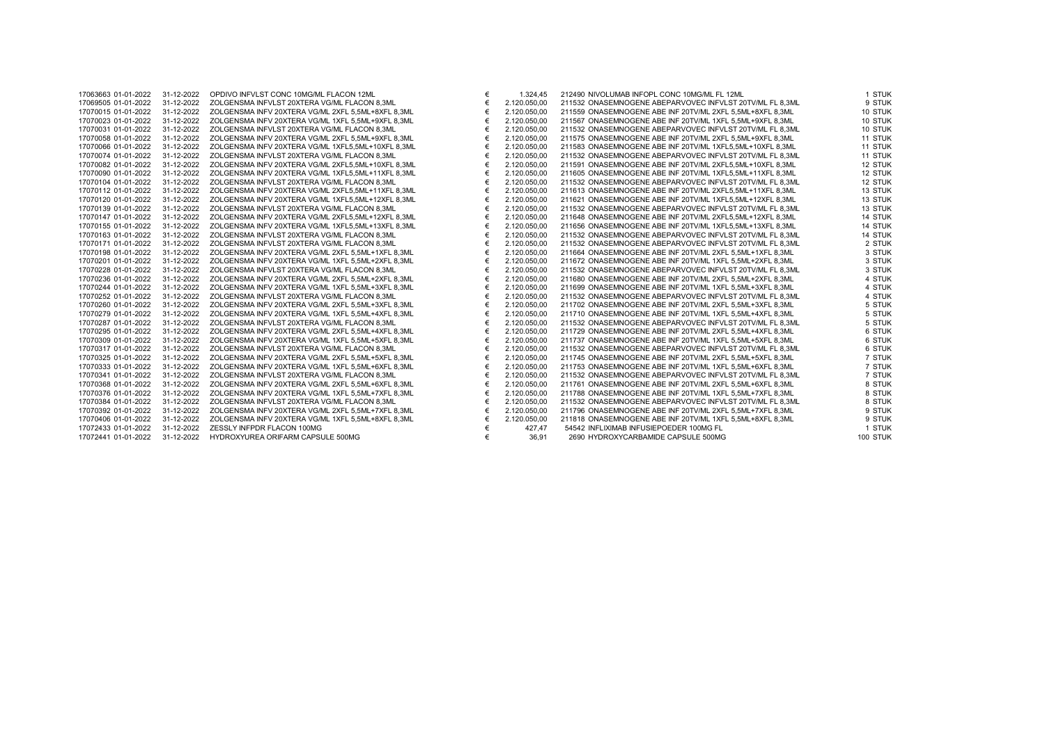| | | | | | | | |
|---|---|---|---|---|---|---|---|
| 17063663 | 01-01-2022 | 31-12-2022 | OPDIVO INFVLST CONC 10MG/ML FLACON 12ML | € | 1.324,45 | 212490 NIVOLUMAB INFOPL CONC 10MG/ML FL 12ML | 1 STUK |
| 17069505 | 01-01-2022 | 31-12-2022 | ZOLGENSMA INFVLST 20XTERA VG/ML FLACON 8,3ML | € | 2.120.050,00 | 211532 ONASEMNOGENE ABEPARVOVEC INFVLST 20TV/ML FL 8,3ML | 9 STUK |
| 17070015 | 01-01-2022 | 31-12-2022 | ZOLGENSMA INFV 20XTERA VG/ML 2XFL 5,5ML+8XFL 8,3ML | € | 2.120.050,00 | 211559 ONASEMNOGENE ABE INF 20TV/ML 2XFL 5,5ML+8XFL 8,3ML | 10 STUK |
| 17070023 | 01-01-2022 | 31-12-2022 | ZOLGENSMA INFV 20XTERA VG/ML 1XFL 5,5ML+9XFL 8,3ML | € | 2.120.050,00 | 211567 ONASEMNOGENE ABE INF 20TV/ML 1XFL 5,5ML+9XFL 8,3ML | 10 STUK |
| 17070031 | 01-01-2022 | 31-12-2022 | ZOLGENSMA INFVLST 20XTERA VG/ML FLACON 8,3ML | € | 2.120.050,00 | 211532 ONASEMNOGENE ABEPARVOVEC INFVLST 20TV/ML FL 8,3ML | 10 STUK |
| 17070058 | 01-01-2022 | 31-12-2022 | ZOLGENSMA INFV 20XTERA VG/ML 2XFL 5,5ML+9XFL 8,3ML | € | 2.120.050,00 | 211575 ONASEMNOGENE ABE INF 20TV/ML 2XFL 5,5ML+9XFL 8,3ML | 11 STUK |
| 17070066 | 01-01-2022 | 31-12-2022 | ZOLGENSMA INFV 20XTERA VG/ML 1XFL5,5ML+10XFL 8,3ML | € | 2.120.050,00 | 211583 ONASEMNOGENE ABE INF 20TV/ML 1XFL5,5ML+10XFL 8,3ML | 11 STUK |
| 17070074 | 01-01-2022 | 31-12-2022 | ZOLGENSMA INFVLST 20XTERA VG/ML FLACON 8,3ML | € | 2.120.050,00 | 211532 ONASEMNOGENE ABEPARVOVEC INFVLST 20TV/ML FL 8,3ML | 11 STUK |
| 17070082 | 01-01-2022 | 31-12-2022 | ZOLGENSMA INFV 20XTERA VG/ML 2XFL5,5ML+10XFL 8,3ML | € | 2.120.050,00 | 211591 ONASEMNOGENE ABE INF 20TV/ML 2XFL5,5ML+10XFL 8,3ML | 12 STUK |
| 17070090 | 01-01-2022 | 31-12-2022 | ZOLGENSMA INFV 20XTERA VG/ML 1XFL5,5ML+11XFL 8,3ML | € | 2.120.050,00 | 211605 ONASEMNOGENE ABE INF 20TV/ML 1XFL5,5ML+11XFL 8,3ML | 12 STUK |
| 17070104 | 01-01-2022 | 31-12-2022 | ZOLGENSMA INFVLST 20XTERA VG/ML FLACON 8,3ML | € | 2.120.050,00 | 211532 ONASEMNOGENE ABEPARVOVEC INFVLST 20TV/ML FL 8,3ML | 12 STUK |
| 17070112 | 01-01-2022 | 31-12-2022 | ZOLGENSMA INFV 20XTERA VG/ML 2XFL5,5ML+11XFL 8,3ML | € | 2.120.050,00 | 211613 ONASEMNOGENE ABE INF 20TV/ML 2XFL5,5ML+11XFL 8,3ML | 13 STUK |
| 17070120 | 01-01-2022 | 31-12-2022 | ZOLGENSMA INFV 20XTERA VG/ML 1XFL5,5ML+12XFL 8,3ML | € | 2.120.050,00 | 211621 ONASEMNOGENE ABE INF 20TV/ML 1XFL5,5ML+12XFL 8,3ML | 13 STUK |
| 17070139 | 01-01-2022 | 31-12-2022 | ZOLGENSMA INFVLST 20XTERA VG/ML FLACON 8,3ML | € | 2.120.050,00 | 211532 ONASEMNOGENE ABEPARVOVEC INFVLST 20TV/ML FL 8,3ML | 13 STUK |
| 17070147 | 01-01-2022 | 31-12-2022 | ZOLGENSMA INFV 20XTERA VG/ML 2XFL5,5ML+12XFL 8,3ML | € | 2.120.050,00 | 211648 ONASEMNOGENE ABE INF 20TV/ML 2XFL5,5ML+12XFL 8,3ML | 14 STUK |
| 17070155 | 01-01-2022 | 31-12-2022 | ZOLGENSMA INFV 20XTERA VG/ML 1XFL5,5ML+13XFL 8,3ML | € | 2.120.050,00 | 211656 ONASEMNOGENE ABE INF 20TV/ML 1XFL5,5ML+13XFL 8,3ML | 14 STUK |
| 17070163 | 01-01-2022 | 31-12-2022 | ZOLGENSMA INFVLST 20XTERA VG/ML FLACON 8,3ML | € | 2.120.050,00 | 211532 ONASEMNOGENE ABEPARVOVEC INFVLST 20TV/ML FL 8,3ML | 14 STUK |
| 17070171 | 01-01-2022 | 31-12-2022 | ZOLGENSMA INFVLST 20XTERA VG/ML FLACON 8,3ML | € | 2.120.050,00 | 211532 ONASEMNOGENE ABEPARVOVEC INFVLST 20TV/ML FL 8,3ML | 2 STUK |
| 17070198 | 01-01-2022 | 31-12-2022 | ZOLGENSMA INFV 20XTERA VG/ML 2XFL 5,5ML+1XFL 8,3ML | € | 2.120.050,00 | 211664 ONASEMNOGENE ABE INF 20TV/ML 2XFL 5,5ML+1XFL 8,3ML | 3 STUK |
| 17070201 | 01-01-2022 | 31-12-2022 | ZOLGENSMA INFV 20XTERA VG/ML 1XFL 5,5ML+2XFL 8,3ML | € | 2.120.050,00 | 211672 ONASEMNOGENE ABE INF 20TV/ML 1XFL 5,5ML+2XFL 8,3ML | 3 STUK |
| 17070228 | 01-01-2022 | 31-12-2022 | ZOLGENSMA INFVLST 20XTERA VG/ML FLACON 8,3ML | € | 2.120.050,00 | 211532 ONASEMNOGENE ABEPARVOVEC INFVLST 20TV/ML FL 8,3ML | 3 STUK |
| 17070236 | 01-01-2022 | 31-12-2022 | ZOLGENSMA INFV 20XTERA VG/ML 2XFL 5,5ML+2XFL 8,3ML | € | 2.120.050,00 | 211680 ONASEMNOGENE ABE INF 20TV/ML 2XFL 5,5ML+2XFL 8,3ML | 4 STUK |
| 17070244 | 01-01-2022 | 31-12-2022 | ZOLGENSMA INFV 20XTERA VG/ML 1XFL 5,5ML+3XFL 8,3ML | € | 2.120.050,00 | 211699 ONASEMNOGENE ABE INF 20TV/ML 1XFL 5,5ML+3XFL 8,3ML | 4 STUK |
| 17070252 | 01-01-2022 | 31-12-2022 | ZOLGENSMA INFVLST 20XTERA VG/ML FLACON 8,3ML | € | 2.120.050,00 | 211532 ONASEMNOGENE ABEPARVOVEC INFVLST 20TV/ML FL 8,3ML | 4 STUK |
| 17070260 | 01-01-2022 | 31-12-2022 | ZOLGENSMA INFV 20XTERA VG/ML 2XFL 5,5ML+3XFL 8,3ML | € | 2.120.050,00 | 211702 ONASEMNOGENE ABE INF 20TV/ML 2XFL 5,5ML+3XFL 8,3ML | 5 STUK |
| 17070279 | 01-01-2022 | 31-12-2022 | ZOLGENSMA INFV 20XTERA VG/ML 1XFL 5,5ML+4XFL 8,3ML | € | 2.120.050,00 | 211710 ONASEMNOGENE ABE INF 20TV/ML 1XFL 5,5ML+4XFL 8,3ML | 5 STUK |
| 17070287 | 01-01-2022 | 31-12-2022 | ZOLGENSMA INFVLST 20XTERA VG/ML FLACON 8,3ML | € | 2.120.050,00 | 211532 ONASEMNOGENE ABEPARVOVEC INFVLST 20TV/ML FL 8,3ML | 5 STUK |
| 17070295 | 01-01-2022 | 31-12-2022 | ZOLGENSMA INFV 20XTERA VG/ML 2XFL 5,5ML+4XFL 8,3ML | € | 2.120.050,00 | 211729 ONASEMNOGENE ABE INF 20TV/ML 2XFL 5,5ML+4XFL 8,3ML | 6 STUK |
| 17070309 | 01-01-2022 | 31-12-2022 | ZOLGENSMA INFV 20XTERA VG/ML 1XFL 5,5ML+5XFL 8,3ML | € | 2.120.050,00 | 211737 ONASEMNOGENE ABE INF 20TV/ML 1XFL 5,5ML+5XFL 8,3ML | 6 STUK |
| 17070317 | 01-01-2022 | 31-12-2022 | ZOLGENSMA INFVLST 20XTERA VG/ML FLACON 8,3ML | € | 2.120.050,00 | 211532 ONASEMNOGENE ABEPARVOVEC INFVLST 20TV/ML FL 8,3ML | 6 STUK |
| 17070325 | 01-01-2022 | 31-12-2022 | ZOLGENSMA INFV 20XTERA VG/ML 2XFL 5,5ML+5XFL 8,3ML | € | 2.120.050,00 | 211745 ONASEMNOGENE ABE INF 20TV/ML 2XFL 5,5ML+5XFL 8,3ML | 7 STUK |
| 17070333 | 01-01-2022 | 31-12-2022 | ZOLGENSMA INFV 20XTERA VG/ML 1XFL 5,5ML+6XFL 8,3ML | € | 2.120.050,00 | 211753 ONASEMNOGENE ABE INF 20TV/ML 1XFL 5,5ML+6XFL 8,3ML | 7 STUK |
| 17070341 | 01-01-2022 | 31-12-2022 | ZOLGENSMA INFVLST 20XTERA VG/ML FLACON 8,3ML | € | 2.120.050,00 | 211532 ONASEMNOGENE ABEPARVOVEC INFVLST 20TV/ML FL 8,3ML | 7 STUK |
| 17070368 | 01-01-2022 | 31-12-2022 | ZOLGENSMA INFV 20XTERA VG/ML 2XFL 5,5ML+6XFL 8,3ML | € | 2.120.050,00 | 211761 ONASEMNOGENE ABE INF 20TV/ML 2XFL 5,5ML+6XFL 8,3ML | 8 STUK |
| 17070376 | 01-01-2022 | 31-12-2022 | ZOLGENSMA INFV 20XTERA VG/ML 1XFL 5,5ML+7XFL 8,3ML | € | 2.120.050,00 | 211788 ONASEMNOGENE ABE INF 20TV/ML 1XFL 5,5ML+7XFL 8,3ML | 8 STUK |
| 17070384 | 01-01-2022 | 31-12-2022 | ZOLGENSMA INFVLST 20XTERA VG/ML FLACON 8,3ML | € | 2.120.050,00 | 211532 ONASEMNOGENE ABEPARVOVEC INFVLST 20TV/ML FL 8,3ML | 8 STUK |
| 17070392 | 01-01-2022 | 31-12-2022 | ZOLGENSMA INFV 20XTERA VG/ML 2XFL 5,5ML+7XFL 8,3ML | € | 2.120.050,00 | 211796 ONASEMNOGENE ABE INF 20TV/ML 2XFL 5,5ML+7XFL 8,3ML | 9 STUK |
| 17070406 | 01-01-2022 | 31-12-2022 | ZOLGENSMA INFV 20XTERA VG/ML 1XFL 5,5ML+8XFL 8,3ML | € | 2.120.050,00 | 211818 ONASEMNOGENE ABE INF 20TV/ML 1XFL 5,5ML+8XFL 8,3ML | 9 STUK |
| 17072433 | 01-01-2022 | 31-12-2022 | ZESSLY INFPDR FLACON 100MG | € | 427,47 | 54542 INFLIXIMAB INFUSIEPOEDER 100MG FL | 1 STUK |
| 17072441 | 01-01-2022 | 31-12-2022 | HYDROXYUREA ORIFARM CAPSULE 500MG | € | 36,91 | 2690 HYDROXYCARBAMIDE CAPSULE 500MG | 100 STUK |